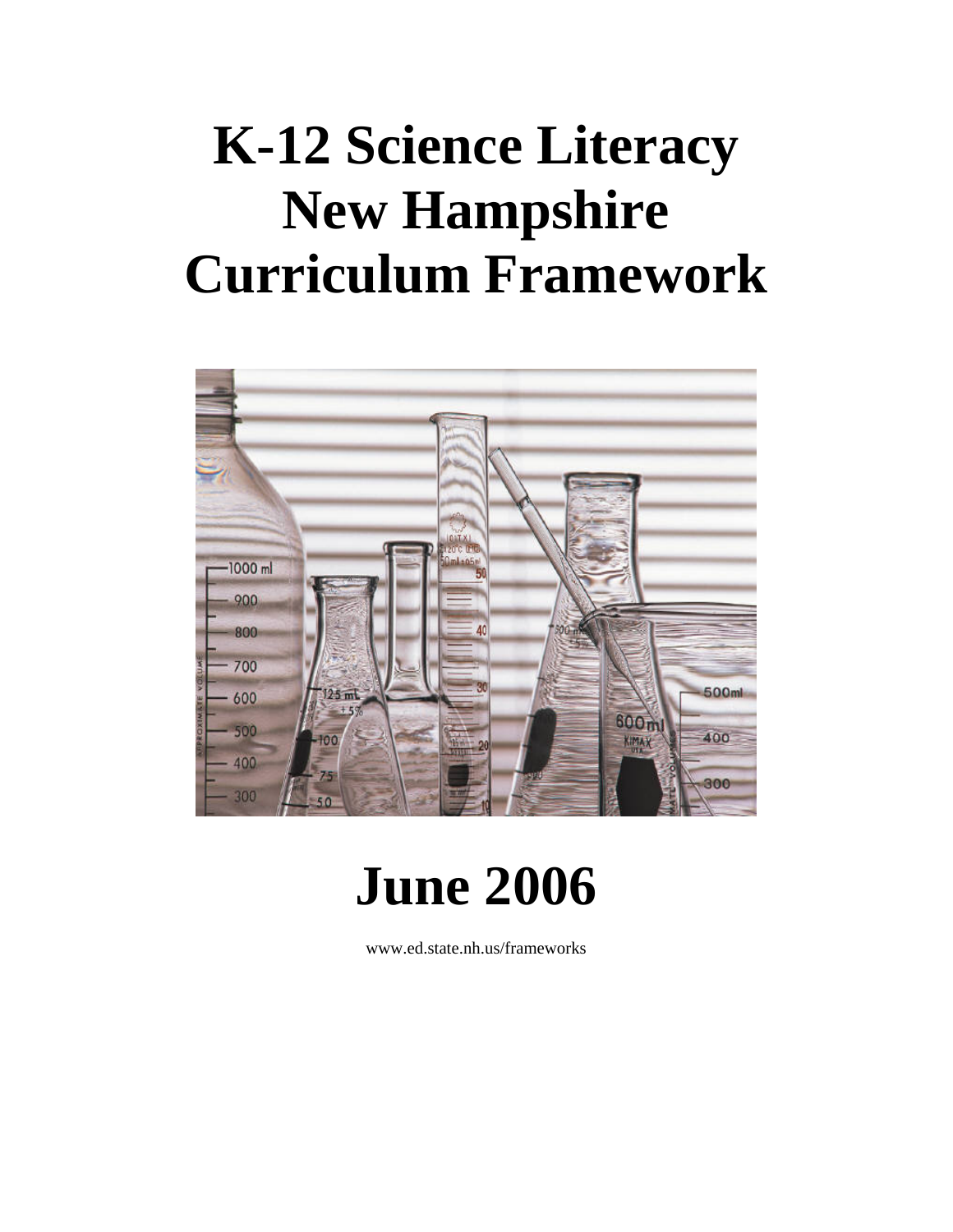# K-12 Science Literacy New Hampshire Curriculum Framework

# June 2006

www.ed.state.nh.us/frameworks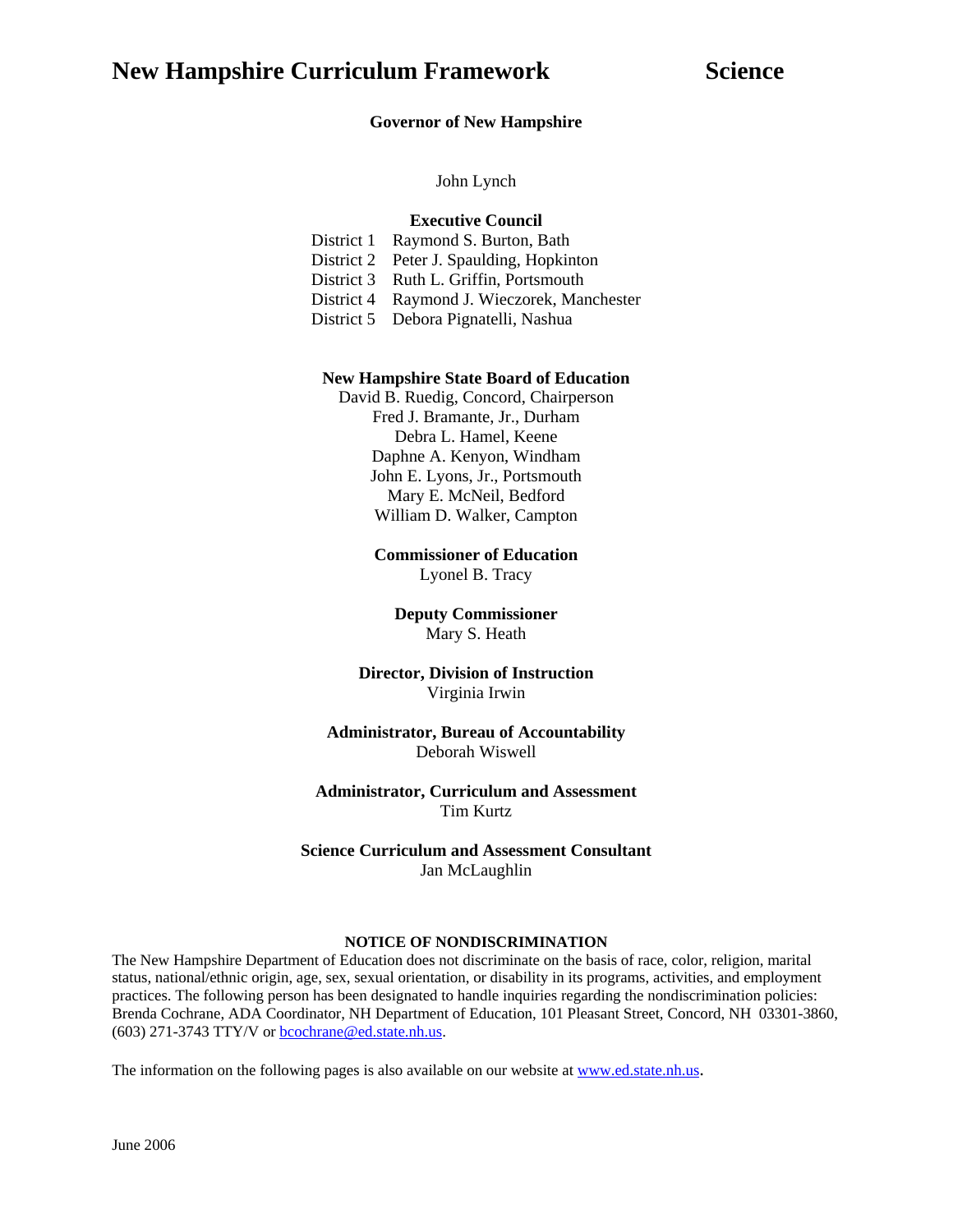# New Hampshire Curriculum Framework Science

**Governor of New Hampshire**

John Lynch

**Executive Council**

District 1 Raymond S. Burton, Bath
District 2 Peter J. Spaulding, Hopkinton
District 3 Ruth L. Griffin, Portsmouth
District 4 Raymond J. Wieczorek, Manchester
District 5 Debora Pignatelli, Nashua

**New Hampshire State Board of Education**

David B. Ruedig, Concord, Chairperson
Fred J. Bramante, Jr., Durham
Debra L. Hamel, Keene
Daphne A. Kenyon, Windham
John E. Lyons, Jr., Portsmouth
Mary E. McNeil, Bedford
William D. Walker, Campton

**Commissioner of Education**

Lyonel B. Tracy

**Deputy Commissioner**

Mary S. Heath

**Director, Division of Instruction**

Virginia Irwin

**Administrator, Bureau of Accountability**

Deborah Wiswell

**Administrator, Curriculum and Assessment**

Tim Kurtz

**Science Curriculum and Assessment Consultant**

Jan McLaughlin

**NOTICE OF NONDISCRIMINATION**

The New Hampshire Department of Education does not discriminate on the basis of race, color, religion, marital status, national/ethnic origin, age, sex, sexual orientation, or disability in its programs, activities, and employment practices. The following person has been designated to handle inquiries regarding the nondiscrimination policies: Brenda Cochrane, ADA Coordinator, NH Department of Education, 101 Pleasant Street, Concord, NH 03301-3860, (603) 271-3743 TTY/V or bcochrane@ed.state.nh.us.

The information on the following pages is also available on our website at www.ed.state.nh.us.

June 2006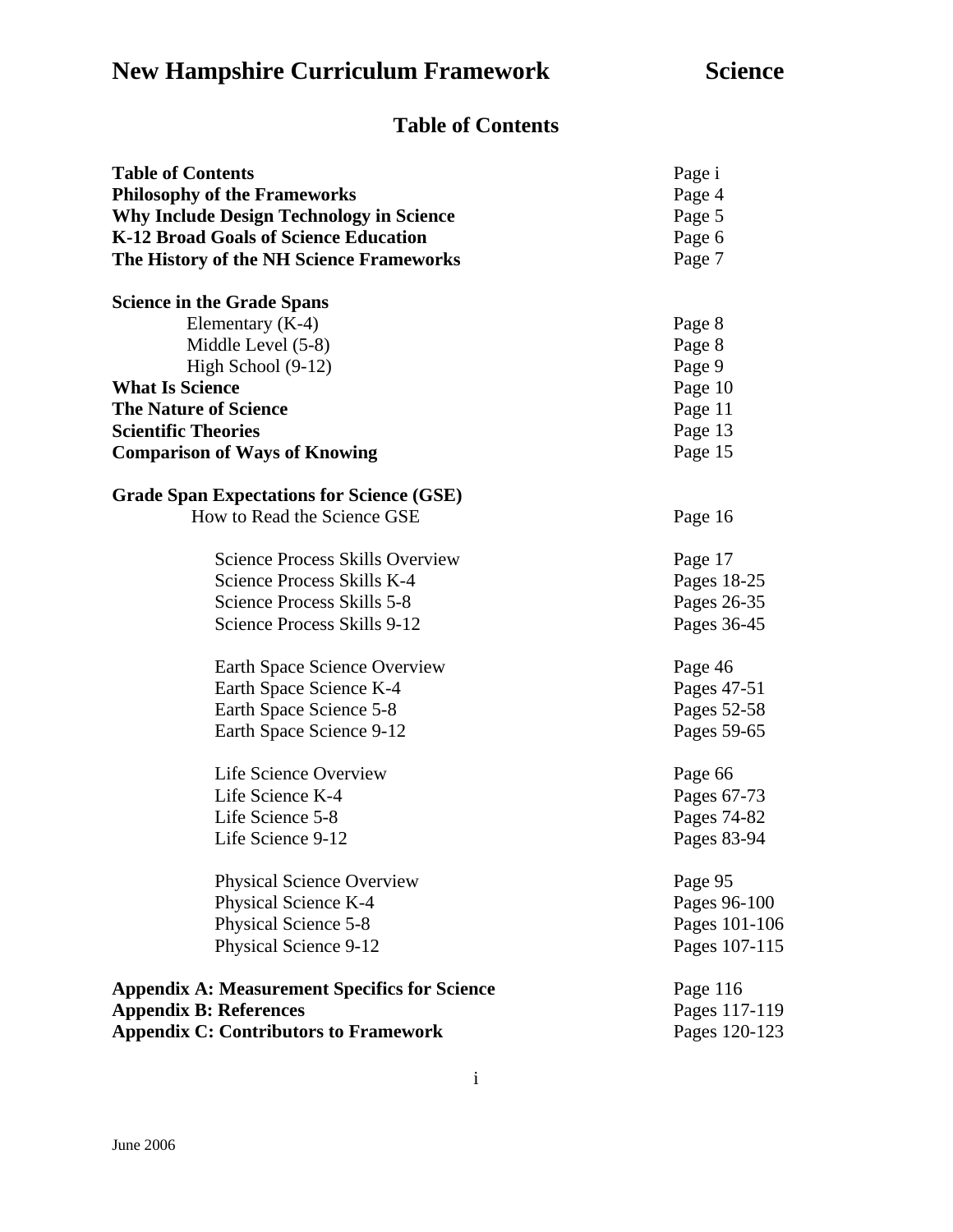# New Hampshire Curriculum Framework — Science

## Table of Contents

| | |
|---|---|
| **Table of Contents** | Page i |
| **Philosophy of the Frameworks** | Page 4 |
| **Why Include Design Technology in Science** | Page 5 |
| **K-12 Broad Goals of Science Education** | Page 6 |
| **The History of the NH Science Frameworks** | Page 7 |
| | |
| **Science in the Grade Spans** | |
| Elementary (K-4) | Page 8 |
| Middle Level (5-8) | Page 8 |
| High School (9-12) | Page 9 |
| **What Is Science** | Page 10 |
| **The Nature of Science** | Page 11 |
| **Scientific Theories** | Page 13 |
| **Comparison of Ways of Knowing** | Page 15 |
| | |
| **Grade Span Expectations for Science (GSE)** | |
| How to Read the Science GSE | Page 16 |
| | |
| Science Process Skills Overview | Page 17 |
| Science Process Skills K-4 | Pages 18-25 |
| Science Process Skills 5-8 | Pages 26-35 |
| Science Process Skills 9-12 | Pages 36-45 |
| | |
| Earth Space Science Overview | Page 46 |
| Earth Space Science K-4 | Pages 47-51 |
| Earth Space Science 5-8 | Pages 52-58 |
| Earth Space Science 9-12 | Pages 59-65 |
| | |
| Life Science Overview | Page 66 |
| Life Science K-4 | Pages 67-73 |
| Life Science 5-8 | Pages 74-82 |
| Life Science 9-12 | Pages 83-94 |
| | |
| Physical Science Overview | Page 95 |
| Physical Science K-4 | Pages 96-100 |
| Physical Science 5-8 | Pages 101-106 |
| Physical Science 9-12 | Pages 107-115 |
| | |
| **Appendix A: Measurement Specifics for Science** | Page 116 |
| **Appendix B: References** | Pages 117-119 |
| **Appendix C: Contributors to Framework** | Pages 120-123 |

June 2006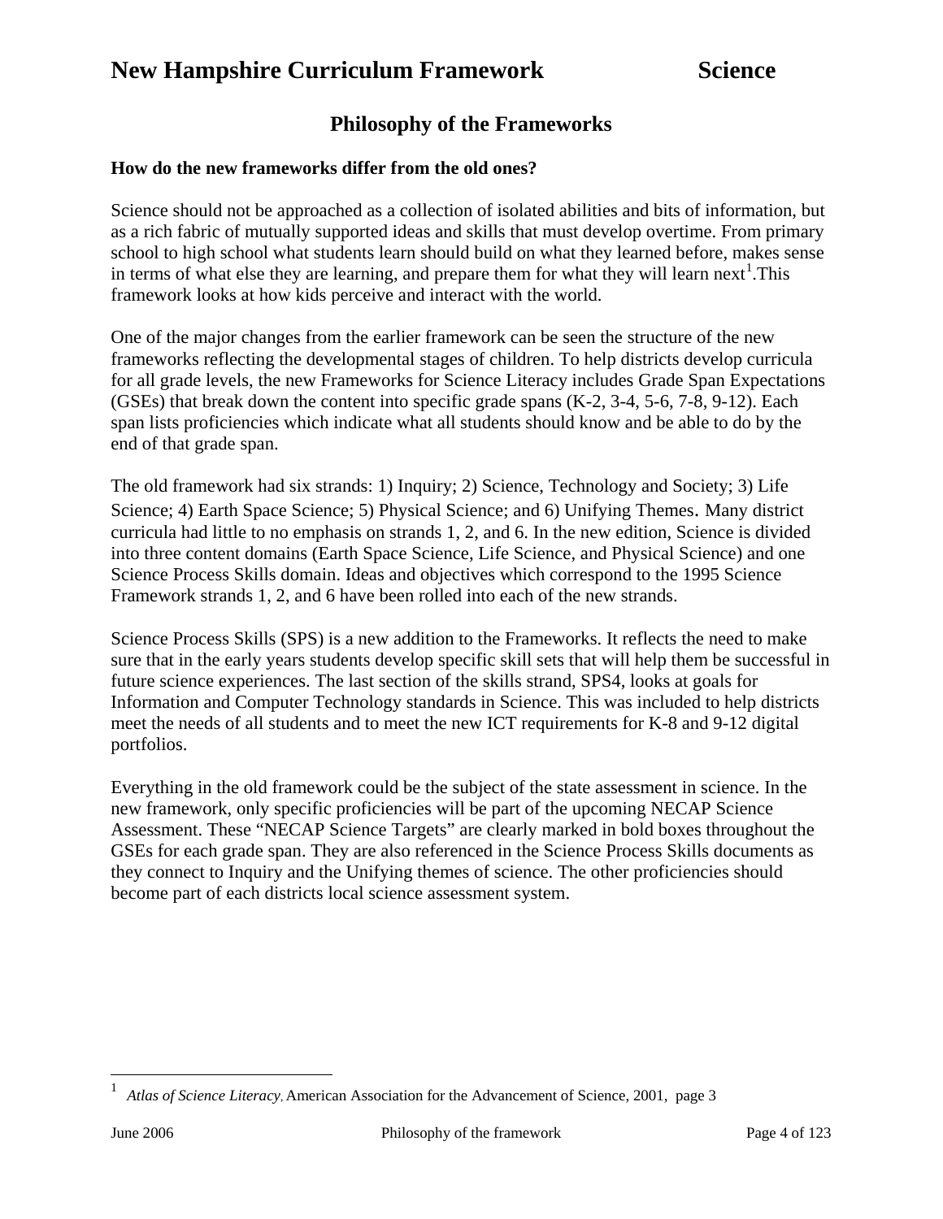# New Hampshire Curriculum Framework Science

## Philosophy of the Frameworks

**How do the new frameworks differ from the old ones?**

Science should not be approached as a collection of isolated abilities and bits of information, but as a rich fabric of mutually supported ideas and skills that must develop overtime. From primary school to high school what students learn should build on what they learned before, makes sense in terms of what else they are learning, and prepare them for what they will learn next[1].This framework looks at how kids perceive and interact with the world.

One of the major changes from the earlier framework can be seen the structure of the new frameworks reflecting the developmental stages of children. To help districts develop curricula for all grade levels, the new Frameworks for Science Literacy includes Grade Span Expectations (GSEs) that break down the content into specific grade spans (K-2, 3-4, 5-6, 7-8, 9-12). Each span lists proficiencies which indicate what all students should know and be able to do by the end of that grade span.

The old framework had six strands: 1) Inquiry; 2) Science, Technology and Society; 3) Life Science; 4) Earth Space Science; 5) Physical Science; and 6) Unifying Themes. Many district curricula had little to no emphasis on strands 1, 2, and 6. In the new edition, Science is divided into three content domains (Earth Space Science, Life Science, and Physical Science) and one Science Process Skills domain. Ideas and objectives which correspond to the 1995 Science Framework strands 1, 2, and 6 have been rolled into each of the new strands.

Science Process Skills (SPS) is a new addition to the Frameworks. It reflects the need to make sure that in the early years students develop specific skill sets that will help them be successful in future science experiences. The last section of the skills strand, SPS4, looks at goals for Information and Computer Technology standards in Science. This was included to help districts meet the needs of all students and to meet the new ICT requirements for K-8 and 9-12 digital portfolios.

Everything in the old framework could be the subject of the state assessment in science. In the new framework, only specific proficiencies will be part of the upcoming NECAP Science Assessment. These "NECAP Science Targets" are clearly marked in bold boxes throughout the GSEs for each grade span. They are also referenced in the Science Process Skills documents as they connect to Inquiry and the Unifying themes of science. The other proficiencies should become part of each districts local science assessment system.

---

[1] *Atlas of Science Literacy*, American Association for the Advancement of Science, 2001, page 3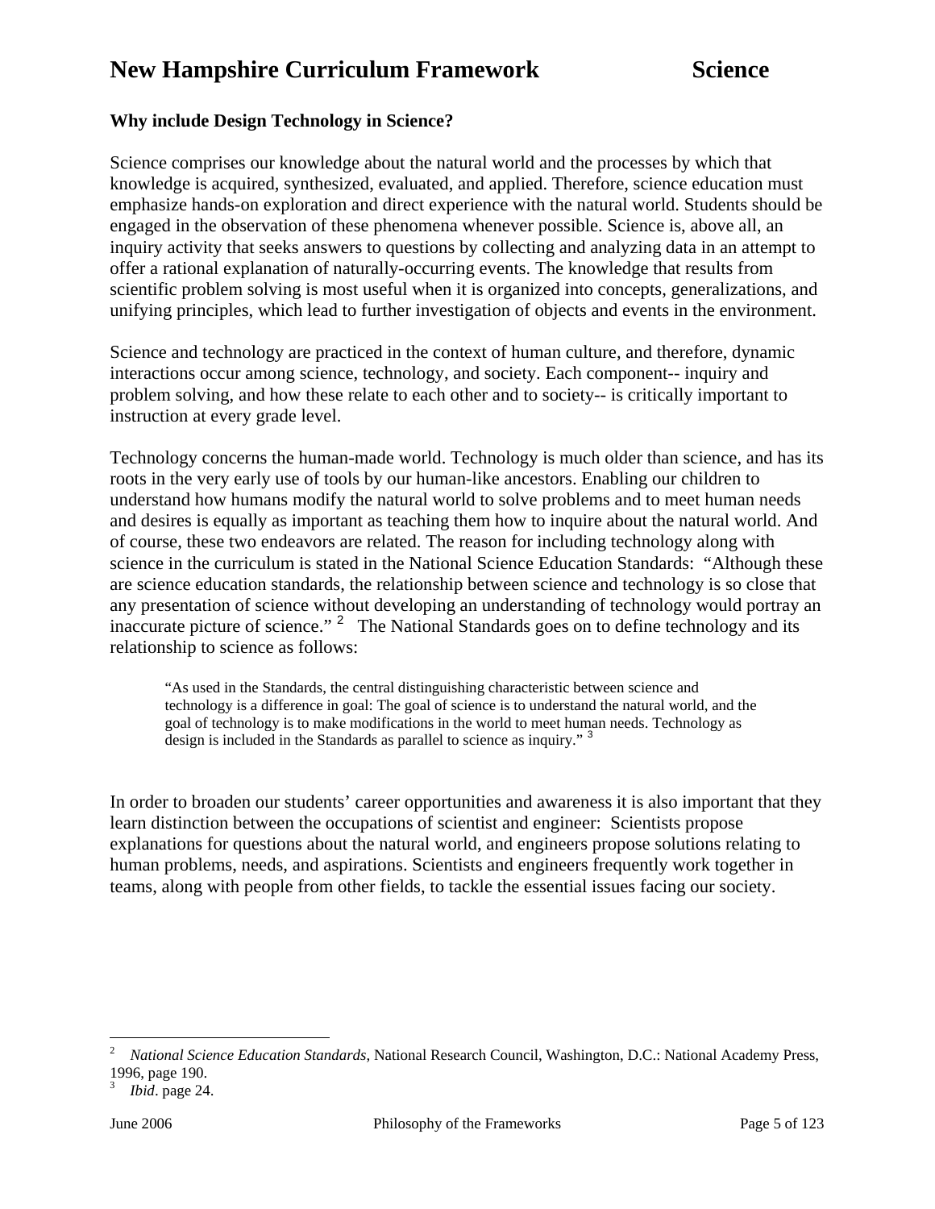### Why include Design Technology in Science?

Science comprises our knowledge about the natural world and the processes by which that knowledge is acquired, synthesized, evaluated, and applied. Therefore, science education must emphasize hands-on exploration and direct experience with the natural world. Students should be engaged in the observation of these phenomena whenever possible. Science is, above all, an inquiry activity that seeks answers to questions by collecting and analyzing data in an attempt to offer a rational explanation of naturally-occurring events. The knowledge that results from scientific problem solving is most useful when it is organized into concepts, generalizations, and unifying principles, which lead to further investigation of objects and events in the environment.

Science and technology are practiced in the context of human culture, and therefore, dynamic interactions occur among science, technology, and society. Each component-- inquiry and problem solving, and how these relate to each other and to society-- is critically important to instruction at every grade level.

Technology concerns the human-made world. Technology is much older than science, and has its roots in the very early use of tools by our human-like ancestors. Enabling our children to understand how humans modify the natural world to solve problems and to meet human needs and desires is equally as important as teaching them how to inquire about the natural world. And of course, these two endeavors are related. The reason for including technology along with science in the curriculum is stated in the National Science Education Standards: "Although these are science education standards, the relationship between science and technology is so close that any presentation of science without developing an understanding of technology would portray an inaccurate picture of science." [2] The National Standards goes on to define technology and its relationship to science as follows:

> "As used in the Standards, the central distinguishing characteristic between science and technology is a difference in goal: The goal of science is to understand the natural world, and the goal of technology is to make modifications in the world to meet human needs. Technology as design is included in the Standards as parallel to science as inquiry." [3]

In order to broaden our students' career opportunities and awareness it is also important that they learn distinction between the occupations of scientist and engineer: Scientists propose explanations for questions about the natural world, and engineers propose solutions relating to human problems, needs, and aspirations. Scientists and engineers frequently work together in teams, along with people from other fields, to tackle the essential issues facing our society.

---

[2] *National Science Education Standards*, National Research Council, Washington, D.C.: National Academy Press, 1996, page 190.

[3] *Ibid*. page 24.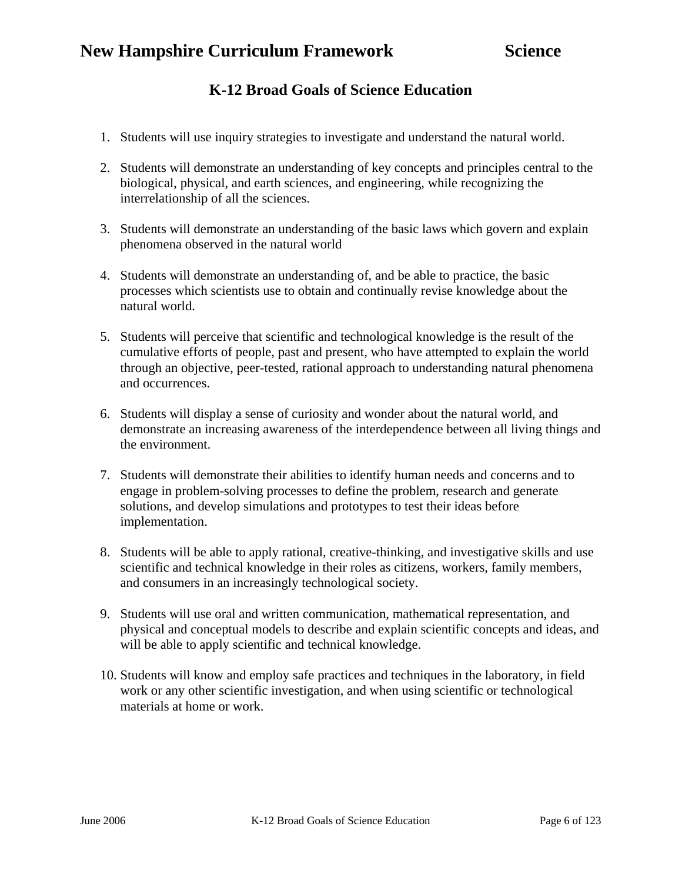## K-12 Broad Goals of Science Education

1. Students will use inquiry strategies to investigate and understand the natural world.

2. Students will demonstrate an understanding of key concepts and principles central to the biological, physical, and earth sciences, and engineering, while recognizing the interrelationship of all the sciences.

3. Students will demonstrate an understanding of the basic laws which govern and explain phenomena observed in the natural world

4. Students will demonstrate an understanding of, and be able to practice, the basic processes which scientists use to obtain and continually revise knowledge about the natural world.

5. Students will perceive that scientific and technological knowledge is the result of the cumulative efforts of people, past and present, who have attempted to explain the world through an objective, peer-tested, rational approach to understanding natural phenomena and occurrences.

6. Students will display a sense of curiosity and wonder about the natural world, and demonstrate an increasing awareness of the interdependence between all living things and the environment.

7. Students will demonstrate their abilities to identify human needs and concerns and to engage in problem-solving processes to define the problem, research and generate solutions, and develop simulations and prototypes to test their ideas before implementation.

8. Students will be able to apply rational, creative-thinking, and investigative skills and use scientific and technical knowledge in their roles as citizens, workers, family members, and consumers in an increasingly technological society.

9. Students will use oral and written communication, mathematical representation, and physical and conceptual models to describe and explain scientific concepts and ideas, and will be able to apply scientific and technical knowledge.

10. Students will know and employ safe practices and techniques in the laboratory, in field work or any other scientific investigation, and when using scientific or technological materials at home or work.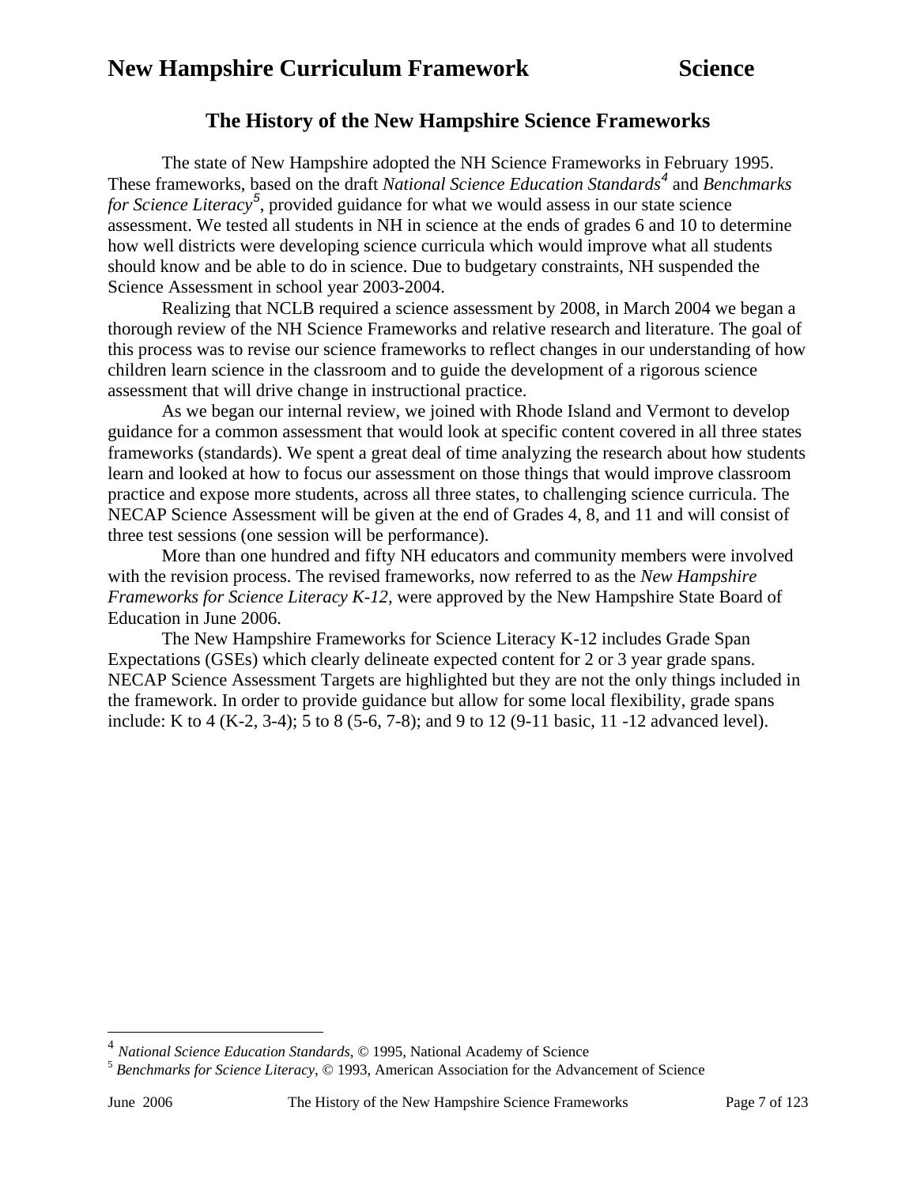## The History of the New Hampshire Science Frameworks

The state of New Hampshire adopted the NH Science Frameworks in February 1995. These frameworks, based on the draft *National Science Education Standards*[4] and *Benchmarks for Science Literacy*[5], provided guidance for what we would assess in our state science assessment. We tested all students in NH in science at the ends of grades 6 and 10 to determine how well districts were developing science curricula which would improve what all students should know and be able to do in science. Due to budgetary constraints, NH suspended the Science Assessment in school year 2003-2004.

Realizing that NCLB required a science assessment by 2008, in March 2004 we began a thorough review of the NH Science Frameworks and relative research and literature. The goal of this process was to revise our science frameworks to reflect changes in our understanding of how children learn science in the classroom and to guide the development of a rigorous science assessment that will drive change in instructional practice.

As we began our internal review, we joined with Rhode Island and Vermont to develop guidance for a common assessment that would look at specific content covered in all three states frameworks (standards). We spent a great deal of time analyzing the research about how students learn and looked at how to focus our assessment on those things that would improve classroom practice and expose more students, across all three states, to challenging science curricula. The NECAP Science Assessment will be given at the end of Grades 4, 8, and 11 and will consist of three test sessions (one session will be performance).

More than one hundred and fifty NH educators and community members were involved with the revision process. The revised frameworks, now referred to as the *New Hampshire Frameworks for Science Literacy K-12,* were approved by the New Hampshire State Board of Education in June 2006.

The New Hampshire Frameworks for Science Literacy K-12 includes Grade Span Expectations (GSEs) which clearly delineate expected content for 2 or 3 year grade spans. NECAP Science Assessment Targets are highlighted but they are not the only things included in the framework. In order to provide guidance but allow for some local flexibility, grade spans include: K to 4 (K-2, 3-4); 5 to 8 (5-6, 7-8); and 9 to 12 (9-11 basic, 11 -12 advanced level).

---

[4] *National Science Education Standards*, © 1995, National Academy of Science

[5] *Benchmarks for Science Literacy*, © 1993, American Association for the Advancement of Science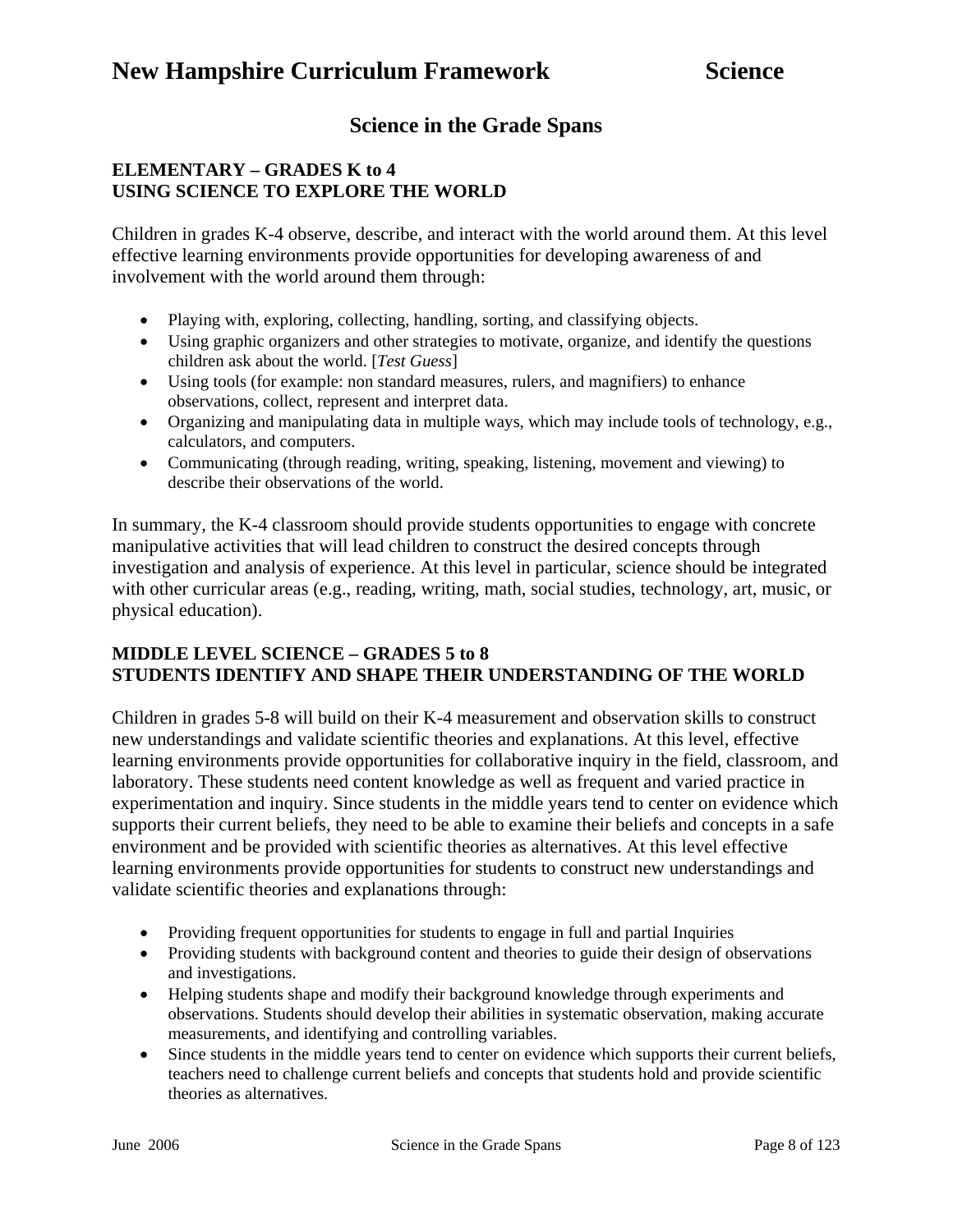# New Hampshire Curriculum Framework Science

## Science in the Grade Spans

### ELEMENTARY – GRADES K to 4
### USING SCIENCE TO EXPLORE THE WORLD

Children in grades K-4 observe, describe, and interact with the world around them. At this level effective learning environments provide opportunities for developing awareness of and involvement with the world around them through:

- Playing with, exploring, collecting, handling, sorting, and classifying objects.
- Using graphic organizers and other strategies to motivate, organize, and identify the questions children ask about the world. [*Test Guess*]
- Using tools (for example: non standard measures, rulers, and magnifiers) to enhance observations, collect, represent and interpret data.
- Organizing and manipulating data in multiple ways, which may include tools of technology, e.g., calculators, and computers.
- Communicating (through reading, writing, speaking, listening, movement and viewing) to describe their observations of the world.

In summary, the K-4 classroom should provide students opportunities to engage with concrete manipulative activities that will lead children to construct the desired concepts through investigation and analysis of experience. At this level in particular, science should be integrated with other curricular areas (e.g., reading, writing, math, social studies, technology, art, music, or physical education).

### MIDDLE LEVEL SCIENCE – GRADES 5 to 8
### STUDENTS IDENTIFY AND SHAPE THEIR UNDERSTANDING OF THE WORLD

Children in grades 5-8 will build on their K-4 measurement and observation skills to construct new understandings and validate scientific theories and explanations. At this level, effective learning environments provide opportunities for collaborative inquiry in the field, classroom, and laboratory. These students need content knowledge as well as frequent and varied practice in experimentation and inquiry. Since students in the middle years tend to center on evidence which supports their current beliefs, they need to be able to examine their beliefs and concepts in a safe environment and be provided with scientific theories as alternatives. At this level effective learning environments provide opportunities for students to construct new understandings and validate scientific theories and explanations through:

- Providing frequent opportunities for students to engage in full and partial Inquiries
- Providing students with background content and theories to guide their design of observations and investigations.
- Helping students shape and modify their background knowledge through experiments and observations. Students should develop their abilities in systematic observation, making accurate measurements, and identifying and controlling variables.
- Since students in the middle years tend to center on evidence which supports their current beliefs, teachers need to challenge current beliefs and concepts that students hold and provide scientific theories as alternatives.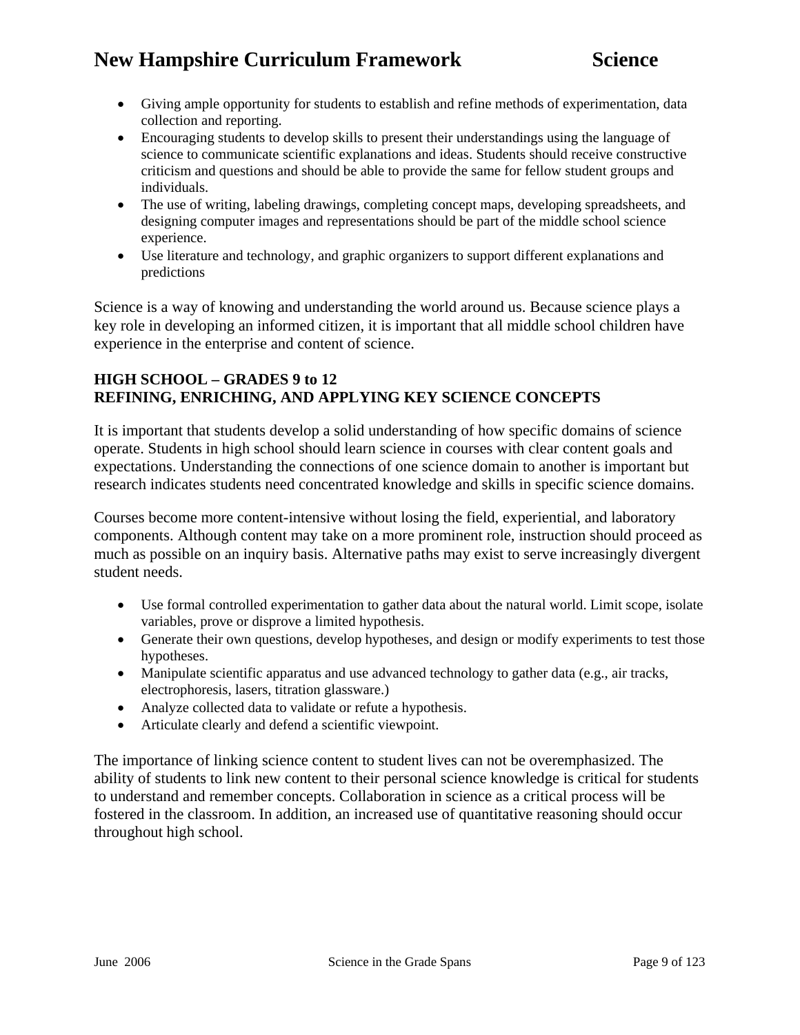- Giving ample opportunity for students to establish and refine methods of experimentation, data collection and reporting.
- Encouraging students to develop skills to present their understandings using the language of science to communicate scientific explanations and ideas. Students should receive constructive criticism and questions and should be able to provide the same for fellow student groups and individuals.
- The use of writing, labeling drawings, completing concept maps, developing spreadsheets, and designing computer images and representations should be part of the middle school science experience.
- Use literature and technology, and graphic organizers to support different explanations and predictions

Science is a way of knowing and understanding the world around us. Because science plays a key role in developing an informed citizen, it is important that all middle school children have experience in the enterprise and content of science.

**HIGH SCHOOL – GRADES 9 to 12**
**REFINING, ENRICHING, AND APPLYING KEY SCIENCE CONCEPTS**

It is important that students develop a solid understanding of how specific domains of science operate. Students in high school should learn science in courses with clear content goals and expectations. Understanding the connections of one science domain to another is important but research indicates students need concentrated knowledge and skills in specific science domains.

Courses become more content-intensive without losing the field, experiential, and laboratory components. Although content may take on a more prominent role, instruction should proceed as much as possible on an inquiry basis. Alternative paths may exist to serve increasingly divergent student needs.

- Use formal controlled experimentation to gather data about the natural world. Limit scope, isolate variables, prove or disprove a limited hypothesis.
- Generate their own questions, develop hypotheses, and design or modify experiments to test those hypotheses.
- Manipulate scientific apparatus and use advanced technology to gather data (e.g., air tracks, electrophoresis, lasers, titration glassware.)
- Analyze collected data to validate or refute a hypothesis.
- Articulate clearly and defend a scientific viewpoint.

The importance of linking science content to student lives can not be overemphasized. The ability of students to link new content to their personal science knowledge is critical for students to understand and remember concepts. Collaboration in science as a critical process will be fostered in the classroom. In addition, an increased use of quantitative reasoning should occur throughout high school.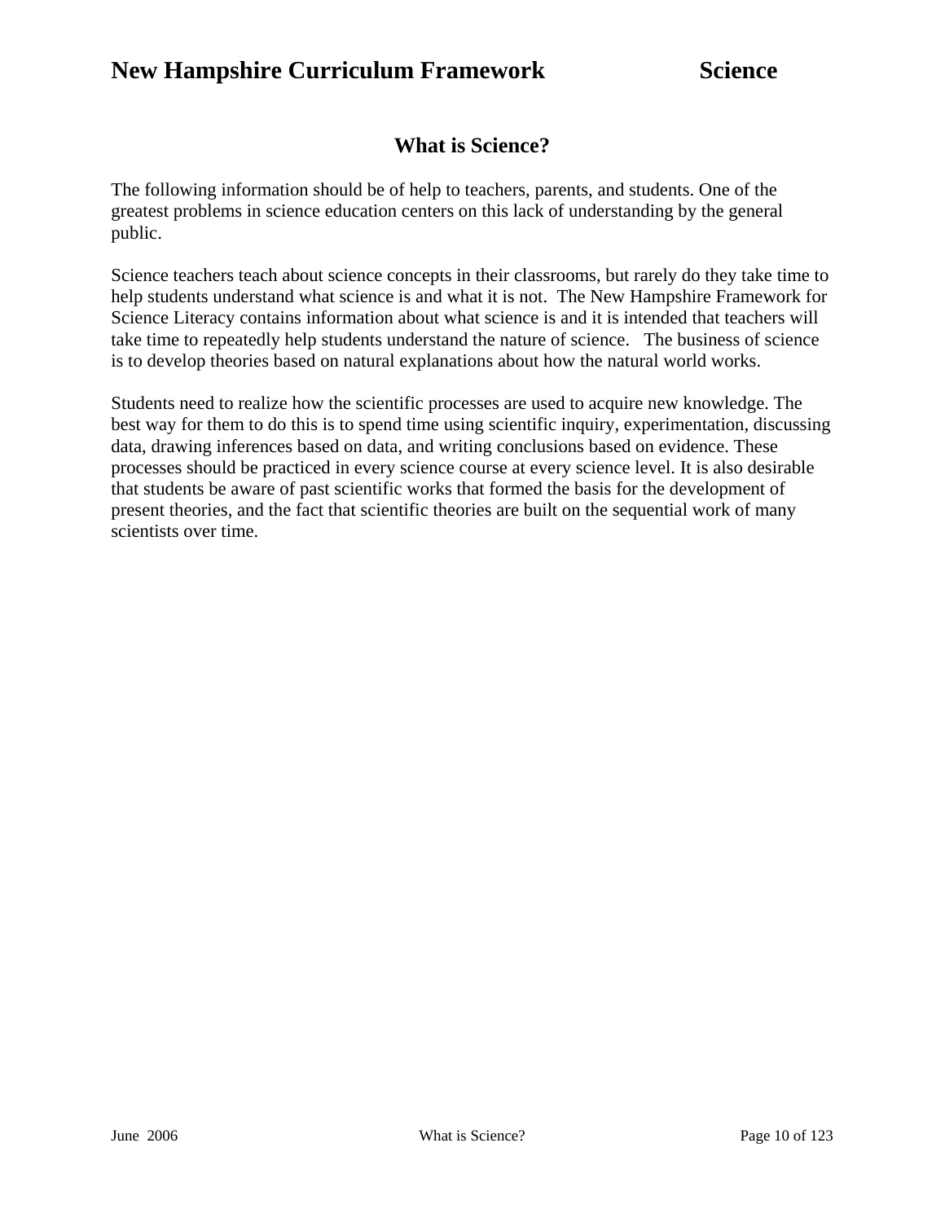## What is Science?

The following information should be of help to teachers, parents, and students. One of the greatest problems in science education centers on this lack of understanding by the general public.

Science teachers teach about science concepts in their classrooms, but rarely do they take time to help students understand what science is and what it is not. The New Hampshire Framework for Science Literacy contains information about what science is and it is intended that teachers will take time to repeatedly help students understand the nature of science. The business of science is to develop theories based on natural explanations about how the natural world works.

Students need to realize how the scientific processes are used to acquire new knowledge. The best way for them to do this is to spend time using scientific inquiry, experimentation, discussing data, drawing inferences based on data, and writing conclusions based on evidence. These processes should be practiced in every science course at every science level. It is also desirable that students be aware of past scientific works that formed the basis for the development of present theories, and the fact that scientific theories are built on the sequential work of many scientists over time.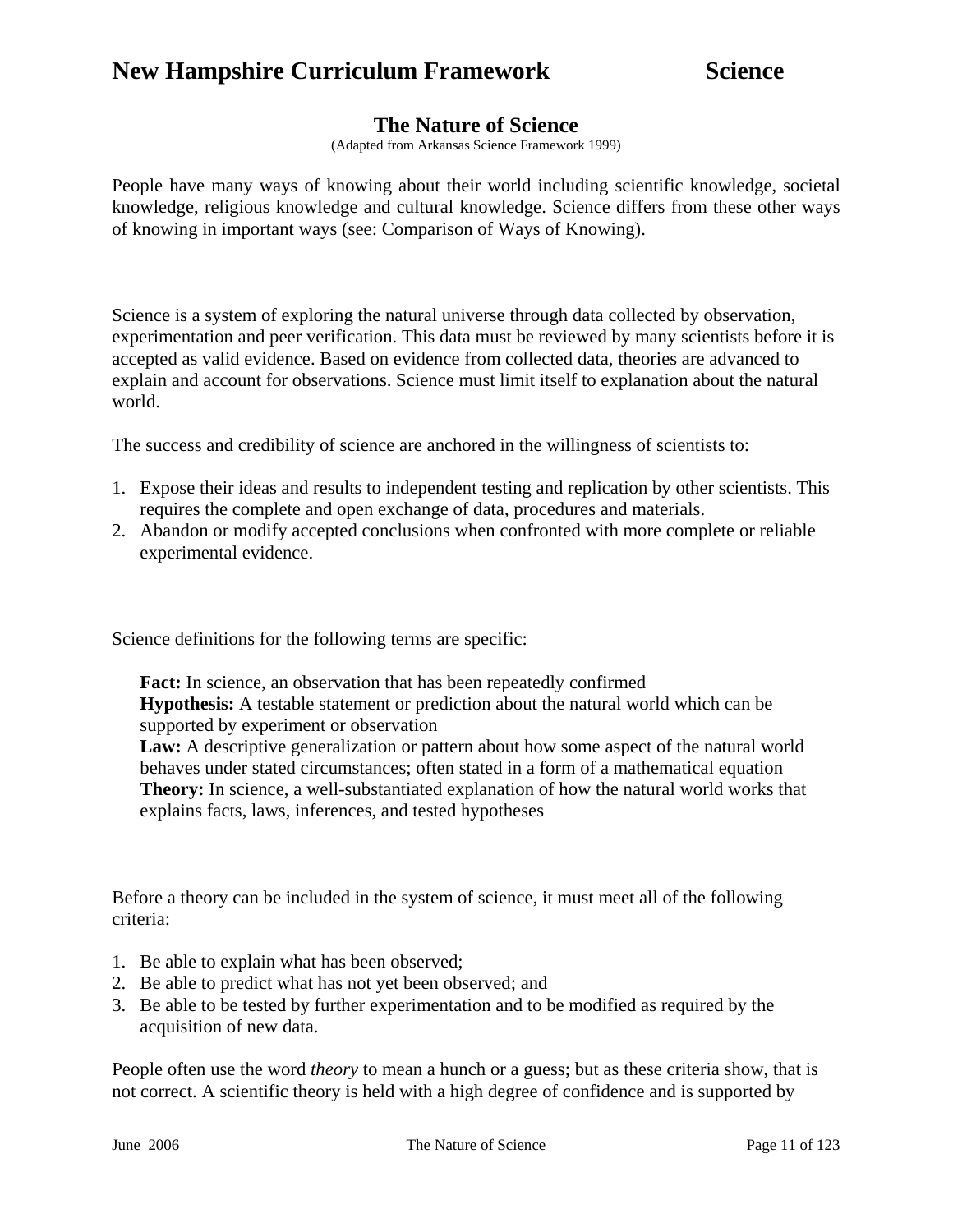## The Nature of Science

(Adapted from Arkansas Science Framework 1999)

People have many ways of knowing about their world including scientific knowledge, societal knowledge, religious knowledge and cultural knowledge. Science differs from these other ways of knowing in important ways (see: Comparison of Ways of Knowing).

Science is a system of exploring the natural universe through data collected by observation, experimentation and peer verification. This data must be reviewed by many scientists before it is accepted as valid evidence. Based on evidence from collected data, theories are advanced to explain and account for observations. Science must limit itself to explanation about the natural world.

The success and credibility of science are anchored in the willingness of scientists to:

1. Expose their ideas and results to independent testing and replication by other scientists. This requires the complete and open exchange of data, procedures and materials.
2. Abandon or modify accepted conclusions when confronted with more complete or reliable experimental evidence.

Science definitions for the following terms are specific:

**Fact:** In science, an observation that has been repeatedly confirmed
**Hypothesis:** A testable statement or prediction about the natural world which can be supported by experiment or observation
**Law:** A descriptive generalization or pattern about how some aspect of the natural world behaves under stated circumstances; often stated in a form of a mathematical equation
**Theory:** In science, a well-substantiated explanation of how the natural world works that explains facts, laws, inferences, and tested hypotheses

Before a theory can be included in the system of science, it must meet all of the following criteria:

1. Be able to explain what has been observed;
2. Be able to predict what has not yet been observed; and
3. Be able to be tested by further experimentation and to be modified as required by the acquisition of new data.

People often use the word *theory* to mean a hunch or a guess; but as these criteria show, that is not correct. A scientific theory is held with a high degree of confidence and is supported by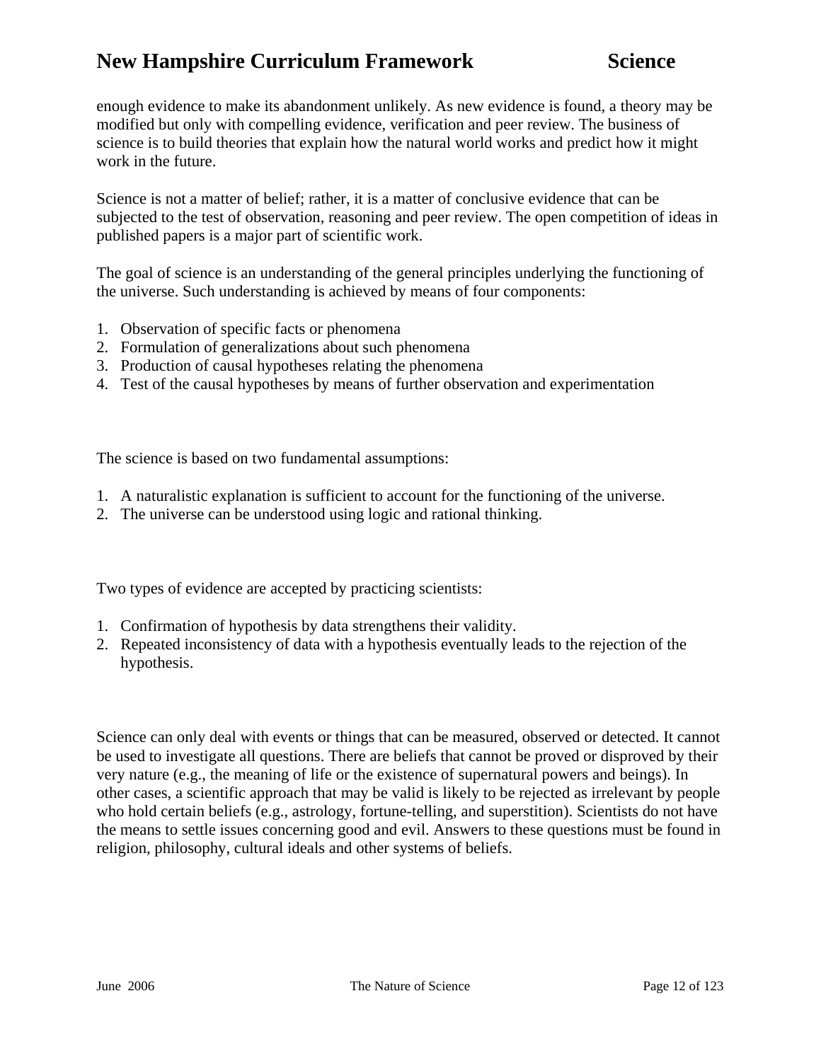enough evidence to make its abandonment unlikely. As new evidence is found, a theory may be modified but only with compelling evidence, verification and peer review. The business of science is to build theories that explain how the natural world works and predict how it might work in the future.

Science is not a matter of belief; rather, it is a matter of conclusive evidence that can be subjected to the test of observation, reasoning and peer review. The open competition of ideas in published papers is a major part of scientific work.

The goal of science is an understanding of the general principles underlying the functioning of the universe. Such understanding is achieved by means of four components:

1. Observation of specific facts or phenomena
2. Formulation of generalizations about such phenomena
3. Production of causal hypotheses relating the phenomena
4. Test of the causal hypotheses by means of further observation and experimentation

The science is based on two fundamental assumptions:

1. A naturalistic explanation is sufficient to account for the functioning of the universe.
2. The universe can be understood using logic and rational thinking.

Two types of evidence are accepted by practicing scientists:

1. Confirmation of hypothesis by data strengthens their validity.
2. Repeated inconsistency of data with a hypothesis eventually leads to the rejection of the hypothesis.

Science can only deal with events or things that can be measured, observed or detected. It cannot be used to investigate all questions. There are beliefs that cannot be proved or disproved by their very nature (e.g., the meaning of life or the existence of supernatural powers and beings). In other cases, a scientific approach that may be valid is likely to be rejected as irrelevant by people who hold certain beliefs (e.g., astrology, fortune-telling, and superstition). Scientists do not have the means to settle issues concerning good and evil. Answers to these questions must be found in religion, philosophy, cultural ideals and other systems of beliefs.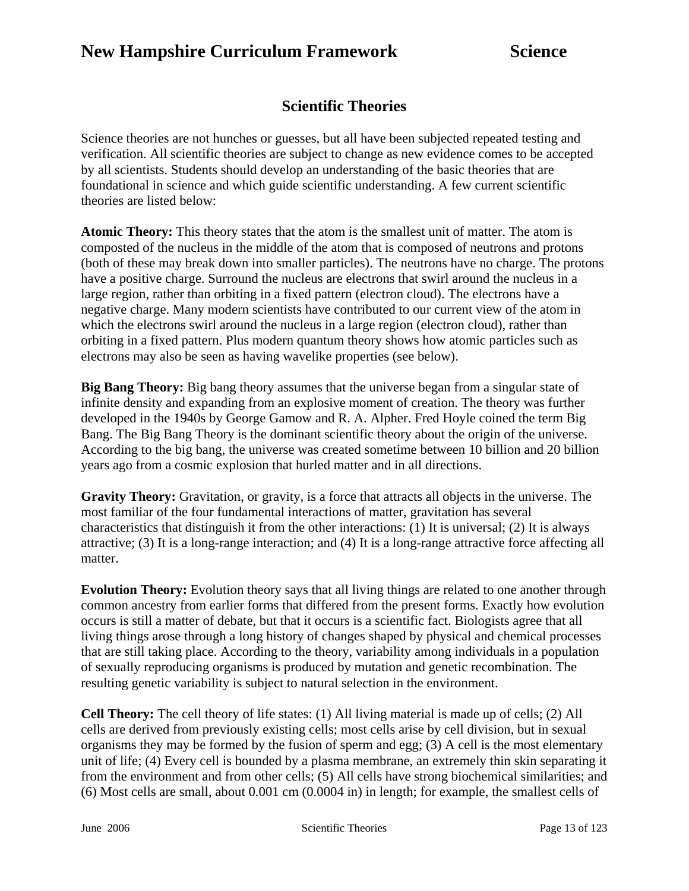## Scientific Theories

Science theories are not hunches or guesses, but all have been subjected repeated testing and verification. All scientific theories are subject to change as new evidence comes to be accepted by all scientists. Students should develop an understanding of the basic theories that are foundational in science and which guide scientific understanding. A few current scientific theories are listed below:

**Atomic Theory:** This theory states that the atom is the smallest unit of matter. The atom is composted of the nucleus in the middle of the atom that is composed of neutrons and protons (both of these may break down into smaller particles). The neutrons have no charge. The protons have a positive charge. Surround the nucleus are electrons that swirl around the nucleus in a large region, rather than orbiting in a fixed pattern (electron cloud). The electrons have a negative charge. Many modern scientists have contributed to our current view of the atom in which the electrons swirl around the nucleus in a large region (electron cloud), rather than orbiting in a fixed pattern. Plus modern quantum theory shows how atomic particles such as electrons may also be seen as having wavelike properties (see below).

**Big Bang Theory:** Big bang theory assumes that the universe began from a singular state of infinite density and expanding from an explosive moment of creation. The theory was further developed in the 1940s by George Gamow and R. A. Alpher. Fred Hoyle coined the term Big Bang. The Big Bang Theory is the dominant scientific theory about the origin of the universe. According to the big bang, the universe was created sometime between 10 billion and 20 billion years ago from a cosmic explosion that hurled matter and in all directions.

**Gravity Theory:** Gravitation, or gravity, is a force that attracts all objects in the universe. The most familiar of the four fundamental interactions of matter, gravitation has several characteristics that distinguish it from the other interactions: (1) It is universal; (2) It is always attractive; (3) It is a long-range interaction; and (4) It is a long-range attractive force affecting all matter.

**Evolution Theory:** Evolution theory says that all living things are related to one another through common ancestry from earlier forms that differed from the present forms. Exactly how evolution occurs is still a matter of debate, but that it occurs is a scientific fact. Biologists agree that all living things arose through a long history of changes shaped by physical and chemical processes that are still taking place. According to the theory, variability among individuals in a population of sexually reproducing organisms is produced by mutation and genetic recombination. The resulting genetic variability is subject to natural selection in the environment.

**Cell Theory:** The cell theory of life states: (1) All living material is made up of cells; (2) All cells are derived from previously existing cells; most cells arise by cell division, but in sexual organisms they may be formed by the fusion of sperm and egg; (3) A cell is the most elementary unit of life; (4) Every cell is bounded by a plasma membrane, an extremely thin skin separating it from the environment and from other cells; (5) All cells have strong biochemical similarities; and (6) Most cells are small, about 0.001 cm (0.0004 in) in length; for example, the smallest cells of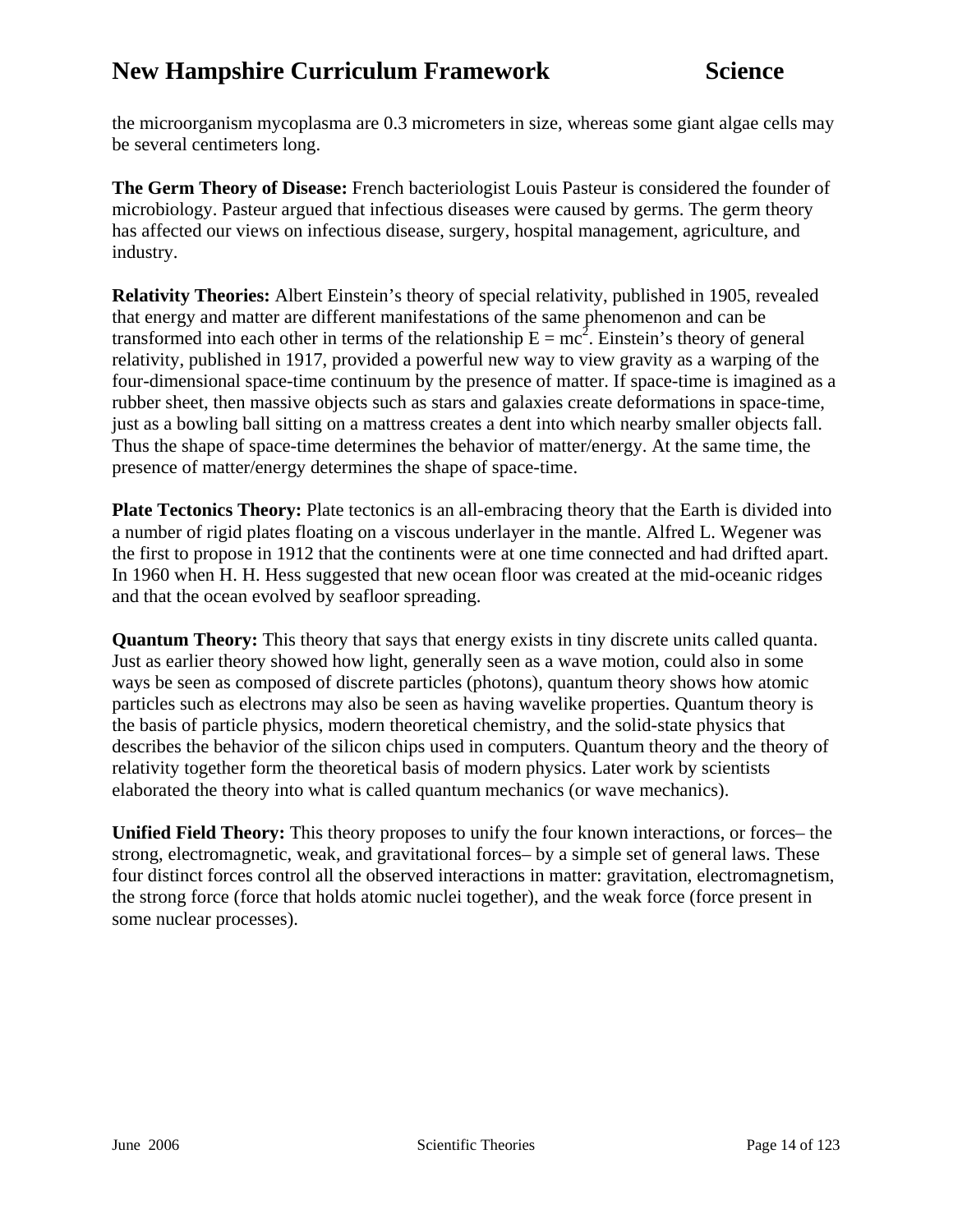the microorganism mycoplasma are 0.3 micrometers in size, whereas some giant algae cells may be several centimeters long.

**The Germ Theory of Disease:** French bacteriologist Louis Pasteur is considered the founder of microbiology. Pasteur argued that infectious diseases were caused by germs. The germ theory has affected our views on infectious disease, surgery, hospital management, agriculture, and industry.

**Relativity Theories:** Albert Einstein's theory of special relativity, published in 1905, revealed that energy and matter are different manifestations of the same phenomenon and can be transformed into each other in terms of the relationship $E = mc^2$. Einstein's theory of general relativity, published in 1917, provided a powerful new way to view gravity as a warping of the four-dimensional space-time continuum by the presence of matter. If space-time is imagined as a rubber sheet, then massive objects such as stars and galaxies create deformations in space-time, just as a bowling ball sitting on a mattress creates a dent into which nearby smaller objects fall. Thus the shape of space-time determines the behavior of matter/energy. At the same time, the presence of matter/energy determines the shape of space-time.

**Plate Tectonics Theory:** Plate tectonics is an all-embracing theory that the Earth is divided into a number of rigid plates floating on a viscous underlayer in the mantle. Alfred L. Wegener was the first to propose in 1912 that the continents were at one time connected and had drifted apart. In 1960 when H. H. Hess suggested that new ocean floor was created at the mid-oceanic ridges and that the ocean evolved by seafloor spreading.

**Quantum Theory:** This theory that says that energy exists in tiny discrete units called quanta. Just as earlier theory showed how light, generally seen as a wave motion, could also in some ways be seen as composed of discrete particles (photons), quantum theory shows how atomic particles such as electrons may also be seen as having wavelike properties. Quantum theory is the basis of particle physics, modern theoretical chemistry, and the solid-state physics that describes the behavior of the silicon chips used in computers. Quantum theory and the theory of relativity together form the theoretical basis of modern physics. Later work by scientists elaborated the theory into what is called quantum mechanics (or wave mechanics).

**Unified Field Theory:** This theory proposes to unify the four known interactions, or forces– the strong, electromagnetic, weak, and gravitational forces– by a simple set of general laws. These four distinct forces control all the observed interactions in matter: gravitation, electromagnetism, the strong force (force that holds atomic nuclei together), and the weak force (force present in some nuclear processes).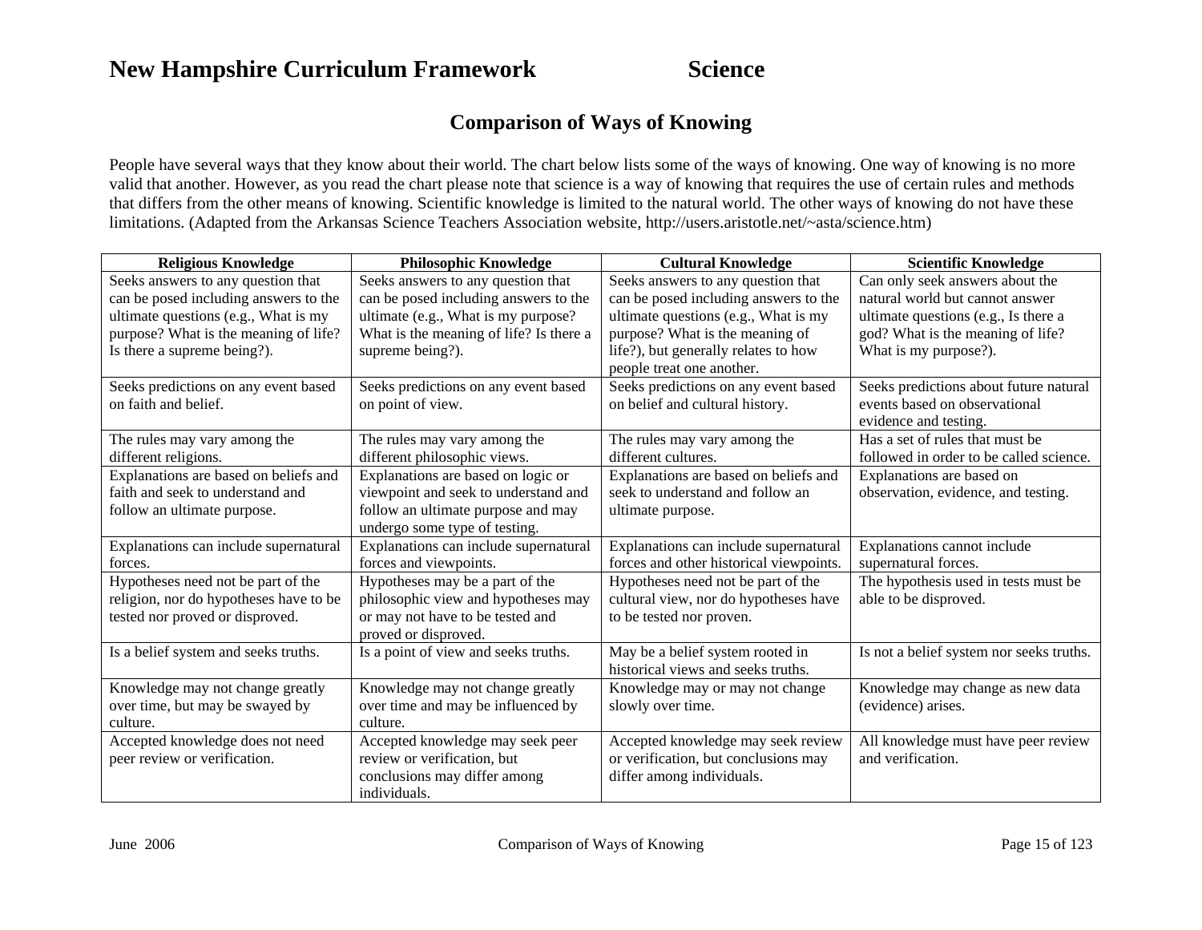# New Hampshire Curriculum Framework Science

## Comparison of Ways of Knowing

People have several ways that they know about their world. The chart below lists some of the ways of knowing. One way of knowing is no more valid that another. However, as you read the chart please note that science is a way of knowing that requires the use of certain rules and methods that differs from the other means of knowing. Scientific knowledge is limited to the natural world. The other ways of knowing do not have these limitations. (Adapted from the Arkansas Science Teachers Association website, http://users.aristotle.net/~asta/science.htm)

| Religious Knowledge | Philosophic Knowledge | Cultural Knowledge | Scientific Knowledge |
|---|---|---|---|
| Seeks answers to any question that can be posed including answers to the ultimate questions (e.g., What is my purpose? What is the meaning of life? Is there a supreme being?). | Seeks answers to any question that can be posed including answers to the ultimate (e.g., What is my purpose? What is the meaning of life? Is there a supreme being?). | Seeks answers to any question that can be posed including answers to the ultimate questions (e.g., What is my purpose? What is the meaning of life?), but generally relates to how people treat one another. | Can only seek answers about the natural world but cannot answer ultimate questions (e.g., Is there a god? What is the meaning of life? What is my purpose?). |
| Seeks predictions on any event based on faith and belief. | Seeks predictions on any event based on point of view. | Seeks predictions on any event based on belief and cultural history. | Seeks predictions about future natural events based on observational evidence and testing. |
| The rules may vary among the different religions. | The rules may vary among the different philosophic views. | The rules may vary among the different cultures. | Has a set of rules that must be followed in order to be called science. |
| Explanations are based on beliefs and faith and seek to understand and follow an ultimate purpose. | Explanations are based on logic or viewpoint and seek to understand and follow an ultimate purpose and may undergo some type of testing. | Explanations are based on beliefs and seek to understand and follow an ultimate purpose. | Explanations are based on observation, evidence, and testing. |
| Explanations can include supernatural forces. | Explanations can include supernatural forces and viewpoints. | Explanations can include supernatural forces and other historical viewpoints. | Explanations cannot include supernatural forces. |
| Hypotheses need not be part of the religion, nor do hypotheses have to be tested nor proved or disproved. | Hypotheses may be a part of the philosophic view and hypotheses may or may not have to be tested and proved or disproved. | Hypotheses need not be part of the cultural view, nor do hypotheses have to be tested nor proven. | The hypothesis used in tests must be able to be disproved. |
| Is a belief system and seeks truths. | Is a point of view and seeks truths. | May be a belief system rooted in historical views and seeks truths. | Is not a belief system nor seeks truths. |
| Knowledge may not change greatly over time, but may be swayed by culture. | Knowledge may not change greatly over time and may be influenced by culture. | Knowledge may or may not change slowly over time. | Knowledge may change as new data (evidence) arises. |
| Accepted knowledge does not need peer review or verification. | Accepted knowledge may seek peer review or verification, but conclusions may differ among individuals. | Accepted knowledge may seek review or verification, but conclusions may differ among individuals. | All knowledge must have peer review and verification. |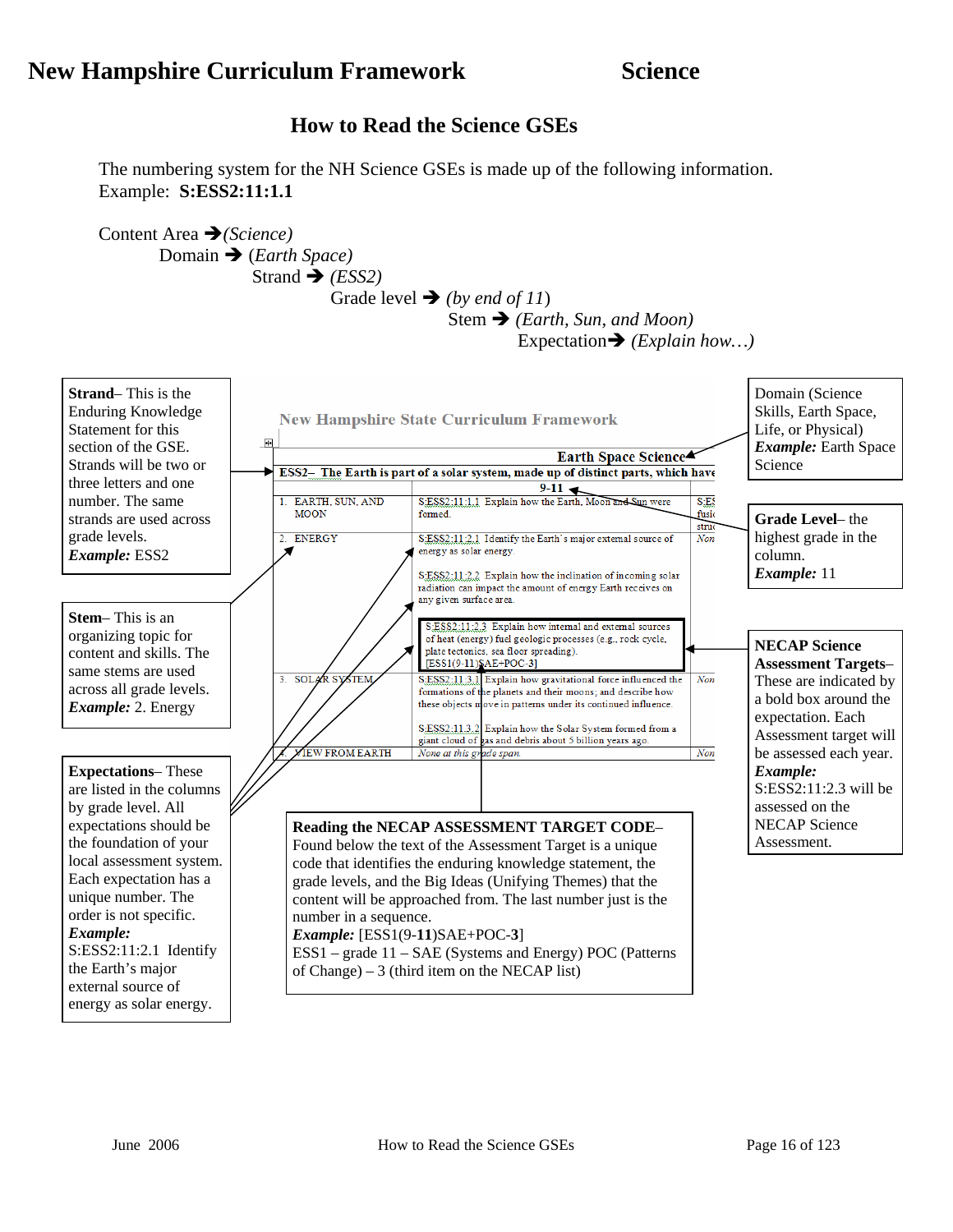# New Hampshire Curriculum Framework — Science

## How to Read the Science GSEs

The numbering system for the NH Science GSEs is made up of the following information.
Example: **S:ESS2:11:1.1**

Content Area ➔ *(Science)*
Domain ➔ (*Earth Space)*
Strand ➔ *(ESS2)*
Grade level ➔ *(by end of 11)*
Stem ➔ *(Earth, Sun, and Moon)*
Expectation➔ *(Explain how…)*

**Strand**– This is the Enduring Knowledge Statement for this section of the GSE. Strands will be two or three letters and one number. The same strands are used across grade levels.
***Example:*** ESS2

**Stem**– This is an organizing topic for content and skills. The same stems are used across all grade levels.
***Example:*** 2. Energy

**Expectations**– These are listed in the columns by grade level. All expectations should be the foundation of your local assessment system. Each expectation has a unique number. The order is not specific.
***Example:*** S:ESS2:11:2.1 Identify the Earth's major external source of energy as solar energy.

Domain (Science Skills, Earth Space, Life, or Physical)
***Example:*** Earth Space Science

**Grade Level**– the highest grade in the column.
***Example:*** 11

**NECAP Science Assessment Targets**– These are indicated by a bold box around the expectation. Each Assessment target will be assessed each year.
***Example:*** S:ESS2:11:2.3 will be assessed on the NECAP Science Assessment.

**Reading the NECAP ASSESSMENT TARGET CODE**– Found below the text of the Assessment Target is a unique code that identifies the enduring knowledge statement, the grade levels, and the Big Ideas (Unifying Themes) that the content will be approached from. The last number just is the number in a sequence.
***Example:*** [ESS1(9-**11**)SAE+POC-**3**]
ESS1 – grade 11 – SAE (Systems and Energy) POC (Patterns of Change) – 3 (third item on the NECAP list)

**Sample (New Hampshire State Curriculum Framework — Earth Space Science):**

**ESS2– The Earth is part of a solar system, made up of distinct parts, which have**

| | 9-11 | |
|---|---|---|
| 1. EARTH, SUN, AND MOON | S:ESS2:11:1.1 Explain how the Earth, Moon and Sun were formed. | S:ES fusic struc |
| 2. ENERGY | S:ESS2:11:2.1 Identify the Earth's major external source of energy as solar energy.<br><br>S:ESS2:11:2.2 Explain how the inclination of incoming solar radiation can impact the amount of energy Earth receives on any given surface area.<br><br>**S:ESS2:11:2.3 Explain how internal and external sources of heat (energy) fuel geologic processes (e.g., rock cycle, plate tectonics, sea floor spreading). [ESS1(9-11)SAE+POC-3]** | Non |
| 3. SOLAR SYSTEM | S:ESS2:11:3.1 Explain how gravitational force influenced the formations of the planets and their moons; and describe how these objects move in patterns under its continued influence.<br><br>S:ESS2:11:3.2 Explain how the Solar System formed from a giant cloud of gas and debris about 5 billion years ago. | Non |
| 4. VIEW FROM EARTH | *None at this grade span.* | Non |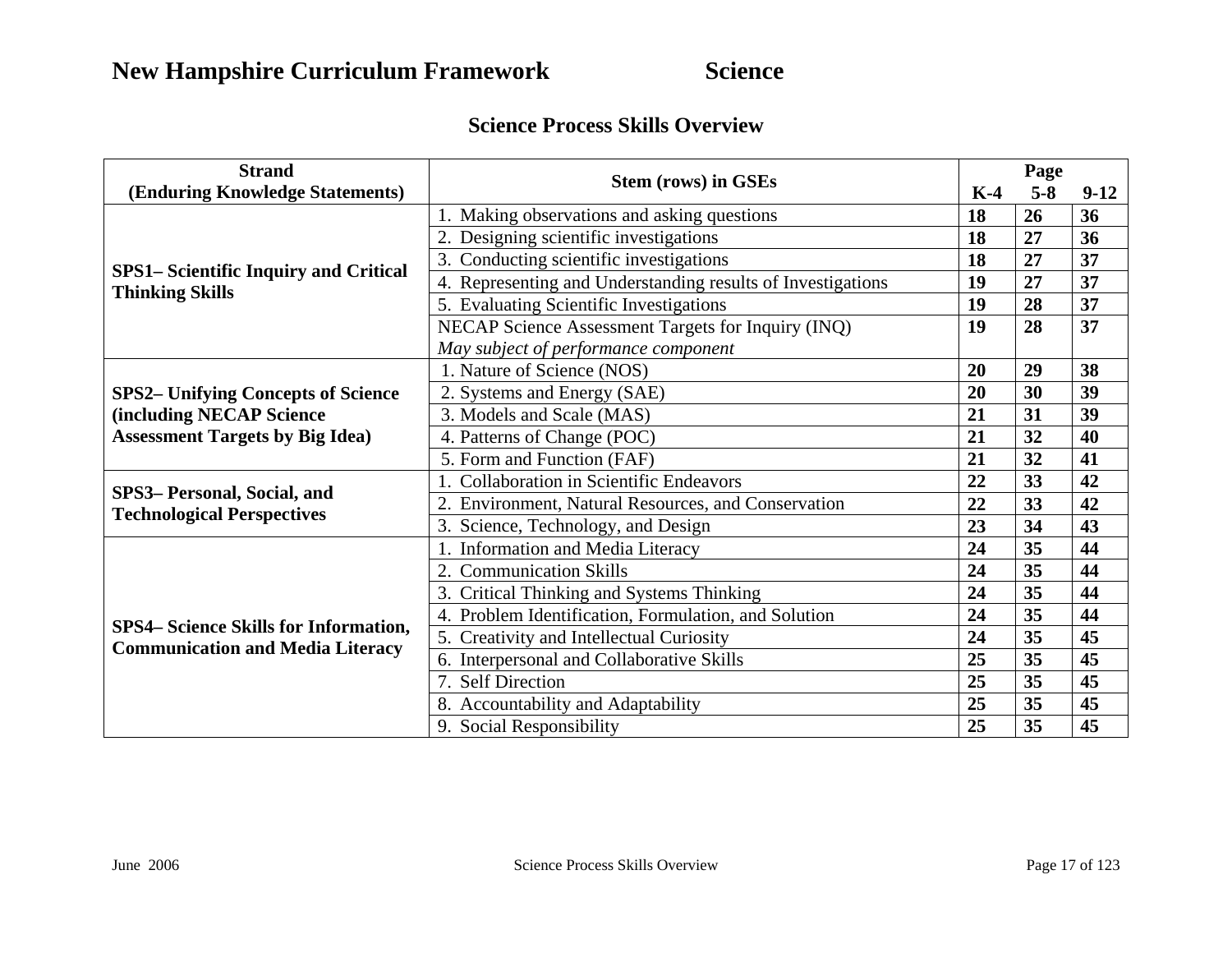# New Hampshire Curriculum Framework Science

## Science Process Skills Overview

| Strand (Enduring Knowledge Statements) | Stem (rows) in GSEs | Page K-4 | Page 5-8 | Page 9-12 |
|---|---|---|---|---|
| **SPS1– Scientific Inquiry and Critical Thinking Skills** | 1. Making observations and asking questions | **18** | **26** | **36** |
| | 2. Designing scientific investigations | **18** | **27** | **36** |
| | 3. Conducting scientific investigations | **18** | **27** | **37** |
| | 4. Representing and Understanding results of Investigations | **19** | **27** | **37** |
| | 5. Evaluating Scientific Investigations | **19** | **28** | **37** |
| | NECAP Science Assessment Targets for Inquiry (INQ) *May subject of performance component* | **19** | **28** | **37** |
| **SPS2– Unifying Concepts of Science (including NECAP Science Assessment Targets by Big Idea)** | 1. Nature of Science (NOS) | **20** | **29** | **38** |
| | 2. Systems and Energy (SAE) | **20** | **30** | **39** |
| | 3. Models and Scale (MAS) | **21** | **31** | **39** |
| | 4. Patterns of Change (POC) | **21** | **32** | **40** |
| | 5. Form and Function (FAF) | **21** | **32** | **41** |
| **SPS3– Personal, Social, and Technological Perspectives** | 1. Collaboration in Scientific Endeavors | **22** | **33** | **42** |
| | 2. Environment, Natural Resources, and Conservation | **22** | **33** | **42** |
| | 3. Science, Technology, and Design | **23** | **34** | **43** |
| **SPS4– Science Skills for Information, Communication and Media Literacy** | 1. Information and Media Literacy | **24** | **35** | **44** |
| | 2. Communication Skills | **24** | **35** | **44** |
| | 3. Critical Thinking and Systems Thinking | **24** | **35** | **44** |
| | 4. Problem Identification, Formulation, and Solution | **24** | **35** | **44** |
| | 5. Creativity and Intellectual Curiosity | **24** | **35** | **45** |
| | 6. Interpersonal and Collaborative Skills | **25** | **35** | **45** |
| | 7. Self Direction | **25** | **35** | **45** |
| | 8. Accountability and Adaptability | **25** | **35** | **45** |
| | 9. Social Responsibility | **25** | **35** | **45** |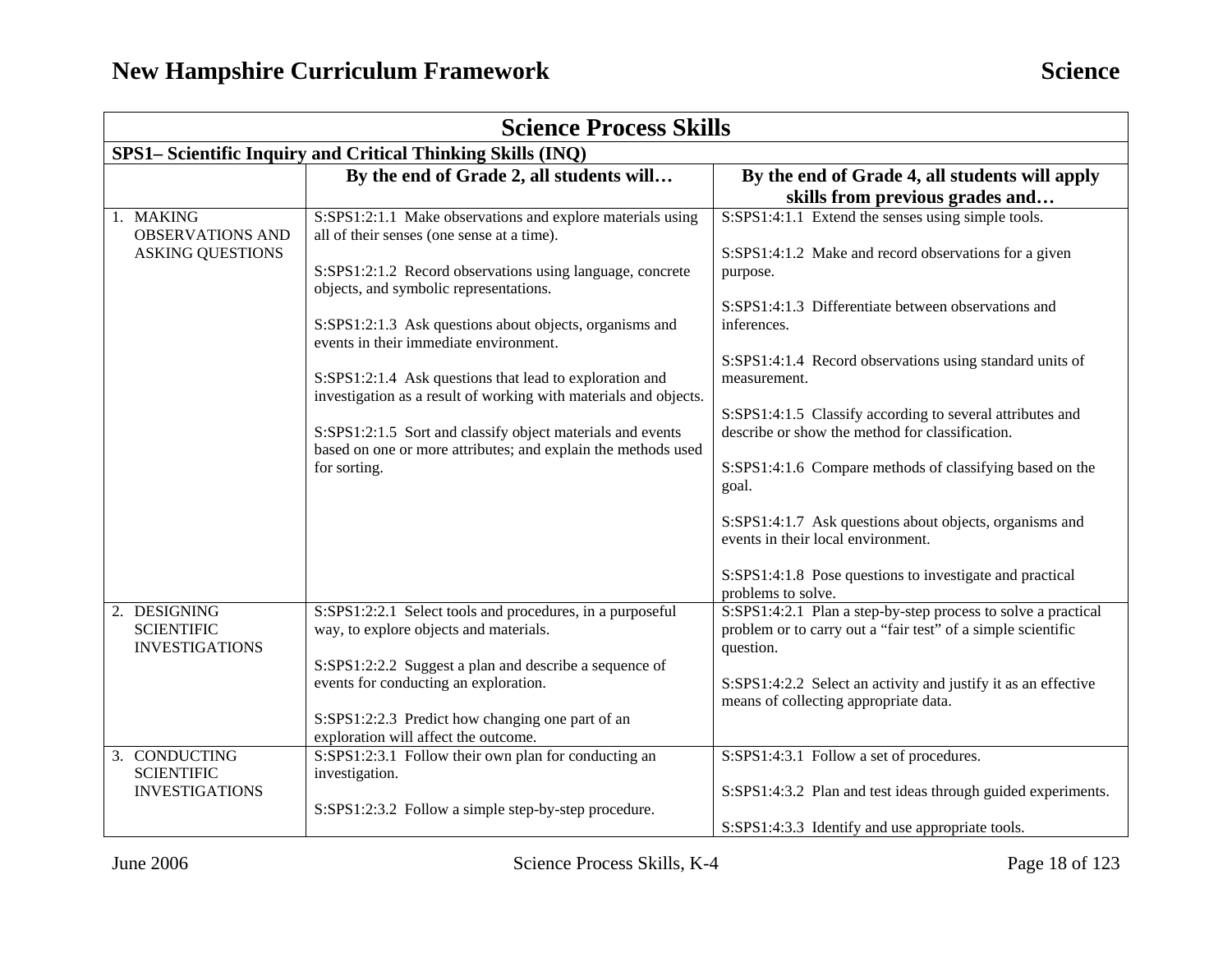## Science Process Skills

### SPS1– Scientific Inquiry and Critical Thinking Skills (INQ)

| | By the end of Grade 2, all students will… | By the end of Grade 4, all students will apply skills from previous grades and… |
|---|---|---|
| 1. MAKING OBSERVATIONS AND ASKING QUESTIONS | S:SPS1:2:1.1 Make observations and explore materials using all of their senses (one sense at a time).<br><br>S:SPS1:2:1.2 Record observations using language, concrete objects, and symbolic representations.<br><br>S:SPS1:2:1.3 Ask questions about objects, organisms and events in their immediate environment.<br><br>S:SPS1:2:1.4 Ask questions that lead to exploration and investigation as a result of working with materials and objects.<br><br>S:SPS1:2:1.5 Sort and classify object materials and events based on one or more attributes; and explain the methods used for sorting. | S:SPS1:4:1.1 Extend the senses using simple tools.<br><br>S:SPS1:4:1.2 Make and record observations for a given purpose.<br><br>S:SPS1:4:1.3 Differentiate between observations and inferences.<br><br>S:SPS1:4:1.4 Record observations using standard units of measurement.<br><br>S:SPS1:4:1.5 Classify according to several attributes and describe or show the method for classification.<br><br>S:SPS1:4:1.6 Compare methods of classifying based on the goal.<br><br>S:SPS1:4:1.7 Ask questions about objects, organisms and events in their local environment.<br><br>S:SPS1:4:1.8 Pose questions to investigate and practical problems to solve. |
| 2. DESIGNING SCIENTIFIC INVESTIGATIONS | S:SPS1:2:2.1 Select tools and procedures, in a purposeful way, to explore objects and materials.<br><br>S:SPS1:2:2.2 Suggest a plan and describe a sequence of events for conducting an exploration.<br><br>S:SPS1:2:2.3 Predict how changing one part of an exploration will affect the outcome. | S:SPS1:4:2.1 Plan a step-by-step process to solve a practical problem or to carry out a "fair test" of a simple scientific question.<br><br>S:SPS1:4:2.2 Select an activity and justify it as an effective means of collecting appropriate data. |
| 3. CONDUCTING SCIENTIFIC INVESTIGATIONS | S:SPS1:2:3.1 Follow their own plan for conducting an investigation.<br><br>S:SPS1:2:3.2 Follow a simple step-by-step procedure. | S:SPS1:4:3.1 Follow a set of procedures.<br><br>S:SPS1:4:3.2 Plan and test ideas through guided experiments.<br><br>S:SPS1:4:3.3 Identify and use appropriate tools. |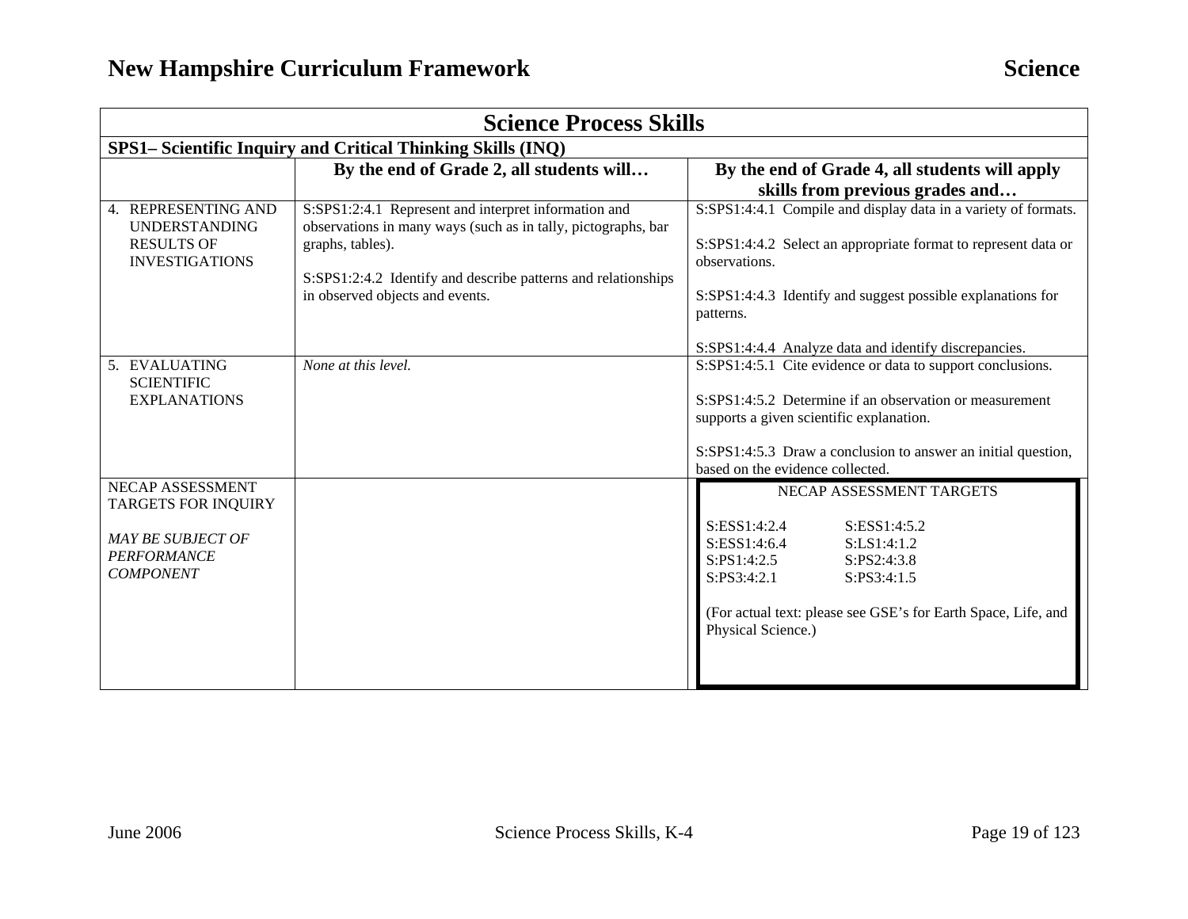## Science Process Skills

### SPS1– Scientific Inquiry and Critical Thinking Skills (INQ)

| | By the end of Grade 2, all students will… | By the end of Grade 4, all students will apply skills from previous grades and… |
|---|---|---|
| 4. REPRESENTING AND UNDERSTANDING RESULTS OF INVESTIGATIONS | S:SPS1:2:4.1 Represent and interpret information and observations in many ways (such as in tally, pictographs, bar graphs, tables).<br><br>S:SPS1:2:4.2 Identify and describe patterns and relationships in observed objects and events. | S:SPS1:4:4.1 Compile and display data in a variety of formats.<br><br>S:SPS1:4:4.2 Select an appropriate format to represent data or observations.<br><br>S:SPS1:4:4.3 Identify and suggest possible explanations for patterns.<br><br>S:SPS1:4:4.4 Analyze data and identify discrepancies. |
| 5. EVALUATING SCIENTIFIC EXPLANATIONS | *None at this level.* | S:SPS1:4:5.1 Cite evidence or data to support conclusions.<br><br>S:SPS1:4:5.2 Determine if an observation or measurement supports a given scientific explanation.<br><br>S:SPS1:4:5.3 Draw a conclusion to answer an initial question, based on the evidence collected. |
| NECAP ASSESSMENT TARGETS FOR INQUIRY<br><br>*MAY BE SUBJECT OF PERFORMANCE COMPONENT* | | NECAP ASSESSMENT TARGETS<br><br>S:ESS1:4:2.4 S:ESS1:4:5.2<br>S:ESS1:4:6.4 S:LS1:4:1.2<br>S:PS1:4:2.5 S:PS2:4:3.8<br>S:PS3:4:2.1 S:PS3:4:1.5<br><br>(For actual text: please see GSE's for Earth Space, Life, and Physical Science.) |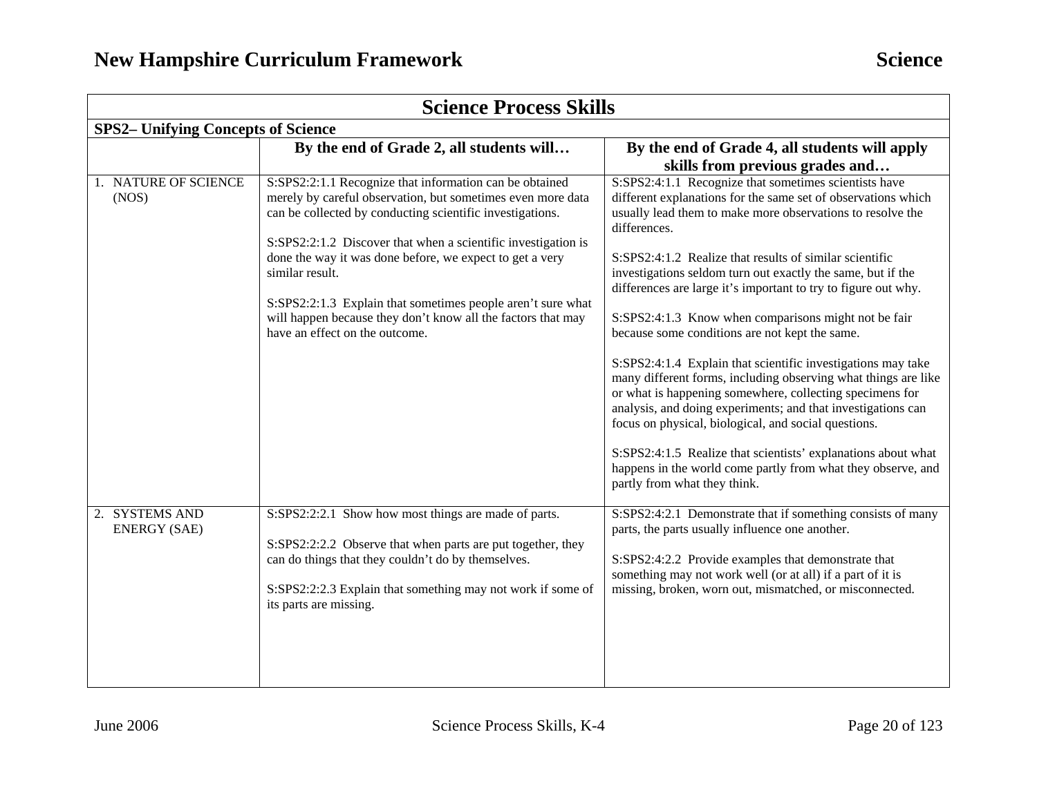## Science Process Skills

### SPS2– Unifying Concepts of Science

| | By the end of Grade 2, all students will… | By the end of Grade 4, all students will apply skills from previous grades and… |
|---|---|---|
| 1. NATURE OF SCIENCE (NOS) | S:SPS2:2:1.1 Recognize that information can be obtained merely by careful observation, but sometimes even more data can be collected by conducting scientific investigations.<br><br>S:SPS2:2:1.2 Discover that when a scientific investigation is done the way it was done before, we expect to get a very similar result.<br><br>S:SPS2:2:1.3 Explain that sometimes people aren't sure what will happen because they don't know all the factors that may have an effect on the outcome. | S:SPS2:4:1.1 Recognize that sometimes scientists have different explanations for the same set of observations which usually lead them to make more observations to resolve the differences.<br><br>S:SPS2:4:1.2 Realize that results of similar scientific investigations seldom turn out exactly the same, but if the differences are large it's important to try to figure out why.<br><br>S:SPS2:4:1.3 Know when comparisons might not be fair because some conditions are not kept the same.<br><br>S:SPS2:4:1.4 Explain that scientific investigations may take many different forms, including observing what things are like or what is happening somewhere, collecting specimens for analysis, and doing experiments; and that investigations can focus on physical, biological, and social questions.<br><br>S:SPS2:4:1.5 Realize that scientists' explanations about what happens in the world come partly from what they observe, and partly from what they think. |
| 2. SYSTEMS AND ENERGY (SAE) | S:SPS2:2:2.1 Show how most things are made of parts.<br><br>S:SPS2:2:2.2 Observe that when parts are put together, they can do things that they couldn't do by themselves.<br><br>S:SPS2:2:2.3 Explain that something may not work if some of its parts are missing. | S:SPS2:4:2.1 Demonstrate that if something consists of many parts, the parts usually influence one another.<br><br>S:SPS2:4:2.2 Provide examples that demonstrate that something may not work well (or at all) if a part of it is missing, broken, worn out, mismatched, or misconnected. |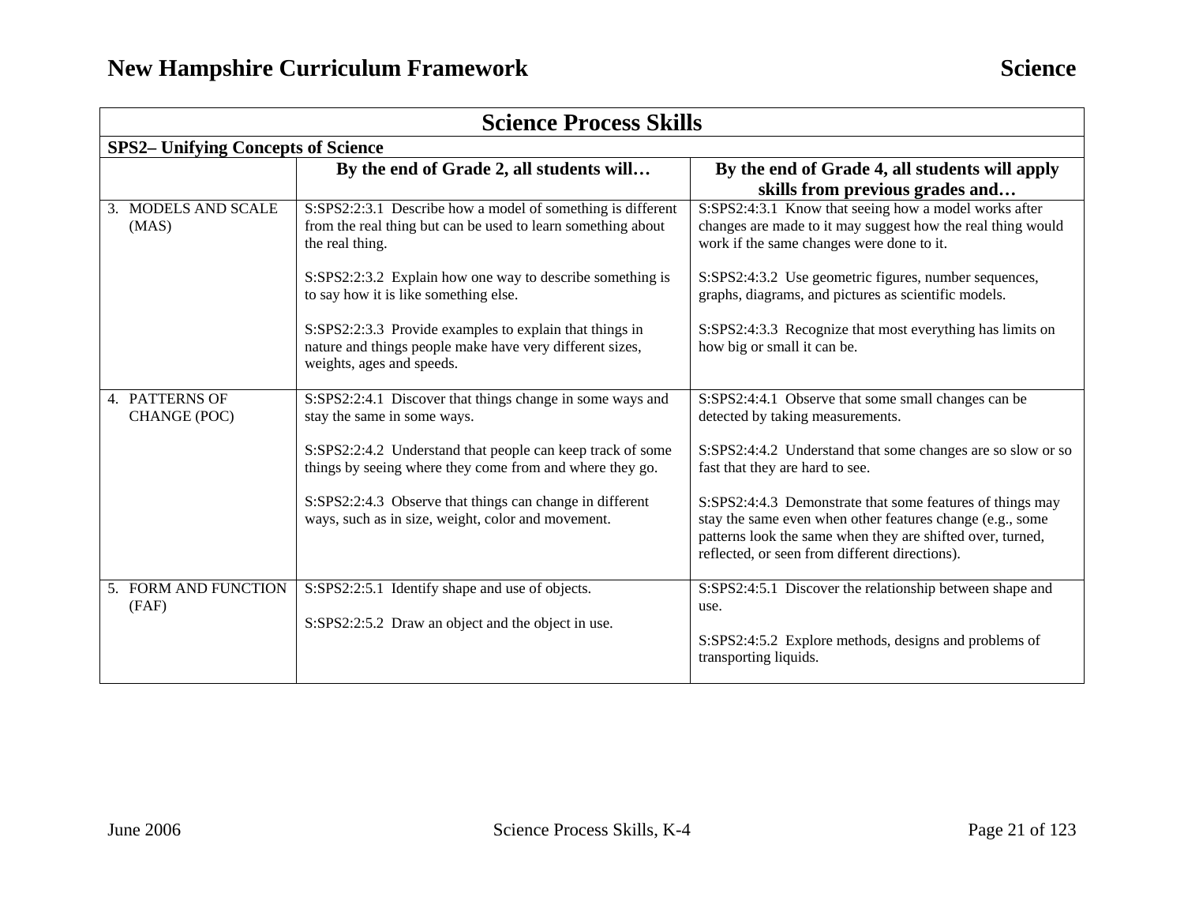## Science Process Skills

**SPS2– Unifying Concepts of Science**

| | By the end of Grade 2, all students will… | By the end of Grade 4, all students will apply skills from previous grades and… |
|---|---|---|
| 3. MODELS AND SCALE (MAS) | S:SPS2:2:3.1 Describe how a model of something is different from the real thing but can be used to learn something about the real thing.<br><br>S:SPS2:2:3.2 Explain how one way to describe something is to say how it is like something else.<br><br>S:SPS2:2:3.3 Provide examples to explain that things in nature and things people make have very different sizes, weights, ages and speeds. | S:SPS2:4:3.1 Know that seeing how a model works after changes are made to it may suggest how the real thing would work if the same changes were done to it.<br><br>S:SPS2:4:3.2 Use geometric figures, number sequences, graphs, diagrams, and pictures as scientific models.<br><br>S:SPS2:4:3.3 Recognize that most everything has limits on how big or small it can be. |
| 4. PATTERNS OF CHANGE (POC) | S:SPS2:2:4.1 Discover that things change in some ways and stay the same in some ways.<br><br>S:SPS2:2:4.2 Understand that people can keep track of some things by seeing where they come from and where they go.<br><br>S:SPS2:2:4.3 Observe that things can change in different ways, such as in size, weight, color and movement. | S:SPS2:4:4.1 Observe that some small changes can be detected by taking measurements.<br><br>S:SPS2:4:4.2 Understand that some changes are so slow or so fast that they are hard to see.<br><br>S:SPS2:4:4.3 Demonstrate that some features of things may stay the same even when other features change (e.g., some patterns look the same when they are shifted over, turned, reflected, or seen from different directions). |
| 5. FORM AND FUNCTION (FAF) | S:SPS2:2:5.1 Identify shape and use of objects.<br><br>S:SPS2:2:5.2 Draw an object and the object in use. | S:SPS2:4:5.1 Discover the relationship between shape and use.<br><br>S:SPS2:4:5.2 Explore methods, designs and problems of transporting liquids. |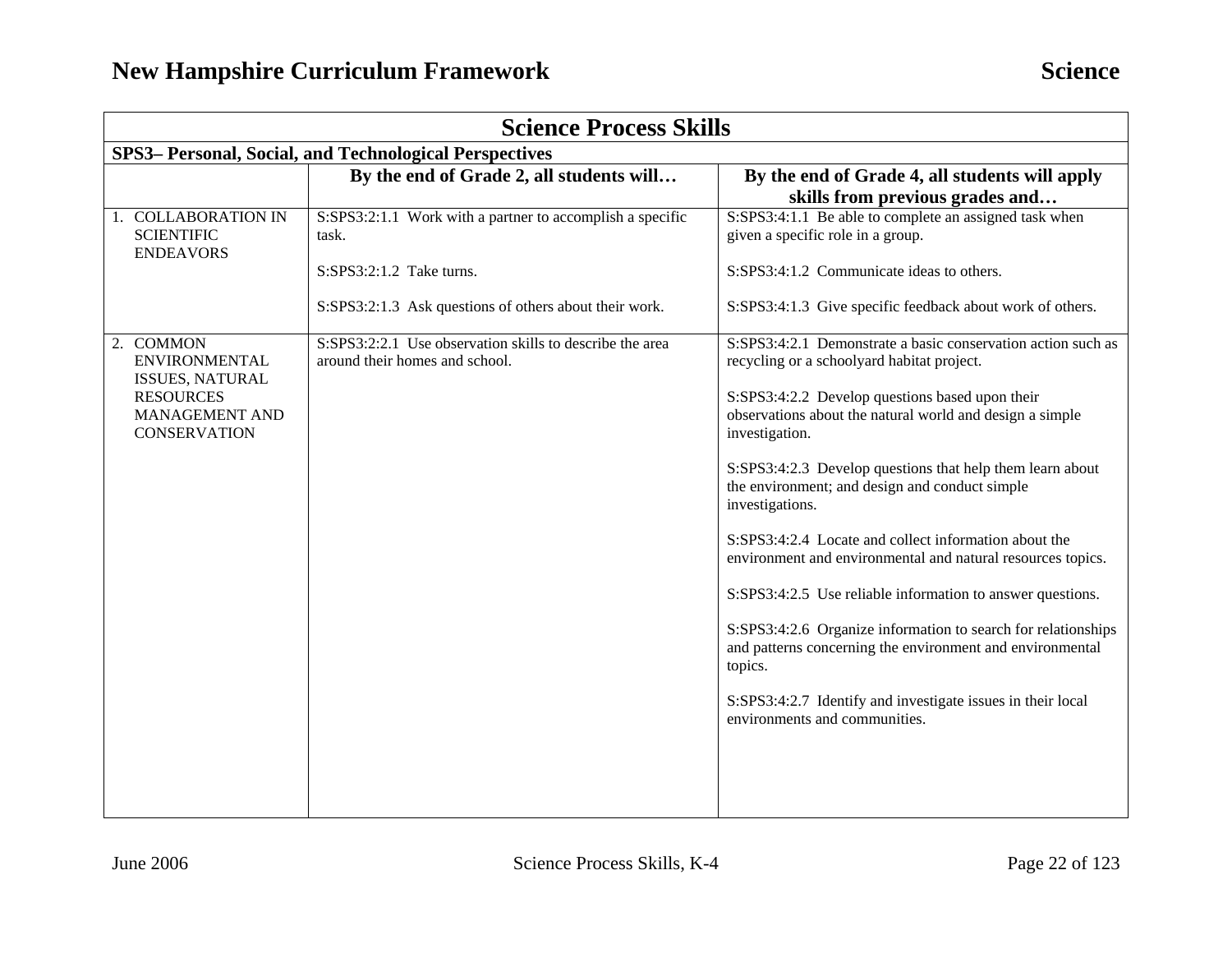## Science Process Skills

### SPS3– Personal, Social, and Technological Perspectives

| | By the end of Grade 2, all students will… | By the end of Grade 4, all students will apply skills from previous grades and… |
|---|---|---|
| 1. COLLABORATION IN SCIENTIFIC ENDEAVORS | S:SPS3:2:1.1 Work with a partner to accomplish a specific task.<br><br>S:SPS3:2:1.2 Take turns.<br><br>S:SPS3:2:1.3 Ask questions of others about their work. | S:SPS3:4:1.1 Be able to complete an assigned task when given a specific role in a group.<br><br>S:SPS3:4:1.2 Communicate ideas to others.<br><br>S:SPS3:4:1.3 Give specific feedback about work of others. |
| 2. COMMON ENVIRONMENTAL ISSUES, NATURAL RESOURCES MANAGEMENT AND CONSERVATION | S:SPS3:2:2.1 Use observation skills to describe the area around their homes and school. | S:SPS3:4:2.1 Demonstrate a basic conservation action such as recycling or a schoolyard habitat project.<br><br>S:SPS3:4:2.2 Develop questions based upon their observations about the natural world and design a simple investigation.<br><br>S:SPS3:4:2.3 Develop questions that help them learn about the environment; and design and conduct simple investigations.<br><br>S:SPS3:4:2.4 Locate and collect information about the environment and environmental and natural resources topics.<br><br>S:SPS3:4:2.5 Use reliable information to answer questions.<br><br>S:SPS3:4:2.6 Organize information to search for relationships and patterns concerning the environment and environmental topics.<br><br>S:SPS3:4:2.7 Identify and investigate issues in their local environments and communities. |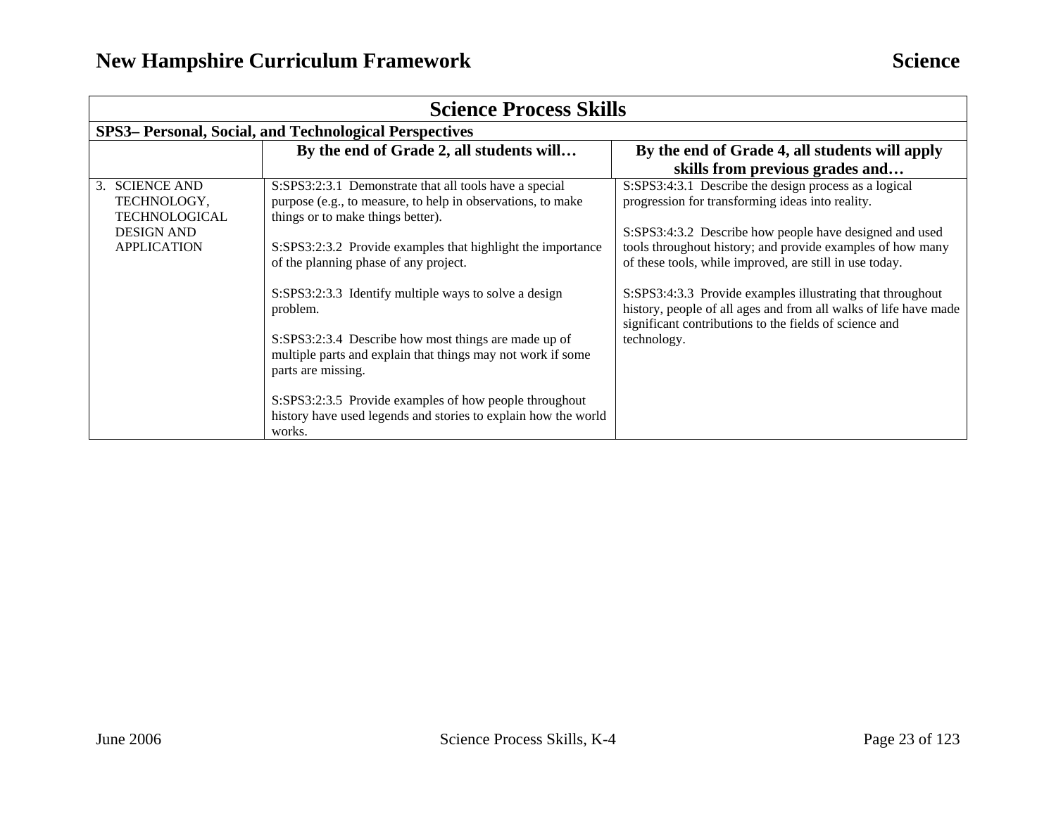| Science Process Skills | | |
|---|---|---|
| **SPS3– Personal, Social, and Technological Perspectives** | | |
| | **By the end of Grade 2, all students will…** | **By the end of Grade 4, all students will apply skills from previous grades and…** |
| 3. SCIENCE AND TECHNOLOGY, TECHNOLOGICAL DESIGN AND APPLICATION | S:SPS3:2:3.1 Demonstrate that all tools have a special purpose (e.g., to measure, to help in observations, to make things or to make things better).<br><br>S:SPS3:2:3.2 Provide examples that highlight the importance of the planning phase of any project.<br><br>S:SPS3:2:3.3 Identify multiple ways to solve a design problem.<br><br>S:SPS3:2:3.4 Describe how most things are made up of multiple parts and explain that things may not work if some parts are missing.<br><br>S:SPS3:2:3.5 Provide examples of how people throughout history have used legends and stories to explain how the world works. | S:SPS3:4:3.1 Describe the design process as a logical progression for transforming ideas into reality.<br><br>S:SPS3:4:3.2 Describe how people have designed and used tools throughout history; and provide examples of how many of these tools, while improved, are still in use today.<br><br>S:SPS3:4:3.3 Provide examples illustrating that throughout history, people of all ages and from all walks of life have made significant contributions to the fields of science and technology. |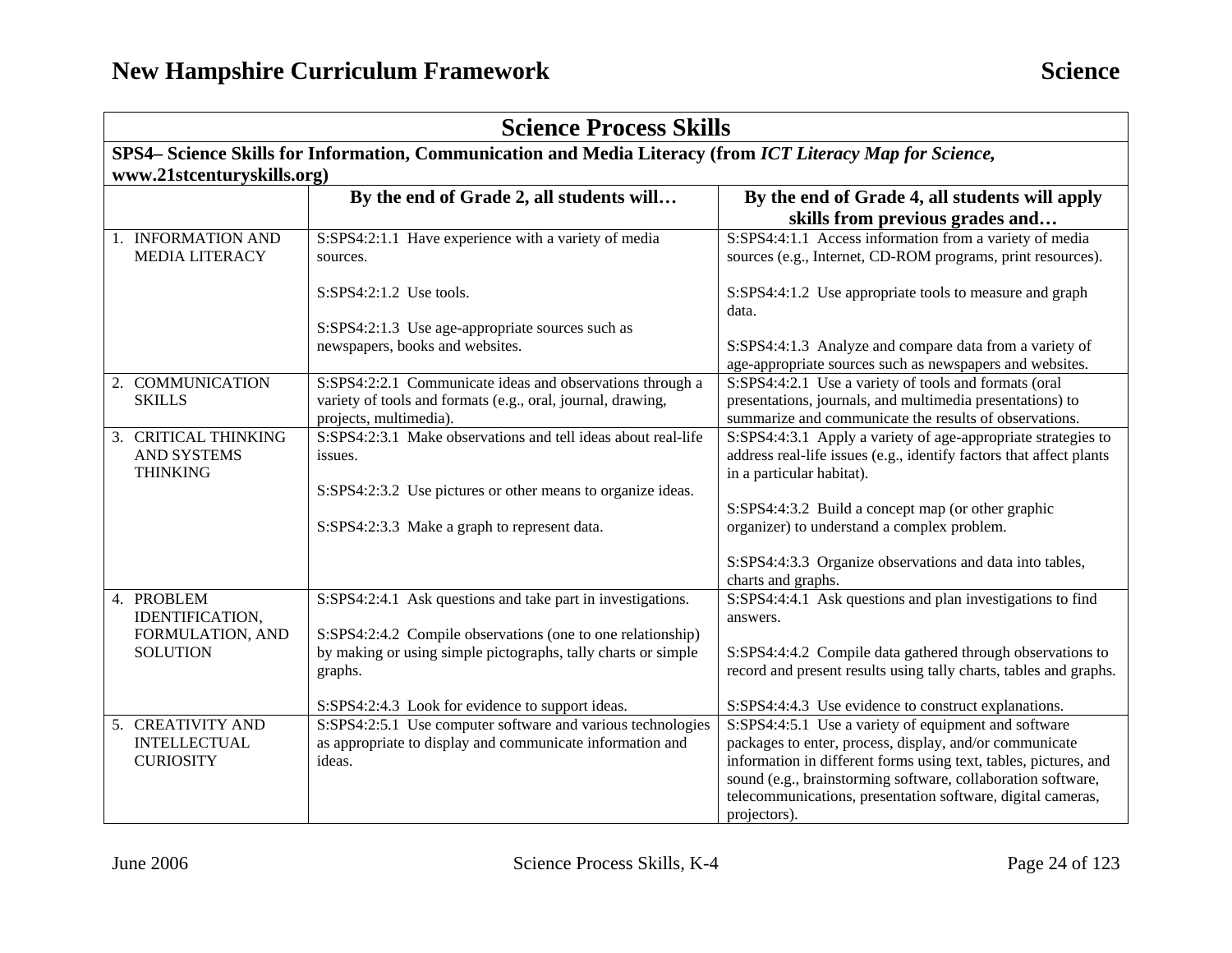# Science Process Skills

**SPS4– Science Skills for Information, Communication and Media Literacy (from *ICT Literacy Map for Science*, www.21stcenturyskills.org)**

| | By the end of Grade 2, all students will… | By the end of Grade 4, all students will apply skills from previous grades and… |
|---|---|---|
| 1. INFORMATION AND MEDIA LITERACY | S:SPS4:2:1.1 Have experience with a variety of media sources.<br><br>S:SPS4:2:1.2 Use tools.<br><br>S:SPS4:2:1.3 Use age-appropriate sources such as newspapers, books and websites. | S:SPS4:4:1.1 Access information from a variety of media sources (e.g., Internet, CD-ROM programs, print resources).<br><br>S:SPS4:4:1.2 Use appropriate tools to measure and graph data.<br><br>S:SPS4:4:1.3 Analyze and compare data from a variety of age-appropriate sources such as newspapers and websites. |
| 2. COMMUNICATION SKILLS | S:SPS4:2:2.1 Communicate ideas and observations through a variety of tools and formats (e.g., oral, journal, drawing, projects, multimedia). | S:SPS4:4:2.1 Use a variety of tools and formats (oral presentations, journals, and multimedia presentations) to summarize and communicate the results of observations. |
| 3. CRITICAL THINKING AND SYSTEMS THINKING | S:SPS4:2:3.1 Make observations and tell ideas about real-life issues.<br><br>S:SPS4:2:3.2 Use pictures or other means to organize ideas.<br><br>S:SPS4:2:3.3 Make a graph to represent data. | S:SPS4:4:3.1 Apply a variety of age-appropriate strategies to address real-life issues (e.g., identify factors that affect plants in a particular habitat).<br><br>S:SPS4:4:3.2 Build a concept map (or other graphic organizer) to understand a complex problem.<br><br>S:SPS4:4:3.3 Organize observations and data into tables, charts and graphs. |
| 4. PROBLEM IDENTIFICATION, FORMULATION, AND SOLUTION | S:SPS4:2:4.1 Ask questions and take part in investigations.<br><br>S:SPS4:2:4.2 Compile observations (one to one relationship) by making or using simple pictographs, tally charts or simple graphs.<br><br>S:SPS4:2:4.3 Look for evidence to support ideas. | S:SPS4:4:4.1 Ask questions and plan investigations to find answers.<br><br>S:SPS4:4:4.2 Compile data gathered through observations to record and present results using tally charts, tables and graphs.<br><br>S:SPS4:4:4.3 Use evidence to construct explanations. |
| 5. CREATIVITY AND INTELLECTUAL CURIOSITY | S:SPS4:2:5.1 Use computer software and various technologies as appropriate to display and communicate information and ideas. | S:SPS4:4:5.1 Use a variety of equipment and software packages to enter, process, display, and/or communicate information in different forms using text, tables, pictures, and sound (e.g., brainstorming software, collaboration software, telecommunications, presentation software, digital cameras, projectors). |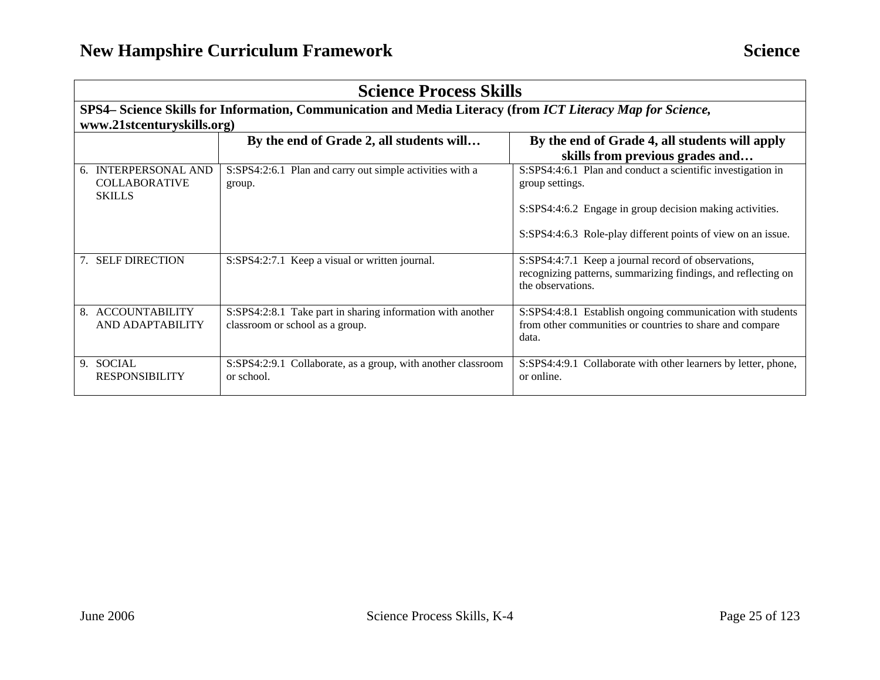## Science Process Skills

**SPS4– Science Skills for Information, Communication and Media Literacy (from *ICT Literacy Map for Science*, www.21stcenturyskills.org)**

| | By the end of Grade 2, all students will… | By the end of Grade 4, all students will apply skills from previous grades and… |
|---|---|---|
| 6. INTERPERSONAL AND COLLABORATIVE SKILLS | S:SPS4:2:6.1 Plan and carry out simple activities with a group. | S:SPS4:4:6.1 Plan and conduct a scientific investigation in group settings.<br><br>S:SPS4:4:6.2 Engage in group decision making activities.<br><br>S:SPS4:4:6.3 Role-play different points of view on an issue. |
| 7. SELF DIRECTION | S:SPS4:2:7.1 Keep a visual or written journal. | S:SPS4:4:7.1 Keep a journal record of observations, recognizing patterns, summarizing findings, and reflecting on the observations. |
| 8. ACCOUNTABILITY AND ADAPTABILITY | S:SPS4:2:8.1 Take part in sharing information with another classroom or school as a group. | S:SPS4:4:8.1 Establish ongoing communication with students from other communities or countries to share and compare data. |
| 9. SOCIAL RESPONSIBILITY | S:SPS4:2:9.1 Collaborate, as a group, with another classroom or school. | S:SPS4:4:9.1 Collaborate with other learners by letter, phone, or online. |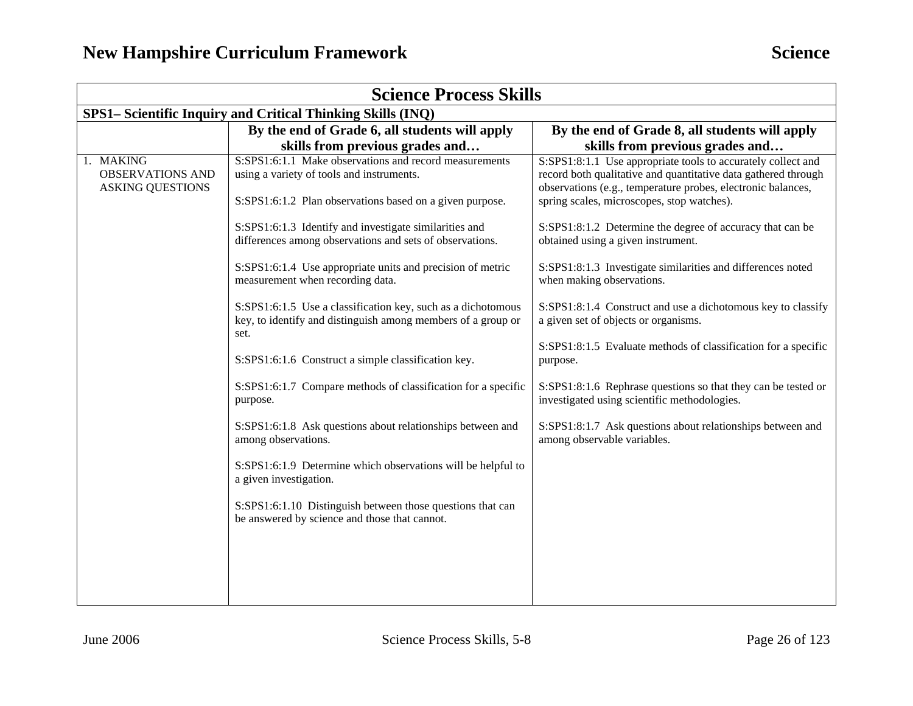| Science Process Skills | | |
|---|---|---|
| **SPS1– Scientific Inquiry and Critical Thinking Skills (INQ)** | | |
| | **By the end of Grade 6, all students will apply skills from previous grades and…** | **By the end of Grade 8, all students will apply skills from previous grades and…** |
| 1. MAKING OBSERVATIONS AND ASKING QUESTIONS | S:SPS1:6:1.1 Make observations and record measurements using a variety of tools and instruments.<br><br>S:SPS1:6:1.2 Plan observations based on a given purpose.<br><br>S:SPS1:6:1.3 Identify and investigate similarities and differences among observations and sets of observations.<br><br>S:SPS1:6:1.4 Use appropriate units and precision of metric measurement when recording data.<br><br>S:SPS1:6:1.5 Use a classification key, such as a dichotomous key, to identify and distinguish among members of a group or set.<br><br>S:SPS1:6:1.6 Construct a simple classification key.<br><br>S:SPS1:6:1.7 Compare methods of classification for a specific purpose.<br><br>S:SPS1:6:1.8 Ask questions about relationships between and among observations.<br><br>S:SPS1:6:1.9 Determine which observations will be helpful to a given investigation.<br><br>S:SPS1:6:1.10 Distinguish between those questions that can be answered by science and those that cannot. | S:SPS1:8:1.1 Use appropriate tools to accurately collect and record both qualitative and quantitative data gathered through observations (e.g., temperature probes, electronic balances, spring scales, microscopes, stop watches).<br><br>S:SPS1:8:1.2 Determine the degree of accuracy that can be obtained using a given instrument.<br><br>S:SPS1:8:1.3 Investigate similarities and differences noted when making observations.<br><br>S:SPS1:8:1.4 Construct and use a dichotomous key to classify a given set of objects or organisms.<br><br>S:SPS1:8:1.5 Evaluate methods of classification for a specific purpose.<br><br>S:SPS1:8:1.6 Rephrase questions so that they can be tested or investigated using scientific methodologies.<br><br>S:SPS1:8:1.7 Ask questions about relationships between and among observable variables. |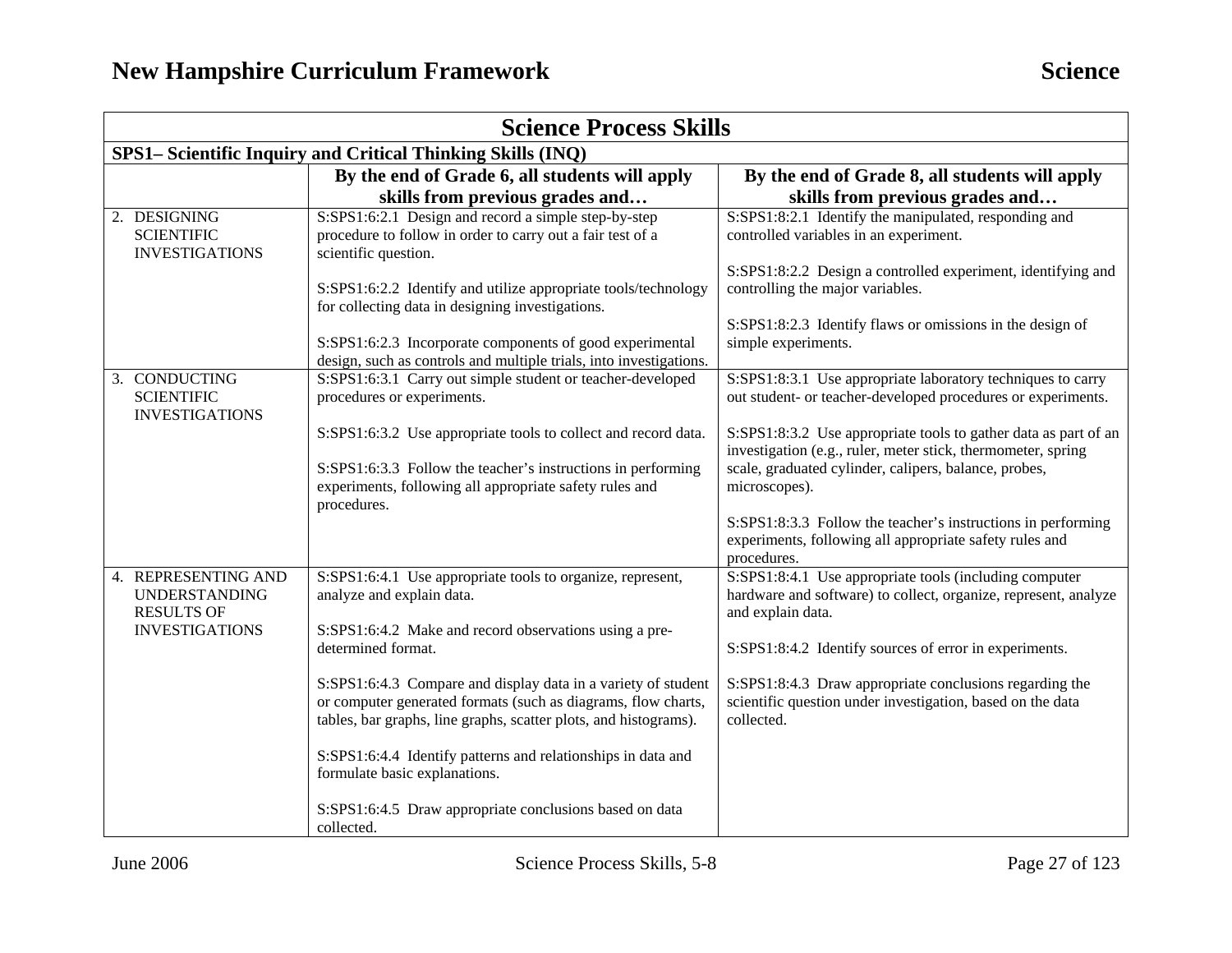## Science Process Skills

### SPS1– Scientific Inquiry and Critical Thinking Skills (INQ)

| | By the end of Grade 6, all students will apply skills from previous grades and… | By the end of Grade 8, all students will apply skills from previous grades and… |
|---|---|---|
| 2. DESIGNING SCIENTIFIC INVESTIGATIONS | S:SPS1:6:2.1 Design and record a simple step-by-step procedure to follow in order to carry out a fair test of a scientific question.<br><br>S:SPS1:6:2.2 Identify and utilize appropriate tools/technology for collecting data in designing investigations.<br><br>S:SPS1:6:2.3 Incorporate components of good experimental design, such as controls and multiple trials, into investigations. | S:SPS1:8:2.1 Identify the manipulated, responding and controlled variables in an experiment.<br><br>S:SPS1:8:2.2 Design a controlled experiment, identifying and controlling the major variables.<br><br>S:SPS1:8:2.3 Identify flaws or omissions in the design of simple experiments. |
| 3. CONDUCTING SCIENTIFIC INVESTIGATIONS | S:SPS1:6:3.1 Carry out simple student or teacher-developed procedures or experiments.<br><br>S:SPS1:6:3.2 Use appropriate tools to collect and record data.<br><br>S:SPS1:6:3.3 Follow the teacher's instructions in performing experiments, following all appropriate safety rules and procedures. | S:SPS1:8:3.1 Use appropriate laboratory techniques to carry out student- or teacher-developed procedures or experiments.<br><br>S:SPS1:8:3.2 Use appropriate tools to gather data as part of an investigation (e.g., ruler, meter stick, thermometer, spring scale, graduated cylinder, calipers, balance, probes, microscopes).<br><br>S:SPS1:8:3.3 Follow the teacher's instructions in performing experiments, following all appropriate safety rules and procedures. |
| 4. REPRESENTING AND UNDERSTANDING RESULTS OF INVESTIGATIONS | S:SPS1:6:4.1 Use appropriate tools to organize, represent, analyze and explain data.<br><br>S:SPS1:6:4.2 Make and record observations using a pre-determined format.<br><br>S:SPS1:6:4.3 Compare and display data in a variety of student or computer generated formats (such as diagrams, flow charts, tables, bar graphs, line graphs, scatter plots, and histograms).<br><br>S:SPS1:6:4.4 Identify patterns and relationships in data and formulate basic explanations.<br><br>S:SPS1:6:4.5 Draw appropriate conclusions based on data collected. | S:SPS1:8:4.1 Use appropriate tools (including computer hardware and software) to collect, organize, represent, analyze and explain data.<br><br>S:SPS1:8:4.2 Identify sources of error in experiments.<br><br>S:SPS1:8:4.3 Draw appropriate conclusions regarding the scientific question under investigation, based on the data collected. |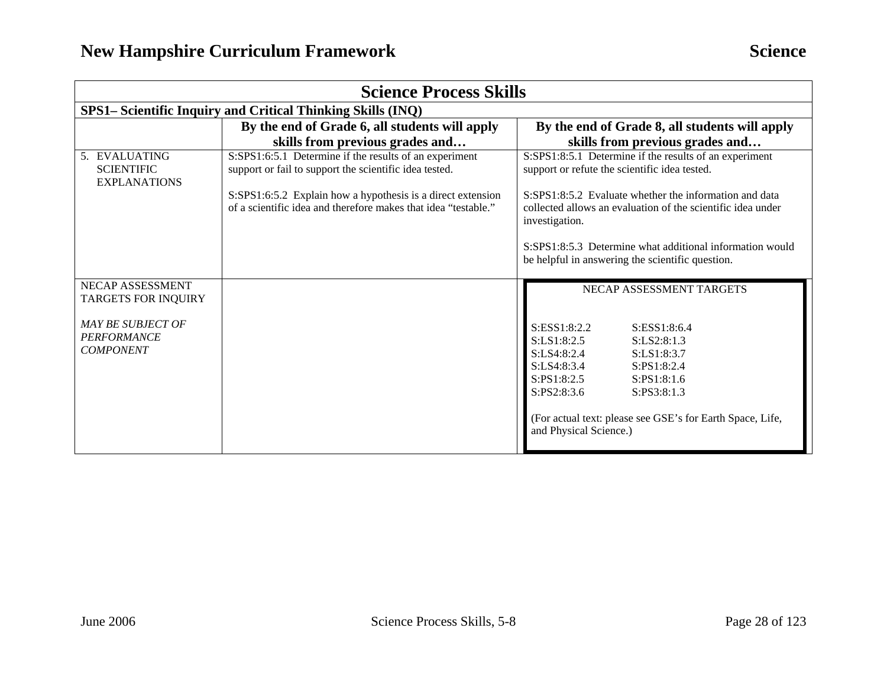## Science Process Skills

### SPS1– Scientific Inquiry and Critical Thinking Skills (INQ)

| | By the end of Grade 6, all students will apply skills from previous grades and… | By the end of Grade 8, all students will apply skills from previous grades and… |
|---|---|---|
| 5. EVALUATING SCIENTIFIC EXPLANATIONS | S:SPS1:6:5.1 Determine if the results of an experiment support or fail to support the scientific idea tested.<br><br>S:SPS1:6:5.2 Explain how a hypothesis is a direct extension of a scientific idea and therefore makes that idea "testable." | S:SPS1:8:5.1 Determine if the results of an experiment support or refute the scientific idea tested.<br><br>S:SPS1:8:5.2 Evaluate whether the information and data collected allows an evaluation of the scientific idea under investigation.<br><br>S:SPS1:8:5.3 Determine what additional information would be helpful in answering the scientific question. |
| NECAP ASSESSMENT TARGETS FOR INQUIRY<br><br>*MAY BE SUBJECT OF PERFORMANCE COMPONENT* | | NECAP ASSESSMENT TARGETS<br><br>S:ESS1:8:2.2 S:ESS1:8:6.4<br>S:LS1:8:2.5 S:LS2:8:1.3<br>S:LS4:8:2.4 S:LS1:8:3.7<br>S:LS4:8:3.4 S:PS1:8:2.4<br>S:PS1:8:2.5 S:PS1:8:1.6<br>S:PS2:8:3.6 S:PS3:8:1.3<br><br>(For actual text: please see GSE's for Earth Space, Life, and Physical Science.) |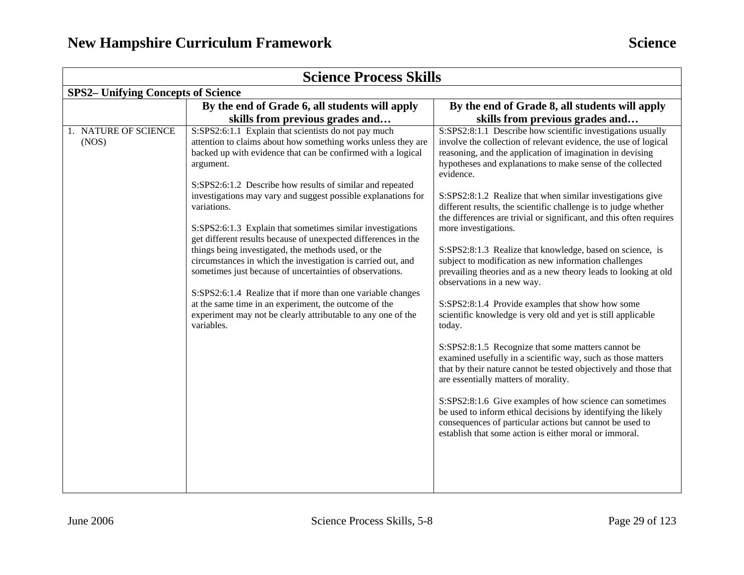## Science Process Skills

**SPS2– Unifying Concepts of Science**

| | By the end of Grade 6, all students will apply skills from previous grades and… | By the end of Grade 8, all students will apply skills from previous grades and… |
|---|---|---|
| 1. NATURE OF SCIENCE (NOS) | S:SPS2:6:1.1 Explain that scientists do not pay much attention to claims about how something works unless they are backed up with evidence that can be confirmed with a logical argument.<br><br>S:SPS2:6:1.2 Describe how results of similar and repeated investigations may vary and suggest possible explanations for variations.<br><br>S:SPS2:6:1.3 Explain that sometimes similar investigations get different results because of unexpected differences in the things being investigated, the methods used, or the circumstances in which the investigation is carried out, and sometimes just because of uncertainties of observations.<br><br>S:SPS2:6:1.4 Realize that if more than one variable changes at the same time in an experiment, the outcome of the experiment may not be clearly attributable to any one of the variables. | S:SPS2:8:1.1 Describe how scientific investigations usually involve the collection of relevant evidence, the use of logical reasoning, and the application of imagination in devising hypotheses and explanations to make sense of the collected evidence.<br><br>S:SPS2:8:1.2 Realize that when similar investigations give different results, the scientific challenge is to judge whether the differences are trivial or significant, and this often requires more investigations.<br><br>S:SPS2:8:1.3 Realize that knowledge, based on science, is subject to modification as new information challenges prevailing theories and as a new theory leads to looking at old observations in a new way.<br><br>S:SPS2:8:1.4 Provide examples that show how some scientific knowledge is very old and yet is still applicable today.<br><br>S:SPS2:8:1.5 Recognize that some matters cannot be examined usefully in a scientific way, such as those matters that by their nature cannot be tested objectively and those that are essentially matters of morality.<br><br>S:SPS2:8:1.6 Give examples of how science can sometimes be used to inform ethical decisions by identifying the likely consequences of particular actions but cannot be used to establish that some action is either moral or immoral. |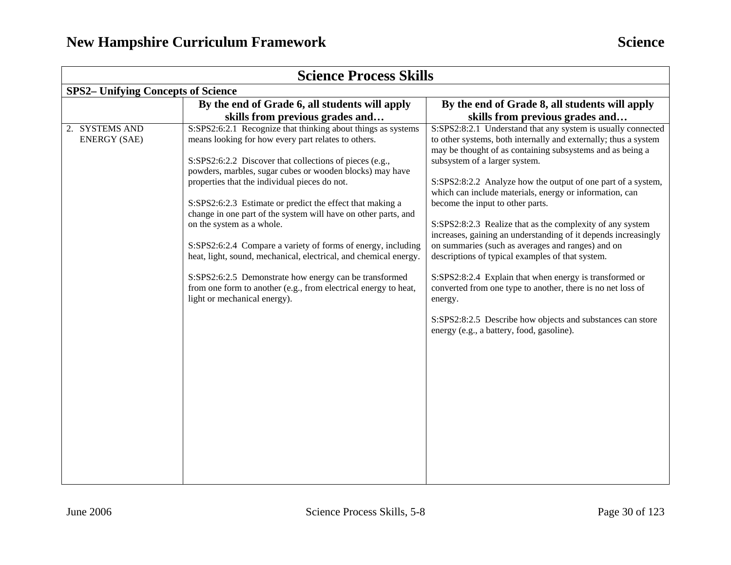## Science Process Skills

**SPS2– Unifying Concepts of Science**

| | By the end of Grade 6, all students will apply skills from previous grades and… | By the end of Grade 8, all students will apply skills from previous grades and… |
|---|---|---|
| 2. SYSTEMS AND ENERGY (SAE) | S:SPS2:6:2.1 Recognize that thinking about things as systems means looking for how every part relates to others.<br><br>S:SPS2:6:2.2 Discover that collections of pieces (e.g., powders, marbles, sugar cubes or wooden blocks) may have properties that the individual pieces do not.<br><br>S:SPS2:6:2.3 Estimate or predict the effect that making a change in one part of the system will have on other parts, and on the system as a whole.<br><br>S:SPS2:6:2.4 Compare a variety of forms of energy, including heat, light, sound, mechanical, electrical, and chemical energy.<br><br>S:SPS2:6:2.5 Demonstrate how energy can be transformed from one form to another (e.g., from electrical energy to heat, light or mechanical energy). | S:SPS2:8:2.1 Understand that any system is usually connected to other systems, both internally and externally; thus a system may be thought of as containing subsystems and as being a subsystem of a larger system.<br><br>S:SPS2:8:2.2 Analyze how the output of one part of a system, which can include materials, energy or information, can become the input to other parts.<br><br>S:SPS2:8:2.3 Realize that as the complexity of any system increases, gaining an understanding of it depends increasingly on summaries (such as averages and ranges) and on descriptions of typical examples of that system.<br><br>S:SPS2:8:2.4 Explain that when energy is transformed or converted from one type to another, there is no net loss of energy.<br><br>S:SPS2:8:2.5 Describe how objects and substances can store energy (e.g., a battery, food, gasoline). |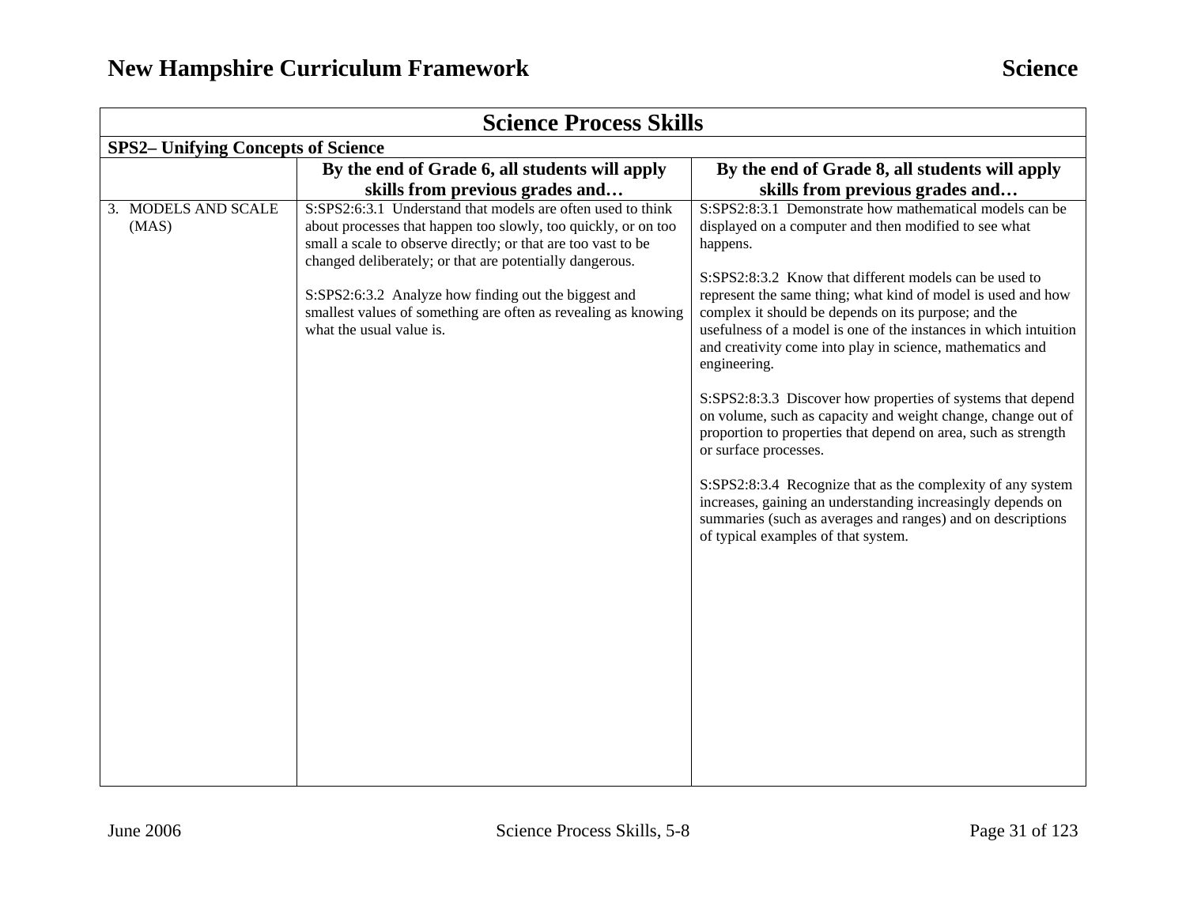## Science Process Skills

**SPS2– Unifying Concepts of Science**

| | By the end of Grade 6, all students will apply skills from previous grades and… | By the end of Grade 8, all students will apply skills from previous grades and… |
|---|---|---|
| 3. MODELS AND SCALE (MAS) | S:SPS2:6:3.1 Understand that models are often used to think about processes that happen too slowly, too quickly, or on too small a scale to observe directly; or that are too vast to be changed deliberately; or that are potentially dangerous.<br><br>S:SPS2:6:3.2 Analyze how finding out the biggest and smallest values of something are often as revealing as knowing what the usual value is. | S:SPS2:8:3.1 Demonstrate how mathematical models can be displayed on a computer and then modified to see what happens.<br><br>S:SPS2:8:3.2 Know that different models can be used to represent the same thing; what kind of model is used and how complex it should be depends on its purpose; and the usefulness of a model is one of the instances in which intuition and creativity come into play in science, mathematics and engineering.<br><br>S:SPS2:8:3.3 Discover how properties of systems that depend on volume, such as capacity and weight change, change out of proportion to properties that depend on area, such as strength or surface processes.<br><br>S:SPS2:8:3.4 Recognize that as the complexity of any system increases, gaining an understanding increasingly depends on summaries (such as averages and ranges) and on descriptions of typical examples of that system. |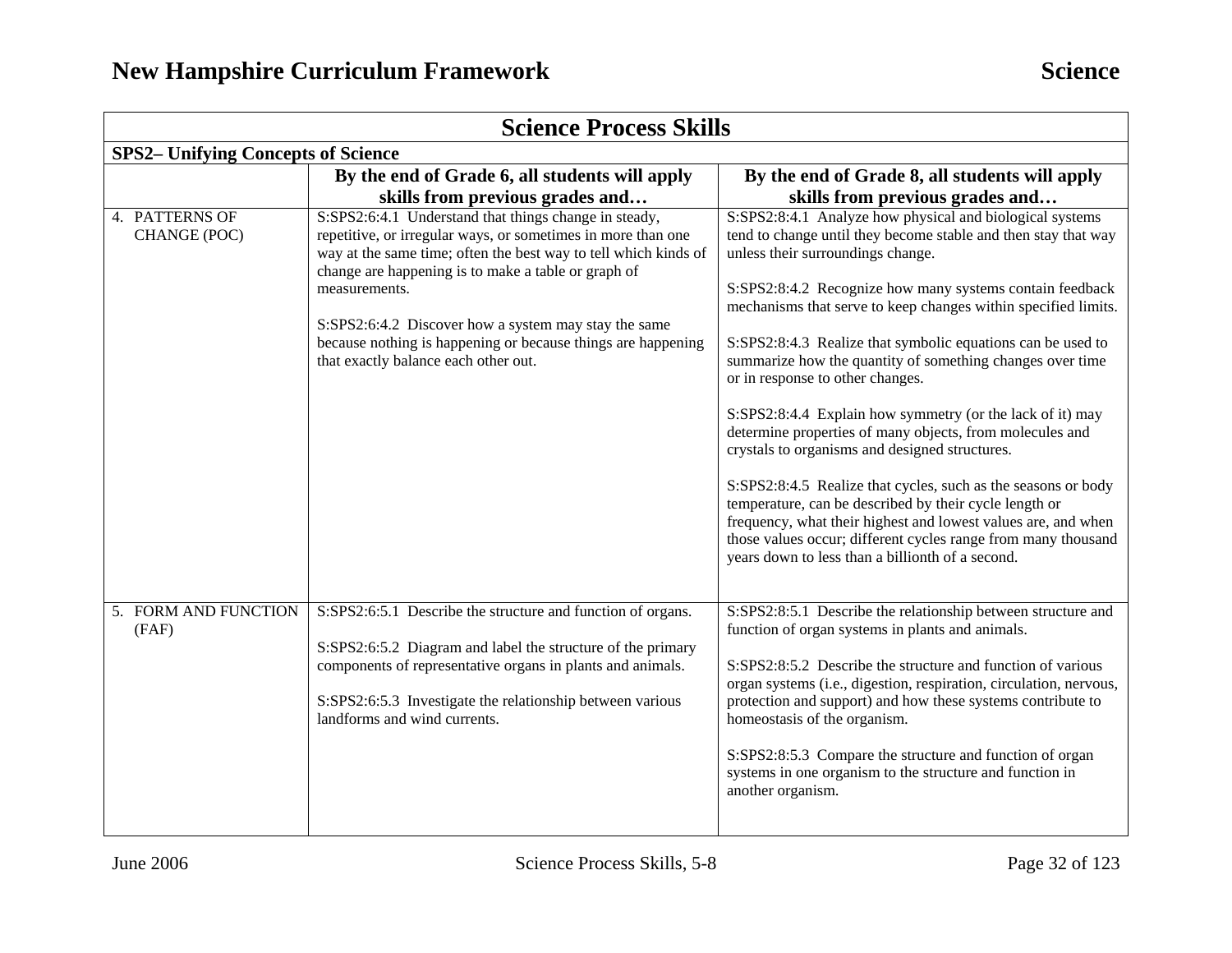## Science Process Skills

### SPS2– Unifying Concepts of Science

| | By the end of Grade 6, all students will apply skills from previous grades and… | By the end of Grade 8, all students will apply skills from previous grades and… |
|---|---|---|
| 4. PATTERNS OF CHANGE (POC) | S:SPS2:6:4.1 Understand that things change in steady, repetitive, or irregular ways, or sometimes in more than one way at the same time; often the best way to tell which kinds of change are happening is to make a table or graph of measurements.<br><br>S:SPS2:6:4.2 Discover how a system may stay the same because nothing is happening or because things are happening that exactly balance each other out. | S:SPS2:8:4.1 Analyze how physical and biological systems tend to change until they become stable and then stay that way unless their surroundings change.<br><br>S:SPS2:8:4.2 Recognize how many systems contain feedback mechanisms that serve to keep changes within specified limits.<br><br>S:SPS2:8:4.3 Realize that symbolic equations can be used to summarize how the quantity of something changes over time or in response to other changes.<br><br>S:SPS2:8:4.4 Explain how symmetry (or the lack of it) may determine properties of many objects, from molecules and crystals to organisms and designed structures.<br><br>S:SPS2:8:4.5 Realize that cycles, such as the seasons or body temperature, can be described by their cycle length or frequency, what their highest and lowest values are, and when those values occur; different cycles range from many thousand years down to less than a billionth of a second. |
| 5. FORM AND FUNCTION (FAF) | S:SPS2:6:5.1 Describe the structure and function of organs.<br><br>S:SPS2:6:5.2 Diagram and label the structure of the primary components of representative organs in plants and animals.<br><br>S:SPS2:6:5.3 Investigate the relationship between various landforms and wind currents. | S:SPS2:8:5.1 Describe the relationship between structure and function of organ systems in plants and animals.<br><br>S:SPS2:8:5.2 Describe the structure and function of various organ systems (i.e., digestion, respiration, circulation, nervous, protection and support) and how these systems contribute to homeostasis of the organism.<br><br>S:SPS2:8:5.3 Compare the structure and function of organ systems in one organism to the structure and function in another organism. |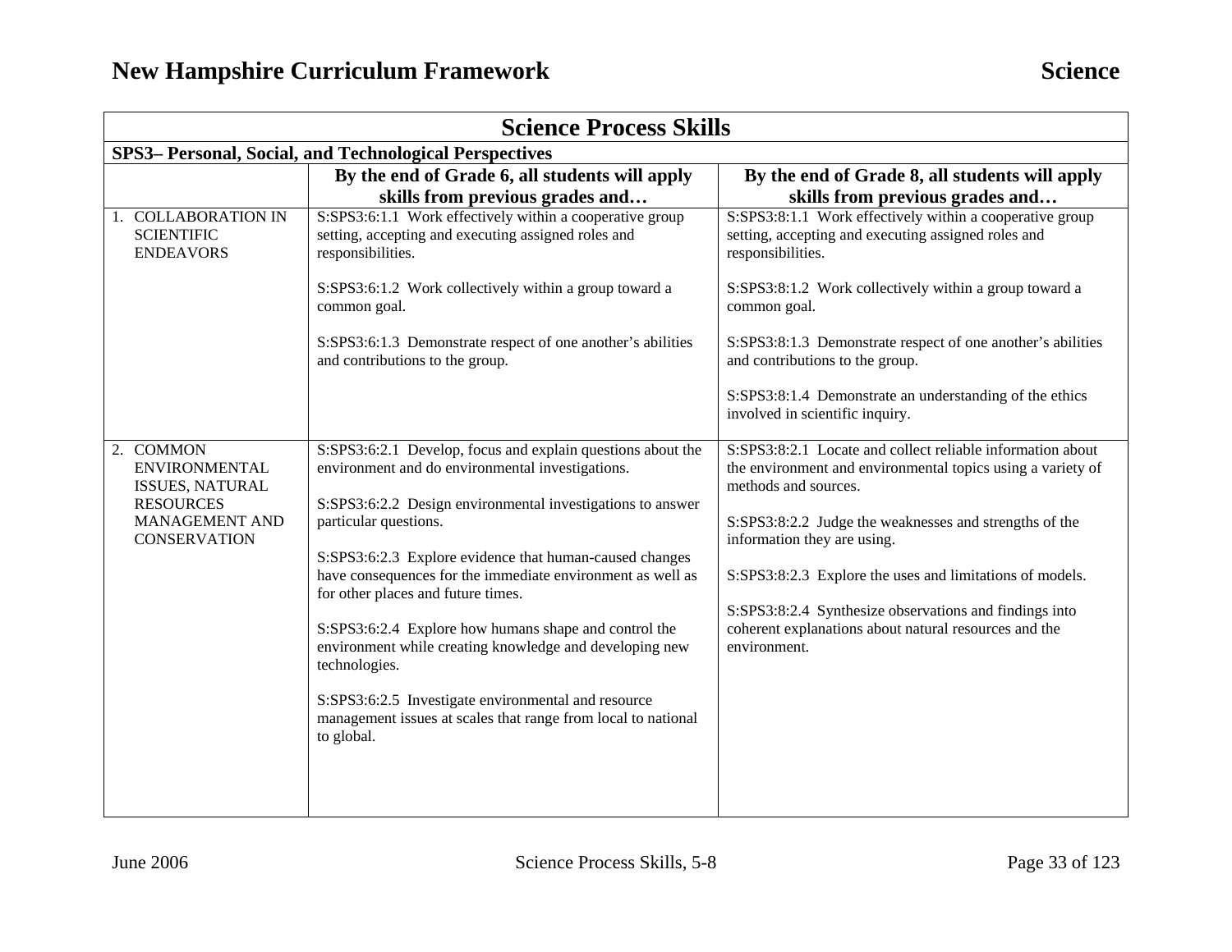## Science Process Skills

### SPS3– Personal, Social, and Technological Perspectives

| | By the end of Grade 6, all students will apply skills from previous grades and… | By the end of Grade 8, all students will apply skills from previous grades and… |
|---|---|---|
| 1. COLLABORATION IN SCIENTIFIC ENDEAVORS | S:SPS3:6:1.1 Work effectively within a cooperative group setting, accepting and executing assigned roles and responsibilities.<br><br>S:SPS3:6:1.2 Work collectively within a group toward a common goal.<br><br>S:SPS3:6:1.3 Demonstrate respect of one another's abilities and contributions to the group. | S:SPS3:8:1.1 Work effectively within a cooperative group setting, accepting and executing assigned roles and responsibilities.<br><br>S:SPS3:8:1.2 Work collectively within a group toward a common goal.<br><br>S:SPS3:8:1.3 Demonstrate respect of one another's abilities and contributions to the group.<br><br>S:SPS3:8:1.4 Demonstrate an understanding of the ethics involved in scientific inquiry. |
| 2. COMMON ENVIRONMENTAL ISSUES, NATURAL RESOURCES MANAGEMENT AND CONSERVATION | S:SPS3:6:2.1 Develop, focus and explain questions about the environment and do environmental investigations.<br><br>S:SPS3:6:2.2 Design environmental investigations to answer particular questions.<br><br>S:SPS3:6:2.3 Explore evidence that human-caused changes have consequences for the immediate environment as well as for other places and future times.<br><br>S:SPS3:6:2.4 Explore how humans shape and control the environment while creating knowledge and developing new technologies.<br><br>S:SPS3:6:2.5 Investigate environmental and resource management issues at scales that range from local to national to global. | S:SPS3:8:2.1 Locate and collect reliable information about the environment and environmental topics using a variety of methods and sources.<br><br>S:SPS3:8:2.2 Judge the weaknesses and strengths of the information they are using.<br><br>S:SPS3:8:2.3 Explore the uses and limitations of models.<br><br>S:SPS3:8:2.4 Synthesize observations and findings into coherent explanations about natural resources and the environment. |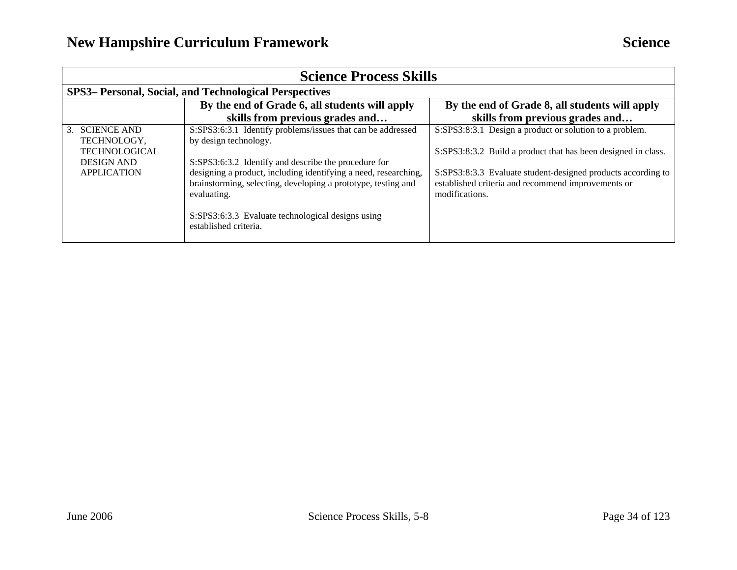| Science Process Skills | | |
|---|---|---|
| **SPS3– Personal, Social, and Technological Perspectives** | | |
| | **By the end of Grade 6, all students will apply skills from previous grades and…** | **By the end of Grade 8, all students will apply skills from previous grades and…** |
| 3. SCIENCE AND TECHNOLOGY, TECHNOLOGICAL DESIGN AND APPLICATION | S:SPS3:6:3.1 Identify problems/issues that can be addressed by design technology.<br><br>S:SPS3:6:3.2 Identify and describe the procedure for designing a product, including identifying a need, researching, brainstorming, selecting, developing a prototype, testing and evaluating.<br><br>S:SPS3:6:3.3 Evaluate technological designs using established criteria. | S:SPS3:8:3.1 Design a product or solution to a problem.<br><br>S:SPS3:8:3.2 Build a product that has been designed in class.<br><br>S:SPS3:8:3.3 Evaluate student-designed products according to established criteria and recommend improvements or modifications. |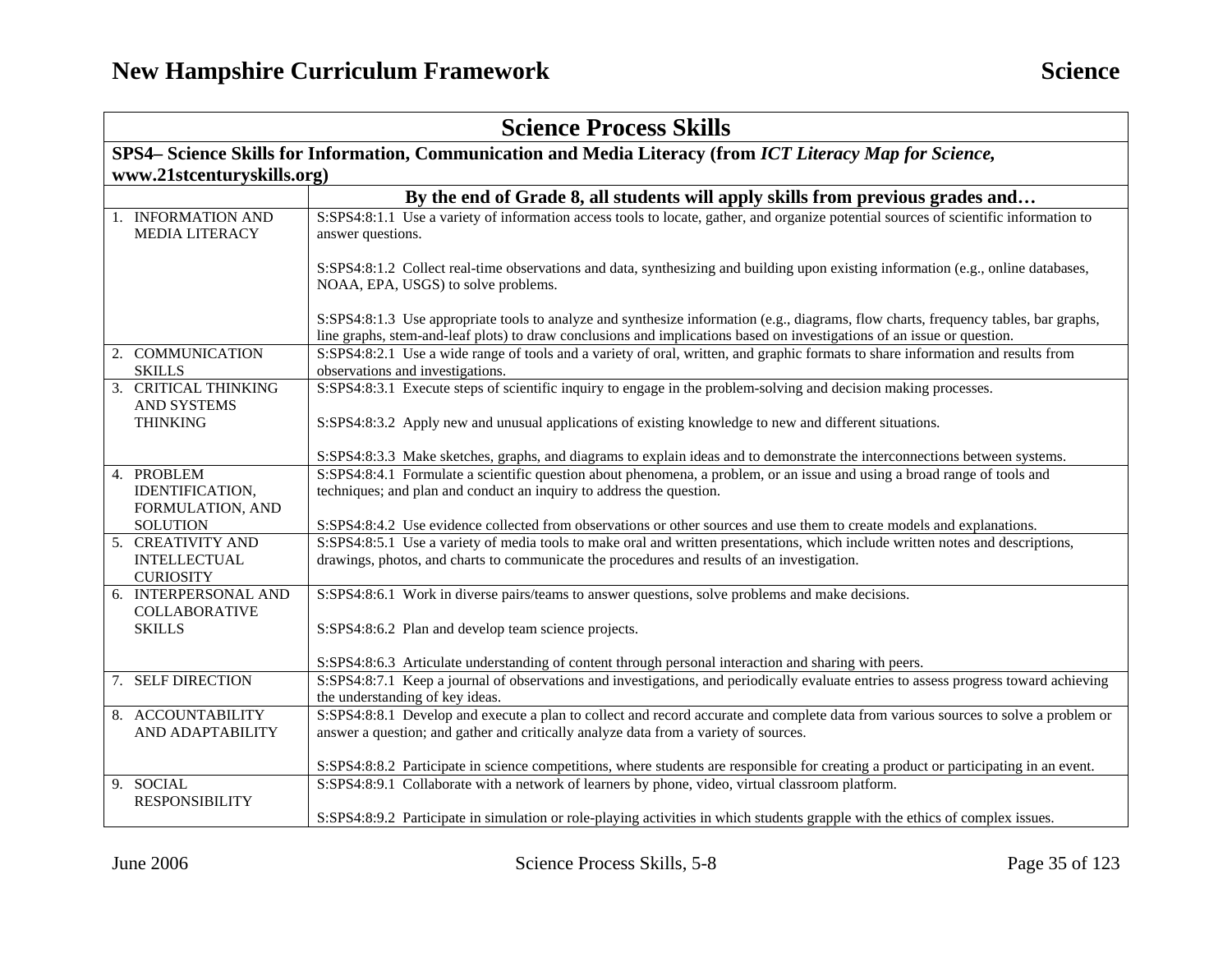## Science Process Skills

**SPS4– Science Skills for Information, Communication and Media Literacy (from *ICT Literacy Map for Science*, www.21stcenturyskills.org)**

| | **By the end of Grade 8, all students will apply skills from previous grades and…** |
|---|---|
| 1. INFORMATION AND MEDIA LITERACY | S:SPS4:8:1.1 Use a variety of information access tools to locate, gather, and organize potential sources of scientific information to answer questions.<br><br>S:SPS4:8:1.2 Collect real-time observations and data, synthesizing and building upon existing information (e.g., online databases, NOAA, EPA, USGS) to solve problems.<br><br>S:SPS4:8:1.3 Use appropriate tools to analyze and synthesize information (e.g., diagrams, flow charts, frequency tables, bar graphs, line graphs, stem-and-leaf plots) to draw conclusions and implications based on investigations of an issue or question. |
| 2. COMMUNICATION SKILLS | S:SPS4:8:2.1 Use a wide range of tools and a variety of oral, written, and graphic formats to share information and results from observations and investigations. |
| 3. CRITICAL THINKING AND SYSTEMS THINKING | S:SPS4:8:3.1 Execute steps of scientific inquiry to engage in the problem-solving and decision making processes.<br><br>S:SPS4:8:3.2 Apply new and unusual applications of existing knowledge to new and different situations.<br><br>S:SPS4:8:3.3 Make sketches, graphs, and diagrams to explain ideas and to demonstrate the interconnections between systems. |
| 4. PROBLEM IDENTIFICATION, FORMULATION, AND SOLUTION | S:SPS4:8:4.1 Formulate a scientific question about phenomena, a problem, or an issue and using a broad range of tools and techniques; and plan and conduct an inquiry to address the question.<br><br>S:SPS4:8:4.2 Use evidence collected from observations or other sources and use them to create models and explanations. |
| 5. CREATIVITY AND INTELLECTUAL CURIOSITY | S:SPS4:8:5.1 Use a variety of media tools to make oral and written presentations, which include written notes and descriptions, drawings, photos, and charts to communicate the procedures and results of an investigation. |
| 6. INTERPERSONAL AND COLLABORATIVE SKILLS | S:SPS4:8:6.1 Work in diverse pairs/teams to answer questions, solve problems and make decisions.<br><br>S:SPS4:8:6.2 Plan and develop team science projects.<br><br>S:SPS4:8:6.3 Articulate understanding of content through personal interaction and sharing with peers. |
| 7. SELF DIRECTION | S:SPS4:8:7.1 Keep a journal of observations and investigations, and periodically evaluate entries to assess progress toward achieving the understanding of key ideas. |
| 8. ACCOUNTABILITY AND ADAPTABILITY | S:SPS4:8:8.1 Develop and execute a plan to collect and record accurate and complete data from various sources to solve a problem or answer a question; and gather and critically analyze data from a variety of sources.<br><br>S:SPS4:8:8.2 Participate in science competitions, where students are responsible for creating a product or participating in an event. |
| 9. SOCIAL RESPONSIBILITY | S:SPS4:8:9.1 Collaborate with a network of learners by phone, video, virtual classroom platform.<br><br>S:SPS4:8:9.2 Participate in simulation or role-playing activities in which students grapple with the ethics of complex issues. |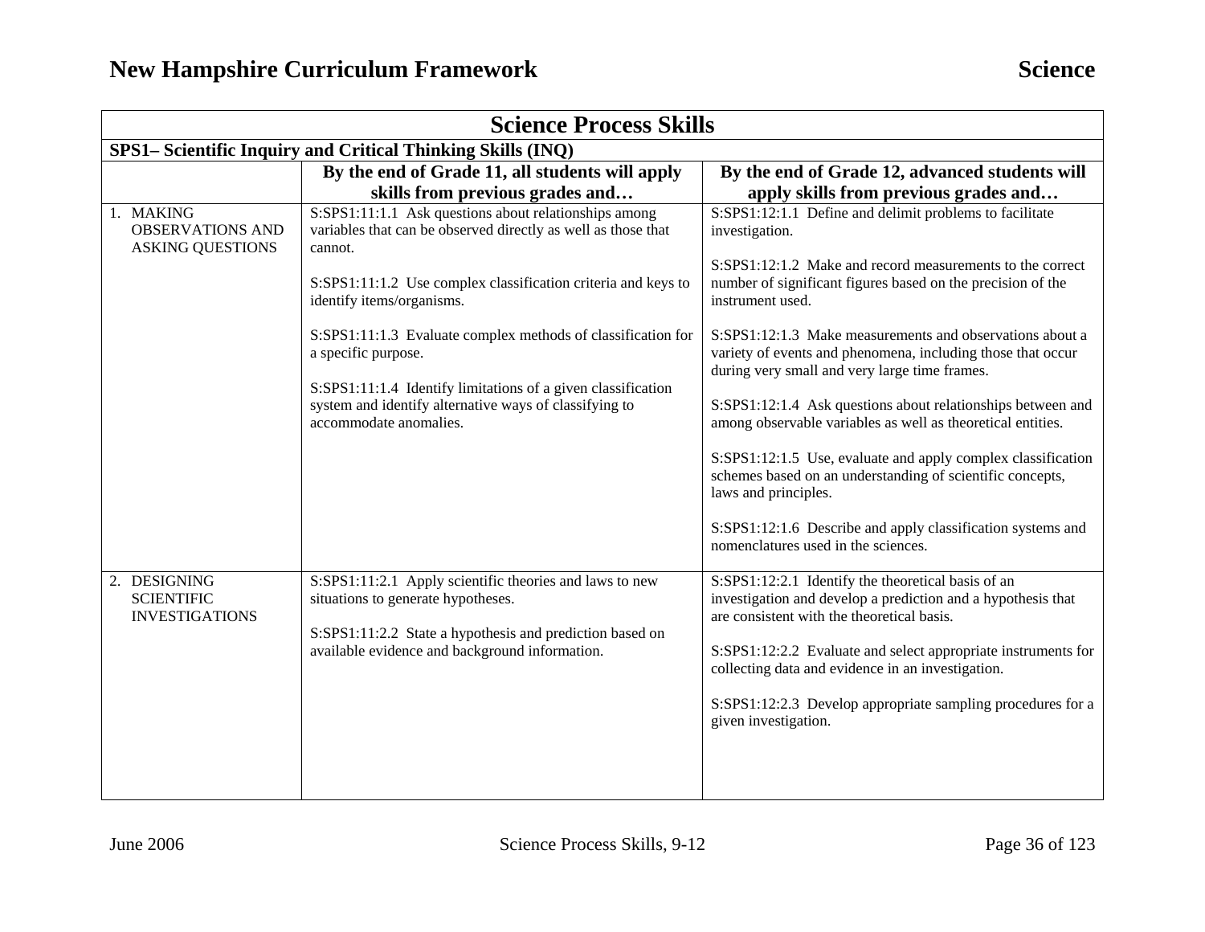# Science Process Skills

## SPS1– Scientific Inquiry and Critical Thinking Skills (INQ)

| | By the end of Grade 11, all students will apply skills from previous grades and… | By the end of Grade 12, advanced students will apply skills from previous grades and… |
|---|---|---|
| 1. MAKING OBSERVATIONS AND ASKING QUESTIONS | S:SPS1:11:1.1 Ask questions about relationships among variables that can be observed directly as well as those that cannot.<br><br>S:SPS1:11:1.2 Use complex classification criteria and keys to identify items/organisms.<br><br>S:SPS1:11:1.3 Evaluate complex methods of classification for a specific purpose.<br><br>S:SPS1:11:1.4 Identify limitations of a given classification system and identify alternative ways of classifying to accommodate anomalies. | S:SPS1:12:1.1 Define and delimit problems to facilitate investigation.<br><br>S:SPS1:12:1.2 Make and record measurements to the correct number of significant figures based on the precision of the instrument used.<br><br>S:SPS1:12:1.3 Make measurements and observations about a variety of events and phenomena, including those that occur during very small and very large time frames.<br><br>S:SPS1:12:1.4 Ask questions about relationships between and among observable variables as well as theoretical entities.<br><br>S:SPS1:12:1.5 Use, evaluate and apply complex classification schemes based on an understanding of scientific concepts, laws and principles.<br><br>S:SPS1:12:1.6 Describe and apply classification systems and nomenclatures used in the sciences. |
| 2. DESIGNING SCIENTIFIC INVESTIGATIONS | S:SPS1:11:2.1 Apply scientific theories and laws to new situations to generate hypotheses.<br><br>S:SPS1:11:2.2 State a hypothesis and prediction based on available evidence and background information. | S:SPS1:12:2.1 Identify the theoretical basis of an investigation and develop a prediction and a hypothesis that are consistent with the theoretical basis.<br><br>S:SPS1:12:2.2 Evaluate and select appropriate instruments for collecting data and evidence in an investigation.<br><br>S:SPS1:12:2.3 Develop appropriate sampling procedures for a given investigation. |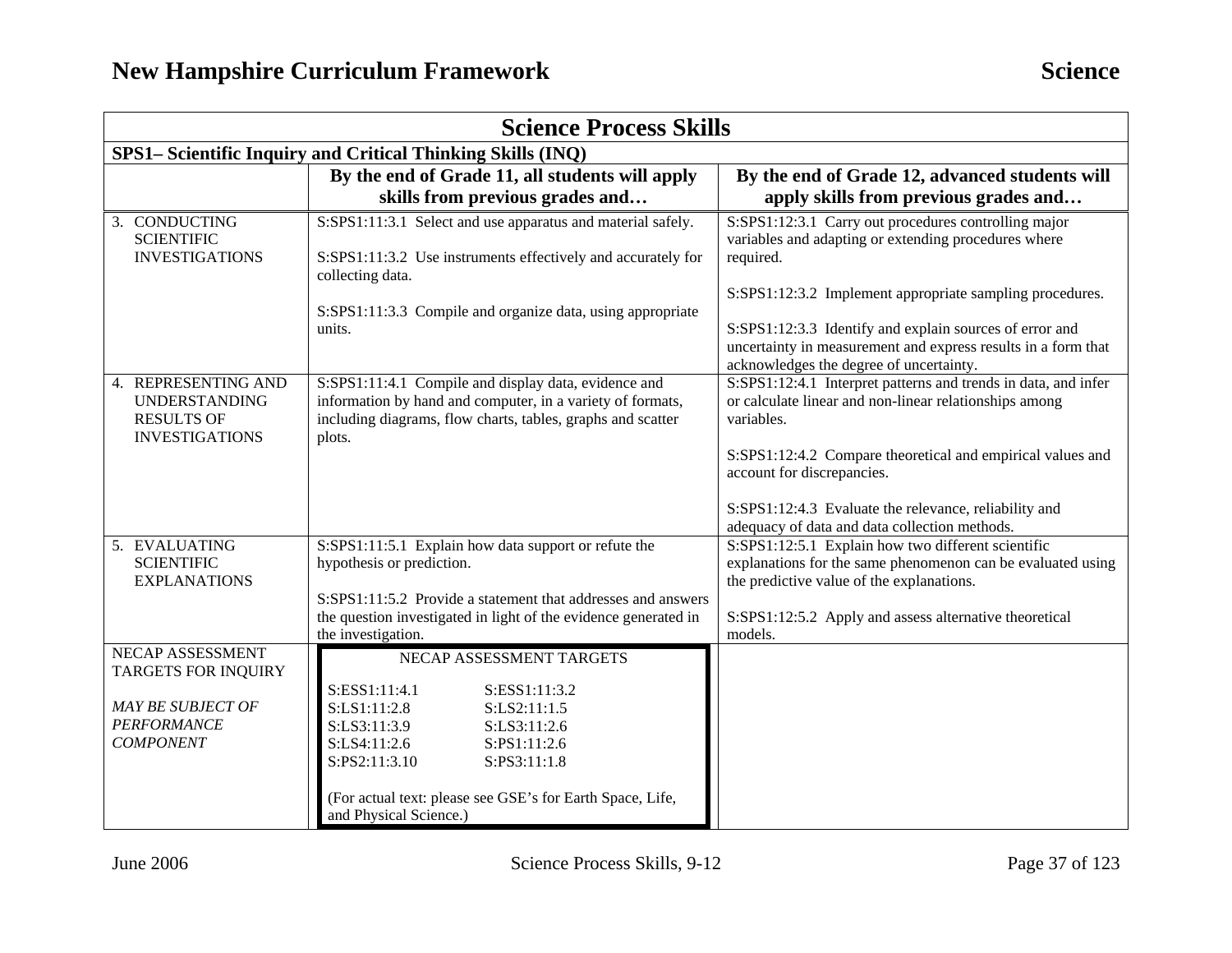## Science Process Skills

### SPS1– Scientific Inquiry and Critical Thinking Skills (INQ)

| | By the end of Grade 11, all students will apply skills from previous grades and… | By the end of Grade 12, advanced students will apply skills from previous grades and… |
|---|---|---|
| 3. CONDUCTING SCIENTIFIC INVESTIGATIONS | S:SPS1:11:3.1 Select and use apparatus and material safely.<br><br>S:SPS1:11:3.2 Use instruments effectively and accurately for collecting data.<br><br>S:SPS1:11:3.3 Compile and organize data, using appropriate units. | S:SPS1:12:3.1 Carry out procedures controlling major variables and adapting or extending procedures where required.<br><br>S:SPS1:12:3.2 Implement appropriate sampling procedures.<br><br>S:SPS1:12:3.3 Identify and explain sources of error and uncertainty in measurement and express results in a form that acknowledges the degree of uncertainty. |
| 4. REPRESENTING AND UNDERSTANDING RESULTS OF INVESTIGATIONS | S:SPS1:11:4.1 Compile and display data, evidence and information by hand and computer, in a variety of formats, including diagrams, flow charts, tables, graphs and scatter plots. | S:SPS1:12:4.1 Interpret patterns and trends in data, and infer or calculate linear and non-linear relationships among variables.<br><br>S:SPS1:12:4.2 Compare theoretical and empirical values and account for discrepancies.<br><br>S:SPS1:12:4.3 Evaluate the relevance, reliability and adequacy of data and data collection methods. |
| 5. EVALUATING SCIENTIFIC EXPLANATIONS | S:SPS1:11:5.1 Explain how data support or refute the hypothesis or prediction.<br><br>S:SPS1:11:5.2 Provide a statement that addresses and answers the question investigated in light of the evidence generated in the investigation. | S:SPS1:12:5.1 Explain how two different scientific explanations for the same phenomenon can be evaluated using the predictive value of the explanations.<br><br>S:SPS1:12:5.2 Apply and assess alternative theoretical models. |
| NECAP ASSESSMENT TARGETS FOR INQUIRY<br><br>*MAY BE SUBJECT OF PERFORMANCE COMPONENT* | NECAP ASSESSMENT TARGETS<br><br>S:ESS1:11:4.1 S:ESS1:11:3.2<br>S:LS1:11:2.8 S:LS2:11:1.5<br>S:LS3:11:3.9 S:LS3:11:2.6<br>S:LS4:11:2.6 S:PS1:11:2.6<br>S:PS2:11:3.10 S:PS3:11:1.8<br><br>(For actual text: please see GSE's for Earth Space, Life, and Physical Science.) | |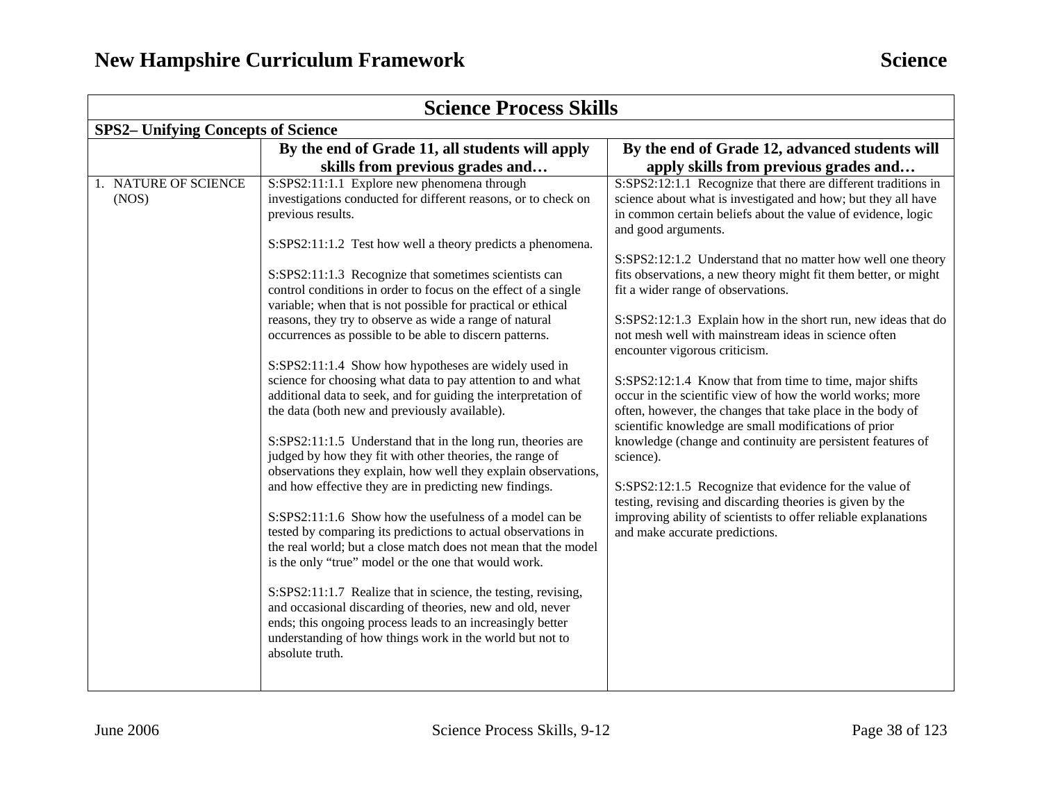## Science Process Skills

**SPS2– Unifying Concepts of Science**

| | By the end of Grade 11, all students will apply skills from previous grades and… | By the end of Grade 12, advanced students will apply skills from previous grades and… |
|---|---|---|
| 1. NATURE OF SCIENCE (NOS) | S:SPS2:11:1.1 Explore new phenomena through investigations conducted for different reasons, or to check on previous results.<br><br>S:SPS2:11:1.2 Test how well a theory predicts a phenomena.<br><br>S:SPS2:11:1.3 Recognize that sometimes scientists can control conditions in order to focus on the effect of a single variable; when that is not possible for practical or ethical reasons, they try to observe as wide a range of natural occurrences as possible to be able to discern patterns.<br><br>S:SPS2:11:1.4 Show how hypotheses are widely used in science for choosing what data to pay attention to and what additional data to seek, and for guiding the interpretation of the data (both new and previously available).<br><br>S:SPS2:11:1.5 Understand that in the long run, theories are judged by how they fit with other theories, the range of observations they explain, how well they explain observations, and how effective they are in predicting new findings.<br><br>S:SPS2:11:1.6 Show how the usefulness of a model can be tested by comparing its predictions to actual observations in the real world; but a close match does not mean that the model is the only "true" model or the one that would work.<br><br>S:SPS2:11:1.7 Realize that in science, the testing, revising, and occasional discarding of theories, new and old, never ends; this ongoing process leads to an increasingly better understanding of how things work in the world but not to absolute truth. | S:SPS2:12:1.1 Recognize that there are different traditions in science about what is investigated and how; but they all have in common certain beliefs about the value of evidence, logic and good arguments.<br><br>S:SPS2:12:1.2 Understand that no matter how well one theory fits observations, a new theory might fit them better, or might fit a wider range of observations.<br><br>S:SPS2:12:1.3 Explain how in the short run, new ideas that do not mesh well with mainstream ideas in science often encounter vigorous criticism.<br><br>S:SPS2:12:1.4 Know that from time to time, major shifts occur in the scientific view of how the world works; more often, however, the changes that take place in the body of scientific knowledge are small modifications of prior knowledge (change and continuity are persistent features of science).<br><br>S:SPS2:12:1.5 Recognize that evidence for the value of testing, revising and discarding theories is given by the improving ability of scientists to offer reliable explanations and make accurate predictions. |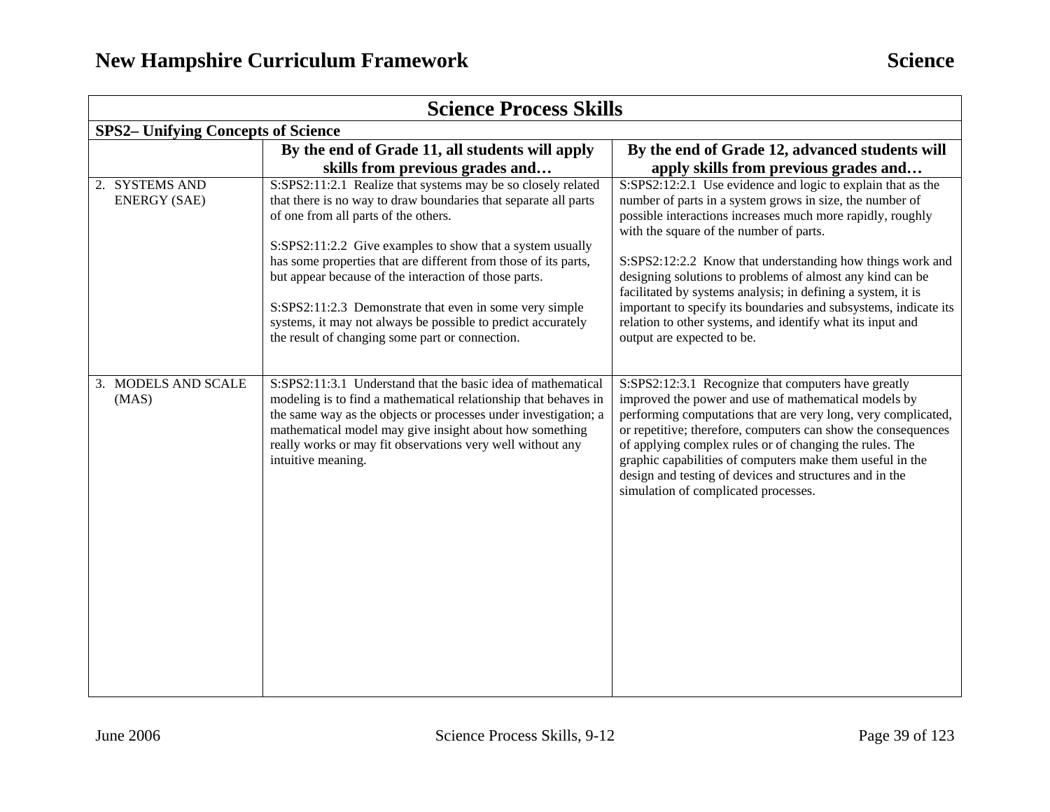## Science Process Skills

**SPS2– Unifying Concepts of Science**

| | By the end of Grade 11, all students will apply skills from previous grades and… | By the end of Grade 12, advanced students will apply skills from previous grades and… |
|---|---|---|
| 2. SYSTEMS AND ENERGY (SAE) | S:SPS2:11:2.1 Realize that systems may be so closely related that there is no way to draw boundaries that separate all parts of one from all parts of the others.<br><br>S:SPS2:11:2.2 Give examples to show that a system usually has some properties that are different from those of its parts, but appear because of the interaction of those parts.<br><br>S:SPS2:11:2.3 Demonstrate that even in some very simple systems, it may not always be possible to predict accurately the result of changing some part or connection. | S:SPS2:12:2.1 Use evidence and logic to explain that as the number of parts in a system grows in size, the number of possible interactions increases much more rapidly, roughly with the square of the number of parts.<br><br>S:SPS2:12:2.2 Know that understanding how things work and designing solutions to problems of almost any kind can be facilitated by systems analysis; in defining a system, it is important to specify its boundaries and subsystems, indicate its relation to other systems, and identify what its input and output are expected to be. |
| 3. MODELS AND SCALE (MAS) | S:SPS2:11:3.1 Understand that the basic idea of mathematical modeling is to find a mathematical relationship that behaves in the same way as the objects or processes under investigation; a mathematical model may give insight about how something really works or may fit observations very well without any intuitive meaning. | S:SPS2:12:3.1 Recognize that computers have greatly improved the power and use of mathematical models by performing computations that are very long, very complicated, or repetitive; therefore, computers can show the consequences of applying complex rules or of changing the rules. The graphic capabilities of computers make them useful in the design and testing of devices and structures and in the simulation of complicated processes. |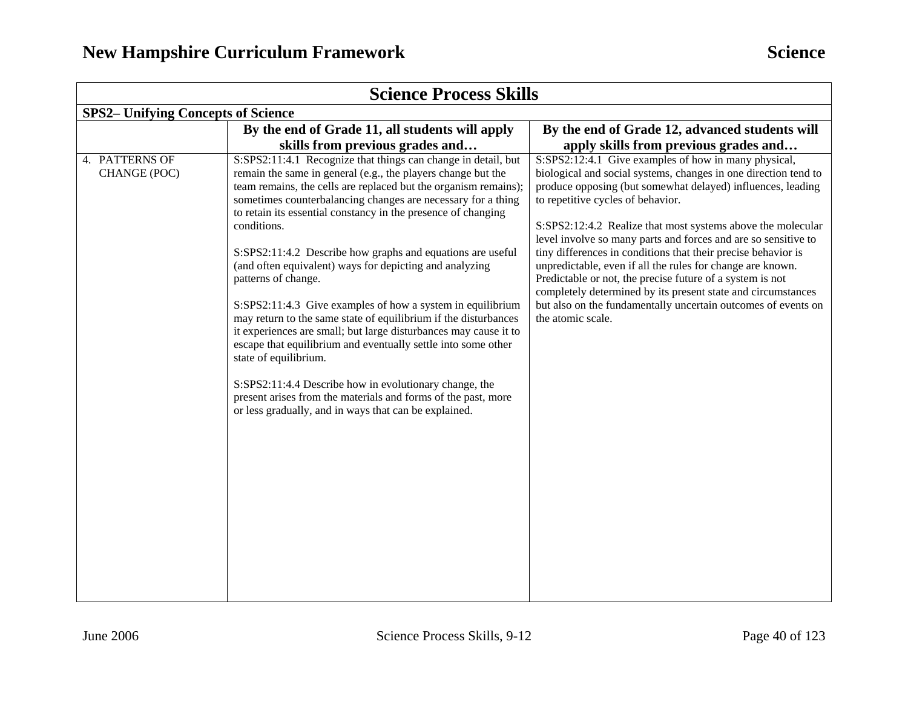## Science Process Skills

**SPS2– Unifying Concepts of Science**

| | By the end of Grade 11, all students will apply skills from previous grades and… | By the end of Grade 12, advanced students will apply skills from previous grades and… |
|---|---|---|
| 4. PATTERNS OF CHANGE (POC) | S:SPS2:11:4.1 Recognize that things can change in detail, but remain the same in general (e.g., the players change but the team remains, the cells are replaced but the organism remains); sometimes counterbalancing changes are necessary for a thing to retain its essential constancy in the presence of changing conditions.<br><br>S:SPS2:11:4.2 Describe how graphs and equations are useful (and often equivalent) ways for depicting and analyzing patterns of change.<br><br>S:SPS2:11:4.3 Give examples of how a system in equilibrium may return to the same state of equilibrium if the disturbances it experiences are small; but large disturbances may cause it to escape that equilibrium and eventually settle into some other state of equilibrium.<br><br>S:SPS2:11:4.4 Describe how in evolutionary change, the present arises from the materials and forms of the past, more or less gradually, and in ways that can be explained. | S:SPS2:12:4.1 Give examples of how in many physical, biological and social systems, changes in one direction tend to produce opposing (but somewhat delayed) influences, leading to repetitive cycles of behavior.<br><br>S:SPS2:12:4.2 Realize that most systems above the molecular level involve so many parts and forces and are so sensitive to tiny differences in conditions that their precise behavior is unpredictable, even if all the rules for change are known. Predictable or not, the precise future of a system is not completely determined by its present state and circumstances but also on the fundamentally uncertain outcomes of events on the atomic scale. |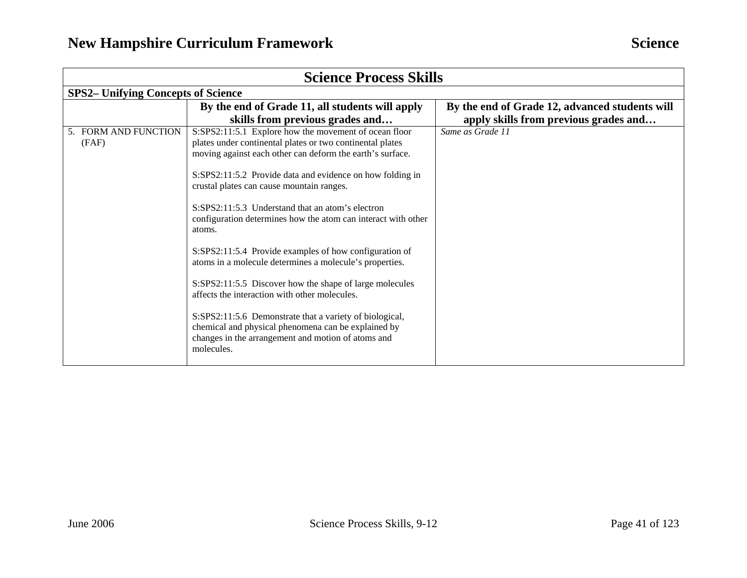| Science Process Skills | | |
|---|---|---|
| **SPS2– Unifying Concepts of Science** | | |
| | **By the end of Grade 11, all students will apply skills from previous grades and…** | **By the end of Grade 12, advanced students will apply skills from previous grades and…** |
| 5. FORM AND FUNCTION (FAF) | S:SPS2:11:5.1 Explore how the movement of ocean floor plates under continental plates or two continental plates moving against each other can deform the earth's surface.<br><br>S:SPS2:11:5.2 Provide data and evidence on how folding in crustal plates can cause mountain ranges.<br><br>S:SPS2:11:5.3 Understand that an atom's electron configuration determines how the atom can interact with other atoms.<br><br>S:SPS2:11:5.4 Provide examples of how configuration of atoms in a molecule determines a molecule's properties.<br><br>S:SPS2:11:5.5 Discover how the shape of large molecules affects the interaction with other molecules.<br><br>S:SPS2:11:5.6 Demonstrate that a variety of biological, chemical and physical phenomena can be explained by changes in the arrangement and motion of atoms and molecules. | *Same as Grade 11* |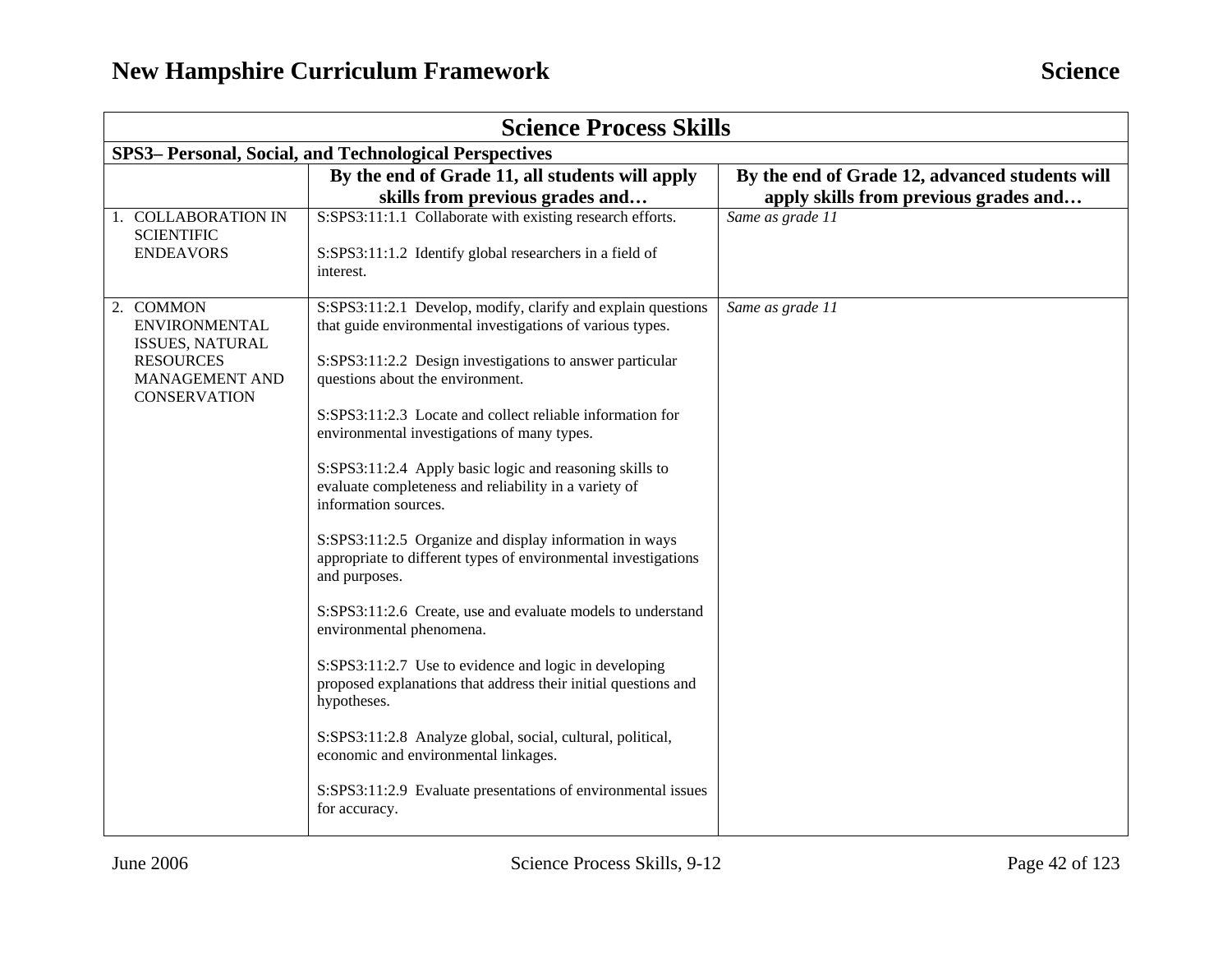# New Hampshire Curriculum Framework — Science

## Science Process Skills

**SPS3– Personal, Social, and Technological Perspectives**

| | By the end of Grade 11, all students will apply skills from previous grades and… | By the end of Grade 12, advanced students will apply skills from previous grades and… |
|---|---|---|
| 1. COLLABORATION IN SCIENTIFIC ENDEAVORS | S:SPS3:11:1.1 Collaborate with existing research efforts.<br><br>S:SPS3:11:1.2 Identify global researchers in a field of interest. | *Same as grade 11* |
| 2. COMMON ENVIRONMENTAL ISSUES, NATURAL RESOURCES MANAGEMENT AND CONSERVATION | S:SPS3:11:2.1 Develop, modify, clarify and explain questions that guide environmental investigations of various types.<br><br>S:SPS3:11:2.2 Design investigations to answer particular questions about the environment.<br><br>S:SPS3:11:2.3 Locate and collect reliable information for environmental investigations of many types.<br><br>S:SPS3:11:2.4 Apply basic logic and reasoning skills to evaluate completeness and reliability in a variety of information sources.<br><br>S:SPS3:11:2.5 Organize and display information in ways appropriate to different types of environmental investigations and purposes.<br><br>S:SPS3:11:2.6 Create, use and evaluate models to understand environmental phenomena.<br><br>S:SPS3:11:2.7 Use to evidence and logic in developing proposed explanations that address their initial questions and hypotheses.<br><br>S:SPS3:11:2.8 Analyze global, social, cultural, political, economic and environmental linkages.<br><br>S:SPS3:11:2.9 Evaluate presentations of environmental issues for accuracy. | *Same as grade 11* |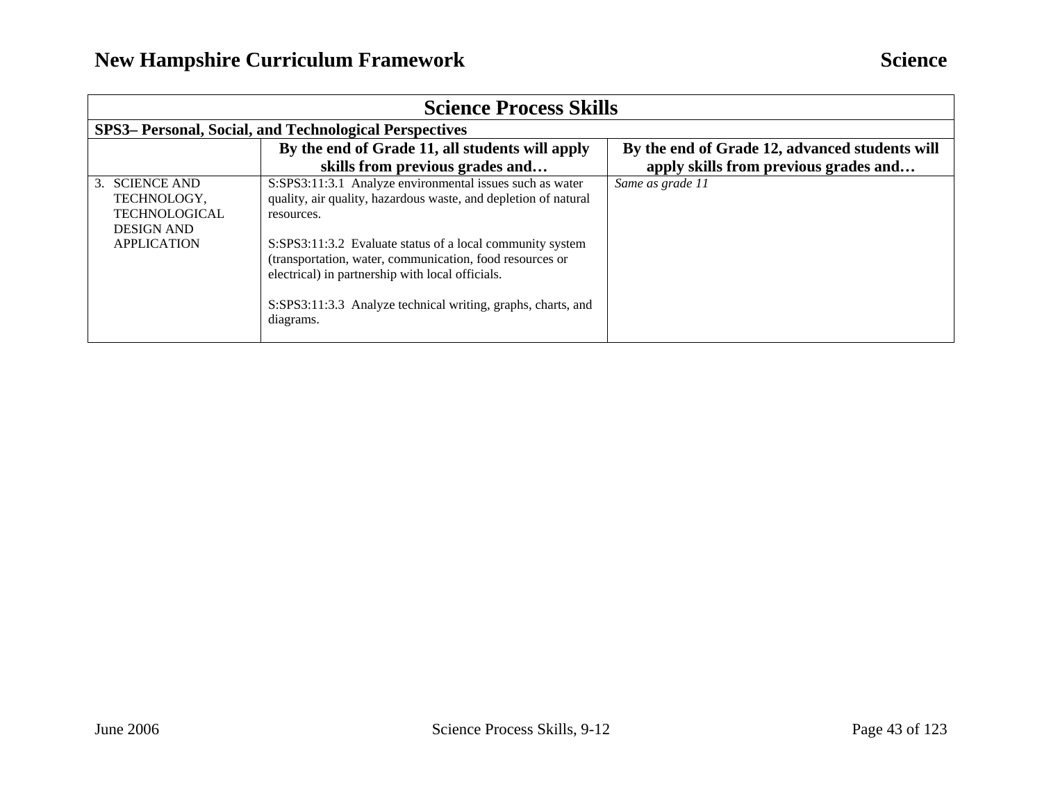| Science Process Skills | | |
|---|---|---|
| **SPS3– Personal, Social, and Technological Perspectives** | | |
| | **By the end of Grade 11, all students will apply skills from previous grades and…** | **By the end of Grade 12, advanced students will apply skills from previous grades and…** |
| 3. SCIENCE AND TECHNOLOGY, TECHNOLOGICAL DESIGN AND APPLICATION | S:SPS3:11:3.1 Analyze environmental issues such as water quality, air quality, hazardous waste, and depletion of natural resources.<br><br>S:SPS3:11:3.2 Evaluate status of a local community system (transportation, water, communication, food resources or electrical) in partnership with local officials.<br><br>S:SPS3:11:3.3 Analyze technical writing, graphs, charts, and diagrams. | *Same as grade 11* |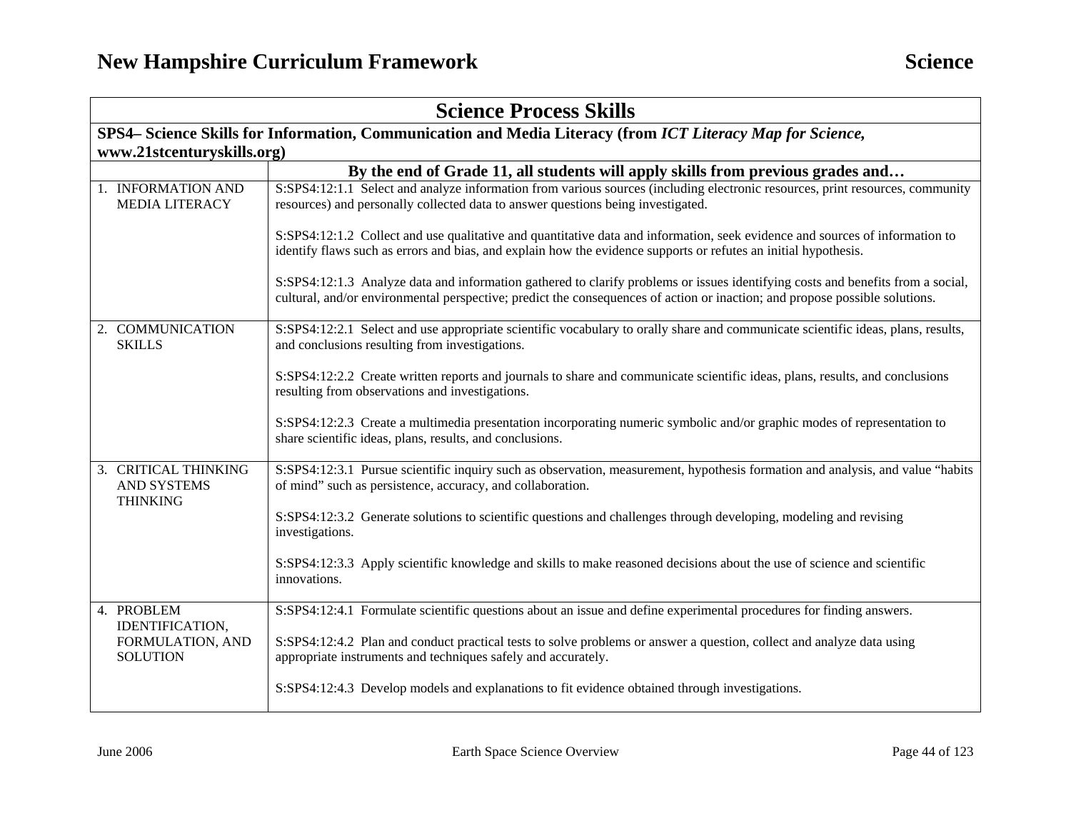## Science Process Skills

**SPS4– Science Skills for Information, Communication and Media Literacy (from *ICT Literacy Map for Science*, www.21stcenturyskills.org)**

| | By the end of Grade 11, all students will apply skills from previous grades and… |
|---|---|
| 1. INFORMATION AND MEDIA LITERACY | S:SPS4:12:1.1 Select and analyze information from various sources (including electronic resources, print resources, community resources) and personally collected data to answer questions being investigated.<br><br>S:SPS4:12:1.2 Collect and use qualitative and quantitative data and information, seek evidence and sources of information to identify flaws such as errors and bias, and explain how the evidence supports or refutes an initial hypothesis.<br><br>S:SPS4:12:1.3 Analyze data and information gathered to clarify problems or issues identifying costs and benefits from a social, cultural, and/or environmental perspective; predict the consequences of action or inaction; and propose possible solutions. |
| 2. COMMUNICATION SKILLS | S:SPS4:12:2.1 Select and use appropriate scientific vocabulary to orally share and communicate scientific ideas, plans, results, and conclusions resulting from investigations.<br><br>S:SPS4:12:2.2 Create written reports and journals to share and communicate scientific ideas, plans, results, and conclusions resulting from observations and investigations.<br><br>S:SPS4:12:2.3 Create a multimedia presentation incorporating numeric symbolic and/or graphic modes of representation to share scientific ideas, plans, results, and conclusions. |
| 3. CRITICAL THINKING AND SYSTEMS THINKING | S:SPS4:12:3.1 Pursue scientific inquiry such as observation, measurement, hypothesis formation and analysis, and value "habits of mind" such as persistence, accuracy, and collaboration.<br><br>S:SPS4:12:3.2 Generate solutions to scientific questions and challenges through developing, modeling and revising investigations.<br><br>S:SPS4:12:3.3 Apply scientific knowledge and skills to make reasoned decisions about the use of science and scientific innovations. |
| 4. PROBLEM IDENTIFICATION, FORMULATION, AND SOLUTION | S:SPS4:12:4.1 Formulate scientific questions about an issue and define experimental procedures for finding answers.<br><br>S:SPS4:12:4.2 Plan and conduct practical tests to solve problems or answer a question, collect and analyze data using appropriate instruments and techniques safely and accurately.<br><br>S:SPS4:12:4.3 Develop models and explanations to fit evidence obtained through investigations. |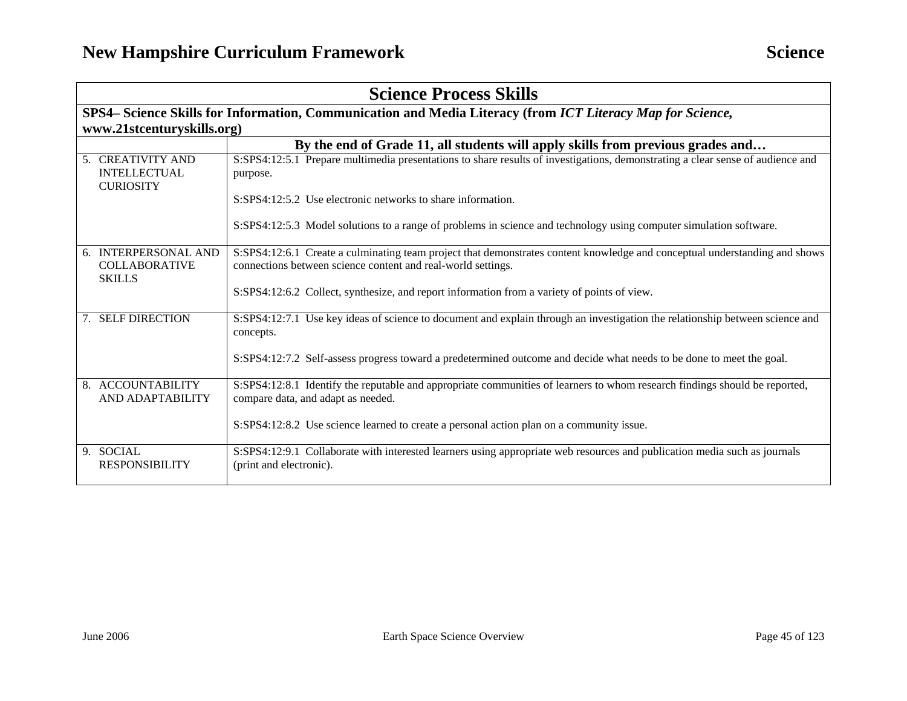| Science Process Skills | |
|---|---|
| **SPS4– Science Skills for Information, Communication and Media Literacy (from *ICT Literacy Map for Science*, www.21stcenturyskills.org)** | |
| | **By the end of Grade 11, all students will apply skills from previous grades and…** |
| 5. CREATIVITY AND INTELLECTUAL CURIOSITY | S:SPS4:12:5.1 Prepare multimedia presentations to share results of investigations, demonstrating a clear sense of audience and purpose.<br><br>S:SPS4:12:5.2 Use electronic networks to share information.<br><br>S:SPS4:12:5.3 Model solutions to a range of problems in science and technology using computer simulation software. |
| 6. INTERPERSONAL AND COLLABORATIVE SKILLS | S:SPS4:12:6.1 Create a culminating team project that demonstrates content knowledge and conceptual understanding and shows connections between science content and real-world settings.<br><br>S:SPS4:12:6.2 Collect, synthesize, and report information from a variety of points of view. |
| 7. SELF DIRECTION | S:SPS4:12:7.1 Use key ideas of science to document and explain through an investigation the relationship between science and concepts.<br><br>S:SPS4:12:7.2 Self-assess progress toward a predetermined outcome and decide what needs to be done to meet the goal. |
| 8. ACCOUNTABILITY AND ADAPTABILITY | S:SPS4:12:8.1 Identify the reputable and appropriate communities of learners to whom research findings should be reported, compare data, and adapt as needed.<br><br>S:SPS4:12:8.2 Use science learned to create a personal action plan on a community issue. |
| 9. SOCIAL RESPONSIBILITY | S:SPS4:12:9.1 Collaborate with interested learners using appropriate web resources and publication media such as journals (print and electronic). |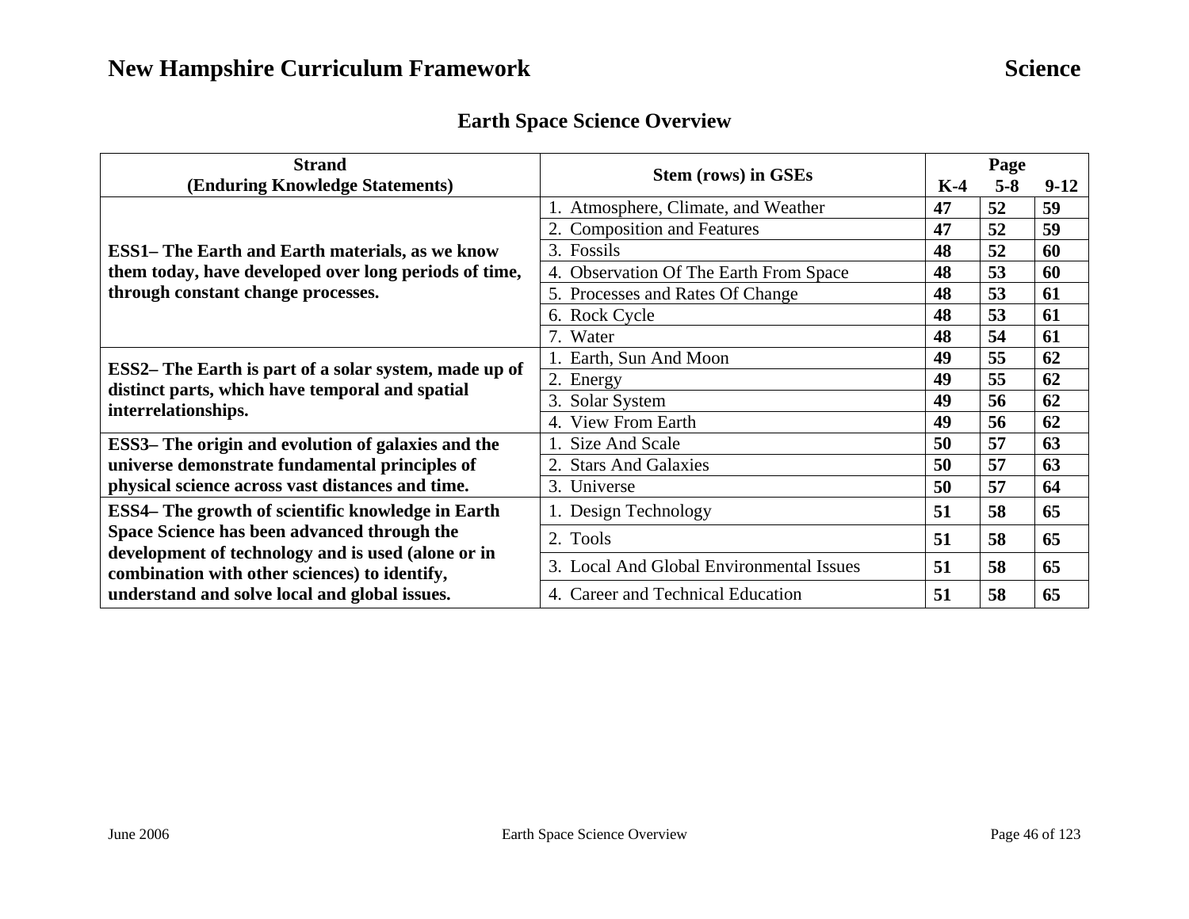# Earth Space Science Overview

| Strand (Enduring Knowledge Statements) | Stem (rows) in GSEs | Page K-4 | Page 5-8 | Page 9-12 |
|---|---|---|---|---|
| **ESS1– The Earth and Earth materials, as we know them today, have developed over long periods of time, through constant change processes.** | 1. Atmosphere, Climate, and Weather | **47** | **52** | **59** |
| | 2. Composition and Features | **47** | **52** | **59** |
| | 3. Fossils | **48** | **52** | **60** |
| | 4. Observation Of The Earth From Space | **48** | **53** | **60** |
| | 5. Processes and Rates Of Change | **48** | **53** | **61** |
| | 6. Rock Cycle | **48** | **53** | **61** |
| | 7. Water | **48** | **54** | **61** |
| **ESS2– The Earth is part of a solar system, made up of distinct parts, which have temporal and spatial interrelationships.** | 1. Earth, Sun And Moon | **49** | **55** | **62** |
| | 2. Energy | **49** | **55** | **62** |
| | 3. Solar System | **49** | **56** | **62** |
| | 4. View From Earth | **49** | **56** | **62** |
| **ESS3– The origin and evolution of galaxies and the universe demonstrate fundamental principles of physical science across vast distances and time.** | 1. Size And Scale | **50** | **57** | **63** |
| | 2. Stars And Galaxies | **50** | **57** | **63** |
| | 3. Universe | **50** | **57** | **64** |
| **ESS4– The growth of scientific knowledge in Earth Space Science has been advanced through the development of technology and is used (alone or in combination with other sciences) to identify, understand and solve local and global issues.** | 1. Design Technology | **51** | **58** | **65** |
| | 2. Tools | **51** | **58** | **65** |
| | 3. Local And Global Environmental Issues | **51** | **58** | **65** |
| | 4. Career and Technical Education | **51** | **58** | **65** |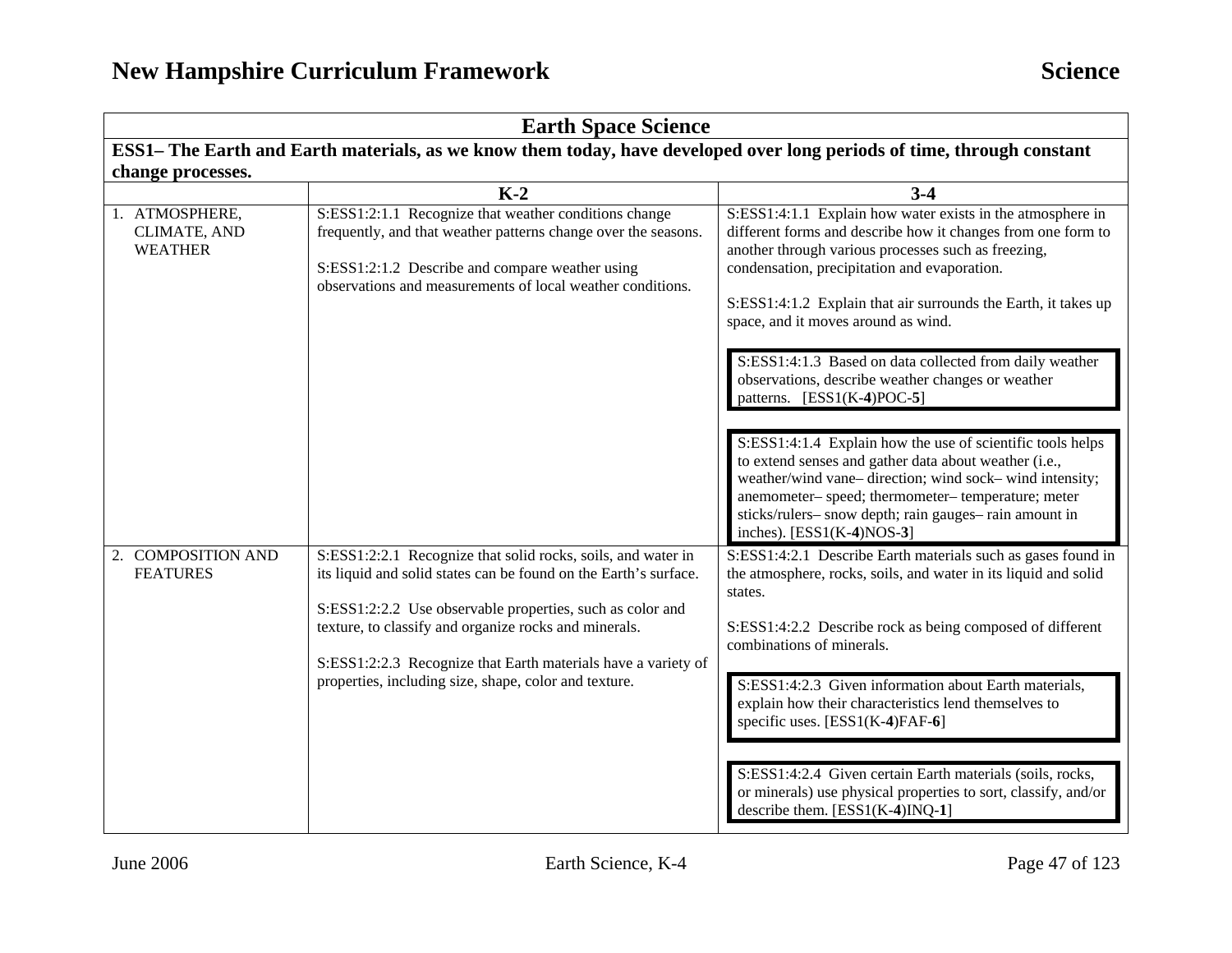| Earth Space Science | | |
|---|---|---|
| **ESS1– The Earth and Earth materials, as we know them today, have developed over long periods of time, through constant change processes.** | | |
| | **K-2** | **3-4** |
| 1. ATMOSPHERE, CLIMATE, AND WEATHER | S:ESS1:2:1.1 Recognize that weather conditions change frequently, and that weather patterns change over the seasons.<br><br>S:ESS1:2:1.2 Describe and compare weather using observations and measurements of local weather conditions. | S:ESS1:4:1.1 Explain how water exists in the atmosphere in different forms and describe how it changes from one form to another through various processes such as freezing, condensation, precipitation and evaporation.<br><br>S:ESS1:4:1.2 Explain that air surrounds the Earth, it takes up space, and it moves around as wind.<br><br>S:ESS1:4:1.3 Based on data collected from daily weather observations, describe weather changes or weather patterns. [ESS1(K-**4**)POC-**5**]<br><br>S:ESS1:4:1.4 Explain how the use of scientific tools helps to extend senses and gather data about weather (i.e., weather/wind vane– direction; wind sock– wind intensity; anemometer– speed; thermometer– temperature; meter sticks/rulers– snow depth; rain gauges– rain amount in inches). [ESS1(K-**4**)NOS-**3**] |
| 2. COMPOSITION AND FEATURES | S:ESS1:2:2.1 Recognize that solid rocks, soils, and water in its liquid and solid states can be found on the Earth's surface.<br><br>S:ESS1:2:2.2 Use observable properties, such as color and texture, to classify and organize rocks and minerals.<br><br>S:ESS1:2:2.3 Recognize that Earth materials have a variety of properties, including size, shape, color and texture. | S:ESS1:4:2.1 Describe Earth materials such as gases found in the atmosphere, rocks, soils, and water in its liquid and solid states.<br><br>S:ESS1:4:2.2 Describe rock as being composed of different combinations of minerals.<br><br>S:ESS1:4:2.3 Given information about Earth materials, explain how their characteristics lend themselves to specific uses. [ESS1(K-**4**)FAF-**6**]<br><br>S:ESS1:4:2.4 Given certain Earth materials (soils, rocks, or minerals) use physical properties to sort, classify, and/or describe them. [ESS1(K-**4**)INQ-**1**] |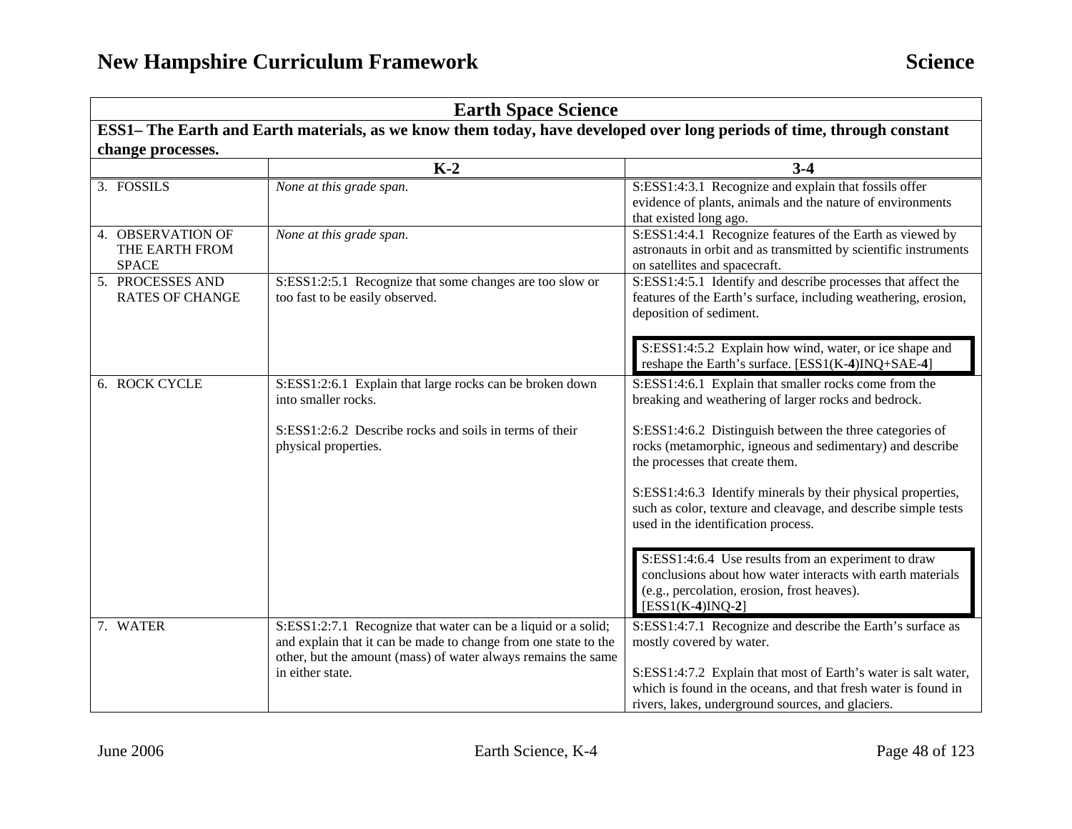| Earth Space Science | | |
|---|---|---|
| **ESS1– The Earth and Earth materials, as we know them today, have developed over long periods of time, through constant change processes.** | | |
| | **K-2** | **3-4** |
| 3. FOSSILS | *None at this grade span.* | S:ESS1:4:3.1 Recognize and explain that fossils offer evidence of plants, animals and the nature of environments that existed long ago. |
| 4. OBSERVATION OF THE EARTH FROM SPACE | *None at this grade span.* | S:ESS1:4:4.1 Recognize features of the Earth as viewed by astronauts in orbit and as transmitted by scientific instruments on satellites and spacecraft. |
| 5. PROCESSES AND RATES OF CHANGE | S:ESS1:2:5.1 Recognize that some changes are too slow or too fast to be easily observed. | S:ESS1:4:5.1 Identify and describe processes that affect the features of the Earth's surface, including weathering, erosion, deposition of sediment.<br><br>S:ESS1:4:5.2 Explain how wind, water, or ice shape and reshape the Earth's surface. [ESS1(K-**4**)INQ+SAE-**4**] |
| 6. ROCK CYCLE | S:ESS1:2:6.1 Explain that large rocks can be broken down into smaller rocks.<br><br>S:ESS1:2:6.2 Describe rocks and soils in terms of their physical properties. | S:ESS1:4:6.1 Explain that smaller rocks come from the breaking and weathering of larger rocks and bedrock.<br><br>S:ESS1:4:6.2 Distinguish between the three categories of rocks (metamorphic, igneous and sedimentary) and describe the processes that create them.<br><br>S:ESS1:4:6.3 Identify minerals by their physical properties, such as color, texture and cleavage, and describe simple tests used in the identification process.<br><br>S:ESS1:4:6.4 Use results from an experiment to draw conclusions about how water interacts with earth materials (e.g., percolation, erosion, frost heaves). [ESS1(K-**4**)INQ-**2**] |
| 7. WATER | S:ESS1:2:7.1 Recognize that water can be a liquid or a solid; and explain that it can be made to change from one state to the other, but the amount (mass) of water always remains the same in either state. | S:ESS1:4:7.1 Recognize and describe the Earth's surface as mostly covered by water.<br><br>S:ESS1:4:7.2 Explain that most of Earth's water is salt water, which is found in the oceans, and that fresh water is found in rivers, lakes, underground sources, and glaciers. |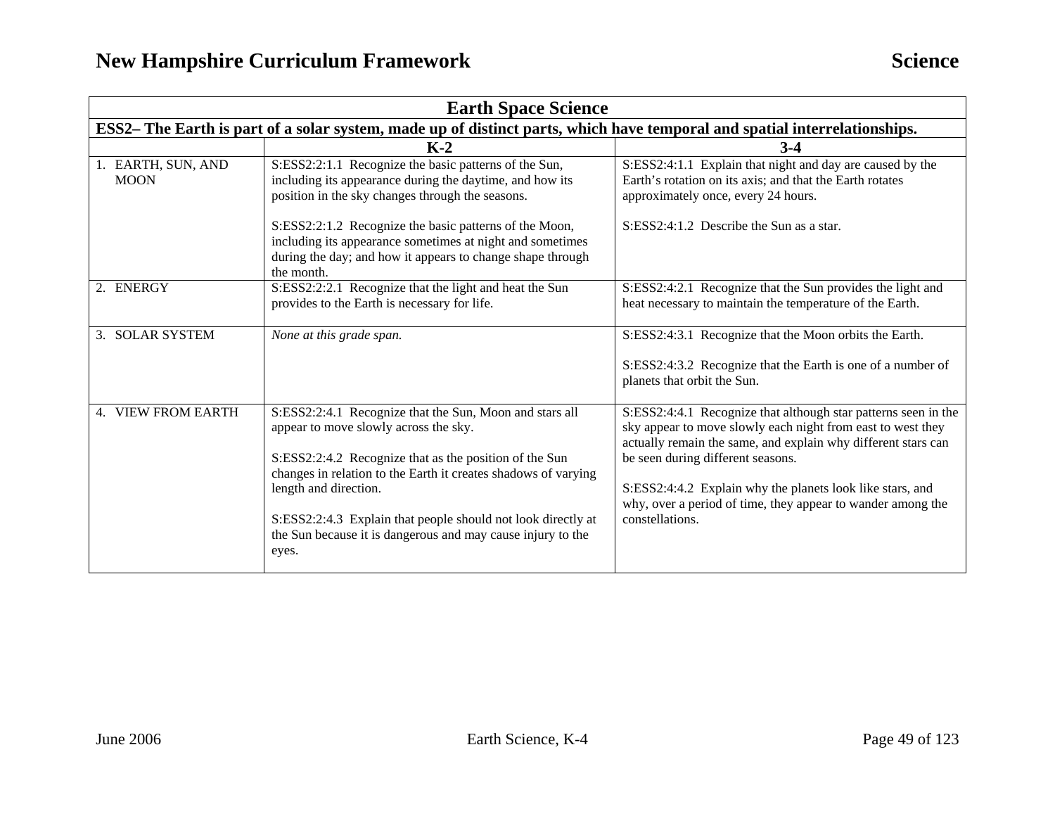| Earth Space Science | | |
|---|---|---|
| **ESS2– The Earth is part of a solar system, made up of distinct parts, which have temporal and spatial interrelationships.** | | |
| | **K-2** | **3-4** |
| 1. EARTH, SUN, AND MOON | S:ESS2:2:1.1 Recognize the basic patterns of the Sun, including its appearance during the daytime, and how its position in the sky changes through the seasons.<br><br>S:ESS2:2:1.2 Recognize the basic patterns of the Moon, including its appearance sometimes at night and sometimes during the day; and how it appears to change shape through the month. | S:ESS2:4:1.1 Explain that night and day are caused by the Earth's rotation on its axis; and that the Earth rotates approximately once, every 24 hours.<br><br>S:ESS2:4:1.2 Describe the Sun as a star. |
| 2. ENERGY | S:ESS2:2:2.1 Recognize that the light and heat the Sun provides to the Earth is necessary for life. | S:ESS2:4:2.1 Recognize that the Sun provides the light and heat necessary to maintain the temperature of the Earth. |
| 3. SOLAR SYSTEM | *None at this grade span.* | S:ESS2:4:3.1 Recognize that the Moon orbits the Earth.<br><br>S:ESS2:4:3.2 Recognize that the Earth is one of a number of planets that orbit the Sun. |
| 4. VIEW FROM EARTH | S:ESS2:2:4.1 Recognize that the Sun, Moon and stars all appear to move slowly across the sky.<br><br>S:ESS2:2:4.2 Recognize that as the position of the Sun changes in relation to the Earth it creates shadows of varying length and direction.<br><br>S:ESS2:2:4.3 Explain that people should not look directly at the Sun because it is dangerous and may cause injury to the eyes. | S:ESS2:4:4.1 Recognize that although star patterns seen in the sky appear to move slowly each night from east to west they actually remain the same, and explain why different stars can be seen during different seasons.<br><br>S:ESS2:4:4.2 Explain why the planets look like stars, and why, over a period of time, they appear to wander among the constellations. |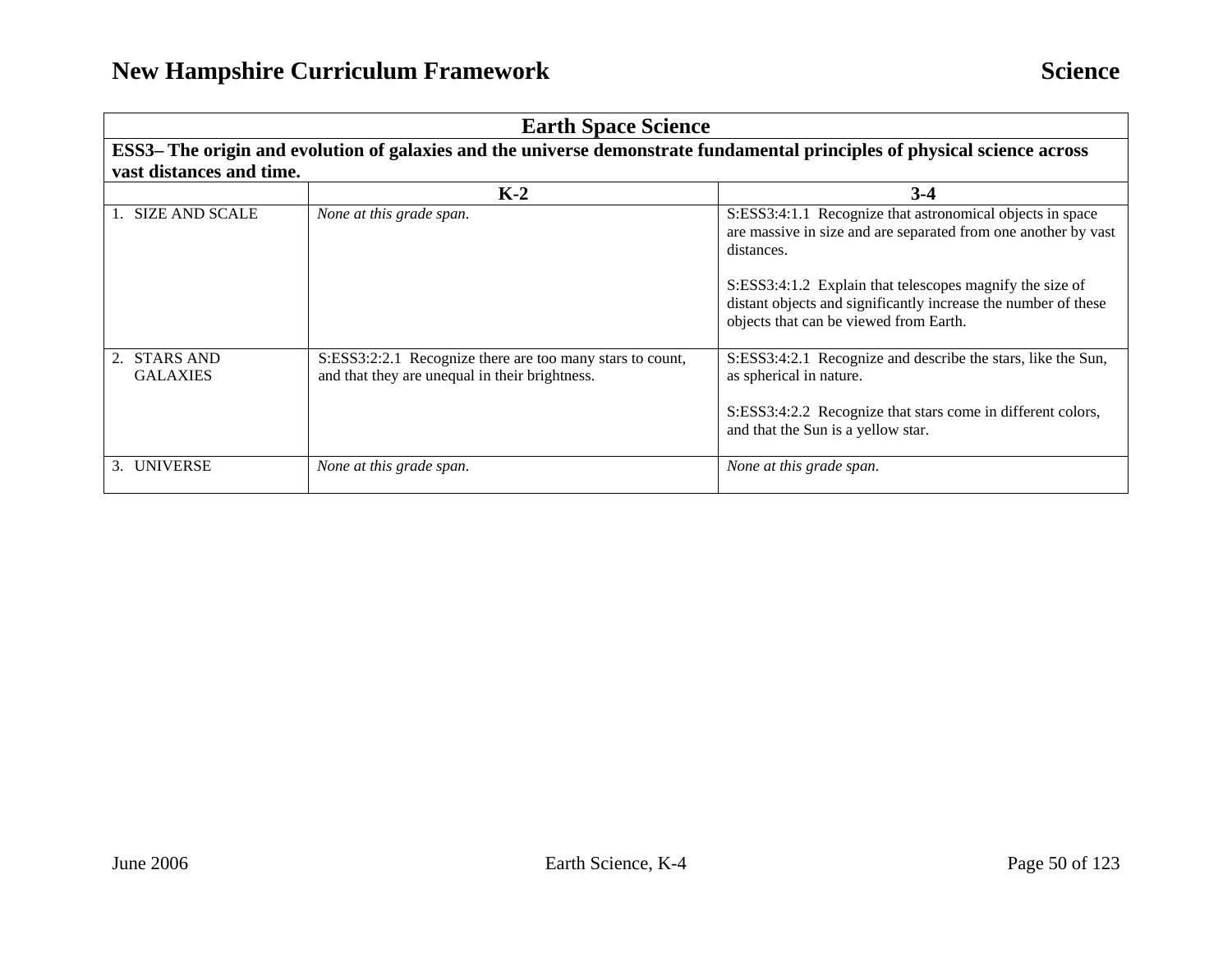| Earth Space Science | | |
|---|---|---|
| **ESS3– The origin and evolution of galaxies and the universe demonstrate fundamental principles of physical science across vast distances and time.** | | |
| | **K-2** | **3-4** |
| 1. SIZE AND SCALE | *None at this grade span.* | S:ESS3:4:1.1 Recognize that astronomical objects in space are massive in size and are separated from one another by vast distances.<br><br>S:ESS3:4:1.2 Explain that telescopes magnify the size of distant objects and significantly increase the number of these objects that can be viewed from Earth. |
| 2. STARS AND GALAXIES | S:ESS3:2:2.1 Recognize there are too many stars to count, and that they are unequal in their brightness. | S:ESS3:4:2.1 Recognize and describe the stars, like the Sun, as spherical in nature.<br><br>S:ESS3:4:2.2 Recognize that stars come in different colors, and that the Sun is a yellow star. |
| 3. UNIVERSE | *None at this grade span.* | *None at this grade span.* |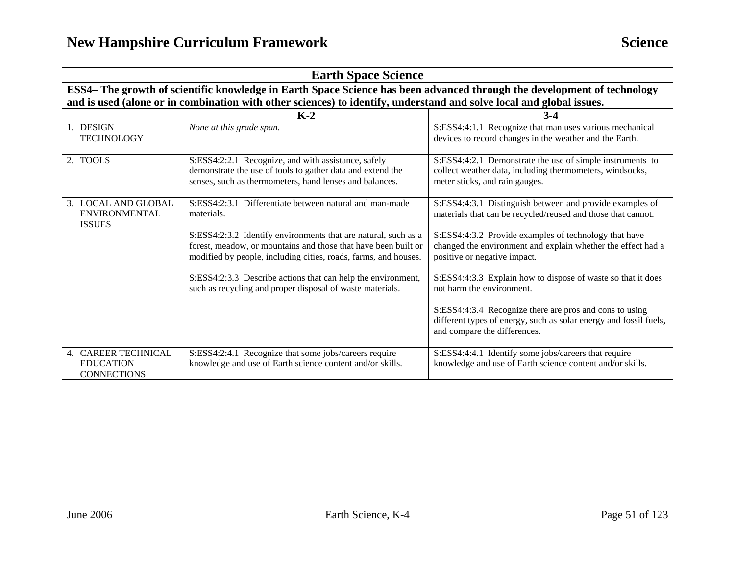| Earth Space Science | | |
|---|---|---|
| **ESS4– The growth of scientific knowledge in Earth Space Science has been advanced through the development of technology and is used (alone or in combination with other sciences) to identify, understand and solve local and global issues.** | | |
| | **K-2** | **3-4** |
| 1. DESIGN TECHNOLOGY | *None at this grade span.* | S:ESS4:4:1.1 Recognize that man uses various mechanical devices to record changes in the weather and the Earth. |
| 2. TOOLS | S:ESS4:2:2.1 Recognize, and with assistance, safely demonstrate the use of tools to gather data and extend the senses, such as thermometers, hand lenses and balances. | S:ESS4:4:2.1 Demonstrate the use of simple instruments to collect weather data, including thermometers, windsocks, meter sticks, and rain gauges. |
| 3. LOCAL AND GLOBAL ENVIRONMENTAL ISSUES | S:ESS4:2:3.1 Differentiate between natural and man-made materials.<br><br>S:ESS4:2:3.2 Identify environments that are natural, such as a forest, meadow, or mountains and those that have been built or modified by people, including cities, roads, farms, and houses.<br><br>S:ESS4:2:3.3 Describe actions that can help the environment, such as recycling and proper disposal of waste materials. | S:ESS4:4:3.1 Distinguish between and provide examples of materials that can be recycled/reused and those that cannot.<br><br>S:ESS4:4:3.2 Provide examples of technology that have changed the environment and explain whether the effect had a positive or negative impact.<br><br>S:ESS4:4:3.3 Explain how to dispose of waste so that it does not harm the environment.<br><br>S:ESS4:4:3.4 Recognize there are pros and cons to using different types of energy, such as solar energy and fossil fuels, and compare the differences. |
| 4. CAREER TECHNICAL EDUCATION CONNECTIONS | S:ESS4:2:4.1 Recognize that some jobs/careers require knowledge and use of Earth science content and/or skills. | S:ESS4:4:4.1 Identify some jobs/careers that require knowledge and use of Earth science content and/or skills. |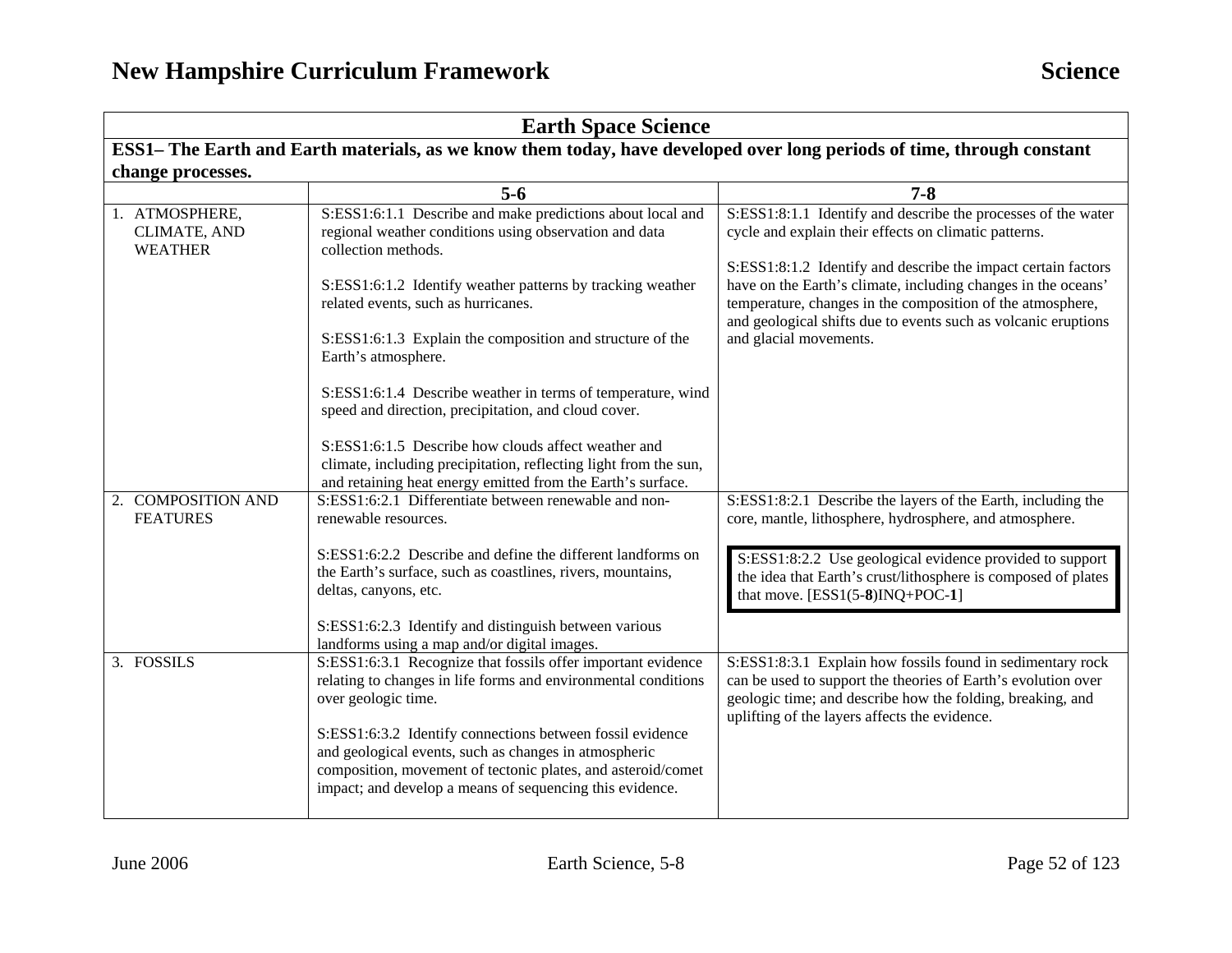## Earth Space Science

**ESS1– The Earth and Earth materials, as we know them today, have developed over long periods of time, through constant change processes.**

| | 5-6 | 7-8 |
|---|---|---|
| 1. ATMOSPHERE, CLIMATE, AND WEATHER | S:ESS1:6:1.1 Describe and make predictions about local and regional weather conditions using observation and data collection methods.<br><br>S:ESS1:6:1.2 Identify weather patterns by tracking weather related events, such as hurricanes.<br><br>S:ESS1:6:1.3 Explain the composition and structure of the Earth's atmosphere.<br><br>S:ESS1:6:1.4 Describe weather in terms of temperature, wind speed and direction, precipitation, and cloud cover.<br><br>S:ESS1:6:1.5 Describe how clouds affect weather and climate, including precipitation, reflecting light from the sun, and retaining heat energy emitted from the Earth's surface. | S:ESS1:8:1.1 Identify and describe the processes of the water cycle and explain their effects on climatic patterns.<br><br>S:ESS1:8:1.2 Identify and describe the impact certain factors have on the Earth's climate, including changes in the oceans' temperature, changes in the composition of the atmosphere, and geological shifts due to events such as volcanic eruptions and glacial movements. |
| 2. COMPOSITION AND FEATURES | S:ESS1:6:2.1 Differentiate between renewable and non-renewable resources.<br><br>S:ESS1:6:2.2 Describe and define the different landforms on the Earth's surface, such as coastlines, rivers, mountains, deltas, canyons, etc.<br><br>S:ESS1:6:2.3 Identify and distinguish between various landforms using a map and/or digital images. | S:ESS1:8:2.1 Describe the layers of the Earth, including the core, mantle, lithosphere, hydrosphere, and atmosphere.<br><br>S:ESS1:8:2.2 Use geological evidence provided to support the idea that Earth's crust/lithosphere is composed of plates that move. [ESS1(5-**8**)INQ+POC-**1**] |
| 3. FOSSILS | S:ESS1:6:3.1 Recognize that fossils offer important evidence relating to changes in life forms and environmental conditions over geologic time.<br><br>S:ESS1:6:3.2 Identify connections between fossil evidence and geological events, such as changes in atmospheric composition, movement of tectonic plates, and asteroid/comet impact; and develop a means of sequencing this evidence. | S:ESS1:8:3.1 Explain how fossils found in sedimentary rock can be used to support the theories of Earth's evolution over geologic time; and describe how the folding, breaking, and uplifting of the layers affects the evidence. |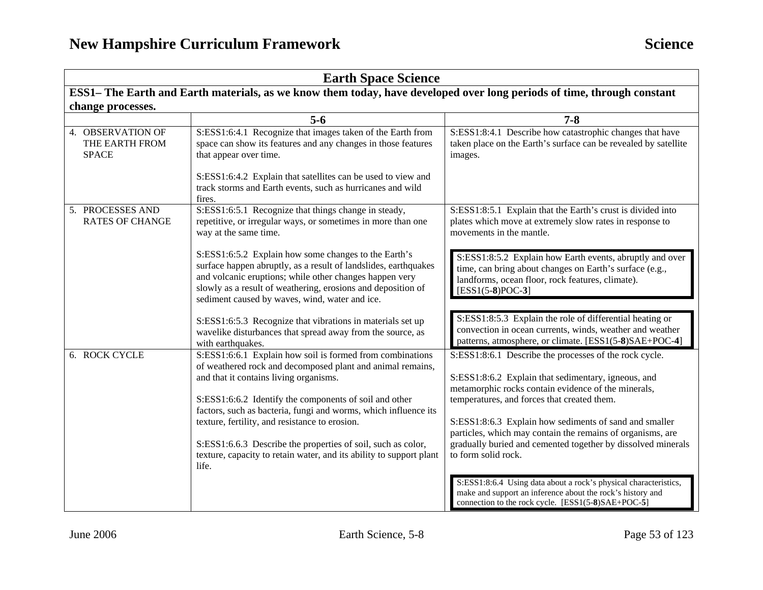## Earth Space Science

**ESS1– The Earth and Earth materials, as we know them today, have developed over long periods of time, through constant change processes.**

| | 5-6 | 7-8 |
|---|---|---|
| 4. OBSERVATION OF THE EARTH FROM SPACE | S:ESS1:6:4.1 Recognize that images taken of the Earth from space can show its features and any changes in those features that appear over time.<br><br>S:ESS1:6:4.2 Explain that satellites can be used to view and track storms and Earth events, such as hurricanes and wild fires. | S:ESS1:8:4.1 Describe how catastrophic changes that have taken place on the Earth's surface can be revealed by satellite images. |
| 5. PROCESSES AND RATES OF CHANGE | S:ESS1:6:5.1 Recognize that things change in steady, repetitive, or irregular ways, or sometimes in more than one way at the same time.<br><br>S:ESS1:6:5.2 Explain how some changes to the Earth's surface happen abruptly, as a result of landslides, earthquakes and volcanic eruptions; while other changes happen very slowly as a result of weathering, erosions and deposition of sediment caused by waves, wind, water and ice.<br><br>S:ESS1:6:5.3 Recognize that vibrations in materials set up wavelike disturbances that spread away from the source, as with earthquakes. | S:ESS1:8:5.1 Explain that the Earth's crust is divided into plates which move at extremely slow rates in response to movements in the mantle.<br><br>S:ESS1:8:5.2 Explain how Earth events, abruptly and over time, can bring about changes on Earth's surface (e.g., landforms, ocean floor, rock features, climate). [ESS1(5-**8**)POC-**3**]<br><br>S:ESS1:8:5.3 Explain the role of differential heating or convection in ocean currents, winds, weather and weather patterns, atmosphere, or climate. [ESS1(5-**8**)SAE+POC-**4**] |
| 6. ROCK CYCLE | S:ESS1:6:6.1 Explain how soil is formed from combinations of weathered rock and decomposed plant and animal remains, and that it contains living organisms.<br><br>S:ESS1:6:6.2 Identify the components of soil and other factors, such as bacteria, fungi and worms, which influence its texture, fertility, and resistance to erosion.<br><br>S:ESS1.6.6.3 Describe the properties of soil, such as color, texture, capacity to retain water, and its ability to support plant life. | S:ESS1:8:6.1 Describe the processes of the rock cycle.<br><br>S:ESS1:8:6.2 Explain that sedimentary, igneous, and metamorphic rocks contain evidence of the minerals, temperatures, and forces that created them.<br><br>S:ESS1:8:6.3 Explain how sediments of sand and smaller particles, which may contain the remains of organisms, are gradually buried and cemented together by dissolved minerals to form solid rock.<br><br>S:ESS1:8:6.4 Using data about a rock's physical characteristics, make and support an inference about the rock's history and connection to the rock cycle. [ESS1(5-**8**)SAE+POC-**5**] |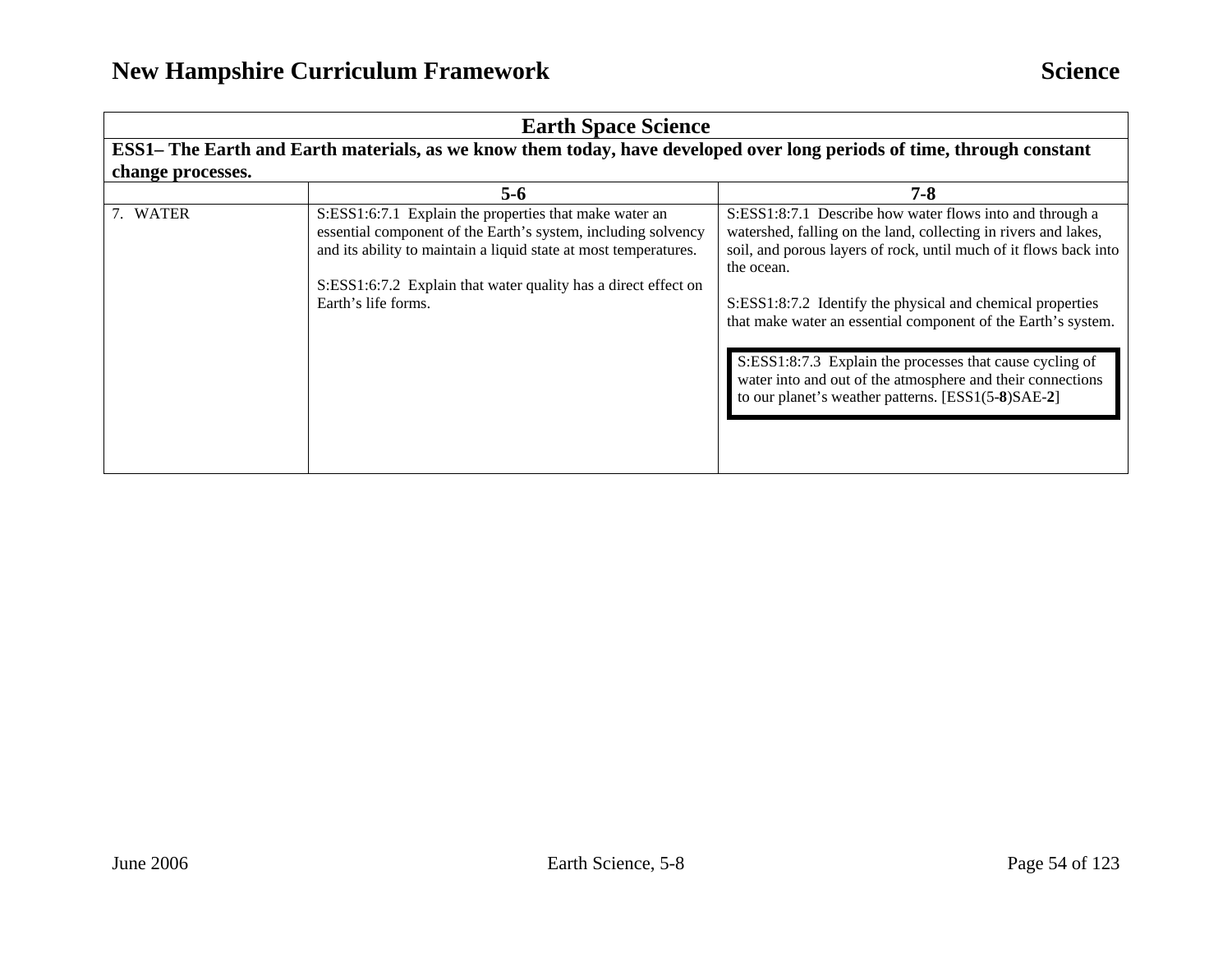| Earth Space Science | | |
|---|---|---|
| **ESS1– The Earth and Earth materials, as we know them today, have developed over long periods of time, through constant change processes.** | | |
| | **5-6** | **7-8** |
| 7. WATER | S:ESS1:6:7.1 Explain the properties that make water an essential component of the Earth's system, including solvency and its ability to maintain a liquid state at most temperatures.<br><br>S:ESS1:6:7.2 Explain that water quality has a direct effect on Earth's life forms. | S:ESS1:8:7.1 Describe how water flows into and through a watershed, falling on the land, collecting in rivers and lakes, soil, and porous layers of rock, until much of it flows back into the ocean.<br><br>S:ESS1:8:7.2 Identify the physical and chemical properties that make water an essential component of the Earth's system.<br><br>S:ESS1:8:7.3 Explain the processes that cause cycling of water into and out of the atmosphere and their connections to our planet's weather patterns. [ESS1(5-**8**)SAE-**2**] |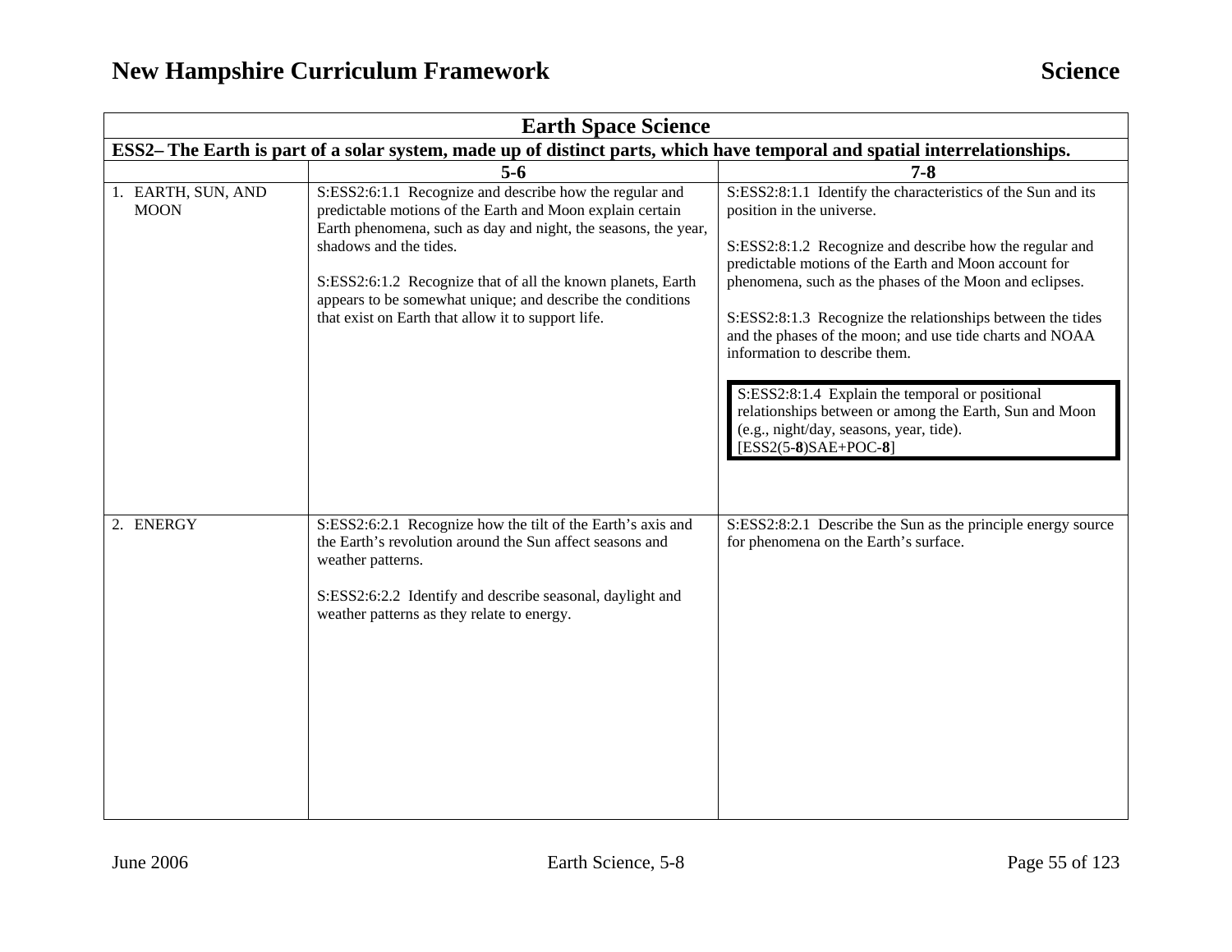| Earth Space Science | | |
|---|---|---|
| **ESS2– The Earth is part of a solar system, made up of distinct parts, which have temporal and spatial interrelationships.** | | |
| | **5-6** | **7-8** |
| 1. EARTH, SUN, AND MOON | S:ESS2:6:1.1 Recognize and describe how the regular and predictable motions of the Earth and Moon explain certain Earth phenomena, such as day and night, the seasons, the year, shadows and the tides.<br><br>S:ESS2:6:1.2 Recognize that of all the known planets, Earth appears to be somewhat unique; and describe the conditions that exist on Earth that allow it to support life. | S:ESS2:8:1.1 Identify the characteristics of the Sun and its position in the universe.<br><br>S:ESS2:8:1.2 Recognize and describe how the regular and predictable motions of the Earth and Moon account for phenomena, such as the phases of the Moon and eclipses.<br><br>S:ESS2:8:1.3 Recognize the relationships between the tides and the phases of the moon; and use tide charts and NOAA information to describe them.<br><br>S:ESS2:8:1.4 Explain the temporal or positional relationships between or among the Earth, Sun and Moon (e.g., night/day, seasons, year, tide). [ESS2(5-**8**)SAE+POC-**8**] |
| 2. ENERGY | S:ESS2:6:2.1 Recognize how the tilt of the Earth's axis and the Earth's revolution around the Sun affect seasons and weather patterns.<br><br>S:ESS2:6:2.2 Identify and describe seasonal, daylight and weather patterns as they relate to energy. | S:ESS2:8:2.1 Describe the Sun as the principle energy source for phenomena on the Earth's surface. |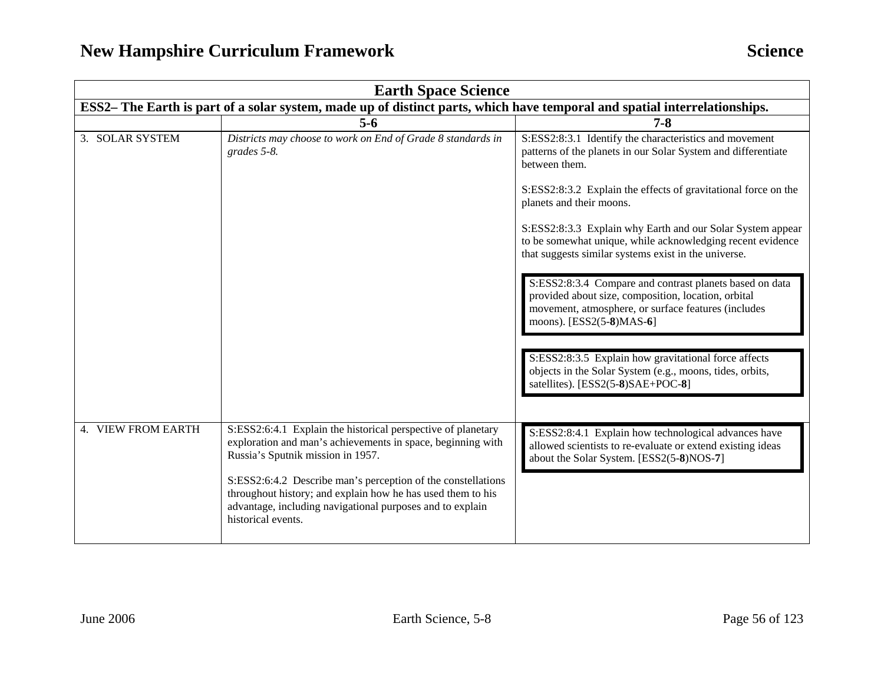| Earth Space Science | | |
|---|---|---|
| **ESS2– The Earth is part of a solar system, made up of distinct parts, which have temporal and spatial interrelationships.** | | |
| | **5-6** | **7-8** |
| 3. SOLAR SYSTEM | *Districts may choose to work on End of Grade 8 standards in grades 5-8.* | S:ESS2:8:3.1 Identify the characteristics and movement patterns of the planets in our Solar System and differentiate between them.<br><br>S:ESS2:8:3.2 Explain the effects of gravitational force on the planets and their moons.<br><br>S:ESS2:8:3.3 Explain why Earth and our Solar System appear to be somewhat unique, while acknowledging recent evidence that suggests similar systems exist in the universe.<br><br>S:ESS2:8:3.4 Compare and contrast planets based on data provided about size, composition, location, orbital movement, atmosphere, or surface features (includes moons). [ESS2(5-**8**)MAS-**6**]<br><br>S:ESS2:8:3.5 Explain how gravitational force affects objects in the Solar System (e.g., moons, tides, orbits, satellites). [ESS2(5-**8**)SAE+POC-**8**] |
| 4. VIEW FROM EARTH | S:ESS2:6:4.1 Explain the historical perspective of planetary exploration and man's achievements in space, beginning with Russia's Sputnik mission in 1957.<br><br>S:ESS2:6:4.2 Describe man's perception of the constellations throughout history; and explain how he has used them to his advantage, including navigational purposes and to explain historical events. | S:ESS2:8:4.1 Explain how technological advances have allowed scientists to re-evaluate or extend existing ideas about the Solar System. [ESS2(5-**8**)NOS-**7**] |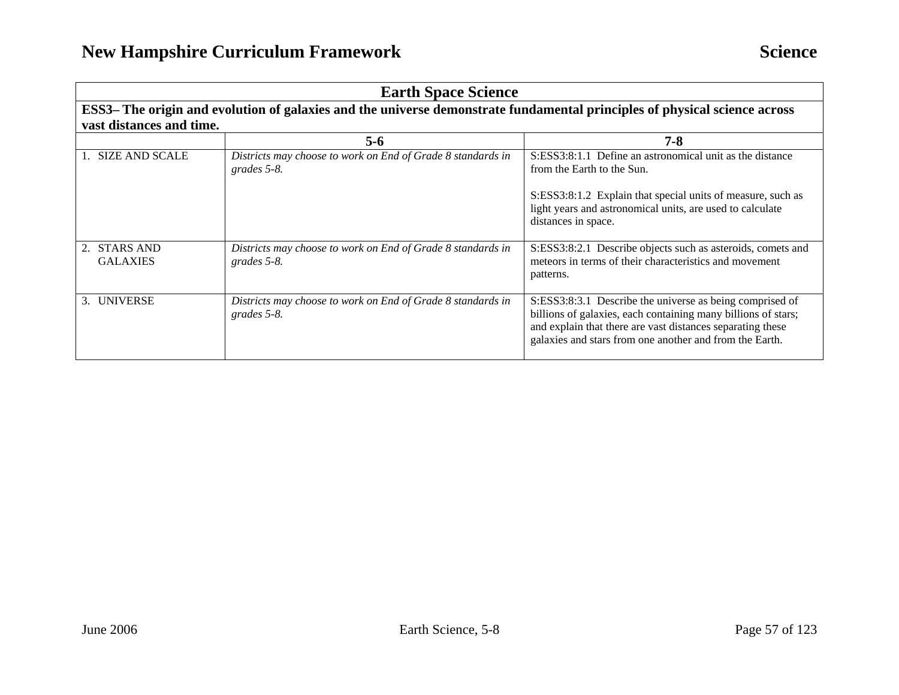## Earth Space Science

**ESS3– The origin and evolution of galaxies and the universe demonstrate fundamental principles of physical science across vast distances and time.**

| | 5-6 | 7-8 |
|---|---|---|
| 1. SIZE AND SCALE | *Districts may choose to work on End of Grade 8 standards in grades 5-8.* | S:ESS3:8:1.1 Define an astronomical unit as the distance from the Earth to the Sun.<br><br>S:ESS3:8:1.2 Explain that special units of measure, such as light years and astronomical units, are used to calculate distances in space. |
| 2. STARS AND GALAXIES | *Districts may choose to work on End of Grade 8 standards in grades 5-8.* | S:ESS3:8:2.1 Describe objects such as asteroids, comets and meteors in terms of their characteristics and movement patterns. |
| 3. UNIVERSE | *Districts may choose to work on End of Grade 8 standards in grades 5-8.* | S:ESS3:8:3.1 Describe the universe as being comprised of billions of galaxies, each containing many billions of stars; and explain that there are vast distances separating these galaxies and stars from one another and from the Earth. |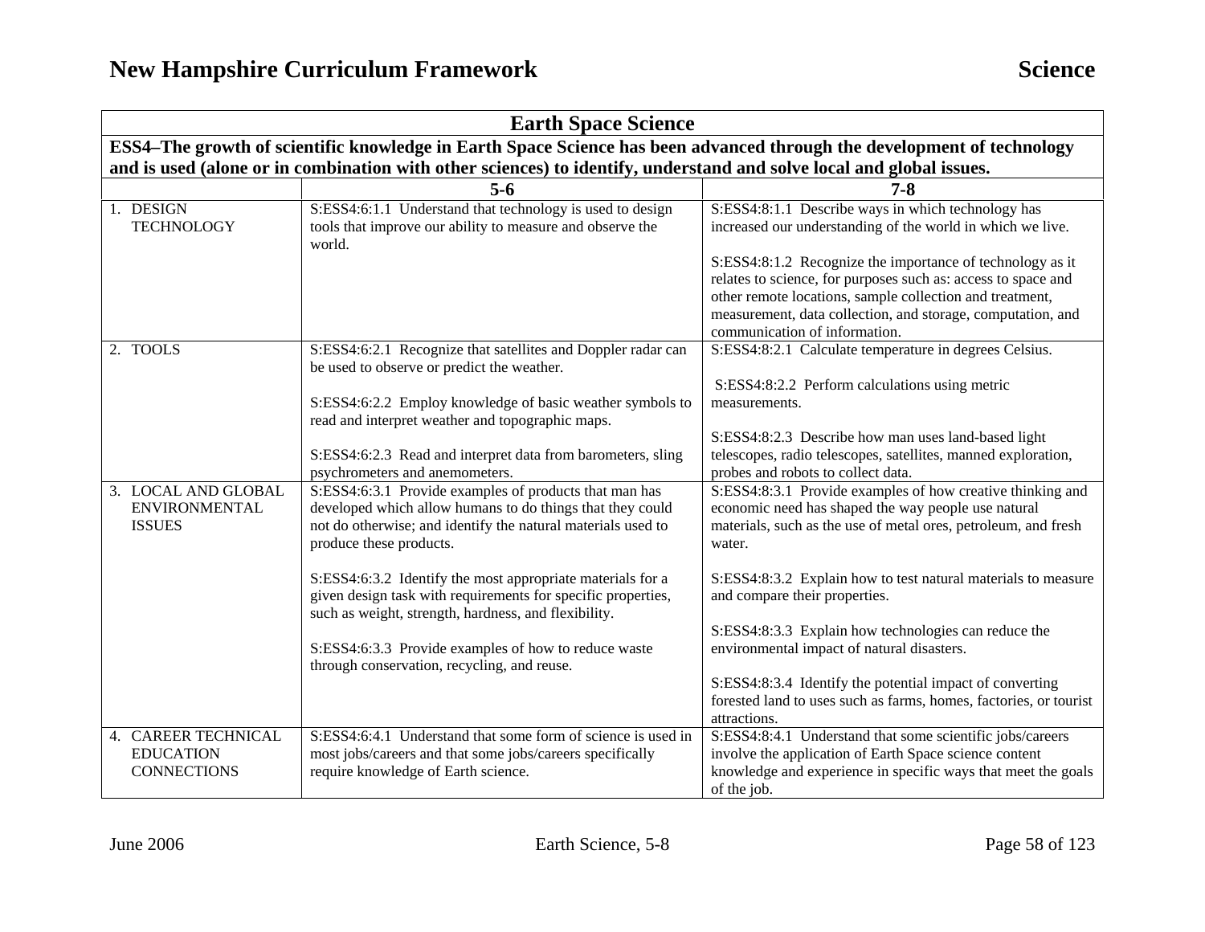| Earth Space Science | | |
|---|---|---|
| **ESS4–The growth of scientific knowledge in Earth Space Science has been advanced through the development of technology and is used (alone or in combination with other sciences) to identify, understand and solve local and global issues.** | | |
| | **5-6** | **7-8** |
| 1. DESIGN TECHNOLOGY | S:ESS4:6:1.1 Understand that technology is used to design tools that improve our ability to measure and observe the world. | S:ESS4:8:1.1 Describe ways in which technology has increased our understanding of the world in which we live.<br><br>S:ESS4:8:1.2 Recognize the importance of technology as it relates to science, for purposes such as: access to space and other remote locations, sample collection and treatment, measurement, data collection, and storage, computation, and communication of information. |
| 2. TOOLS | S:ESS4:6:2.1 Recognize that satellites and Doppler radar can be used to observe or predict the weather.<br><br>S:ESS4:6:2.2 Employ knowledge of basic weather symbols to read and interpret weather and topographic maps.<br><br>S:ESS4:6:2.3 Read and interpret data from barometers, sling psychrometers and anemometers. | S:ESS4:8:2.1 Calculate temperature in degrees Celsius.<br><br>S:ESS4:8:2.2 Perform calculations using metric measurements.<br><br>S:ESS4:8:2.3 Describe how man uses land-based light telescopes, radio telescopes, satellites, manned exploration, probes and robots to collect data. |
| 3. LOCAL AND GLOBAL ENVIRONMENTAL ISSUES | S:ESS4:6:3.1 Provide examples of products that man has developed which allow humans to do things that they could not do otherwise; and identify the natural materials used to produce these products.<br><br>S:ESS4:6:3.2 Identify the most appropriate materials for a given design task with requirements for specific properties, such as weight, strength, hardness, and flexibility.<br><br>S:ESS4:6:3.3 Provide examples of how to reduce waste through conservation, recycling, and reuse. | S:ESS4:8:3.1 Provide examples of how creative thinking and economic need has shaped the way people use natural materials, such as the use of metal ores, petroleum, and fresh water.<br><br>S:ESS4:8:3.2 Explain how to test natural materials to measure and compare their properties.<br><br>S:ESS4:8:3.3 Explain how technologies can reduce the environmental impact of natural disasters.<br><br>S:ESS4:8:3.4 Identify the potential impact of converting forested land to uses such as farms, homes, factories, or tourist attractions. |
| 4. CAREER TECHNICAL EDUCATION CONNECTIONS | S:ESS4:6:4.1 Understand that some form of science is used in most jobs/careers and that some jobs/careers specifically require knowledge of Earth science. | S:ESS4:8:4.1 Understand that some scientific jobs/careers involve the application of Earth Space science content knowledge and experience in specific ways that meet the goals of the job. |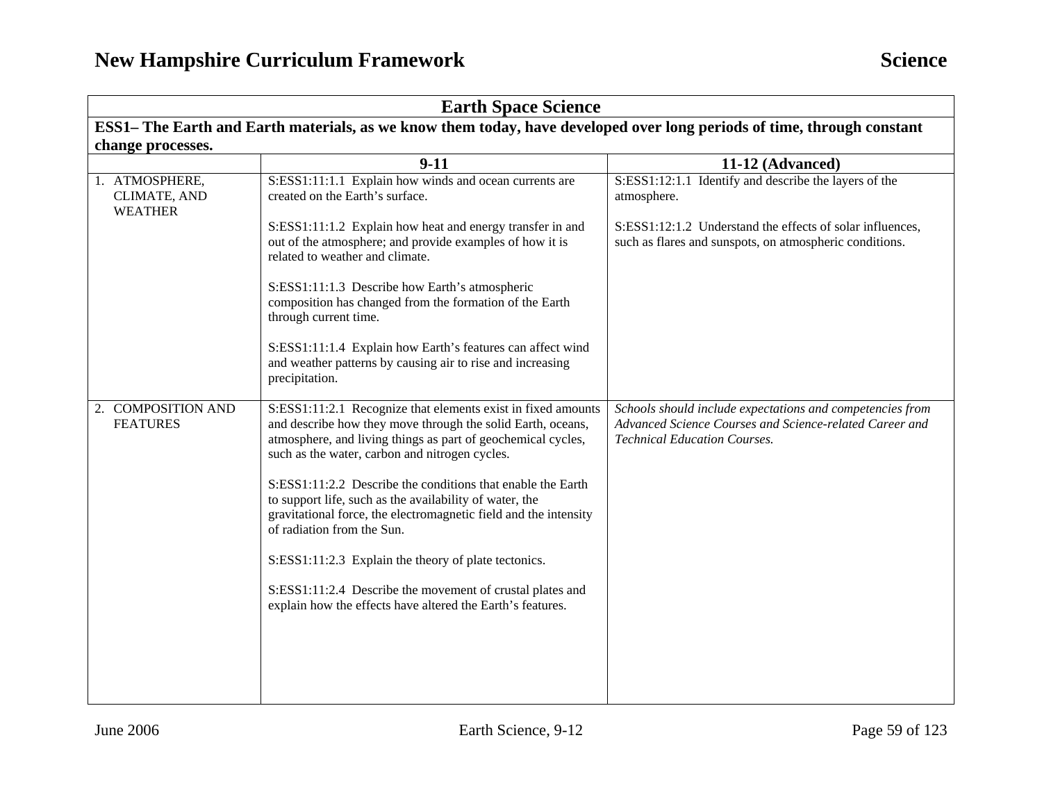## Earth Space Science

**ESS1– The Earth and Earth materials, as we know them today, have developed over long periods of time, through constant change processes.**

| | 9-11 | 11-12 (Advanced) |
|---|---|---|
| 1. ATMOSPHERE, CLIMATE, AND WEATHER | S:ESS1:11:1.1 Explain how winds and ocean currents are created on the Earth's surface.<br><br>S:ESS1:11:1.2 Explain how heat and energy transfer in and out of the atmosphere; and provide examples of how it is related to weather and climate.<br><br>S:ESS1:11:1.3 Describe how Earth's atmospheric composition has changed from the formation of the Earth through current time.<br><br>S:ESS1:11:1.4 Explain how Earth's features can affect wind and weather patterns by causing air to rise and increasing precipitation. | S:ESS1:12:1.1 Identify and describe the layers of the atmosphere.<br><br>S:ESS1:12:1.2 Understand the effects of solar influences, such as flares and sunspots, on atmospheric conditions. |
| 2. COMPOSITION AND FEATURES | S:ESS1:11:2.1 Recognize that elements exist in fixed amounts and describe how they move through the solid Earth, oceans, atmosphere, and living things as part of geochemical cycles, such as the water, carbon and nitrogen cycles.<br><br>S:ESS1:11:2.2 Describe the conditions that enable the Earth to support life, such as the availability of water, the gravitational force, the electromagnetic field and the intensity of radiation from the Sun.<br><br>S:ESS1:11:2.3 Explain the theory of plate tectonics.<br><br>S:ESS1:11:2.4 Describe the movement of crustal plates and explain how the effects have altered the Earth's features. | *Schools should include expectations and competencies from Advanced Science Courses and Science-related Career and Technical Education Courses.* |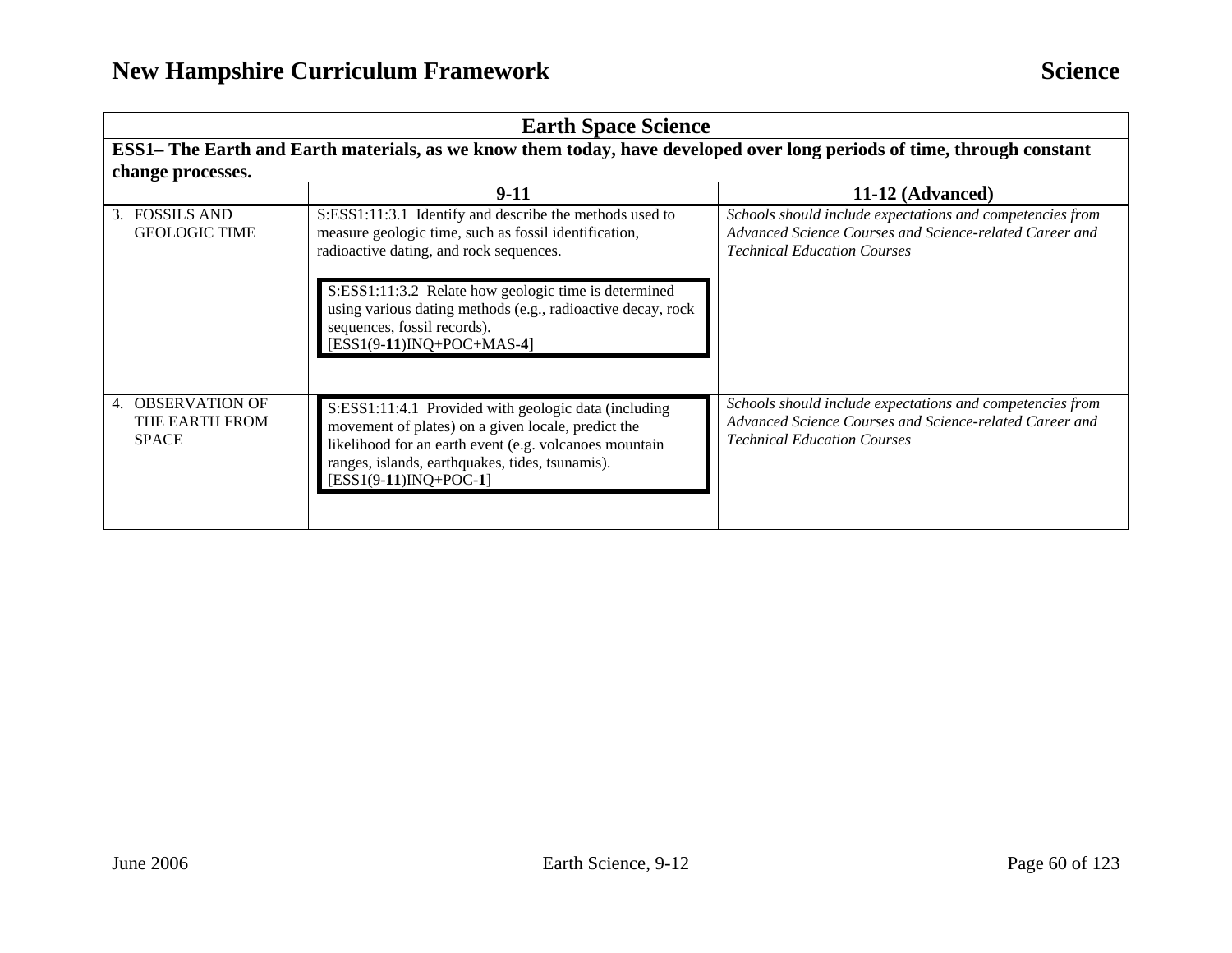| Earth Space Science | | |
|---|---|---|
| **ESS1– The Earth and Earth materials, as we know them today, have developed over long periods of time, through constant change processes.** | | |
| | **9-11** | **11-12 (Advanced)** |
| 3. FOSSILS AND GEOLOGIC TIME | S:ESS1:11:3.1 Identify and describe the methods used to measure geologic time, such as fossil identification, radioactive dating, and rock sequences.<br><br>S:ESS1:11:3.2 Relate how geologic time is determined using various dating methods (e.g., radioactive decay, rock sequences, fossil records).<br>[ESS1(9-**11**)INQ+POC+MAS-**4**] | *Schools should include expectations and competencies from Advanced Science Courses and Science-related Career and Technical Education Courses* |
| 4. OBSERVATION OF THE EARTH FROM SPACE | S:ESS1:11:4.1 Provided with geologic data (including movement of plates) on a given locale, predict the likelihood for an earth event (e.g. volcanoes mountain ranges, islands, earthquakes, tides, tsunamis).<br>[ESS1(9-**11**)INQ+POC-**1**] | *Schools should include expectations and competencies from Advanced Science Courses and Science-related Career and Technical Education Courses* |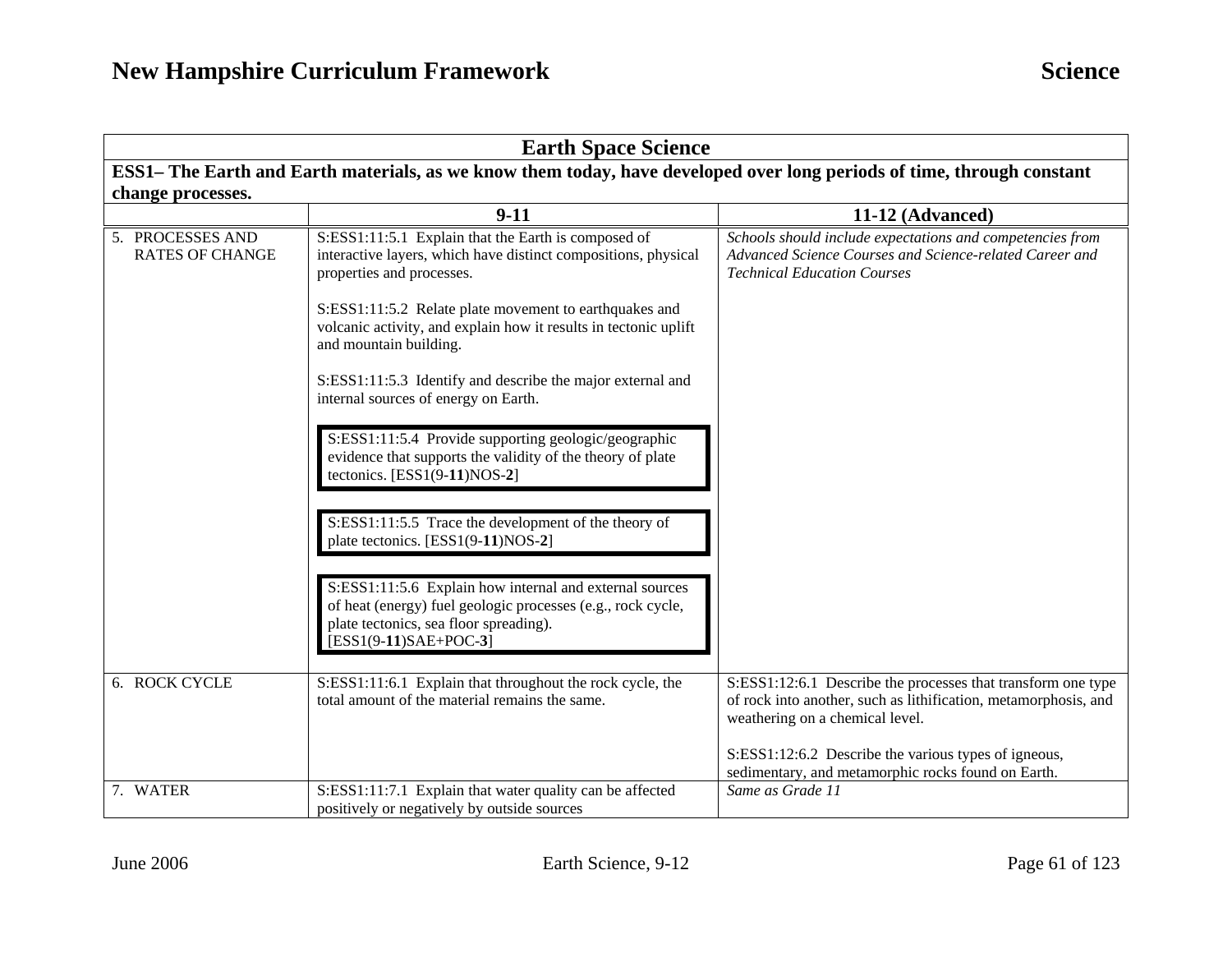| Earth Space Science | | |
|---|---|---|
| **ESS1– The Earth and Earth materials, as we know them today, have developed over long periods of time, through constant change processes.** | | |
| | **9-11** | **11-12 (Advanced)** |
| 5. PROCESSES AND RATES OF CHANGE | S:ESS1:11:5.1 Explain that the Earth is composed of interactive layers, which have distinct compositions, physical properties and processes.<br><br>S:ESS1:11:5.2 Relate plate movement to earthquakes and volcanic activity, and explain how it results in tectonic uplift and mountain building.<br><br>S:ESS1:11:5.3 Identify and describe the major external and internal sources of energy on Earth.<br><br>S:ESS1:11:5.4 Provide supporting geologic/geographic evidence that supports the validity of the theory of plate tectonics. [ESS1(9-**11**)NOS-**2**]<br><br>S:ESS1:11:5.5 Trace the development of the theory of plate tectonics. [ESS1(9-**11**)NOS-**2**]<br><br>S:ESS1:11:5.6 Explain how internal and external sources of heat (energy) fuel geologic processes (e.g., rock cycle, plate tectonics, sea floor spreading). [ESS1(9-**11**)SAE+POC-**3**] | *Schools should include expectations and competencies from Advanced Science Courses and Science-related Career and Technical Education Courses* |
| 6. ROCK CYCLE | S:ESS1:11:6.1 Explain that throughout the rock cycle, the total amount of the material remains the same. | S:ESS1:12:6.1 Describe the processes that transform one type of rock into another, such as lithification, metamorphosis, and weathering on a chemical level.<br><br>S:ESS1:12:6.2 Describe the various types of igneous, sedimentary, and metamorphic rocks found on Earth. |
| 7. WATER | S:ESS1:11:7.1 Explain that water quality can be affected positively or negatively by outside sources | *Same as Grade 11* |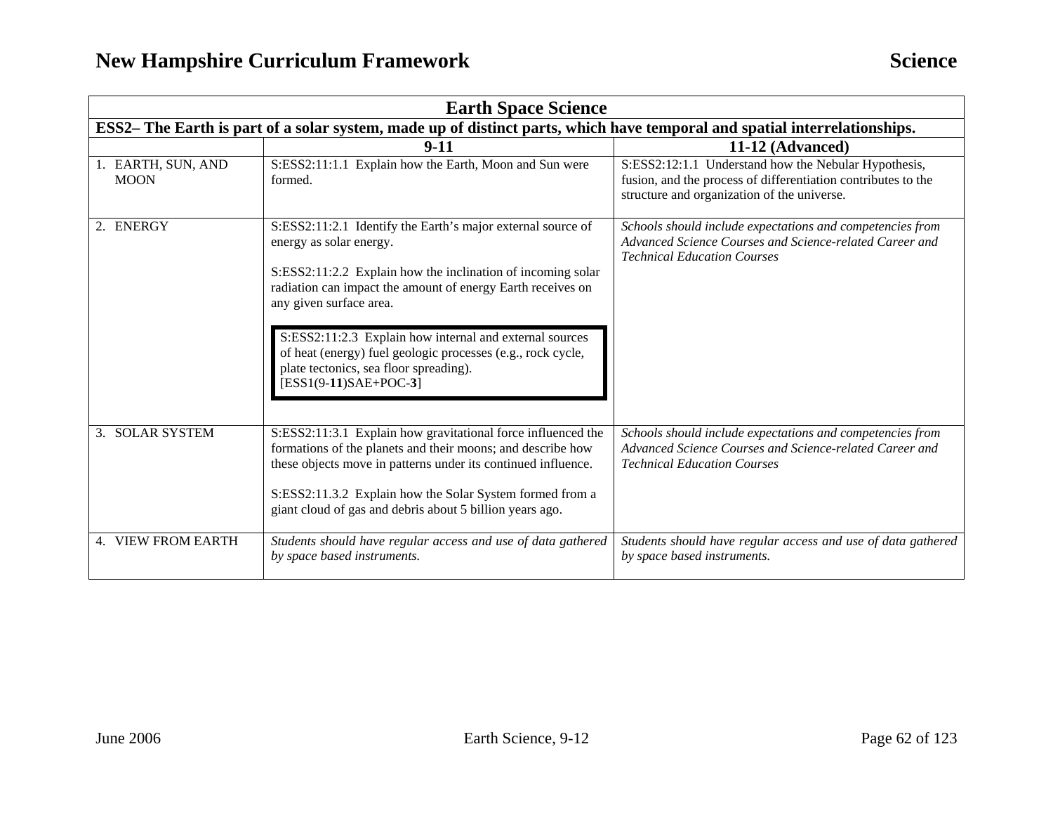| Earth Space Science | | |
|---|---|---|
| **ESS2– The Earth is part of a solar system, made up of distinct parts, which have temporal and spatial interrelationships.** | | |
| | **9-11** | **11-12 (Advanced)** |
| 1. EARTH, SUN, AND MOON | S:ESS2:11:1.1 Explain how the Earth, Moon and Sun were formed. | S:ESS2:12:1.1 Understand how the Nebular Hypothesis, fusion, and the process of differentiation contributes to the structure and organization of the universe. |
| 2. ENERGY | S:ESS2:11:2.1 Identify the Earth's major external source of energy as solar energy.<br><br>S:ESS2:11:2.2 Explain how the inclination of incoming solar radiation can impact the amount of energy Earth receives on any given surface area.<br><br>S:ESS2:11:2.3 Explain how internal and external sources of heat (energy) fuel geologic processes (e.g., rock cycle, plate tectonics, sea floor spreading). [ESS1(9-**11**)SAE+POC-**3**] | *Schools should include expectations and competencies from Advanced Science Courses and Science-related Career and Technical Education Courses* |
| 3. SOLAR SYSTEM | S:ESS2:11:3.1 Explain how gravitational force influenced the formations of the planets and their moons; and describe how these objects move in patterns under its continued influence.<br><br>S:ESS2:11.3.2 Explain how the Solar System formed from a giant cloud of gas and debris about 5 billion years ago. | *Schools should include expectations and competencies from Advanced Science Courses and Science-related Career and Technical Education Courses* |
| 4. VIEW FROM EARTH | *Students should have regular access and use of data gathered by space based instruments.* | *Students should have regular access and use of data gathered by space based instruments.* |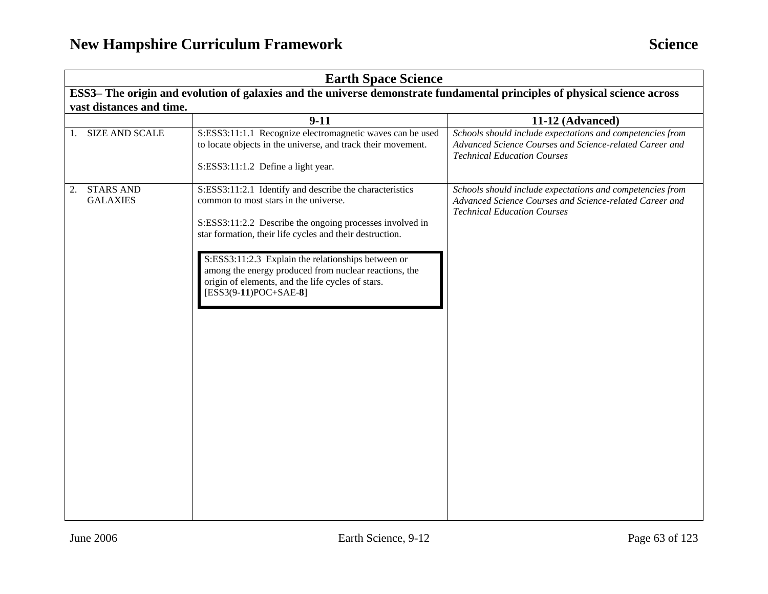| Earth Space Science | | |
|---|---|---|
| **ESS3– The origin and evolution of galaxies and the universe demonstrate fundamental principles of physical science across vast distances and time.** | | |
| | **9-11** | **11-12 (Advanced)** |
| 1. SIZE AND SCALE | S:ESS3:11:1.1 Recognize electromagnetic waves can be used to locate objects in the universe, and track their movement.<br><br>S:ESS3:11:1.2 Define a light year. | *Schools should include expectations and competencies from Advanced Science Courses and Science-related Career and Technical Education Courses* |
| 2. STARS AND GALAXIES | S:ESS3:11:2.1 Identify and describe the characteristics common to most stars in the universe.<br><br>S:ESS3:11:2.2 Describe the ongoing processes involved in star formation, their life cycles and their destruction.<br><br>S:ESS3:11:2.3 Explain the relationships between or among the energy produced from nuclear reactions, the origin of elements, and the life cycles of stars. [ESS3(9-**11**)POC+SAE-**8**] | *Schools should include expectations and competencies from Advanced Science Courses and Science-related Career and Technical Education Courses* |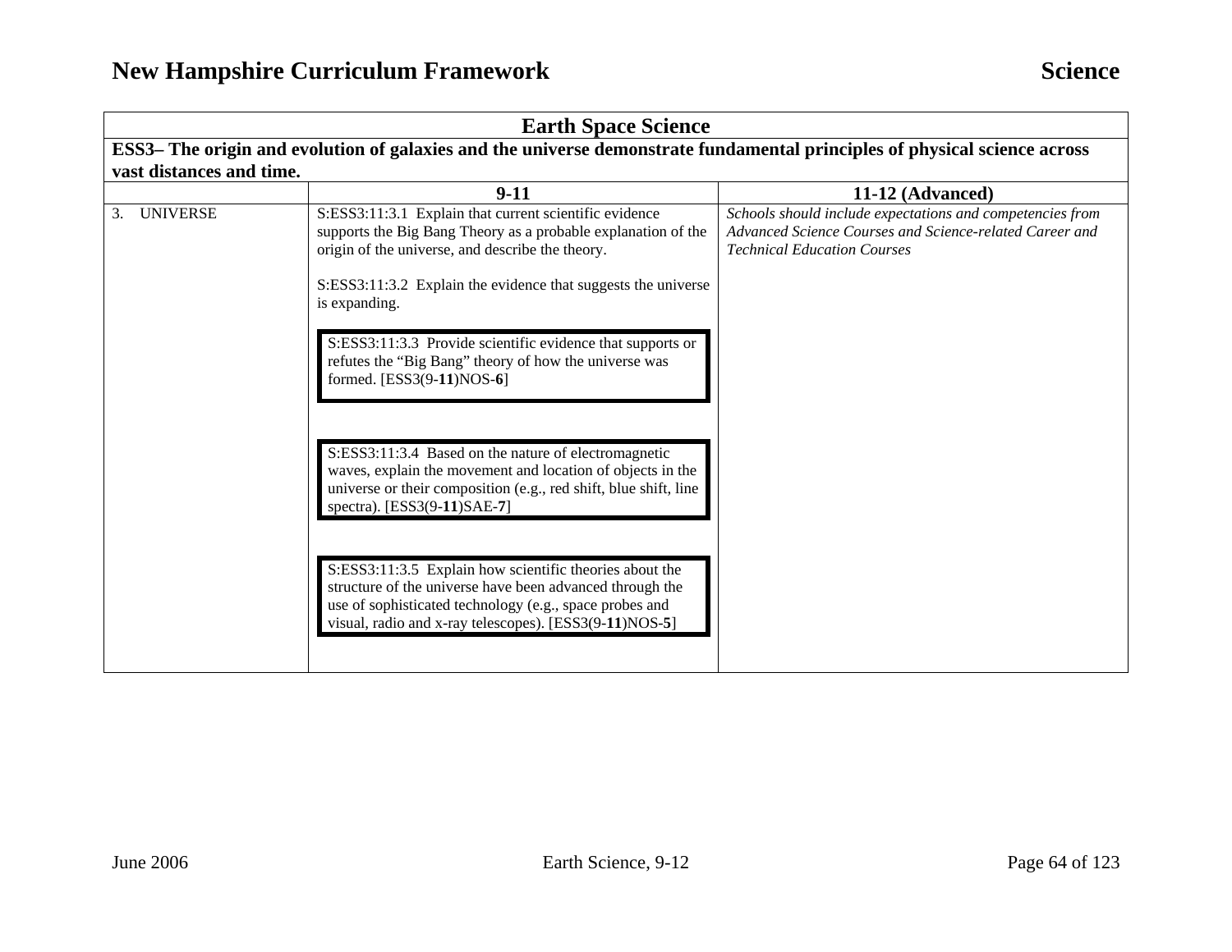| Earth Space Science | | |
|---|---|---|
| **ESS3– The origin and evolution of galaxies and the universe demonstrate fundamental principles of physical science across vast distances and time.** | | |
| | **9-11** | **11-12 (Advanced)** |
| 3. UNIVERSE | S:ESS3:11:3.1 Explain that current scientific evidence supports the Big Bang Theory as a probable explanation of the origin of the universe, and describe the theory.<br><br>S:ESS3:11:3.2 Explain the evidence that suggests the universe is expanding.<br><br>S:ESS3:11:3.3 Provide scientific evidence that supports or refutes the "Big Bang" theory of how the universe was formed. [ESS3(9-**11**)NOS-**6**]<br><br>S:ESS3:11:3.4 Based on the nature of electromagnetic waves, explain the movement and location of objects in the universe or their composition (e.g., red shift, blue shift, line spectra). [ESS3(9-**11**)SAE-**7**]<br><br>S:ESS3:11:3.5 Explain how scientific theories about the structure of the universe have been advanced through the use of sophisticated technology (e.g., space probes and visual, radio and x-ray telescopes). [ESS3(9-**11**)NOS-**5**] | *Schools should include expectations and competencies from Advanced Science Courses and Science-related Career and Technical Education Courses* |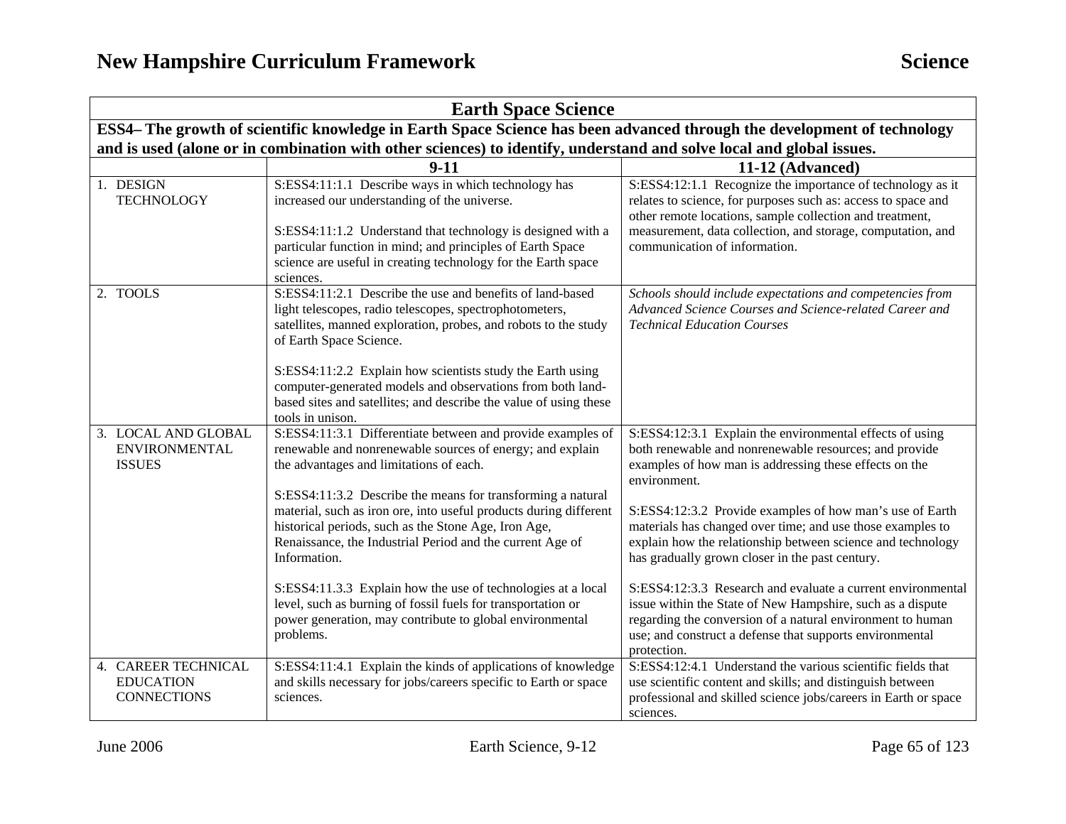| Earth Space Science | | |
|---|---|---|
| **ESS4– The growth of scientific knowledge in Earth Space Science has been advanced through the development of technology and is used (alone or in combination with other sciences) to identify, understand and solve local and global issues.** | | |
| | **9-11** | **11-12 (Advanced)** |
| 1. DESIGN TECHNOLOGY | S:ESS4:11:1.1 Describe ways in which technology has increased our understanding of the universe.<br><br>S:ESS4:11:1.2 Understand that technology is designed with a particular function in mind; and principles of Earth Space science are useful in creating technology for the Earth space sciences. | S:ESS4:12:1.1 Recognize the importance of technology as it relates to science, for purposes such as: access to space and other remote locations, sample collection and treatment, measurement, data collection, and storage, computation, and communication of information. |
| 2. TOOLS | S:ESS4:11:2.1 Describe the use and benefits of land-based light telescopes, radio telescopes, spectrophotometers, satellites, manned exploration, probes, and robots to the study of Earth Space Science.<br><br>S:ESS4:11:2.2 Explain how scientists study the Earth using computer-generated models and observations from both land-based sites and satellites; and describe the value of using these tools in unison. | *Schools should include expectations and competencies from Advanced Science Courses and Science-related Career and Technical Education Courses* |
| 3. LOCAL AND GLOBAL ENVIRONMENTAL ISSUES | S:ESS4:11:3.1 Differentiate between and provide examples of renewable and nonrenewable sources of energy; and explain the advantages and limitations of each.<br><br>S:ESS4:11:3.2 Describe the means for transforming a natural material, such as iron ore, into useful products during different historical periods, such as the Stone Age, Iron Age, Renaissance, the Industrial Period and the current Age of Information.<br><br>S:ESS4:11.3.3 Explain how the use of technologies at a local level, such as burning of fossil fuels for transportation or power generation, may contribute to global environmental problems. | S:ESS4:12:3.1 Explain the environmental effects of using both renewable and nonrenewable resources; and provide examples of how man is addressing these effects on the environment.<br><br>S:ESS4:12:3.2 Provide examples of how man's use of Earth materials has changed over time; and use those examples to explain how the relationship between science and technology has gradually grown closer in the past century.<br><br>S:ESS4:12:3.3 Research and evaluate a current environmental issue within the State of New Hampshire, such as a dispute regarding the conversion of a natural environment to human use; and construct a defense that supports environmental protection. |
| 4. CAREER TECHNICAL EDUCATION CONNECTIONS | S:ESS4:11:4.1 Explain the kinds of applications of knowledge and skills necessary for jobs/careers specific to Earth or space sciences. | S:ESS4:12:4.1 Understand the various scientific fields that use scientific content and skills; and distinguish between professional and skilled science jobs/careers in Earth or space sciences. |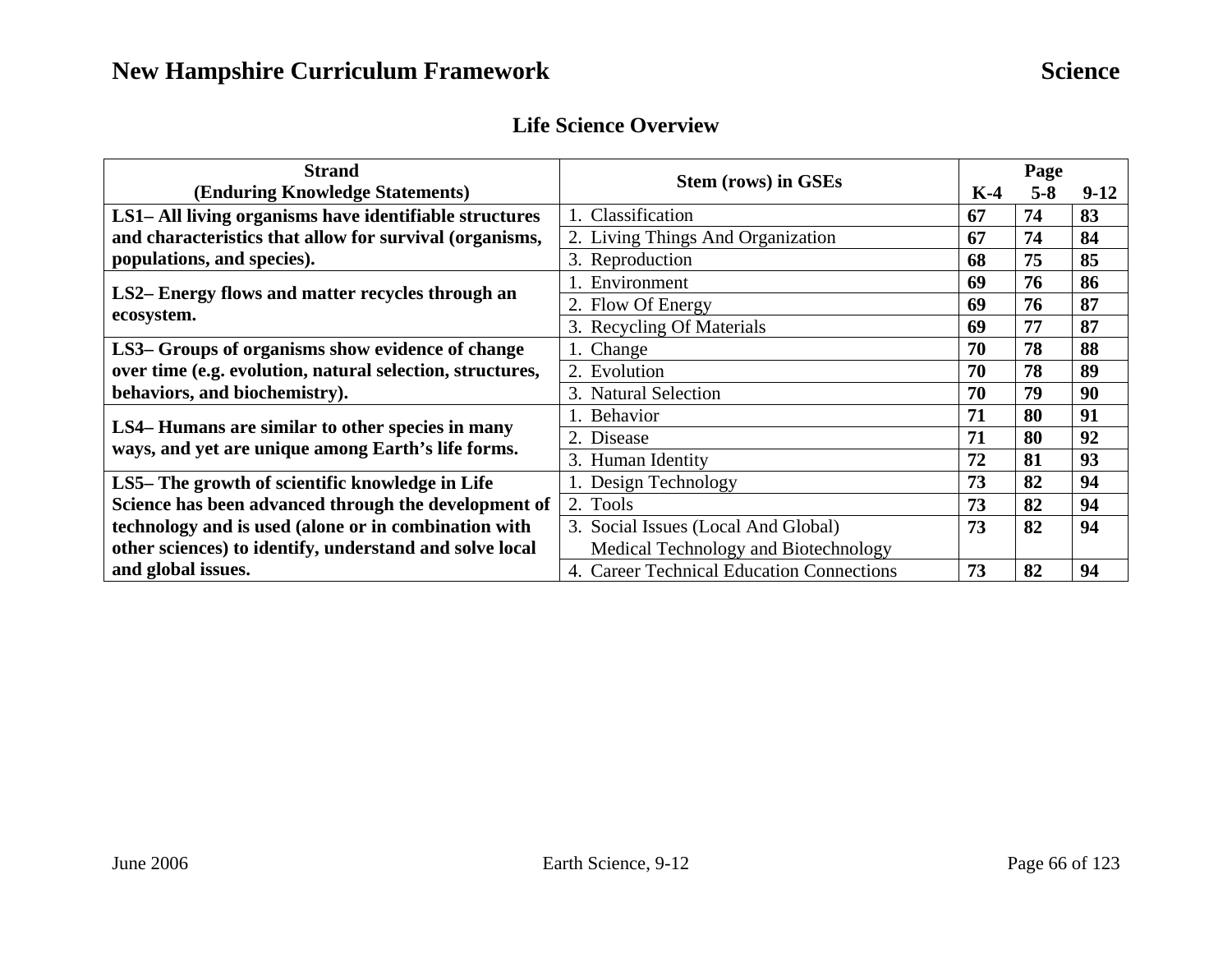## Life Science Overview

| Strand (Enduring Knowledge Statements) | Stem (rows) in GSEs | Page K-4 | Page 5-8 | Page 9-12 |
|---|---|---|---|---|
| **LS1– All living organisms have identifiable structures and characteristics that allow for survival (organisms, populations, and species).** | 1. Classification | **67** | **74** | **83** |
| | 2. Living Things And Organization | **67** | **74** | **84** |
| | 3. Reproduction | **68** | **75** | **85** |
| **LS2– Energy flows and matter recycles through an ecosystem.** | 1. Environment | **69** | **76** | **86** |
| | 2. Flow Of Energy | **69** | **76** | **87** |
| | 3. Recycling Of Materials | **69** | **77** | **87** |
| **LS3– Groups of organisms show evidence of change over time (e.g. evolution, natural selection, structures, behaviors, and biochemistry).** | 1. Change | **70** | **78** | **88** |
| | 2. Evolution | **70** | **78** | **89** |
| | 3. Natural Selection | **70** | **79** | **90** |
| **LS4– Humans are similar to other species in many ways, and yet are unique among Earth's life forms.** | 1. Behavior | **71** | **80** | **91** |
| | 2. Disease | **71** | **80** | **92** |
| | 3. Human Identity | **72** | **81** | **93** |
| **LS5– The growth of scientific knowledge in Life Science has been advanced through the development of technology and is used (alone or in combination with other sciences) to identify, understand and solve local and global issues.** | 1. Design Technology | **73** | **82** | **94** |
| | 2. Tools | **73** | **82** | **94** |
| | 3. Social Issues (Local And Global) Medical Technology and Biotechnology | **73** | **82** | **94** |
| | 4. Career Technical Education Connections | **73** | **82** | **94** |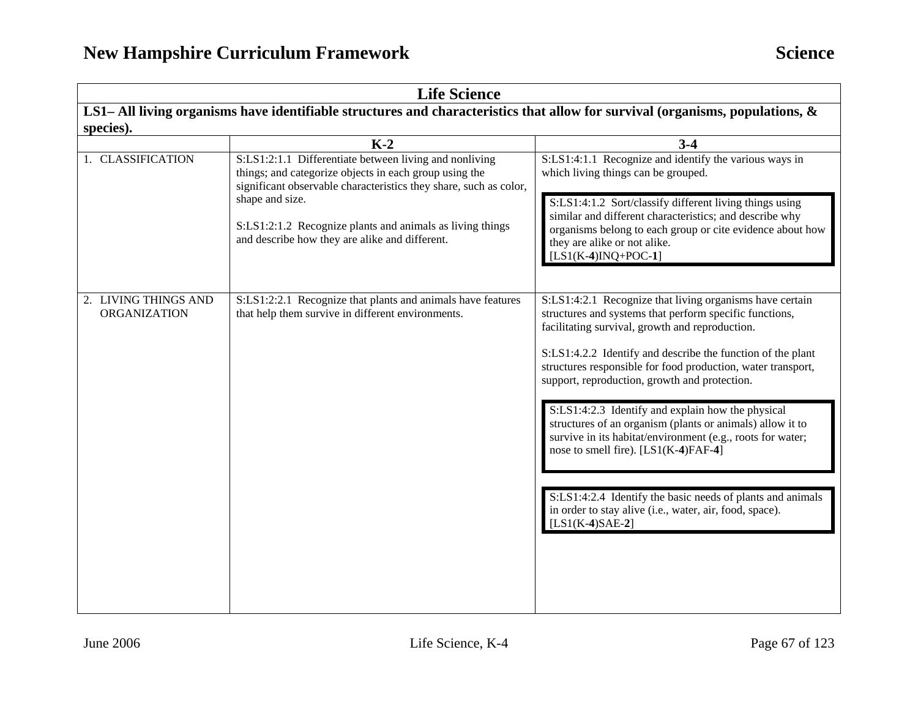| Life Science | | |
|---|---|---|
| **LS1– All living organisms have identifiable structures and characteristics that allow for survival (organisms, populations, & species).** | | |
| | **K-2** | **3-4** |
| 1. CLASSIFICATION | S:LS1:2:1.1 Differentiate between living and nonliving things; and categorize objects in each group using the significant observable characteristics they share, such as color, shape and size.<br><br>S:LS1:2:1.2 Recognize plants and animals as living things and describe how they are alike and different. | S:LS1:4:1.1 Recognize and identify the various ways in which living things can be grouped.<br><br>S:LS1:4:1.2 Sort/classify different living things using similar and different characteristics; and describe why organisms belong to each group or cite evidence about how they are alike or not alike. [LS1(K-**4**)INQ+POC-**1**] |
| 2. LIVING THINGS AND ORGANIZATION | S:LS1:2:2.1 Recognize that plants and animals have features that help them survive in different environments. | S:LS1:4:2.1 Recognize that living organisms have certain structures and systems that perform specific functions, facilitating survival, growth and reproduction.<br><br>S:LS1:4.2.2 Identify and describe the function of the plant structures responsible for food production, water transport, support, reproduction, growth and protection.<br><br>S:LS1:4:2.3 Identify and explain how the physical structures of an organism (plants or animals) allow it to survive in its habitat/environment (e.g., roots for water; nose to smell fire). [LS1(K-**4**)FAF-**4**]<br><br>S:LS1:4:2.4 Identify the basic needs of plants and animals in order to stay alive (i.e., water, air, food, space). [LS1(K-**4**)SAE-**2**] |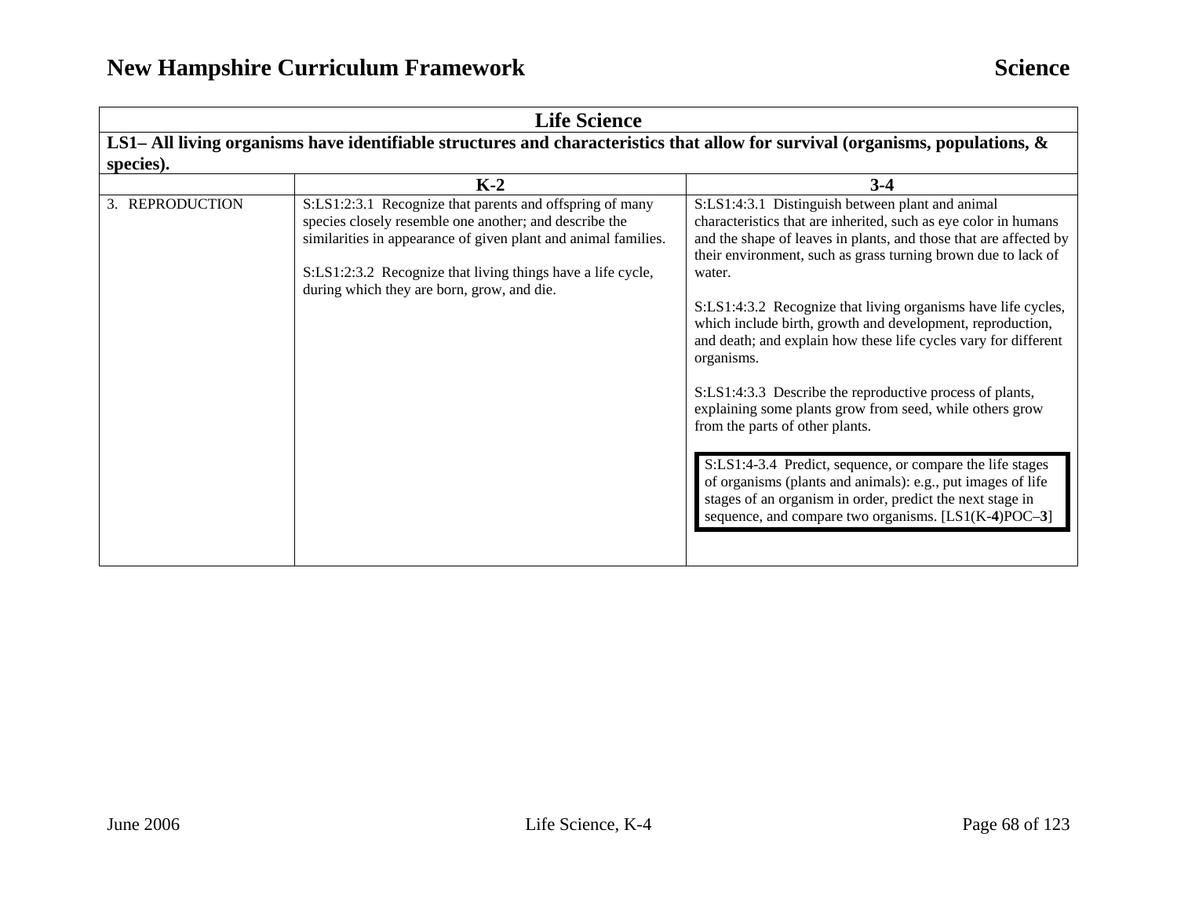| Life Science | | |
|---|---|---|
| **LS1– All living organisms have identifiable structures and characteristics that allow for survival (organisms, populations, & species).** | | |
| | **K-2** | **3-4** |
| 3. REPRODUCTION | S:LS1:2:3.1 Recognize that parents and offspring of many species closely resemble one another; and describe the similarities in appearance of given plant and animal families.<br><br>S:LS1:2:3.2 Recognize that living things have a life cycle, during which they are born, grow, and die. | S:LS1:4:3.1 Distinguish between plant and animal characteristics that are inherited, such as eye color in humans and the shape of leaves in plants, and those that are affected by their environment, such as grass turning brown due to lack of water.<br><br>S:LS1:4:3.2 Recognize that living organisms have life cycles, which include birth, growth and development, reproduction, and death; and explain how these life cycles vary for different organisms.<br><br>S:LS1:4:3.3 Describe the reproductive process of plants, explaining some plants grow from seed, while others grow from the parts of other plants.<br><br>S:LS1:4-3.4 Predict, sequence, or compare the life stages of organisms (plants and animals): e.g., put images of life stages of an organism in order, predict the next stage in sequence, and compare two organisms. [LS1(K-**4**)POC–**3**] |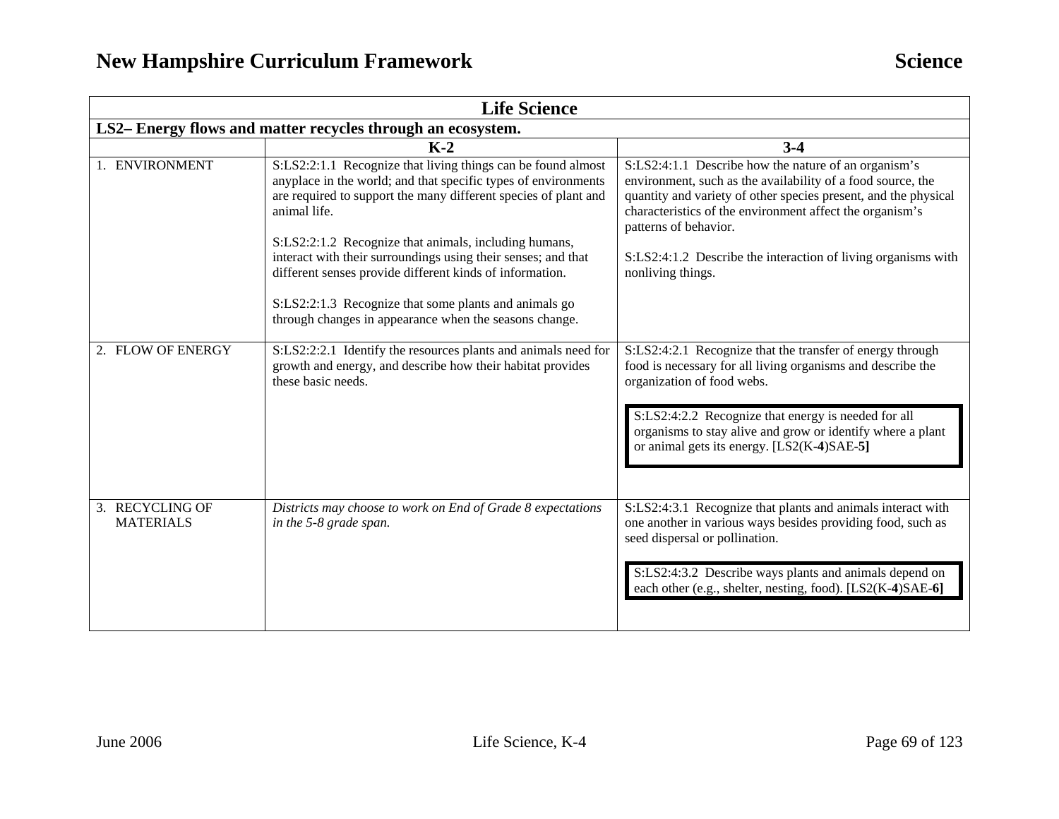# New Hampshire Curriculum Framework — Science

| Life Science | | |
|---|---|---|
| **LS2– Energy flows and matter recycles through an ecosystem.** | | |
| | **K-2** | **3-4** |
| 1. ENVIRONMENT | S:LS2:2:1.1 Recognize that living things can be found almost anyplace in the world; and that specific types of environments are required to support the many different species of plant and animal life.<br><br>S:LS2:2:1.2 Recognize that animals, including humans, interact with their surroundings using their senses; and that different senses provide different kinds of information.<br><br>S:LS2:2:1.3 Recognize that some plants and animals go through changes in appearance when the seasons change. | S:LS2:4:1.1 Describe how the nature of an organism's environment, such as the availability of a food source, the quantity and variety of other species present, and the physical characteristics of the environment affect the organism's patterns of behavior.<br><br>S:LS2:4:1.2 Describe the interaction of living organisms with nonliving things. |
| 2. FLOW OF ENERGY | S:LS2:2:2.1 Identify the resources plants and animals need for growth and energy, and describe how their habitat provides these basic needs. | S:LS2:4:2.1 Recognize that the transfer of energy through food is necessary for all living organisms and describe the organization of food webs.<br><br>S:LS2:4:2.2 Recognize that energy is needed for all organisms to stay alive and grow or identify where a plant or animal gets its energy. [LS2(K-**4**)SAE-**5]** |
| 3. RECYCLING OF MATERIALS | *Districts may choose to work on End of Grade 8 expectations in the 5-8 grade span.* | S:LS2:4:3.1 Recognize that plants and animals interact with one another in various ways besides providing food, such as seed dispersal or pollination.<br><br>S:LS2:4:3.2 Describe ways plants and animals depend on each other (e.g., shelter, nesting, food). [LS2(K-**4**)SAE-**6]** |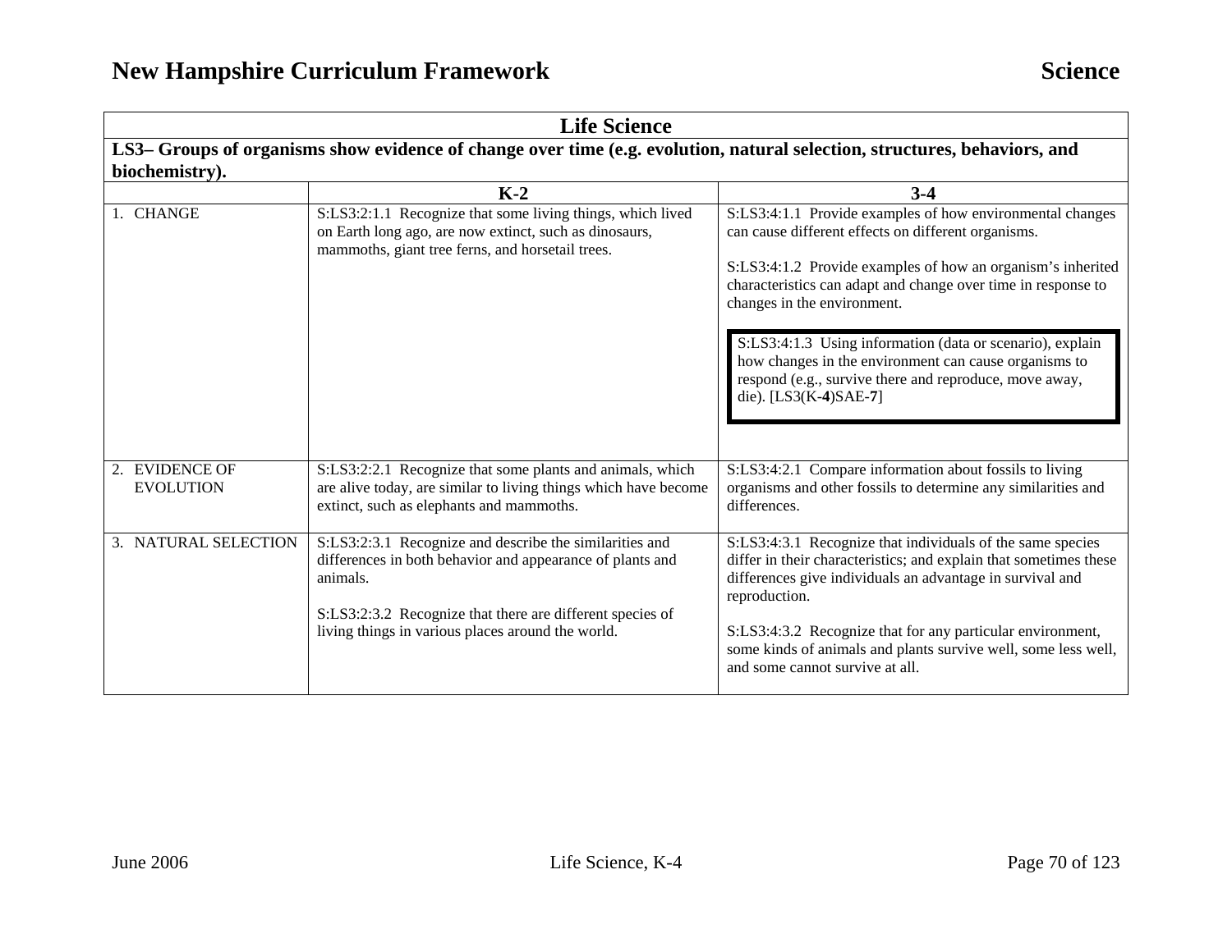| Life Science | | |
|---|---|---|
| **LS3– Groups of organisms show evidence of change over time (e.g. evolution, natural selection, structures, behaviors, and biochemistry).** | | |
| | **K-2** | **3-4** |
| 1. CHANGE | S:LS3:2:1.1 Recognize that some living things, which lived on Earth long ago, are now extinct, such as dinosaurs, mammoths, giant tree ferns, and horsetail trees. | S:LS3:4:1.1 Provide examples of how environmental changes can cause different effects on different organisms.<br><br>S:LS3:4:1.2 Provide examples of how an organism's inherited characteristics can adapt and change over time in response to changes in the environment.<br><br>S:LS3:4:1.3 Using information (data or scenario), explain how changes in the environment can cause organisms to respond (e.g., survive there and reproduce, move away, die). [LS3(K-**4**)SAE-**7**] |
| 2. EVIDENCE OF EVOLUTION | S:LS3:2:2.1 Recognize that some plants and animals, which are alive today, are similar to living things which have become extinct, such as elephants and mammoths. | S:LS3:4:2.1 Compare information about fossils to living organisms and other fossils to determine any similarities and differences. |
| 3. NATURAL SELECTION | S:LS3:2:3.1 Recognize and describe the similarities and differences in both behavior and appearance of plants and animals.<br><br>S:LS3:2:3.2 Recognize that there are different species of living things in various places around the world. | S:LS3:4:3.1 Recognize that individuals of the same species differ in their characteristics; and explain that sometimes these differences give individuals an advantage in survival and reproduction.<br><br>S:LS3:4:3.2 Recognize that for any particular environment, some kinds of animals and plants survive well, some less well, and some cannot survive at all. |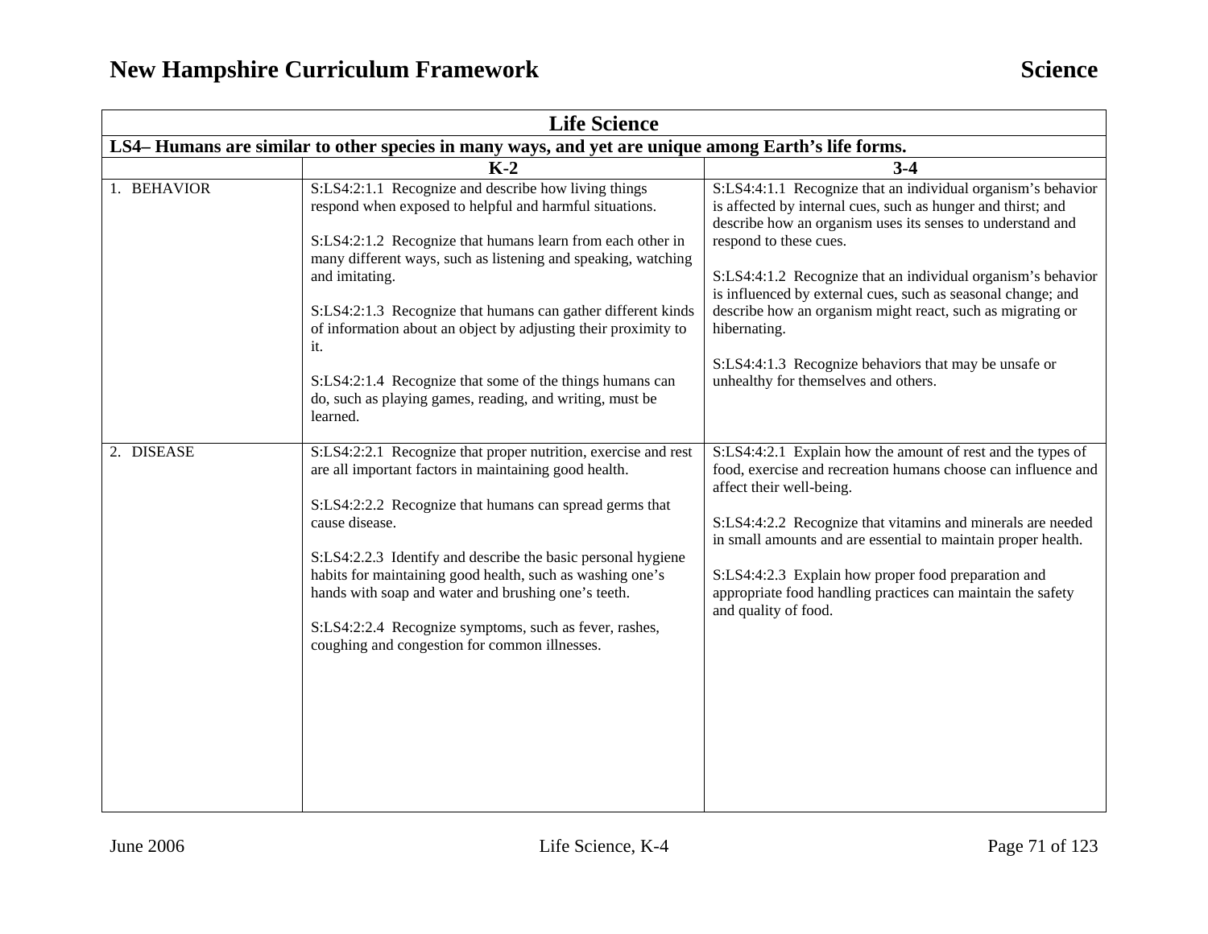| Life Science | | |
|---|---|---|
| **LS4– Humans are similar to other species in many ways, and yet are unique among Earth's life forms.** | | |
| | **K-2** | **3-4** |
| 1. BEHAVIOR | S:LS4:2:1.1 Recognize and describe how living things respond when exposed to helpful and harmful situations.<br><br>S:LS4:2:1.2 Recognize that humans learn from each other in many different ways, such as listening and speaking, watching and imitating.<br><br>S:LS4:2:1.3 Recognize that humans can gather different kinds of information about an object by adjusting their proximity to it.<br><br>S:LS4:2:1.4 Recognize that some of the things humans can do, such as playing games, reading, and writing, must be learned. | S:LS4:4:1.1 Recognize that an individual organism's behavior is affected by internal cues, such as hunger and thirst; and describe how an organism uses its senses to understand and respond to these cues.<br><br>S:LS4:4:1.2 Recognize that an individual organism's behavior is influenced by external cues, such as seasonal change; and describe how an organism might react, such as migrating or hibernating.<br><br>S:LS4:4:1.3 Recognize behaviors that may be unsafe or unhealthy for themselves and others. |
| 2. DISEASE | S:LS4:2:2.1 Recognize that proper nutrition, exercise and rest are all important factors in maintaining good health.<br><br>S:LS4:2:2.2 Recognize that humans can spread germs that cause disease.<br><br>S:LS4:2.2.3 Identify and describe the basic personal hygiene habits for maintaining good health, such as washing one's hands with soap and water and brushing one's teeth.<br><br>S:LS4:2:2.4 Recognize symptoms, such as fever, rashes, coughing and congestion for common illnesses. | S:LS4:4:2.1 Explain how the amount of rest and the types of food, exercise and recreation humans choose can influence and affect their well-being.<br><br>S:LS4:4:2.2 Recognize that vitamins and minerals are needed in small amounts and are essential to maintain proper health.<br><br>S:LS4:4:2.3 Explain how proper food preparation and appropriate food handling practices can maintain the safety and quality of food. |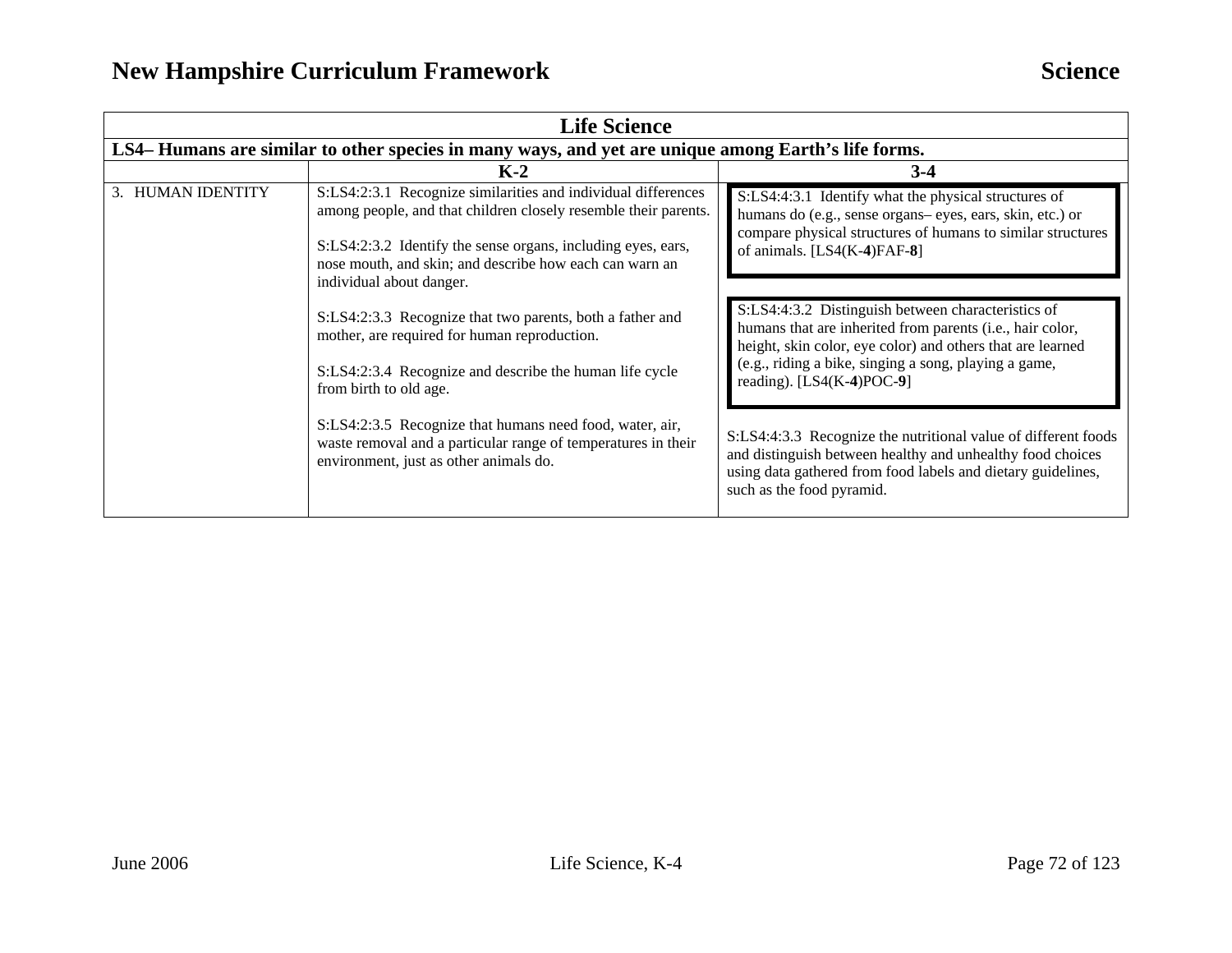| Life Science | | |
|---|---|---|
| **LS4– Humans are similar to other species in many ways, and yet are unique among Earth's life forms.** | | |
| | **K-2** | **3-4** |
| 3. HUMAN IDENTITY | S:LS4:2:3.1 Recognize similarities and individual differences among people, and that children closely resemble their parents.<br><br>S:LS4:2:3.2 Identify the sense organs, including eyes, ears, nose mouth, and skin; and describe how each can warn an individual about danger.<br><br>S:LS4:2:3.3 Recognize that two parents, both a father and mother, are required for human reproduction.<br><br>S:LS4:2:3.4 Recognize and describe the human life cycle from birth to old age.<br><br>S:LS4:2:3.5 Recognize that humans need food, water, air, waste removal and a particular range of temperatures in their environment, just as other animals do. | S:LS4:4:3.1 Identify what the physical structures of humans do (e.g., sense organs– eyes, ears, skin, etc.) or compare physical structures of humans to similar structures of animals. [LS4(K-**4**)FAF-**8**]<br><br>S:LS4:4:3.2 Distinguish between characteristics of humans that are inherited from parents (i.e., hair color, height, skin color, eye color) and others that are learned (e.g., riding a bike, singing a song, playing a game, reading). [LS4(K-**4**)POC-**9**]<br><br>S:LS4:4:3.3 Recognize the nutritional value of different foods and distinguish between healthy and unhealthy food choices using data gathered from food labels and dietary guidelines, such as the food pyramid. |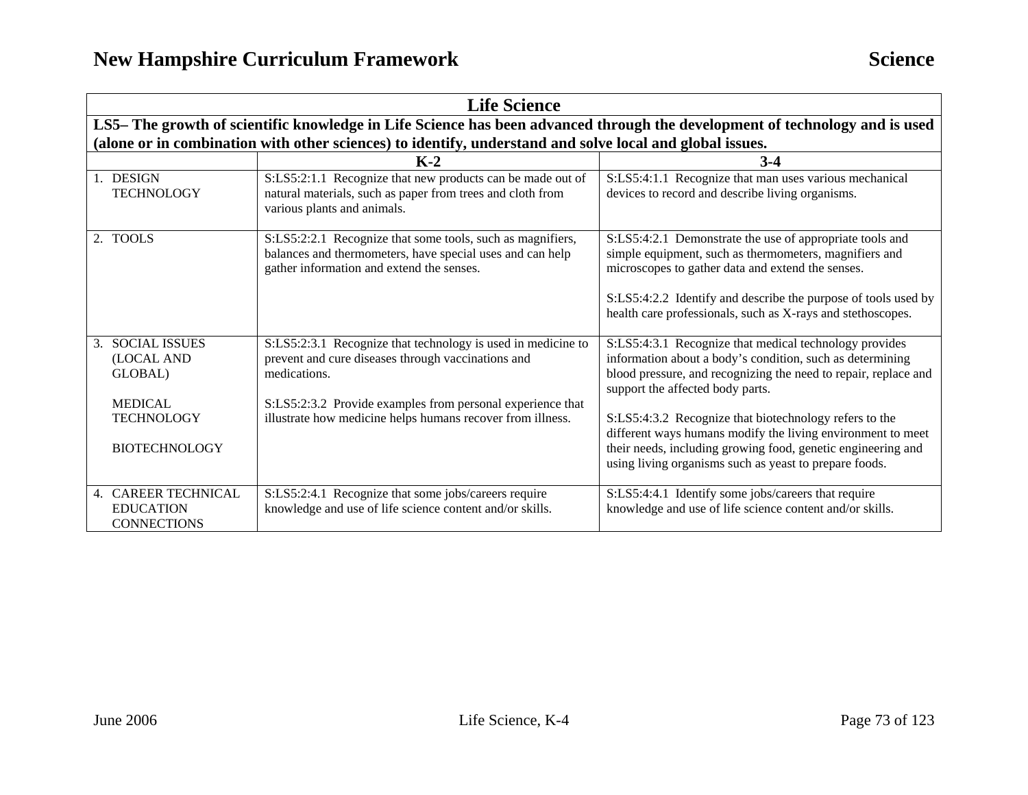# New Hampshire Curriculum Framework — Science

| Life Science | | |
|---|---|---|
| **LS5– The growth of scientific knowledge in Life Science has been advanced through the development of technology and is used (alone or in combination with other sciences) to identify, understand and solve local and global issues.** | | |
| | **K-2** | **3-4** |
| 1. DESIGN TECHNOLOGY | S:LS5:2:1.1 Recognize that new products can be made out of natural materials, such as paper from trees and cloth from various plants and animals. | S:LS5:4:1.1 Recognize that man uses various mechanical devices to record and describe living organisms. |
| 2. TOOLS | S:LS5:2:2.1 Recognize that some tools, such as magnifiers, balances and thermometers, have special uses and can help gather information and extend the senses. | S:LS5:4:2.1 Demonstrate the use of appropriate tools and simple equipment, such as thermometers, magnifiers and microscopes to gather data and extend the senses.<br><br>S:LS5:4:2.2 Identify and describe the purpose of tools used by health care professionals, such as X-rays and stethoscopes. |
| 3. SOCIAL ISSUES (LOCAL AND GLOBAL)<br><br>MEDICAL TECHNOLOGY<br><br>BIOTECHNOLOGY | S:LS5:2:3.1 Recognize that technology is used in medicine to prevent and cure diseases through vaccinations and medications.<br><br>S:LS5:2:3.2 Provide examples from personal experience that illustrate how medicine helps humans recover from illness. | S:LS5:4:3.1 Recognize that medical technology provides information about a body's condition, such as determining blood pressure, and recognizing the need to repair, replace and support the affected body parts.<br><br>S:LS5:4:3.2 Recognize that biotechnology refers to the different ways humans modify the living environment to meet their needs, including growing food, genetic engineering and using living organisms such as yeast to prepare foods. |
| 4. CAREER TECHNICAL EDUCATION CONNECTIONS | S:LS5:2:4.1 Recognize that some jobs/careers require knowledge and use of life science content and/or skills. | S:LS5:4:4.1 Identify some jobs/careers that require knowledge and use of life science content and/or skills. |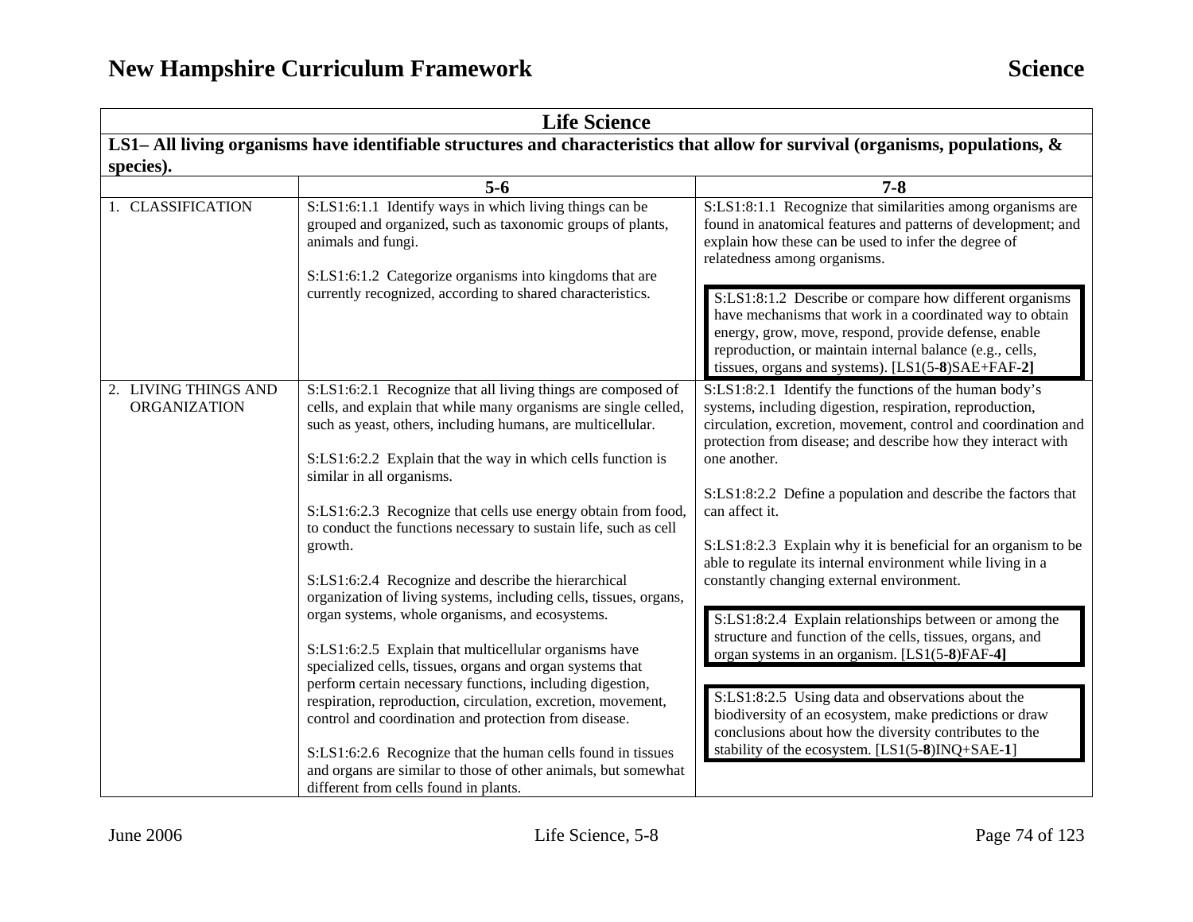# New Hampshire Curriculum Framework — Science

## Life Science

**LS1– All living organisms have identifiable structures and characteristics that allow for survival (organisms, populations, & species).**

| | 5-6 | 7-8 |
|---|---|---|
| 1. CLASSIFICATION | S:LS1:6:1.1 Identify ways in which living things can be grouped and organized, such as taxonomic groups of plants, animals and fungi.<br><br>S:LS1:6:1.2 Categorize organisms into kingdoms that are currently recognized, according to shared characteristics. | S:LS1:8:1.1 Recognize that similarities among organisms are found in anatomical features and patterns of development; and explain how these can be used to infer the degree of relatedness among organisms.<br><br>S:LS1:8:1.2 Describe or compare how different organisms have mechanisms that work in a coordinated way to obtain energy, grow, move, respond, provide defense, enable reproduction, or maintain internal balance (e.g., cells, tissues, organs and systems). [LS1(5-**8**)SAE+FAF-**2]** |
| 2. LIVING THINGS AND ORGANIZATION | S:LS1:6:2.1 Recognize that all living things are composed of cells, and explain that while many organisms are single celled, such as yeast, others, including humans, are multicellular.<br><br>S:LS1:6:2.2 Explain that the way in which cells function is similar in all organisms.<br><br>S:LS1:6:2.3 Recognize that cells use energy obtain from food, to conduct the functions necessary to sustain life, such as cell growth.<br><br>S:LS1:6:2.4 Recognize and describe the hierarchical organization of living systems, including cells, tissues, organs, organ systems, whole organisms, and ecosystems.<br><br>S:LS1:6:2.5 Explain that multicellular organisms have specialized cells, tissues, organs and organ systems that perform certain necessary functions, including digestion, respiration, reproduction, circulation, excretion, movement, control and coordination and protection from disease.<br><br>S:LS1:6:2.6 Recognize that the human cells found in tissues and organs are similar to those of other animals, but somewhat different from cells found in plants. | S:LS1:8:2.1 Identify the functions of the human body's systems, including digestion, respiration, reproduction, circulation, excretion, movement, control and coordination and protection from disease; and describe how they interact with one another.<br><br>S:LS1:8:2.2 Define a population and describe the factors that can affect it.<br><br>S:LS1:8:2.3 Explain why it is beneficial for an organism to be able to regulate its internal environment while living in a constantly changing external environment.<br><br>S:LS1:8:2.4 Explain relationships between or among the structure and function of the cells, tissues, organs, and organ systems in an organism. [LS1(5-**8**)FAF-**4]**<br><br>S:LS1:8:2.5 Using data and observations about the biodiversity of an ecosystem, make predictions or draw conclusions about how the diversity contributes to the stability of the ecosystem. [LS1(5-**8**)INQ+SAE-**1**] |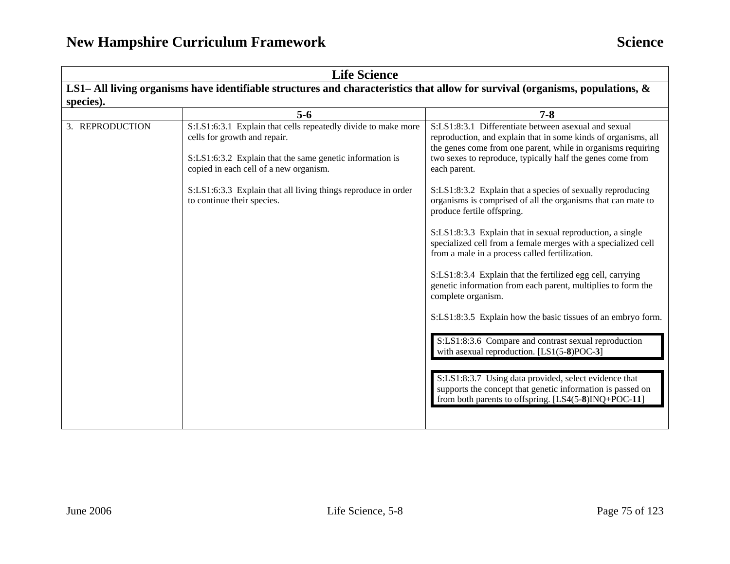| Life Science | | |
|---|---|---|
| **LS1– All living organisms have identifiable structures and characteristics that allow for survival (organisms, populations, & species).** | | |
| | **5-6** | **7-8** |
| 3. REPRODUCTION | S:LS1:6:3.1 Explain that cells repeatedly divide to make more cells for growth and repair.<br><br>S:LS1:6:3.2 Explain that the same genetic information is copied in each cell of a new organism.<br><br>S:LS1:6:3.3 Explain that all living things reproduce in order to continue their species. | S:LS1:8:3.1 Differentiate between asexual and sexual reproduction, and explain that in some kinds of organisms, all the genes come from one parent, while in organisms requiring two sexes to reproduce, typically half the genes come from each parent.<br><br>S:LS1:8:3.2 Explain that a species of sexually reproducing organisms is comprised of all the organisms that can mate to produce fertile offspring.<br><br>S:LS1:8:3.3 Explain that in sexual reproduction, a single specialized cell from a female merges with a specialized cell from a male in a process called fertilization.<br><br>S:LS1:8:3.4 Explain that the fertilized egg cell, carrying genetic information from each parent, multiplies to form the complete organism.<br><br>S:LS1:8:3.5 Explain how the basic tissues of an embryo form.<br><br>S:LS1:8:3.6 Compare and contrast sexual reproduction with asexual reproduction. [LS1(5-**8**)POC-**3**]<br><br>S:LS1:8:3.7 Using data provided, select evidence that supports the concept that genetic information is passed on from both parents to offspring. [LS4(5-**8**)INQ+POC-**11**] |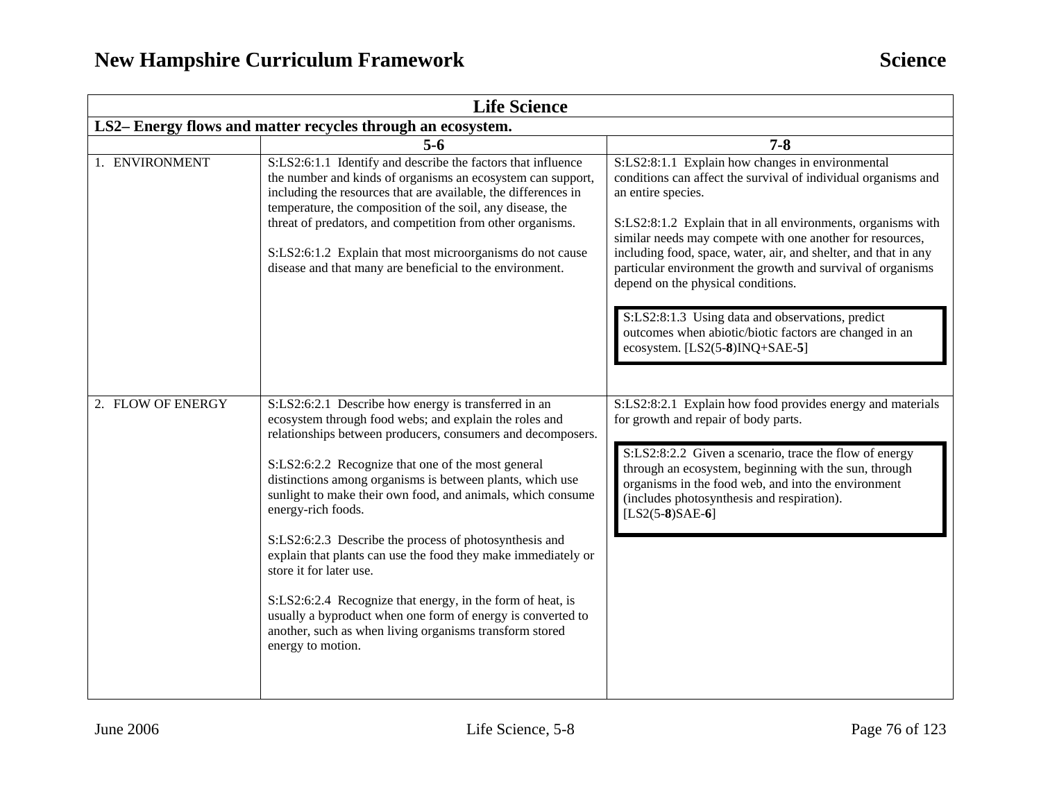| Life Science | | |
|---|---|---|
| **LS2– Energy flows and matter recycles through an ecosystem.** | | |
| | **5-6** | **7-8** |
| 1. ENVIRONMENT | S:LS2:6:1.1 Identify and describe the factors that influence the number and kinds of organisms an ecosystem can support, including the resources that are available, the differences in temperature, the composition of the soil, any disease, the threat of predators, and competition from other organisms.<br><br>S:LS2:6:1.2 Explain that most microorganisms do not cause disease and that many are beneficial to the environment. | S:LS2:8:1.1 Explain how changes in environmental conditions can affect the survival of individual organisms and an entire species.<br><br>S:LS2:8:1.2 Explain that in all environments, organisms with similar needs may compete with one another for resources, including food, space, water, air, and shelter, and that in any particular environment the growth and survival of organisms depend on the physical conditions.<br><br>S:LS2:8:1.3 Using data and observations, predict outcomes when abiotic/biotic factors are changed in an ecosystem. [LS2(5-**8**)INQ+SAE-**5**] |
| 2. FLOW OF ENERGY | S:LS2:6:2.1 Describe how energy is transferred in an ecosystem through food webs; and explain the roles and relationships between producers, consumers and decomposers.<br><br>S:LS2:6:2.2 Recognize that one of the most general distinctions among organisms is between plants, which use sunlight to make their own food, and animals, which consume energy-rich foods.<br><br>S:LS2:6:2.3 Describe the process of photosynthesis and explain that plants can use the food they make immediately or store it for later use.<br><br>S:LS2:6:2.4 Recognize that energy, in the form of heat, is usually a byproduct when one form of energy is converted to another, such as when living organisms transform stored energy to motion. | S:LS2:8:2.1 Explain how food provides energy and materials for growth and repair of body parts.<br><br>S:LS2:8:2.2 Given a scenario, trace the flow of energy through an ecosystem, beginning with the sun, through organisms in the food web, and into the environment (includes photosynthesis and respiration). [LS2(5-**8**)SAE-**6**] |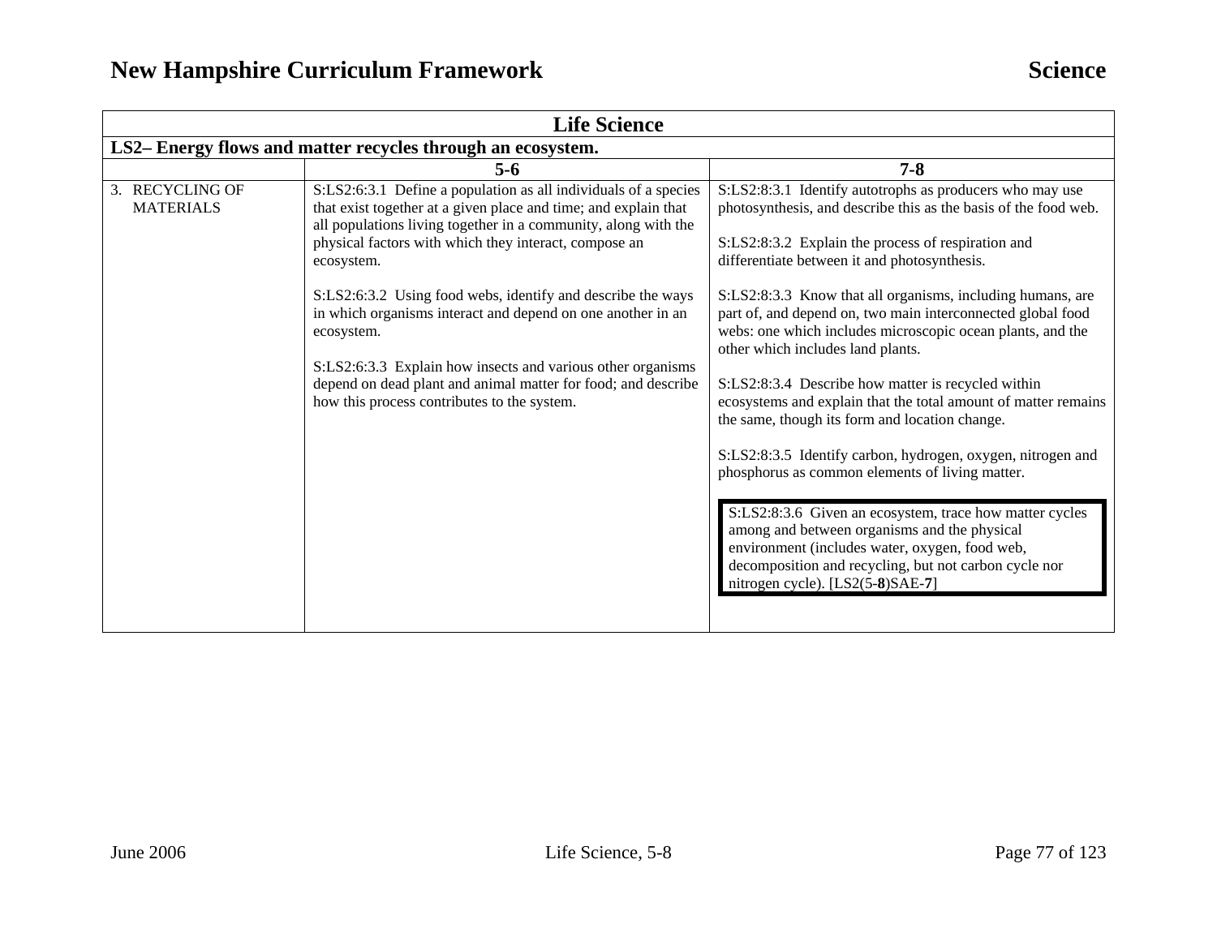## Life Science

**LS2– Energy flows and matter recycles through an ecosystem.**

| | 5-6 | 7-8 |
|---|---|---|
| 3. RECYCLING OF MATERIALS | S:LS2:6:3.1 Define a population as all individuals of a species that exist together at a given place and time; and explain that all populations living together in a community, along with the physical factors with which they interact, compose an ecosystem.<br><br>S:LS2:6:3.2 Using food webs, identify and describe the ways in which organisms interact and depend on one another in an ecosystem.<br><br>S:LS2:6:3.3 Explain how insects and various other organisms depend on dead plant and animal matter for food; and describe how this process contributes to the system. | S:LS2:8:3.1 Identify autotrophs as producers who may use photosynthesis, and describe this as the basis of the food web.<br><br>S:LS2:8:3.2 Explain the process of respiration and differentiate between it and photosynthesis.<br><br>S:LS2:8:3.3 Know that all organisms, including humans, are part of, and depend on, two main interconnected global food webs: one which includes microscopic ocean plants, and the other which includes land plants.<br><br>S:LS2:8:3.4 Describe how matter is recycled within ecosystems and explain that the total amount of matter remains the same, though its form and location change.<br><br>S:LS2:8:3.5 Identify carbon, hydrogen, oxygen, nitrogen and phosphorus as common elements of living matter.<br><br>S:LS2:8:3.6 Given an ecosystem, trace how matter cycles among and between organisms and the physical environment (includes water, oxygen, food web, decomposition and recycling, but not carbon cycle nor nitrogen cycle). [LS2(5-**8**)SAE-**7**] |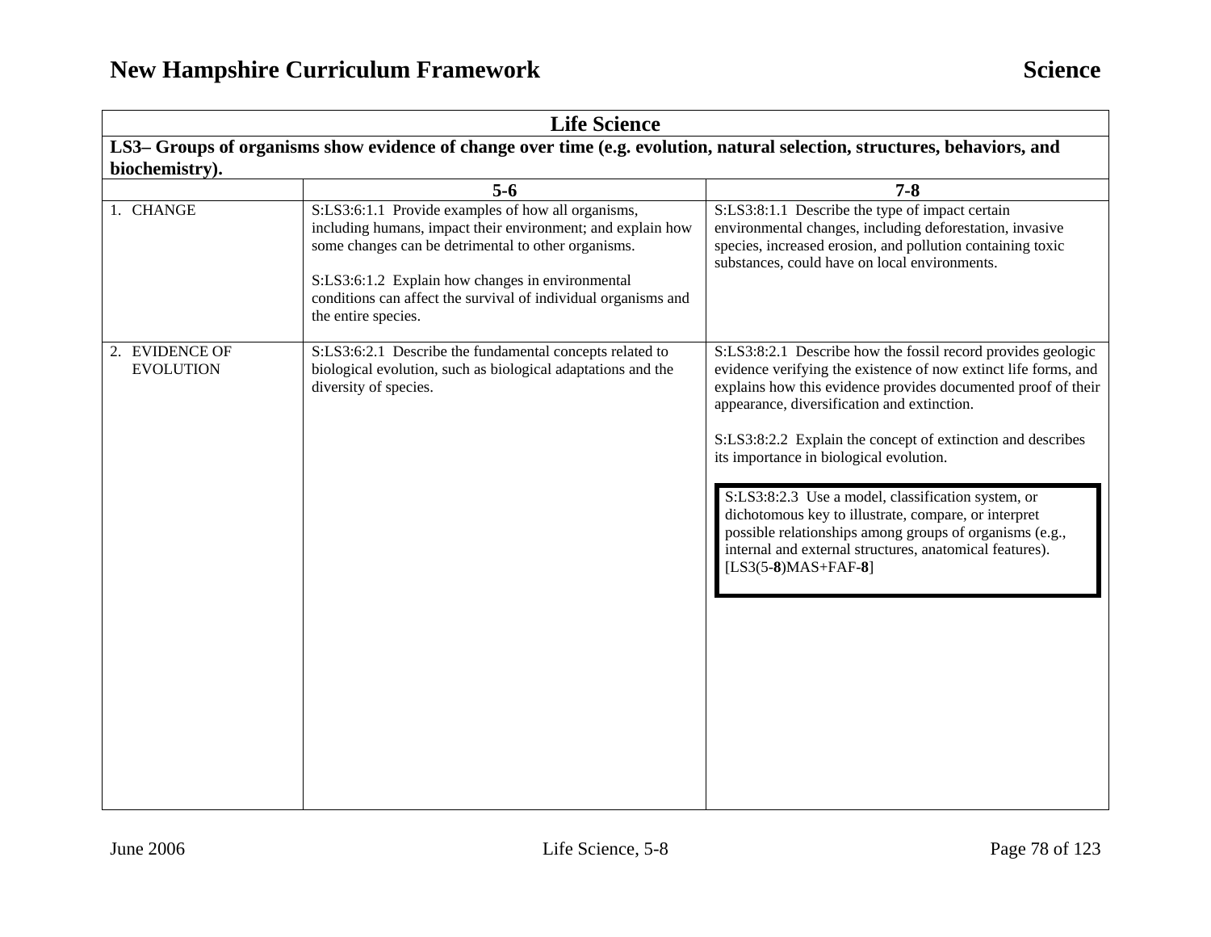| Life Science | | |
|---|---|---|
| **LS3– Groups of organisms show evidence of change over time (e.g. evolution, natural selection, structures, behaviors, and biochemistry).** | | |
| | **5-6** | **7-8** |
| 1. CHANGE | S:LS3:6:1.1 Provide examples of how all organisms, including humans, impact their environment; and explain how some changes can be detrimental to other organisms.<br><br>S:LS3:6:1.2 Explain how changes in environmental conditions can affect the survival of individual organisms and the entire species. | S:LS3:8:1.1 Describe the type of impact certain environmental changes, including deforestation, invasive species, increased erosion, and pollution containing toxic substances, could have on local environments. |
| 2. EVIDENCE OF EVOLUTION | S:LS3:6:2.1 Describe the fundamental concepts related to biological evolution, such as biological adaptations and the diversity of species. | S:LS3:8:2.1 Describe how the fossil record provides geologic evidence verifying the existence of now extinct life forms, and explains how this evidence provides documented proof of their appearance, diversification and extinction.<br><br>S:LS3:8:2.2 Explain the concept of extinction and describes its importance in biological evolution.<br><br>S:LS3:8:2.3 Use a model, classification system, or dichotomous key to illustrate, compare, or interpret possible relationships among groups of organisms (e.g., internal and external structures, anatomical features). [LS3(5-**8**)MAS+FAF-**8**] |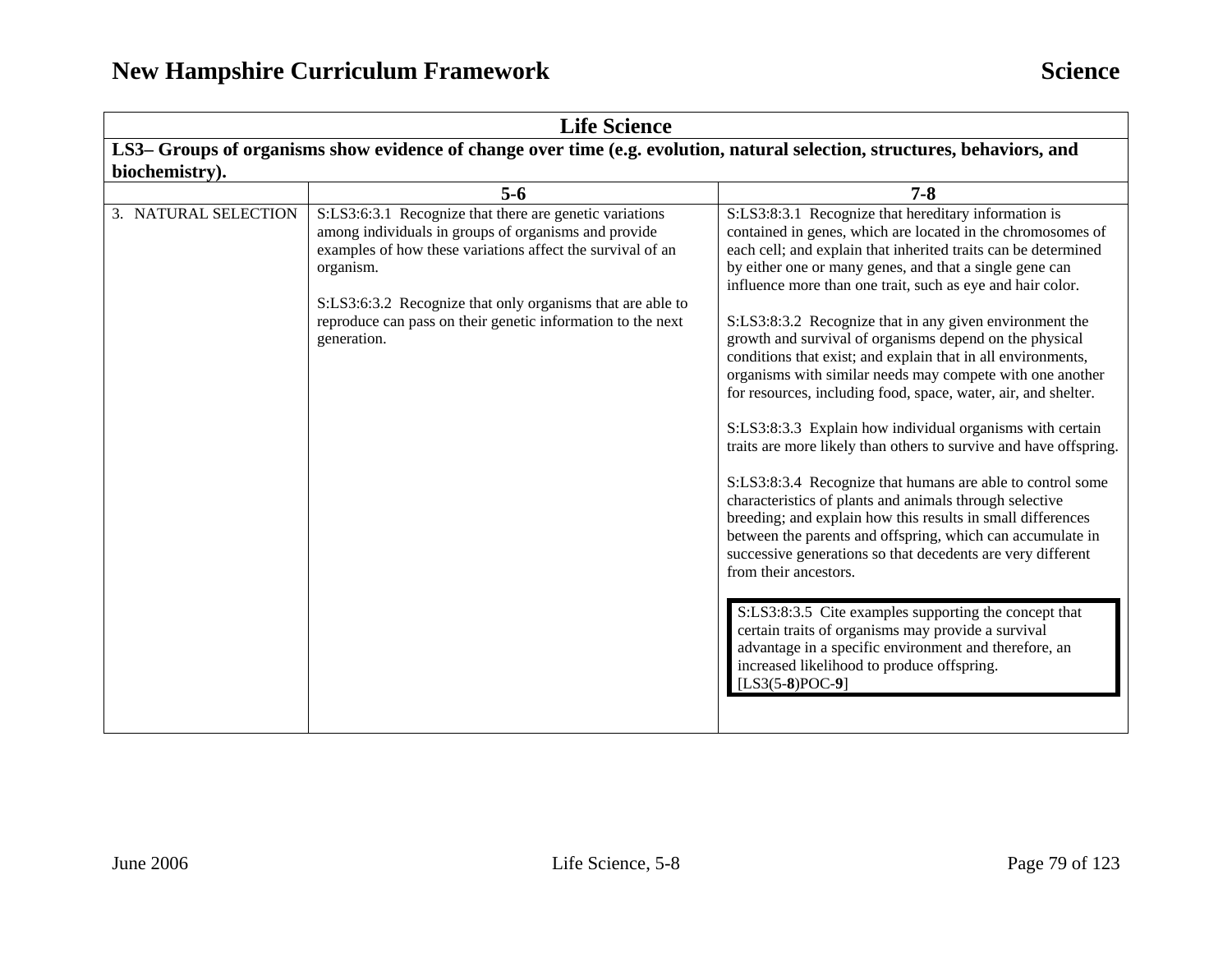| Life Science | | |
|---|---|---|
| **LS3– Groups of organisms show evidence of change over time (e.g. evolution, natural selection, structures, behaviors, and biochemistry).** | | |
| | **5-6** | **7-8** |
| 3. NATURAL SELECTION | S:LS3:6:3.1 Recognize that there are genetic variations among individuals in groups of organisms and provide examples of how these variations affect the survival of an organism.<br><br>S:LS3:6:3.2 Recognize that only organisms that are able to reproduce can pass on their genetic information to the next generation. | S:LS3:8:3.1 Recognize that hereditary information is contained in genes, which are located in the chromosomes of each cell; and explain that inherited traits can be determined by either one or many genes, and that a single gene can influence more than one trait, such as eye and hair color.<br><br>S:LS3:8:3.2 Recognize that in any given environment the growth and survival of organisms depend on the physical conditions that exist; and explain that in all environments, organisms with similar needs may compete with one another for resources, including food, space, water, air, and shelter.<br><br>S:LS3:8:3.3 Explain how individual organisms with certain traits are more likely than others to survive and have offspring.<br><br>S:LS3:8:3.4 Recognize that humans are able to control some characteristics of plants and animals through selective breeding; and explain how this results in small differences between the parents and offspring, which can accumulate in successive generations so that decedents are very different from their ancestors.<br><br>S:LS3:8:3.5 Cite examples supporting the concept that certain traits of organisms may provide a survival advantage in a specific environment and therefore, an increased likelihood to produce offspring. [LS3(5-**8**)POC-**9**] |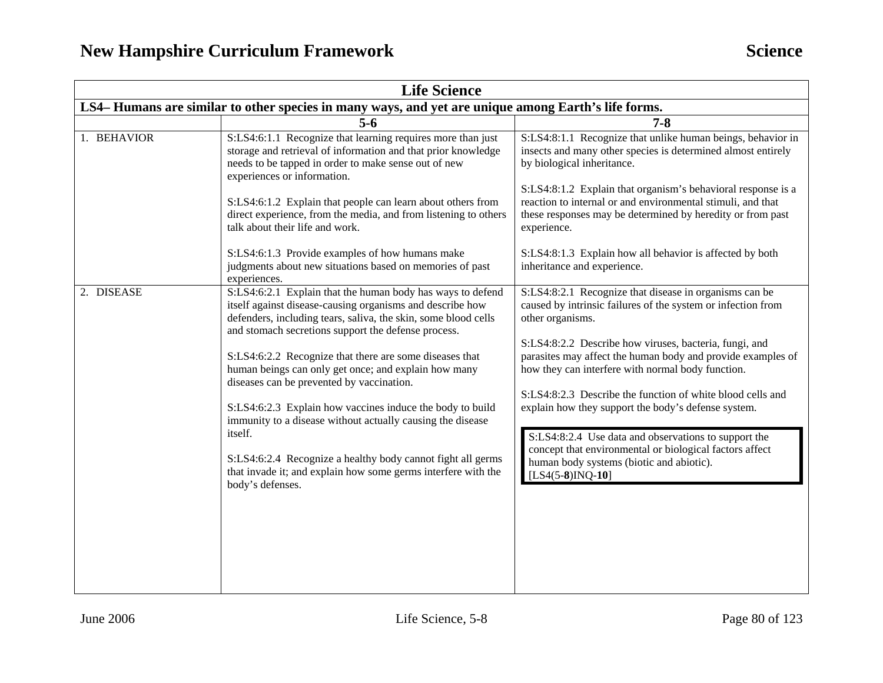| Life Science | | |
|---|---|---|
| **LS4– Humans are similar to other species in many ways, and yet are unique among Earth's life forms.** | | |
| | **5-6** | **7-8** |
| 1. BEHAVIOR | S:LS4:6:1.1 Recognize that learning requires more than just storage and retrieval of information and that prior knowledge needs to be tapped in order to make sense out of new experiences or information.<br><br>S:LS4:6:1.2 Explain that people can learn about others from direct experience, from the media, and from listening to others talk about their life and work.<br><br>S:LS4:6:1.3 Provide examples of how humans make judgments about new situations based on memories of past experiences. | S:LS4:8:1.1 Recognize that unlike human beings, behavior in insects and many other species is determined almost entirely by biological inheritance.<br><br>S:LS4:8:1.2 Explain that organism's behavioral response is a reaction to internal or and environmental stimuli, and that these responses may be determined by heredity or from past experience.<br><br>S:LS4:8:1.3 Explain how all behavior is affected by both inheritance and experience. |
| 2. DISEASE | S:LS4:6:2.1 Explain that the human body has ways to defend itself against disease-causing organisms and describe how defenders, including tears, saliva, the skin, some blood cells and stomach secretions support the defense process.<br><br>S:LS4:6:2.2 Recognize that there are some diseases that human beings can only get once; and explain how many diseases can be prevented by vaccination.<br><br>S:LS4:6:2.3 Explain how vaccines induce the body to build immunity to a disease without actually causing the disease itself.<br><br>S:LS4:6:2.4 Recognize a healthy body cannot fight all germs that invade it; and explain how some germs interfere with the body's defenses. | S:LS4:8:2.1 Recognize that disease in organisms can be caused by intrinsic failures of the system or infection from other organisms.<br><br>S:LS4:8:2.2 Describe how viruses, bacteria, fungi, and parasites may affect the human body and provide examples of how they can interfere with normal body function.<br><br>S:LS4:8:2.3 Describe the function of white blood cells and explain how they support the body's defense system.<br><br>S:LS4:8:2.4 Use data and observations to support the concept that environmental or biological factors affect human body systems (biotic and abiotic). [LS4(5-**8**)INQ-**10**] |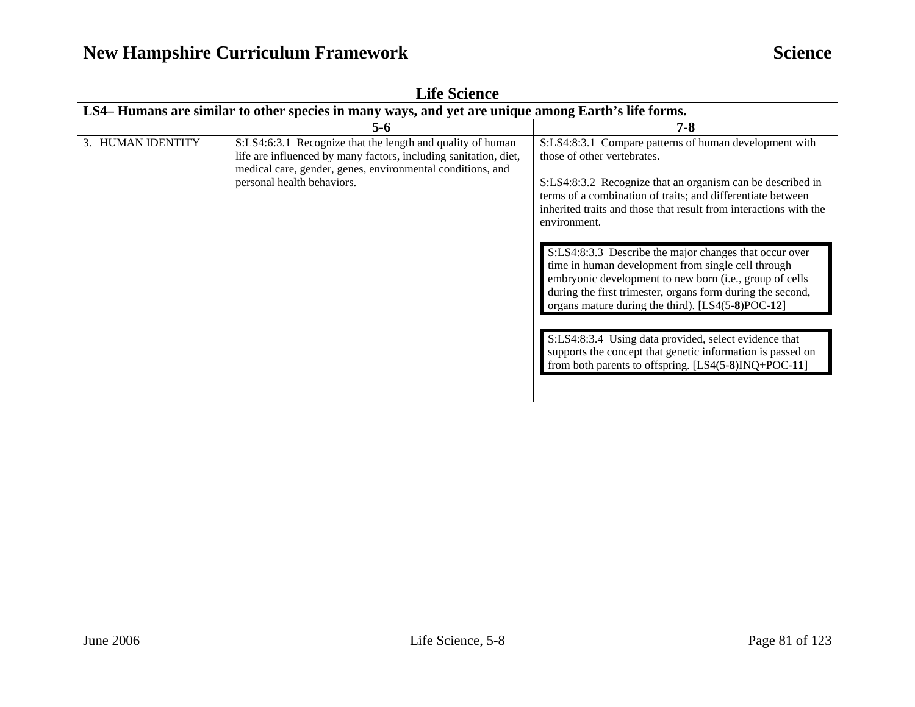| Life Science | | |
|---|---|---|
| **LS4– Humans are similar to other species in many ways, and yet are unique among Earth's life forms.** | | |
| | **5-6** | **7-8** |
| 3. HUMAN IDENTITY | S:LS4:6:3.1 Recognize that the length and quality of human life are influenced by many factors, including sanitation, diet, medical care, gender, genes, environmental conditions, and personal health behaviors. | S:LS4:8:3.1 Compare patterns of human development with those of other vertebrates.<br><br>S:LS4:8:3.2 Recognize that an organism can be described in terms of a combination of traits; and differentiate between inherited traits and those that result from interactions with the environment.<br><br>S:LS4:8:3.3 Describe the major changes that occur over time in human development from single cell through embryonic development to new born (i.e., group of cells during the first trimester, organs form during the second, organs mature during the third). [LS4(5-**8**)POC-**12**]<br><br>S:LS4:8:3.4 Using data provided, select evidence that supports the concept that genetic information is passed on from both parents to offspring. [LS4(5-**8**)INQ+POC-**11**] |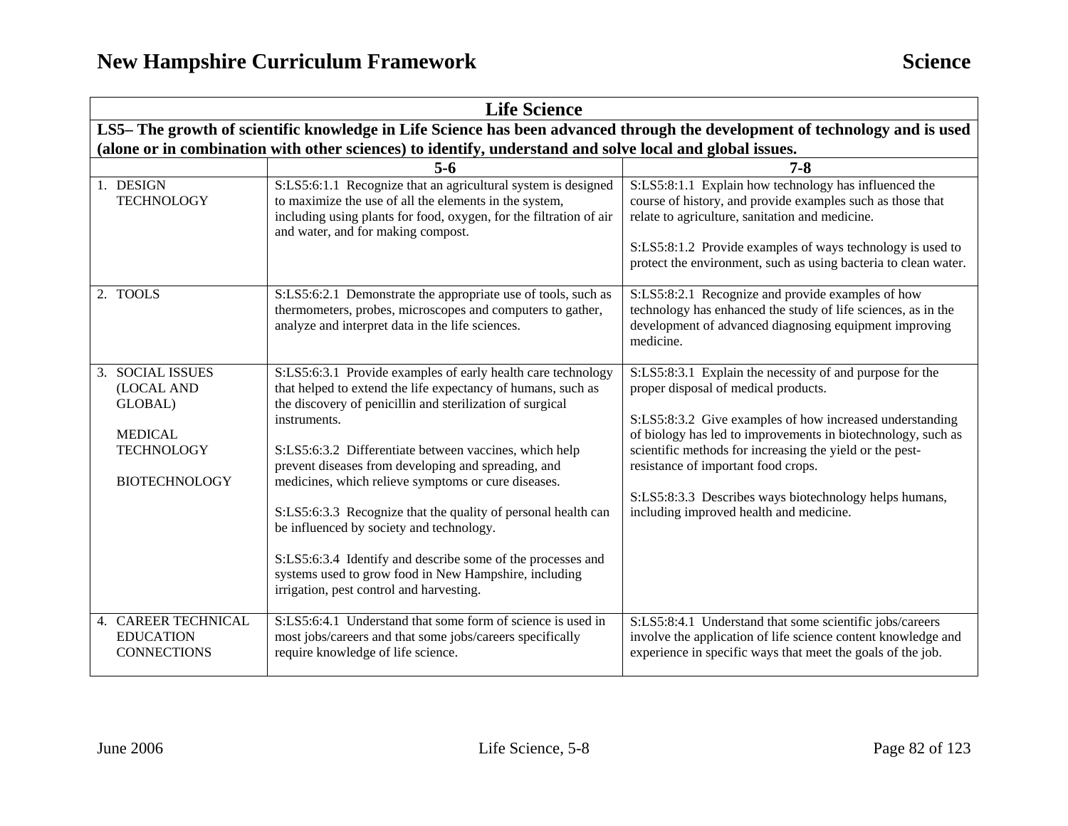| Life Science | | |
|---|---|---|
| **LS5– The growth of scientific knowledge in Life Science has been advanced through the development of technology and is used (alone or in combination with other sciences) to identify, understand and solve local and global issues.** | | |
| | **5-6** | **7-8** |
| 1. DESIGN TECHNOLOGY | S:LS5:6:1.1 Recognize that an agricultural system is designed to maximize the use of all the elements in the system, including using plants for food, oxygen, for the filtration of air and water, and for making compost. | S:LS5:8:1.1 Explain how technology has influenced the course of history, and provide examples such as those that relate to agriculture, sanitation and medicine.<br><br>S:LS5:8:1.2 Provide examples of ways technology is used to protect the environment, such as using bacteria to clean water. |
| 2. TOOLS | S:LS5:6:2.1 Demonstrate the appropriate use of tools, such as thermometers, probes, microscopes and computers to gather, analyze and interpret data in the life sciences. | S:LS5:8:2.1 Recognize and provide examples of how technology has enhanced the study of life sciences, as in the development of advanced diagnosing equipment improving medicine. |
| 3. SOCIAL ISSUES (LOCAL AND GLOBAL)<br><br>MEDICAL TECHNOLOGY<br><br>BIOTECHNOLOGY | S:LS5:6:3.1 Provide examples of early health care technology that helped to extend the life expectancy of humans, such as the discovery of penicillin and sterilization of surgical instruments.<br><br>S:LS5:6:3.2 Differentiate between vaccines, which help prevent diseases from developing and spreading, and medicines, which relieve symptoms or cure diseases.<br><br>S:LS5:6:3.3 Recognize that the quality of personal health can be influenced by society and technology.<br><br>S:LS5:6:3.4 Identify and describe some of the processes and systems used to grow food in New Hampshire, including irrigation, pest control and harvesting. | S:LS5:8:3.1 Explain the necessity of and purpose for the proper disposal of medical products.<br><br>S:LS5:8:3.2 Give examples of how increased understanding of biology has led to improvements in biotechnology, such as scientific methods for increasing the yield or the pest-resistance of important food crops.<br><br>S:LS5:8:3.3 Describes ways biotechnology helps humans, including improved health and medicine. |
| 4. CAREER TECHNICAL EDUCATION CONNECTIONS | S:LS5:6:4.1 Understand that some form of science is used in most jobs/careers and that some jobs/careers specifically require knowledge of life science. | S:LS5:8:4.1 Understand that some scientific jobs/careers involve the application of life science content knowledge and experience in specific ways that meet the goals of the job. |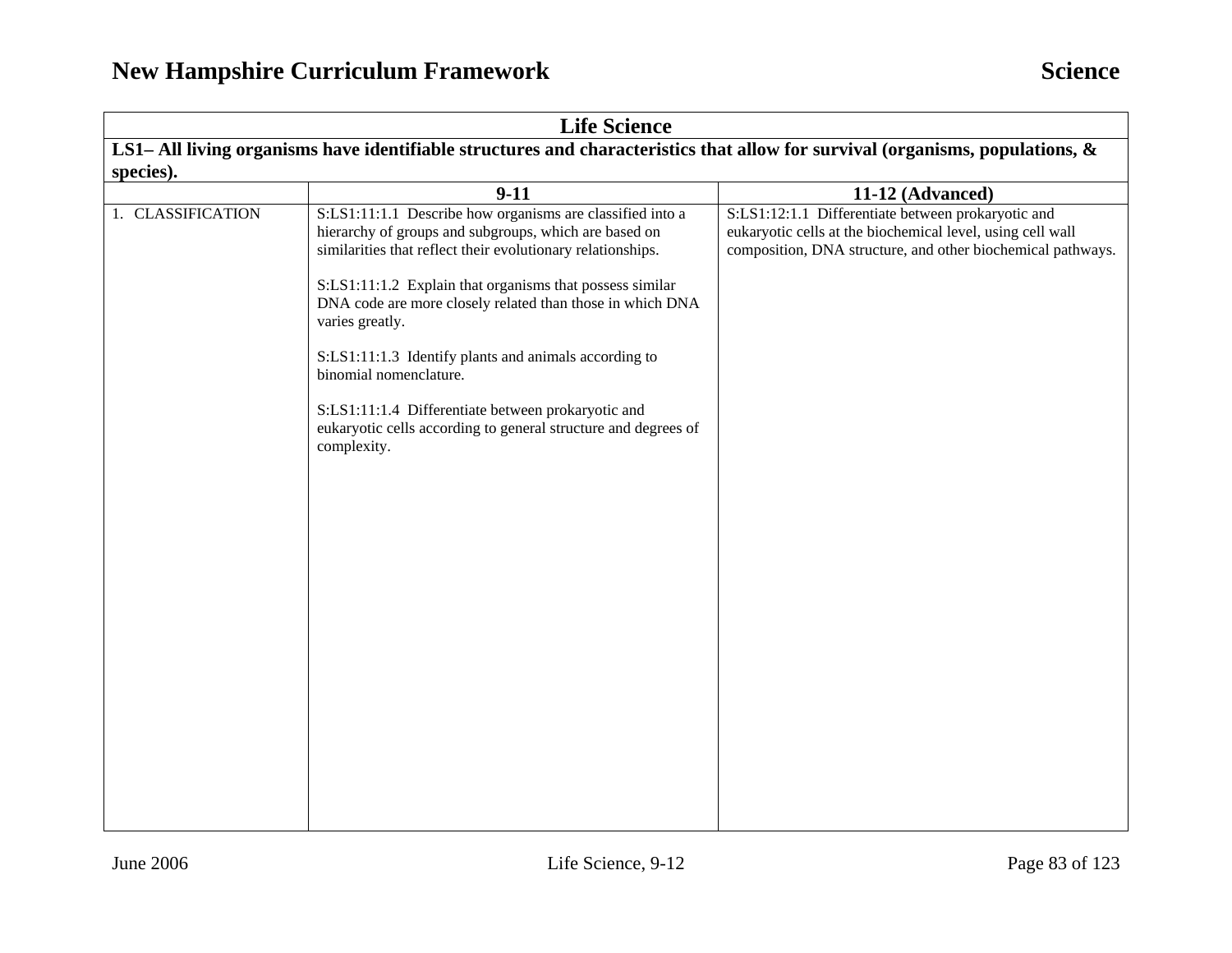| Life Science | | |
|---|---|---|
| **LS1– All living organisms have identifiable structures and characteristics that allow for survival (organisms, populations, & species).** | | |
| | **9-11** | **11-12 (Advanced)** |
| 1. CLASSIFICATION | S:LS1:11:1.1 Describe how organisms are classified into a hierarchy of groups and subgroups, which are based on similarities that reflect their evolutionary relationships.<br><br>S:LS1:11:1.2 Explain that organisms that possess similar DNA code are more closely related than those in which DNA varies greatly.<br><br>S:LS1:11:1.3 Identify plants and animals according to binomial nomenclature.<br><br>S:LS1:11:1.4 Differentiate between prokaryotic and eukaryotic cells according to general structure and degrees of complexity. | S:LS1:12:1.1 Differentiate between prokaryotic and eukaryotic cells at the biochemical level, using cell wall composition, DNA structure, and other biochemical pathways. |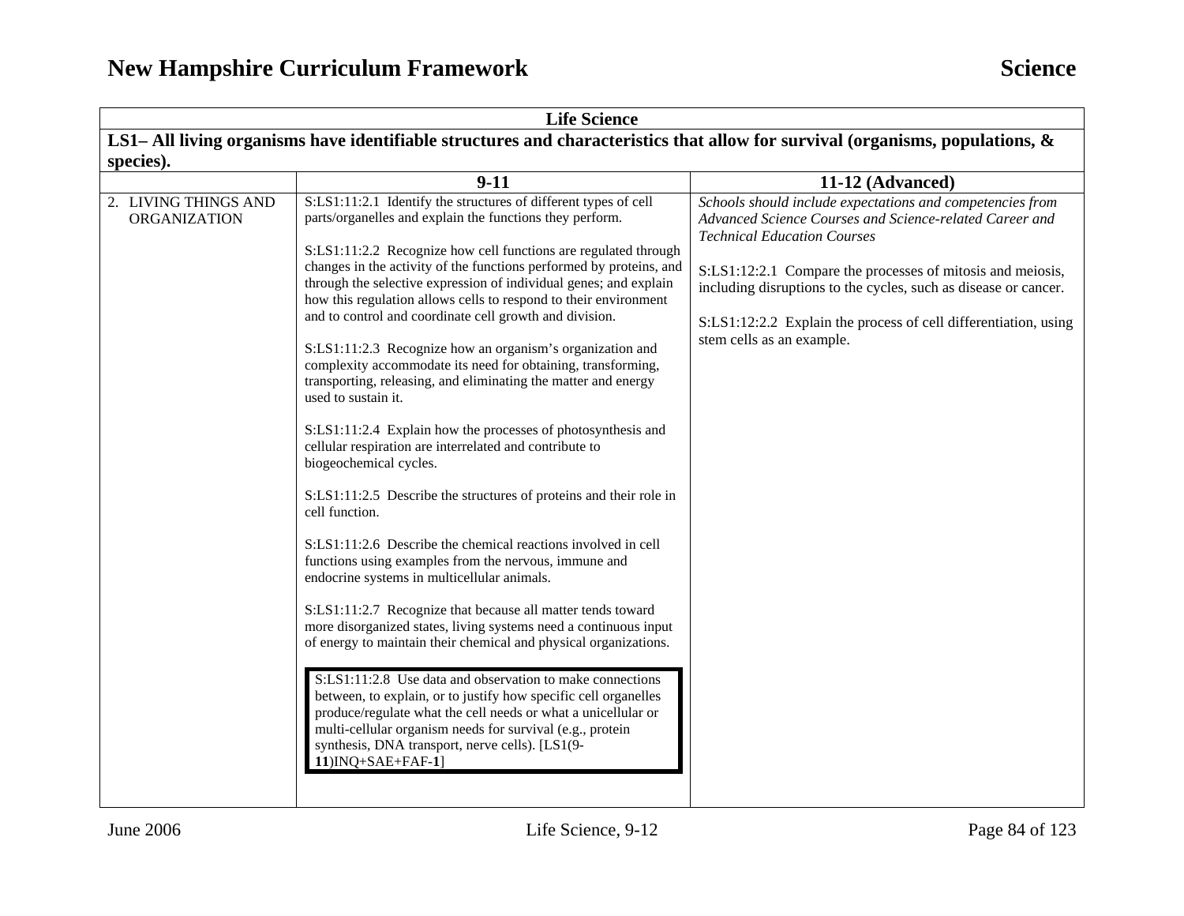| Life Science | | |
|---|---|---|
| **LS1– All living organisms have identifiable structures and characteristics that allow for survival (organisms, populations, & species).** | | |
| | **9-11** | **11-12 (Advanced)** |
| 2. LIVING THINGS AND ORGANIZATION | S:LS1:11:2.1 Identify the structures of different types of cell parts/organelles and explain the functions they perform.<br><br>S:LS1:11:2.2 Recognize how cell functions are regulated through changes in the activity of the functions performed by proteins, and through the selective expression of individual genes; and explain how this regulation allows cells to respond to their environment and to control and coordinate cell growth and division.<br><br>S:LS1:11:2.3 Recognize how an organism's organization and complexity accommodate its need for obtaining, transforming, transporting, releasing, and eliminating the matter and energy used to sustain it.<br><br>S:LS1:11:2.4 Explain how the processes of photosynthesis and cellular respiration are interrelated and contribute to biogeochemical cycles.<br><br>S:LS1:11:2.5 Describe the structures of proteins and their role in cell function.<br><br>S:LS1:11:2.6 Describe the chemical reactions involved in cell functions using examples from the nervous, immune and endocrine systems in multicellular animals.<br><br>S:LS1:11:2.7 Recognize that because all matter tends toward more disorganized states, living systems need a continuous input of energy to maintain their chemical and physical organizations.<br><br>S:LS1:11:2.8 Use data and observation to make connections between, to explain, or to justify how specific cell organelles produce/regulate what the cell needs or what a unicellular or multi-cellular organism needs for survival (e.g., protein synthesis, DNA transport, nerve cells). [LS1(9-**11**)INQ+SAE+FAF-**1**] | *Schools should include expectations and competencies from Advanced Science Courses and Science-related Career and Technical Education Courses*<br><br>S:LS1:12:2.1 Compare the processes of mitosis and meiosis, including disruptions to the cycles, such as disease or cancer.<br><br>S:LS1:12:2.2 Explain the process of cell differentiation, using stem cells as an example. |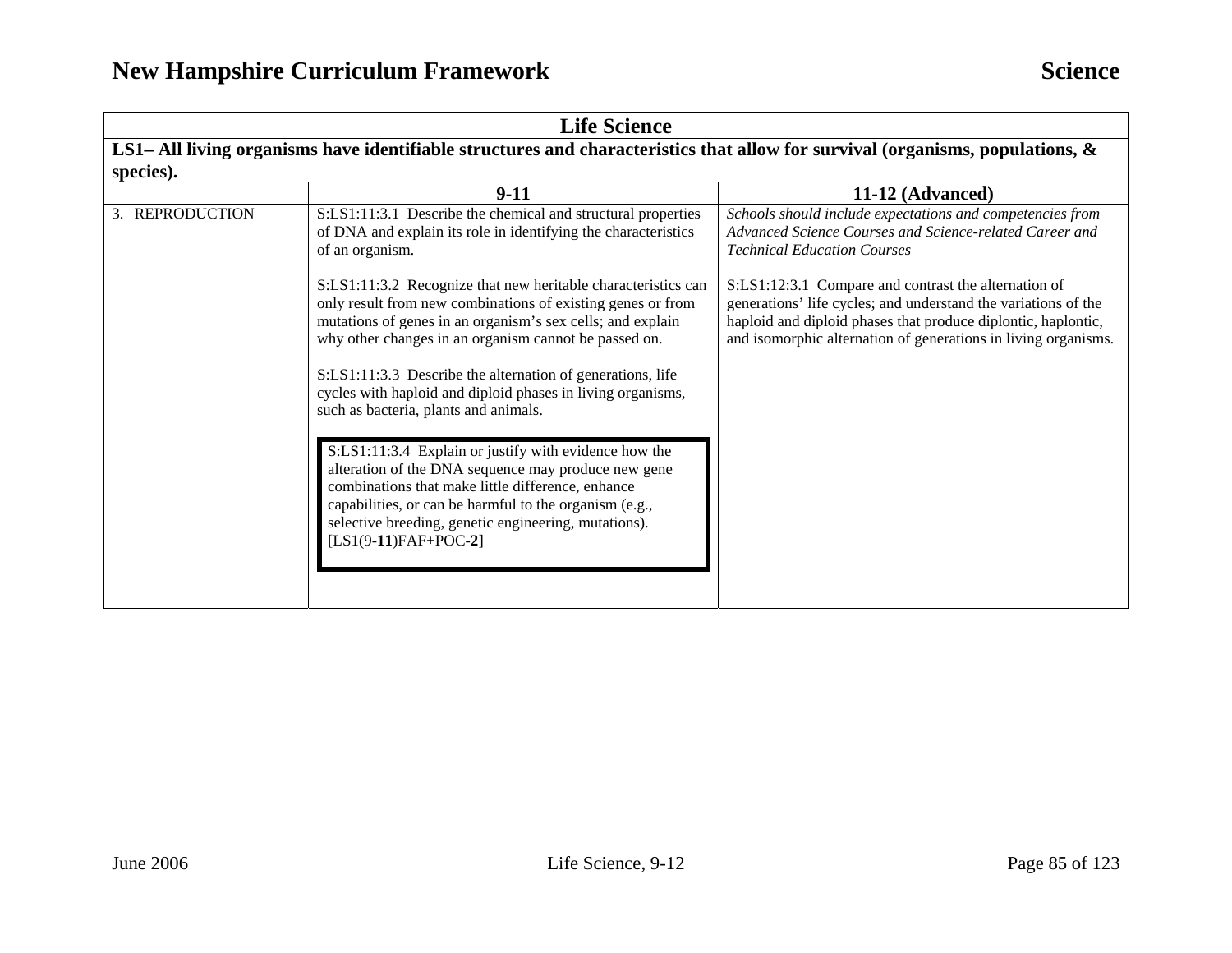| Life Science | | |
|---|---|---|
| **LS1– All living organisms have identifiable structures and characteristics that allow for survival (organisms, populations, & species).** | | |
| | **9-11** | **11-12 (Advanced)** |
| 3. REPRODUCTION | S:LS1:11:3.1 Describe the chemical and structural properties of DNA and explain its role in identifying the characteristics of an organism.<br><br>S:LS1:11:3.2 Recognize that new heritable characteristics can only result from new combinations of existing genes or from mutations of genes in an organism's sex cells; and explain why other changes in an organism cannot be passed on.<br><br>S:LS1:11:3.3 Describe the alternation of generations, life cycles with haploid and diploid phases in living organisms, such as bacteria, plants and animals.<br><br>S:LS1:11:3.4 Explain or justify with evidence how the alteration of the DNA sequence may produce new gene combinations that make little difference, enhance capabilities, or can be harmful to the organism (e.g., selective breeding, genetic engineering, mutations). [LS1(9-**11**)FAF+POC-**2**] | *Schools should include expectations and competencies from Advanced Science Courses and Science-related Career and Technical Education Courses*<br><br>S:LS1:12:3.1 Compare and contrast the alternation of generations' life cycles; and understand the variations of the haploid and diploid phases that produce diplontic, haplontic, and isomorphic alternation of generations in living organisms. |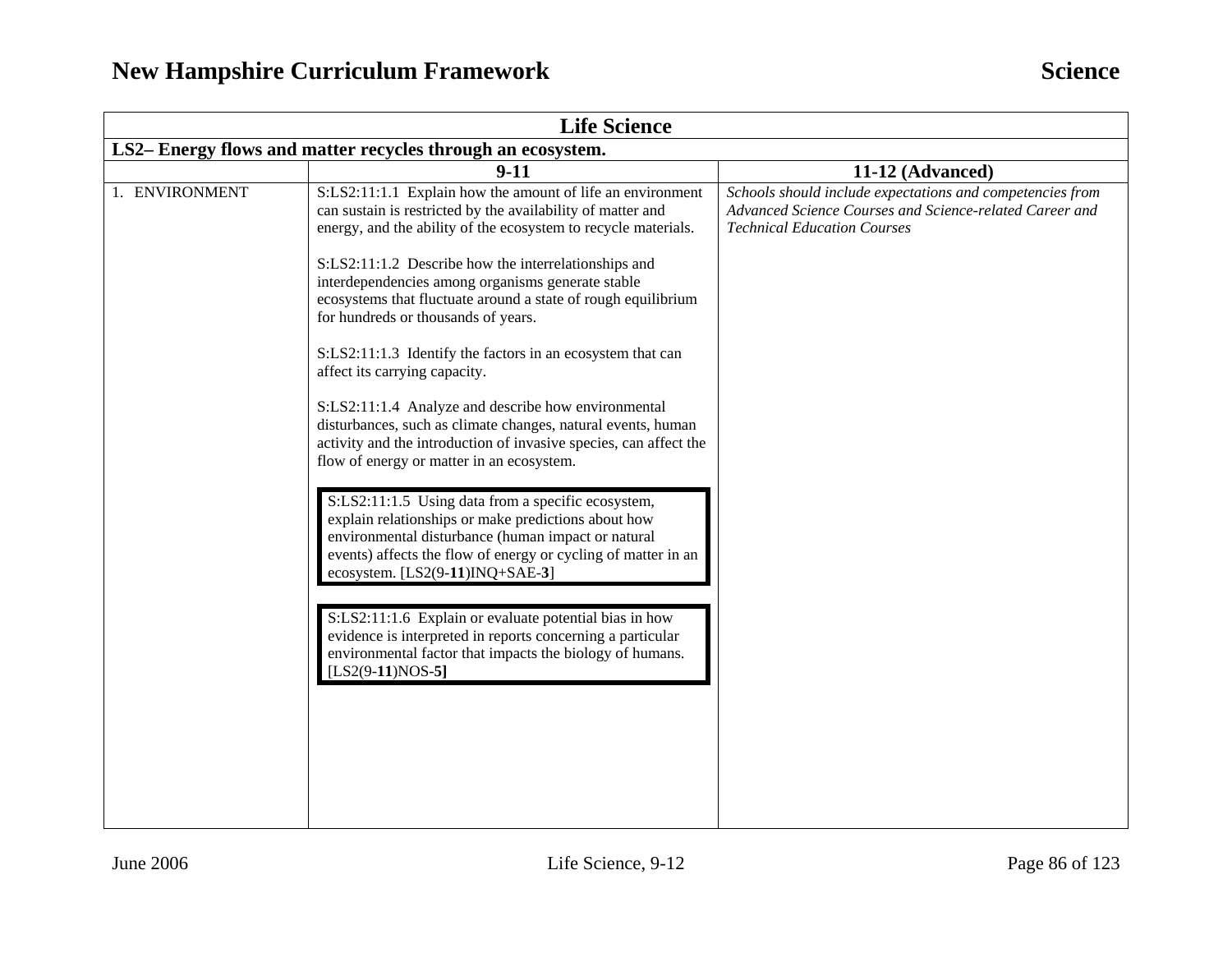| Life Science | | |
|---|---|---|
| **LS2– Energy flows and matter recycles through an ecosystem.** | | |
| | **9-11** | **11-12 (Advanced)** |
| 1. ENVIRONMENT | S:LS2:11:1.1 Explain how the amount of life an environment can sustain is restricted by the availability of matter and energy, and the ability of the ecosystem to recycle materials.<br><br>S:LS2:11:1.2 Describe how the interrelationships and interdependencies among organisms generate stable ecosystems that fluctuate around a state of rough equilibrium for hundreds or thousands of years.<br><br>S:LS2:11:1.3 Identify the factors in an ecosystem that can affect its carrying capacity.<br><br>S:LS2:11:1.4 Analyze and describe how environmental disturbances, such as climate changes, natural events, human activity and the introduction of invasive species, can affect the flow of energy or matter in an ecosystem.<br><br>S:LS2:11:1.5 Using data from a specific ecosystem, explain relationships or make predictions about how environmental disturbance (human impact or natural events) affects the flow of energy or cycling of matter in an ecosystem. [LS2(9-**11**)INQ+SAE-**3**]<br><br>S:LS2:11:1.6 Explain or evaluate potential bias in how evidence is interpreted in reports concerning a particular environmental factor that impacts the biology of humans. [LS2(9-**11**)NOS-**5]** | *Schools should include expectations and competencies from Advanced Science Courses and Science-related Career and Technical Education Courses* |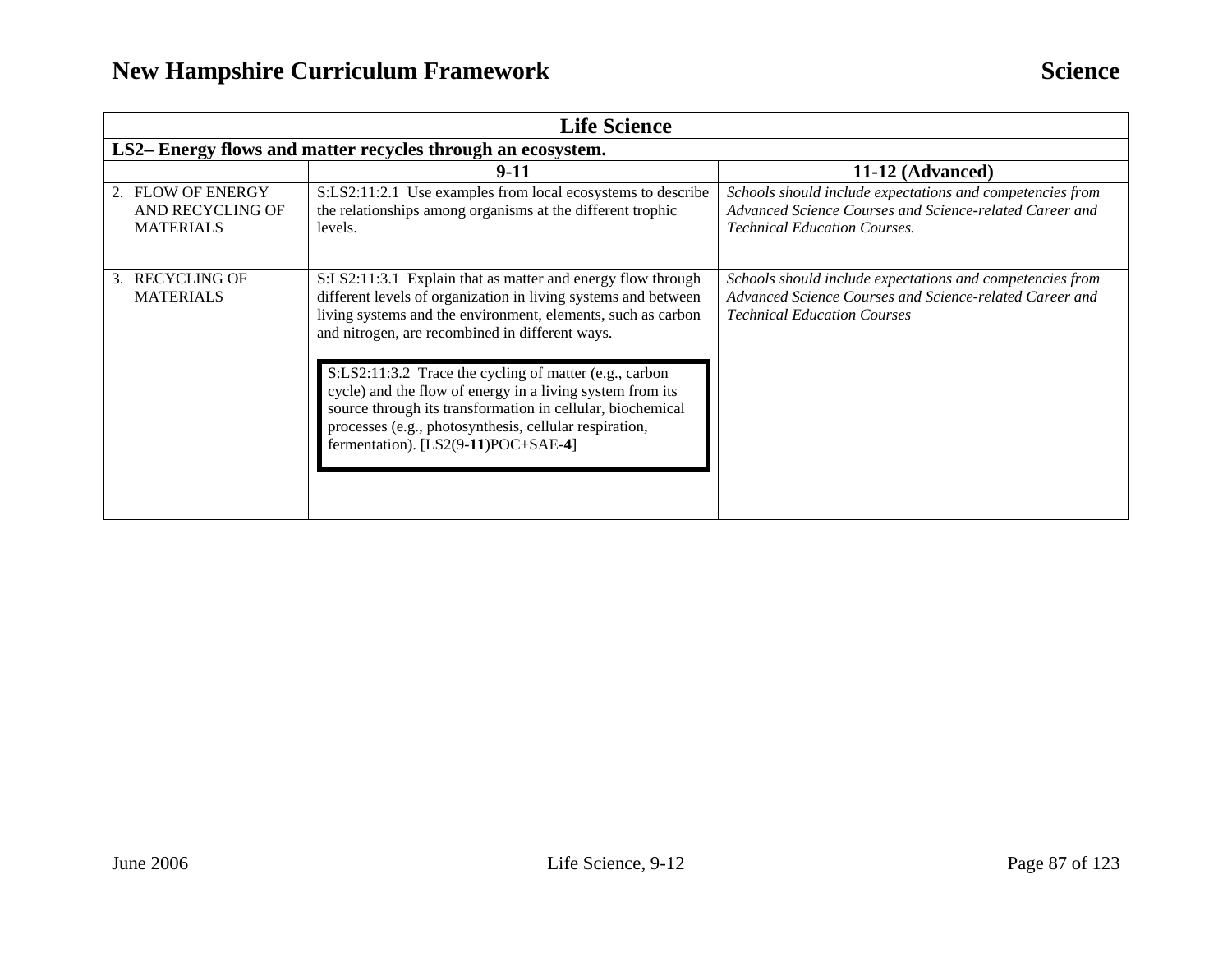| Life Science | | |
|---|---|---|
| **LS2– Energy flows and matter recycles through an ecosystem.** | | |
| | **9-11** | **11-12 (Advanced)** |
| 2. FLOW OF ENERGY AND RECYCLING OF MATERIALS | S:LS2:11:2.1 Use examples from local ecosystems to describe the relationships among organisms at the different trophic levels. | *Schools should include expectations and competencies from Advanced Science Courses and Science-related Career and Technical Education Courses.* |
| 3. RECYCLING OF MATERIALS | S:LS2:11:3.1 Explain that as matter and energy flow through different levels of organization in living systems and between living systems and the environment, elements, such as carbon and nitrogen, are recombined in different ways.<br><br>S:LS2:11:3.2 Trace the cycling of matter (e.g., carbon cycle) and the flow of energy in a living system from its source through its transformation in cellular, biochemical processes (e.g., photosynthesis, cellular respiration, fermentation). [LS2(9-**11**)POC+SAE-**4**] | *Schools should include expectations and competencies from Advanced Science Courses and Science-related Career and Technical Education Courses* |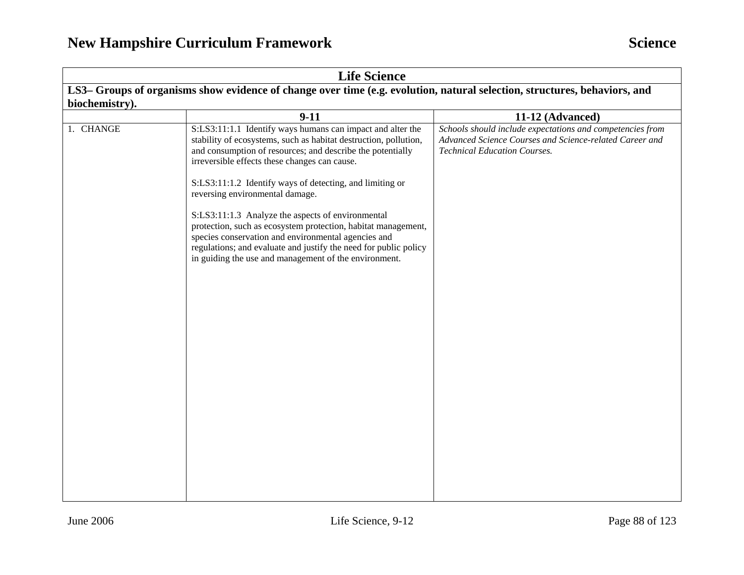| Life Science | | |
|---|---|---|
| **LS3– Groups of organisms show evidence of change over time (e.g. evolution, natural selection, structures, behaviors, and biochemistry).** | | |
| | **9-11** | **11-12 (Advanced)** |
| 1. CHANGE | S:LS3:11:1.1 Identify ways humans can impact and alter the stability of ecosystems, such as habitat destruction, pollution, and consumption of resources; and describe the potentially irreversible effects these changes can cause.<br><br>S:LS3:11:1.2 Identify ways of detecting, and limiting or reversing environmental damage.<br><br>S:LS3:11:1.3 Analyze the aspects of environmental protection, such as ecosystem protection, habitat management, species conservation and environmental agencies and regulations; and evaluate and justify the need for public policy in guiding the use and management of the environment. | *Schools should include expectations and competencies from Advanced Science Courses and Science-related Career and Technical Education Courses.* |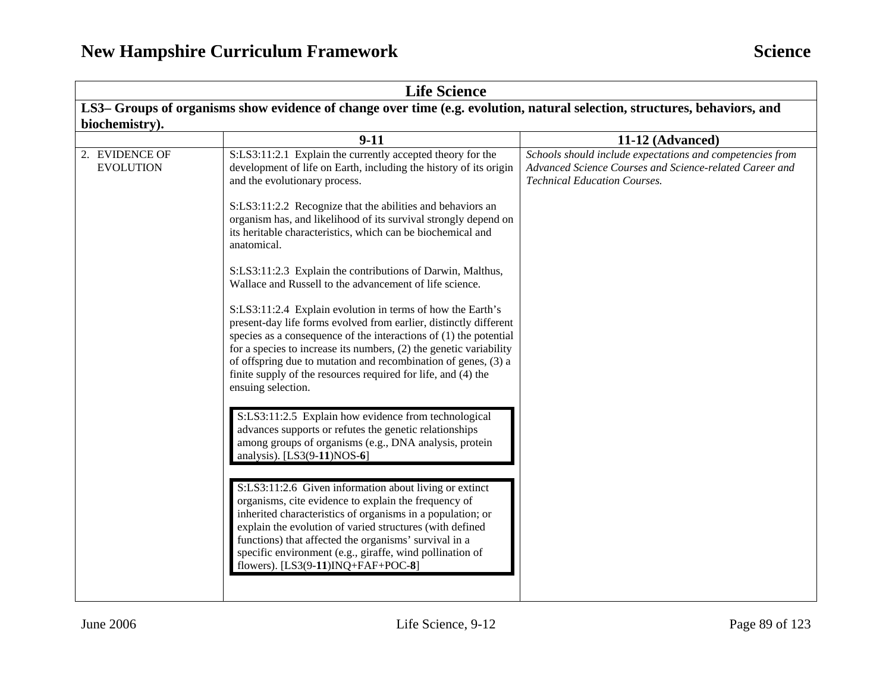| **Life Science** | | |
|---|---|---|
| **LS3– Groups of organisms show evidence of change over time (e.g. evolution, natural selection, structures, behaviors, and biochemistry).** | | |
| | **9-11** | **11-12 (Advanced)** |
| 2. EVIDENCE OF EVOLUTION | S:LS3:11:2.1 Explain the currently accepted theory for the development of life on Earth, including the history of its origin and the evolutionary process.<br><br>S:LS3:11:2.2 Recognize that the abilities and behaviors an organism has, and likelihood of its survival strongly depend on its heritable characteristics, which can be biochemical and anatomical.<br><br>S:LS3:11:2.3 Explain the contributions of Darwin, Malthus, Wallace and Russell to the advancement of life science.<br><br>S:LS3:11:2.4 Explain evolution in terms of how the Earth's present-day life forms evolved from earlier, distinctly different species as a consequence of the interactions of (1) the potential for a species to increase its numbers, (2) the genetic variability of offspring due to mutation and recombination of genes, (3) a finite supply of the resources required for life, and (4) the ensuing selection.<br><br>S:LS3:11:2.5 Explain how evidence from technological advances supports or refutes the genetic relationships among groups of organisms (e.g., DNA analysis, protein analysis). [LS3(9-**11**)NOS-**6**]<br><br>S:LS3:11:2.6 Given information about living or extinct organisms, cite evidence to explain the frequency of inherited characteristics of organisms in a population; or explain the evolution of varied structures (with defined functions) that affected the organisms' survival in a specific environment (e.g., giraffe, wind pollination of flowers). [LS3(9-**11**)INQ+FAF+POC-**8**] | *Schools should include expectations and competencies from Advanced Science Courses and Science-related Career and Technical Education Courses.* |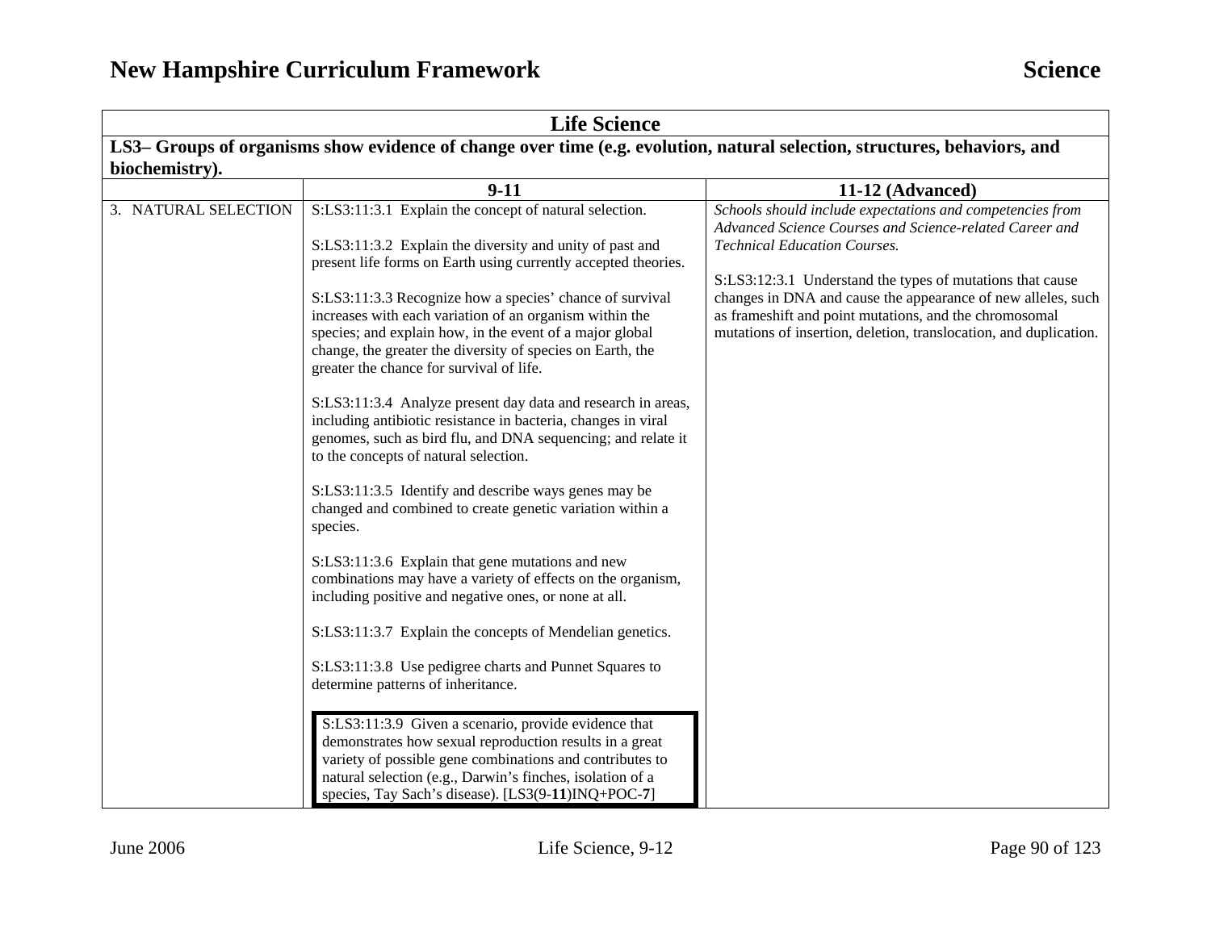| Life Science | | |
|---|---|---|
| **LS3– Groups of organisms show evidence of change over time (e.g. evolution, natural selection, structures, behaviors, and biochemistry).** | | |
| | **9-11** | **11-12 (Advanced)** |
| 3. NATURAL SELECTION | S:LS3:11:3.1 Explain the concept of natural selection.<br><br>S:LS3:11:3.2 Explain the diversity and unity of past and present life forms on Earth using currently accepted theories.<br><br>S:LS3:11:3.3 Recognize how a species' chance of survival increases with each variation of an organism within the species; and explain how, in the event of a major global change, the greater the diversity of species on Earth, the greater the chance for survival of life.<br><br>S:LS3:11:3.4 Analyze present day data and research in areas, including antibiotic resistance in bacteria, changes in viral genomes, such as bird flu, and DNA sequencing; and relate it to the concepts of natural selection.<br><br>S:LS3:11:3.5 Identify and describe ways genes may be changed and combined to create genetic variation within a species.<br><br>S:LS3:11:3.6 Explain that gene mutations and new combinations may have a variety of effects on the organism, including positive and negative ones, or none at all.<br><br>S:LS3:11:3.7 Explain the concepts of Mendelian genetics.<br><br>S:LS3:11:3.8 Use pedigree charts and Punnet Squares to determine patterns of inheritance.<br><br>S:LS3:11:3.9 Given a scenario, provide evidence that demonstrates how sexual reproduction results in a great variety of possible gene combinations and contributes to natural selection (e.g., Darwin's finches, isolation of a species, Tay Sach's disease). [LS3(9-**11**)INQ+POC-**7**] | *Schools should include expectations and competencies from Advanced Science Courses and Science-related Career and Technical Education Courses.*<br><br>S:LS3:12:3.1 Understand the types of mutations that cause changes in DNA and cause the appearance of new alleles, such as frameshift and point mutations, and the chromosomal mutations of insertion, deletion, translocation, and duplication. |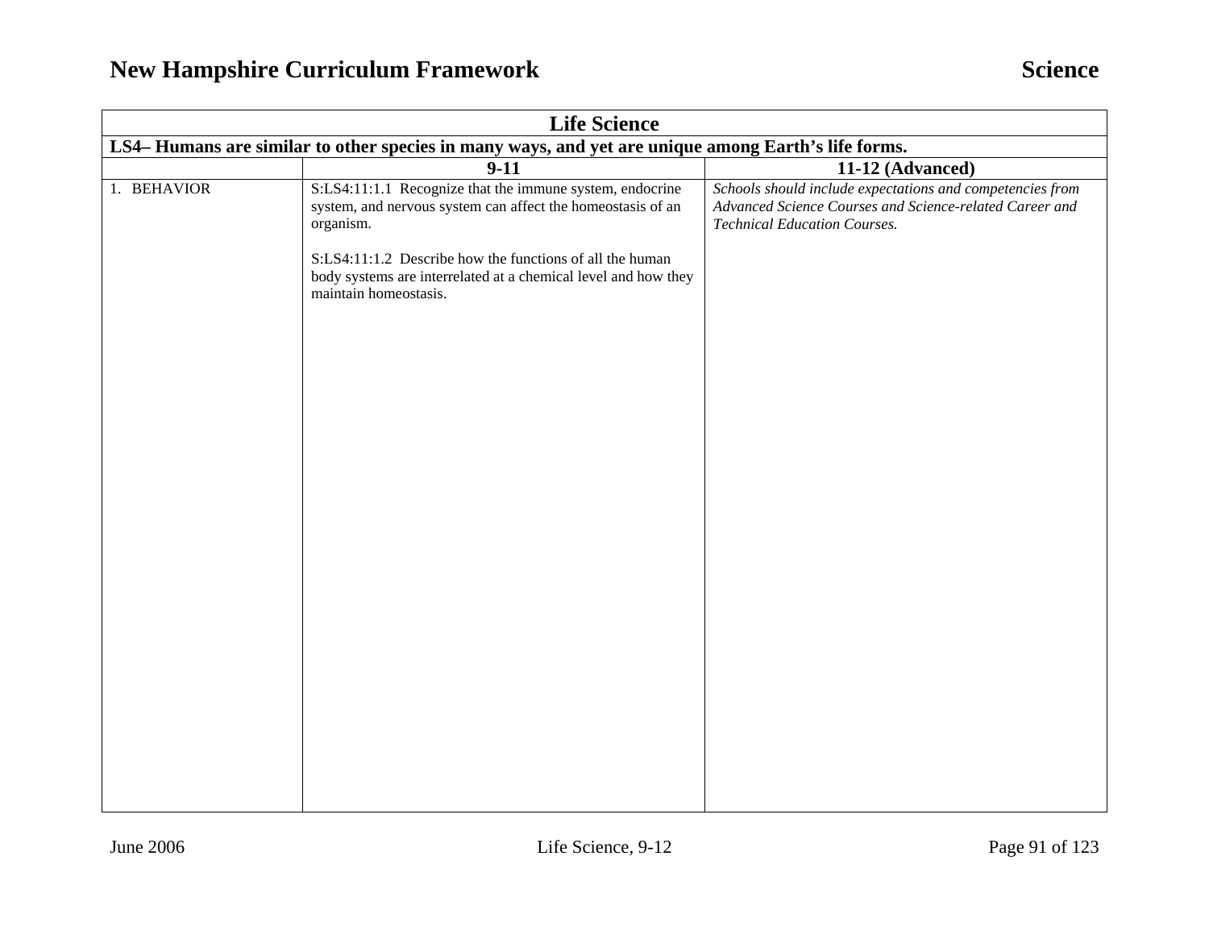| Life Science | | |
|---|---|---|
| **LS4– Humans are similar to other species in many ways, and yet are unique among Earth's life forms.** | | |
| | **9-11** | **11-12 (Advanced)** |
| 1. BEHAVIOR | S:LS4:11:1.1 Recognize that the immune system, endocrine system, and nervous system can affect the homeostasis of an organism.<br><br>S:LS4:11:1.2 Describe how the functions of all the human body systems are interrelated at a chemical level and how they maintain homeostasis. | *Schools should include expectations and competencies from Advanced Science Courses and Science-related Career and Technical Education Courses.* |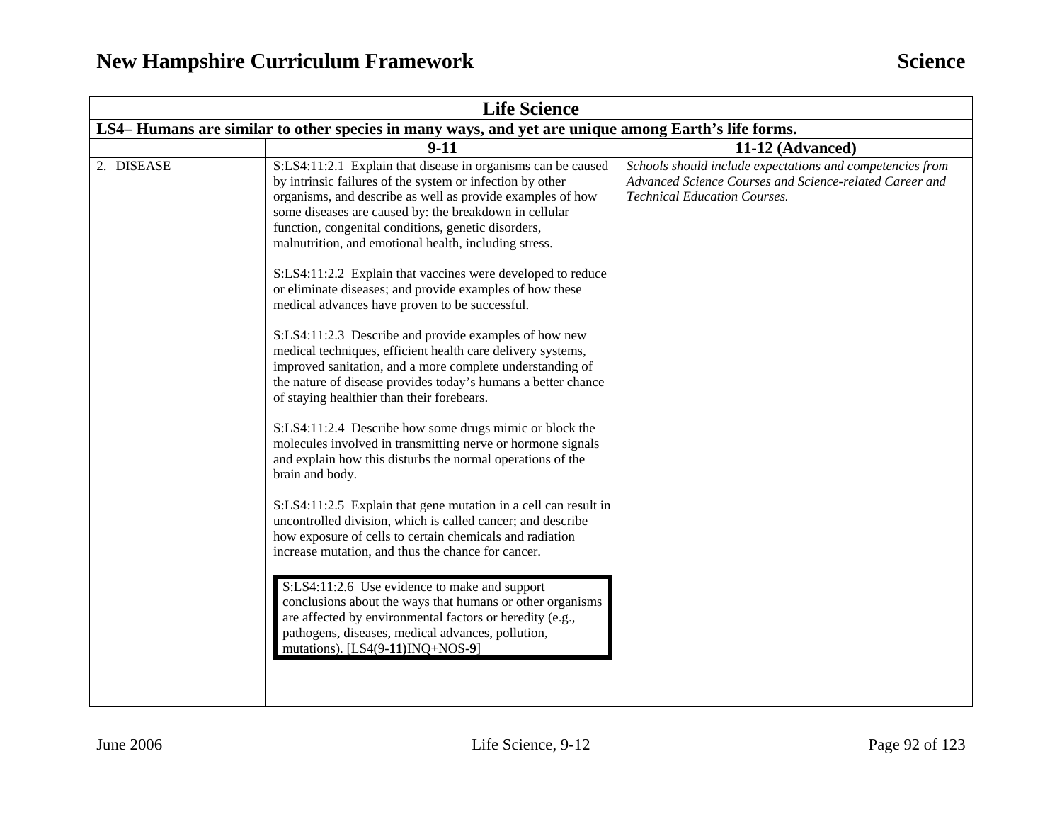| Life Science | | |
|---|---|---|
| **LS4– Humans are similar to other species in many ways, and yet are unique among Earth's life forms.** | | |
| | **9-11** | **11-12 (Advanced)** |
| 2. DISEASE | S:LS4:11:2.1 Explain that disease in organisms can be caused by intrinsic failures of the system or infection by other organisms, and describe as well as provide examples of how some diseases are caused by: the breakdown in cellular function, congenital conditions, genetic disorders, malnutrition, and emotional health, including stress.<br><br>S:LS4:11:2.2 Explain that vaccines were developed to reduce or eliminate diseases; and provide examples of how these medical advances have proven to be successful.<br><br>S:LS4:11:2.3 Describe and provide examples of how new medical techniques, efficient health care delivery systems, improved sanitation, and a more complete understanding of the nature of disease provides today's humans a better chance of staying healthier than their forebears.<br><br>S:LS4:11:2.4 Describe how some drugs mimic or block the molecules involved in transmitting nerve or hormone signals and explain how this disturbs the normal operations of the brain and body.<br><br>S:LS4:11:2.5 Explain that gene mutation in a cell can result in uncontrolled division, which is called cancer; and describe how exposure of cells to certain chemicals and radiation increase mutation, and thus the chance for cancer.<br><br>S:LS4:11:2.6 Use evidence to make and support conclusions about the ways that humans or other organisms are affected by environmental factors or heredity (e.g., pathogens, diseases, medical advances, pollution, mutations). [LS4(9-**11)**INQ+NOS-**9**] | *Schools should include expectations and competencies from Advanced Science Courses and Science-related Career and Technical Education Courses.* |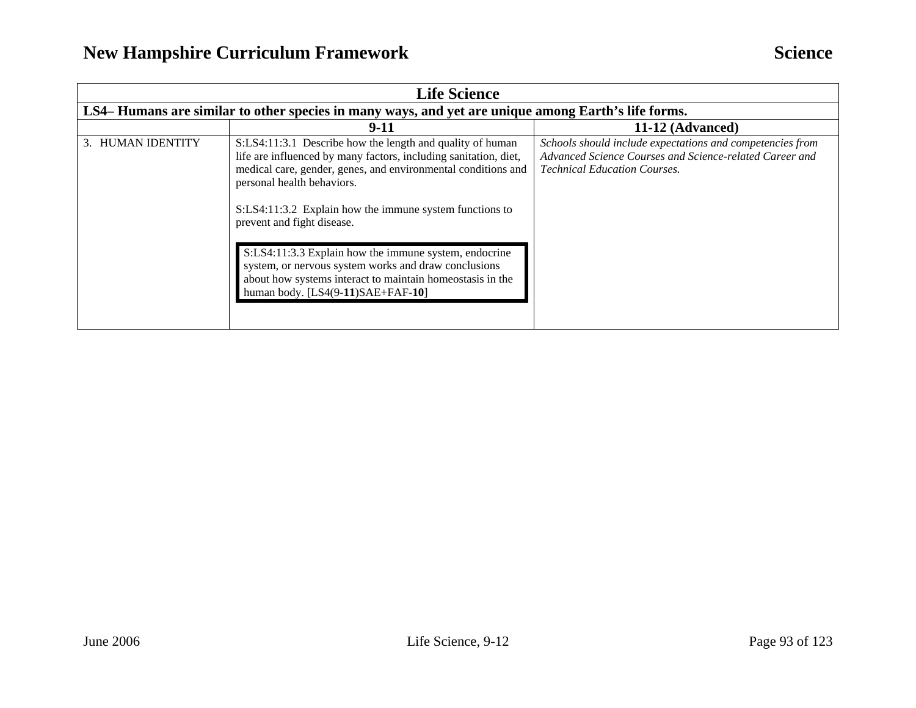| Life Science | | |
|---|---|---|
| **LS4– Humans are similar to other species in many ways, and yet are unique among Earth's life forms.** | | |
| | **9-11** | **11-12 (Advanced)** |
| 3. HUMAN IDENTITY | S:LS4:11:3.1 Describe how the length and quality of human life are influenced by many factors, including sanitation, diet, medical care, gender, genes, and environmental conditions and personal health behaviors.<br><br>S:LS4:11:3.2 Explain how the immune system functions to prevent and fight disease.<br><br>S:LS4:11:3.3 Explain how the immune system, endocrine system, or nervous system works and draw conclusions about how systems interact to maintain homeostasis in the human body. [LS4(9-**11**)SAE+FAF-**10**] | *Schools should include expectations and competencies from Advanced Science Courses and Science-related Career and Technical Education Courses.* |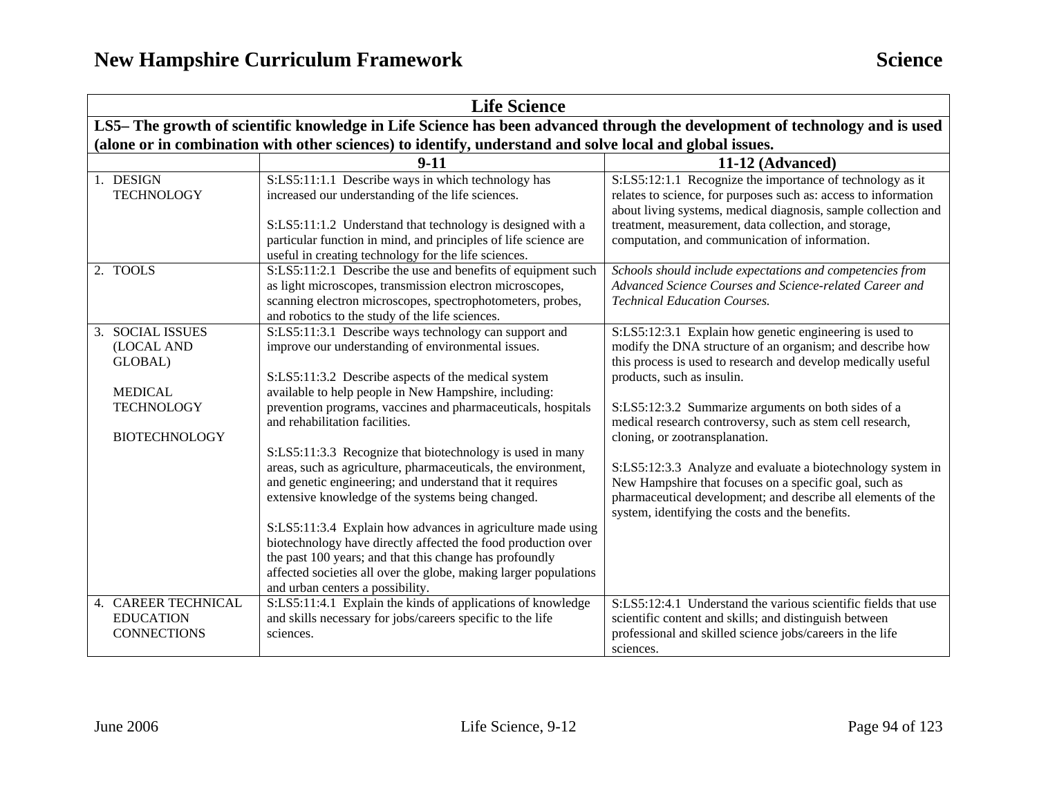## Life Science

**LS5– The growth of scientific knowledge in Life Science has been advanced through the development of technology and is used (alone or in combination with other sciences) to identify, understand and solve local and global issues.**

| | 9-11 | 11-12 (Advanced) |
|---|---|---|
| 1. DESIGN TECHNOLOGY | S:LS5:11:1.1 Describe ways in which technology has increased our understanding of the life sciences.<br><br>S:LS5:11:1.2 Understand that technology is designed with a particular function in mind, and principles of life science are useful in creating technology for the life sciences. | S:LS5:12:1.1 Recognize the importance of technology as it relates to science, for purposes such as: access to information about living systems, medical diagnosis, sample collection and treatment, measurement, data collection, and storage, computation, and communication of information. |
| 2. TOOLS | S:LS5:11:2.1 Describe the use and benefits of equipment such as light microscopes, transmission electron microscopes, scanning electron microscopes, spectrophotometers, probes, and robotics to the study of the life sciences. | *Schools should include expectations and competencies from Advanced Science Courses and Science-related Career and Technical Education Courses.* |
| 3. SOCIAL ISSUES (LOCAL AND GLOBAL)<br><br>MEDICAL TECHNOLOGY<br><br>BIOTECHNOLOGY | S:LS5:11:3.1 Describe ways technology can support and improve our understanding of environmental issues.<br><br>S:LS5:11:3.2 Describe aspects of the medical system available to help people in New Hampshire, including: prevention programs, vaccines and pharmaceuticals, hospitals and rehabilitation facilities.<br><br>S:LS5:11:3.3 Recognize that biotechnology is used in many areas, such as agriculture, pharmaceuticals, the environment, and genetic engineering; and understand that it requires extensive knowledge of the systems being changed.<br><br>S:LS5:11:3.4 Explain how advances in agriculture made using biotechnology have directly affected the food production over the past 100 years; and that this change has profoundly affected societies all over the globe, making larger populations and urban centers a possibility. | S:LS5:12:3.1 Explain how genetic engineering is used to modify the DNA structure of an organism; and describe how this process is used to research and develop medically useful products, such as insulin.<br><br>S:LS5:12:3.2 Summarize arguments on both sides of a medical research controversy, such as stem cell research, cloning, or zootransplanation.<br><br>S:LS5:12:3.3 Analyze and evaluate a biotechnology system in New Hampshire that focuses on a specific goal, such as pharmaceutical development; and describe all elements of the system, identifying the costs and the benefits. |
| 4. CAREER TECHNICAL EDUCATION CONNECTIONS | S:LS5:11:4.1 Explain the kinds of applications of knowledge and skills necessary for jobs/careers specific to the life sciences. | S:LS5:12:4.1 Understand the various scientific fields that use scientific content and skills; and distinguish between professional and skilled science jobs/careers in the life sciences. |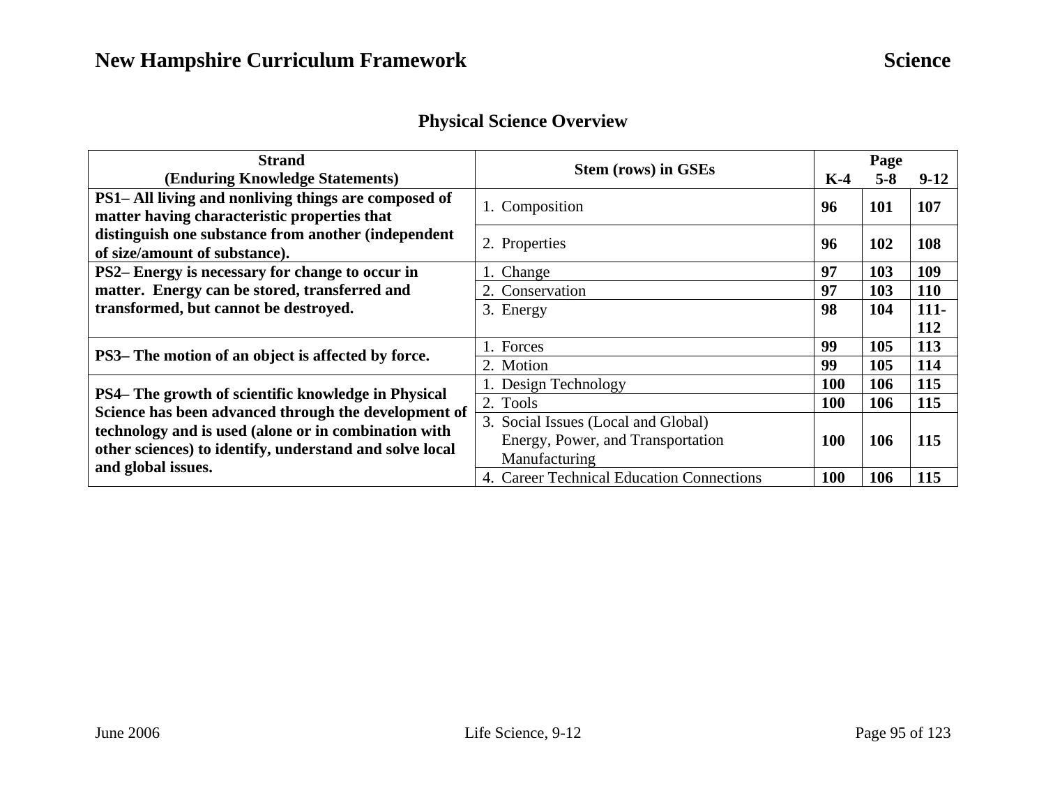## Physical Science Overview

| Strand (Enduring Knowledge Statements) | Stem (rows) in GSEs | Page K-4 | Page 5-8 | Page 9-12 |
|---|---|---|---|---|
| **PS1– All living and nonliving things are composed of matter having characteristic properties that distinguish one substance from another (independent of size/amount of substance).** | 1. Composition | **96** | **101** | **107** |
| | 2. Properties | **96** | **102** | **108** |
| **PS2– Energy is necessary for change to occur in matter. Energy can be stored, transferred and transformed, but cannot be destroyed.** | 1. Change | **97** | **103** | **109** |
| | 2. Conservation | **97** | **103** | **110** |
| | 3. Energy | **98** | **104** | **111-112** |
| **PS3– The motion of an object is affected by force.** | 1. Forces | **99** | **105** | **113** |
| | 2. Motion | **99** | **105** | **114** |
| **PS4– The growth of scientific knowledge in Physical Science has been advanced through the development of technology and is used (alone or in combination with other sciences) to identify, understand and solve local and global issues.** | 1. Design Technology | **100** | **106** | **115** |
| | 2. Tools | **100** | **106** | **115** |
| | 3. Social Issues (Local and Global) Energy, Power, and Transportation Manufacturing | **100** | **106** | **115** |
| | 4. Career Technical Education Connections | **100** | **106** | **115** |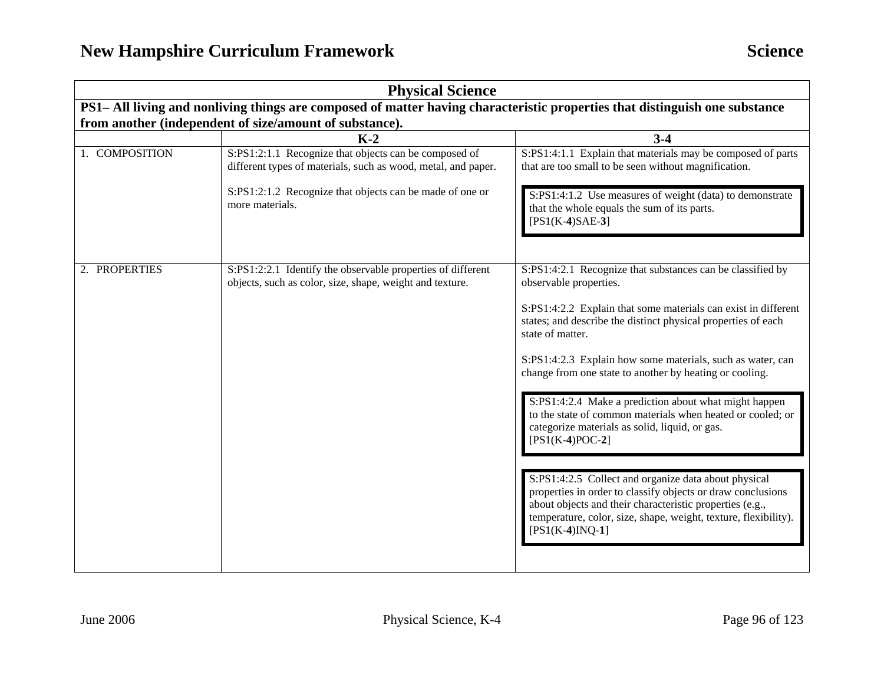## Physical Science

**PS1– All living and nonliving things are composed of matter having characteristic properties that distinguish one substance from another (independent of size/amount of substance).**

| | K-2 | 3-4 |
|---|---|---|
| 1. COMPOSITION | S:PS1:2:1.1 Recognize that objects can be composed of different types of materials, such as wood, metal, and paper.<br><br>S:PS1:2:1.2 Recognize that objects can be made of one or more materials. | S:PS1:4:1.1 Explain that materials may be composed of parts that are too small to be seen without magnification.<br><br>S:PS1:4:1.2 Use measures of weight (data) to demonstrate that the whole equals the sum of its parts. [PS1(K-**4**)SAE-**3**] |
| 2. PROPERTIES | S:PS1:2:2.1 Identify the observable properties of different objects, such as color, size, shape, weight and texture. | S:PS1:4:2.1 Recognize that substances can be classified by observable properties.<br><br>S:PS1:4:2.2 Explain that some materials can exist in different states; and describe the distinct physical properties of each state of matter.<br><br>S:PS1:4:2.3 Explain how some materials, such as water, can change from one state to another by heating or cooling.<br><br>S:PS1:4:2.4 Make a prediction about what might happen to the state of common materials when heated or cooled; or categorize materials as solid, liquid, or gas. [PS1(K-**4**)POC-**2**]<br><br>S:PS1:4:2.5 Collect and organize data about physical properties in order to classify objects or draw conclusions about objects and their characteristic properties (e.g., temperature, color, size, shape, weight, texture, flexibility). [PS1(K-**4**)INQ-**1**] |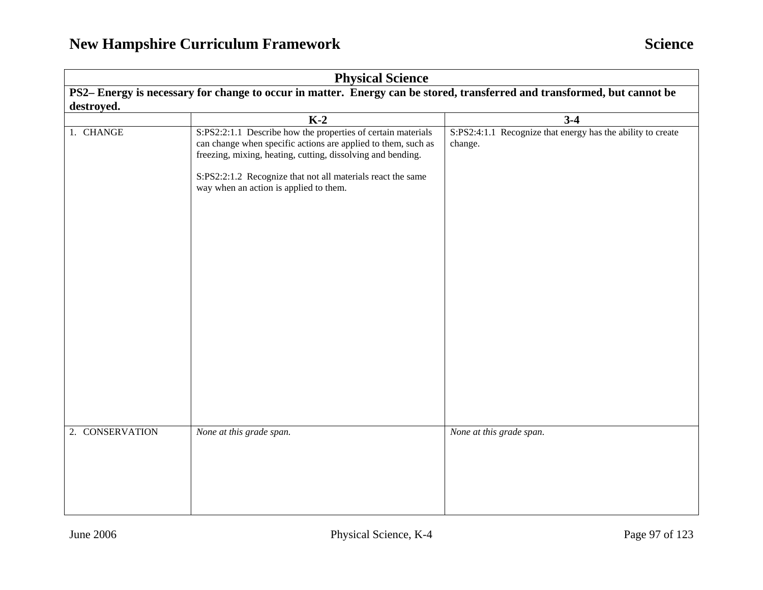## Physical Science

**PS2– Energy is necessary for change to occur in matter. Energy can be stored, transferred and transformed, but cannot be destroyed.**

| | K-2 | 3-4 |
|---|---|---|
| 1. CHANGE | S:PS2:2:1.1 Describe how the properties of certain materials can change when specific actions are applied to them, such as freezing, mixing, heating, cutting, dissolving and bending.<br><br>S:PS2:2:1.2 Recognize that not all materials react the same way when an action is applied to them. | S:PS2:4:1.1 Recognize that energy has the ability to create change. |
| 2. CONSERVATION | *None at this grade span.* | *None at this grade span.* |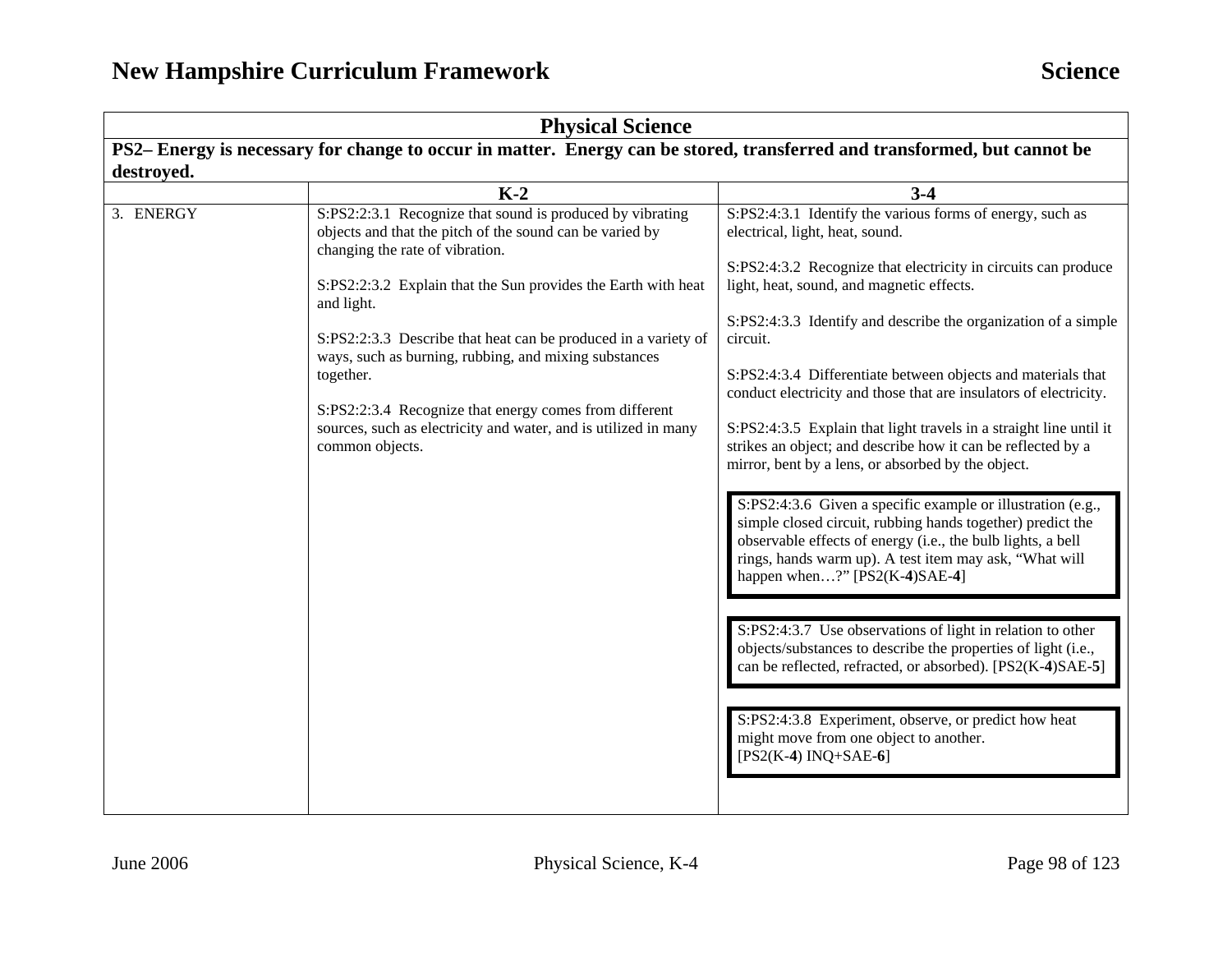| Physical Science | | |
|---|---|---|
| **PS2– Energy is necessary for change to occur in matter. Energy can be stored, transferred and transformed, but cannot be destroyed.** | | |
| | **K-2** | **3-4** |
| 3. ENERGY | S:PS2:2:3.1 Recognize that sound is produced by vibrating objects and that the pitch of the sound can be varied by changing the rate of vibration.<br><br>S:PS2:2:3.2 Explain that the Sun provides the Earth with heat and light.<br><br>S:PS2:2:3.3 Describe that heat can be produced in a variety of ways, such as burning, rubbing, and mixing substances together.<br><br>S:PS2:2:3.4 Recognize that energy comes from different sources, such as electricity and water, and is utilized in many common objects. | S:PS2:4:3.1 Identify the various forms of energy, such as electrical, light, heat, sound.<br><br>S:PS2:4:3.2 Recognize that electricity in circuits can produce light, heat, sound, and magnetic effects.<br><br>S:PS2:4:3.3 Identify and describe the organization of a simple circuit.<br><br>S:PS2:4:3.4 Differentiate between objects and materials that conduct electricity and those that are insulators of electricity.<br><br>S:PS2:4:3.5 Explain that light travels in a straight line until it strikes an object; and describe how it can be reflected by a mirror, bent by a lens, or absorbed by the object.<br><br>S:PS2:4:3.6 Given a specific example or illustration (e.g., simple closed circuit, rubbing hands together) predict the observable effects of energy (i.e., the bulb lights, a bell rings, hands warm up). A test item may ask, "What will happen when…?" [PS2(K-**4**)SAE-**4**]<br><br>S:PS2:4:3.7 Use observations of light in relation to other objects/substances to describe the properties of light (i.e., can be reflected, refracted, or absorbed). [PS2(K-**4**)SAE-**5**]<br><br>S:PS2:4:3.8 Experiment, observe, or predict how heat might move from one object to another. [PS2(K-**4**) INQ+SAE-**6**] |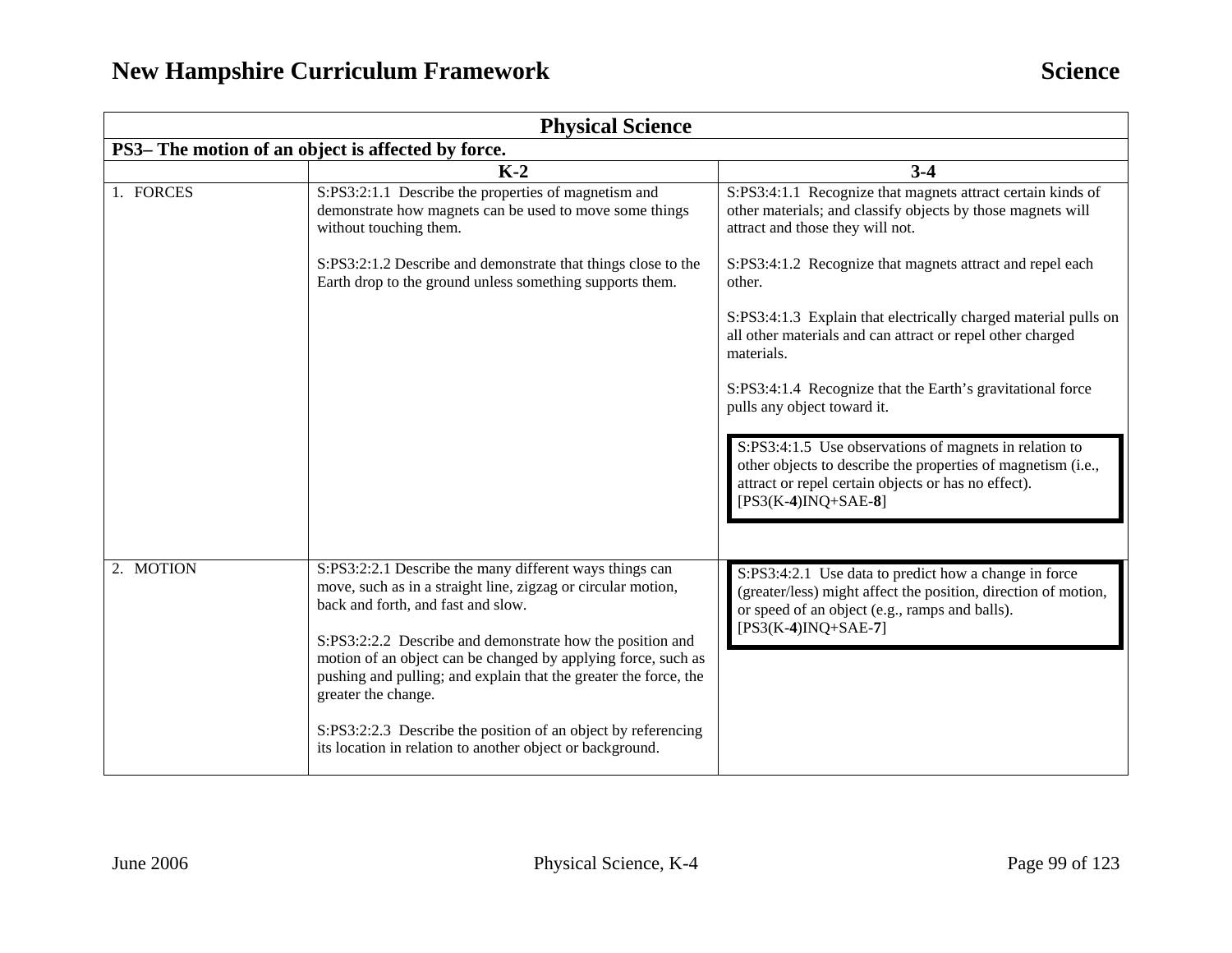## Physical Science

**PS3– The motion of an object is affected by force.**

| | K-2 | 3-4 |
|---|---|---|
| 1. FORCES | S:PS3:2:1.1 Describe the properties of magnetism and demonstrate how magnets can be used to move some things without touching them.<br><br>S:PS3:2:1.2 Describe and demonstrate that things close to the Earth drop to the ground unless something supports them. | S:PS3:4:1.1 Recognize that magnets attract certain kinds of other materials; and classify objects by those magnets will attract and those they will not.<br><br>S:PS3:4:1.2 Recognize that magnets attract and repel each other.<br><br>S:PS3:4:1.3 Explain that electrically charged material pulls on all other materials and can attract or repel other charged materials.<br><br>S:PS3:4:1.4 Recognize that the Earth's gravitational force pulls any object toward it.<br><br>S:PS3:4:1.5 Use observations of magnets in relation to other objects to describe the properties of magnetism (i.e., attract or repel certain objects or has no effect). [PS3(K-**4**)INQ+SAE-**8**] |
| 2. MOTION | S:PS3:2:2.1 Describe the many different ways things can move, such as in a straight line, zigzag or circular motion, back and forth, and fast and slow.<br><br>S:PS3:2:2.2 Describe and demonstrate how the position and motion of an object can be changed by applying force, such as pushing and pulling; and explain that the greater the force, the greater the change.<br><br>S:PS3:2:2.3 Describe the position of an object by referencing its location in relation to another object or background. | S:PS3:4:2.1 Use data to predict how a change in force (greater/less) might affect the position, direction of motion, or speed of an object (e.g., ramps and balls). [PS3(K-**4**)INQ+SAE-**7**] |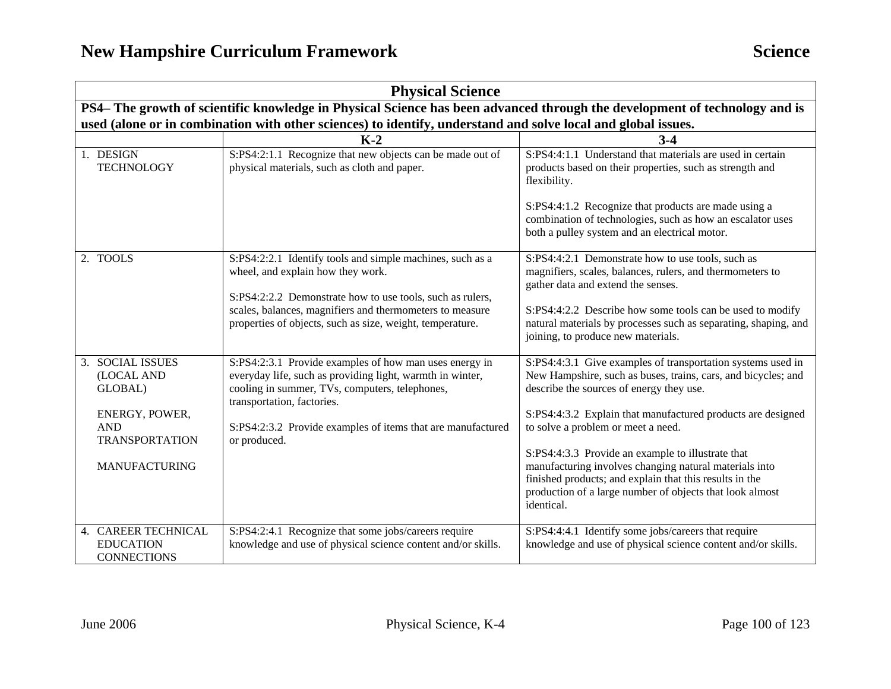| Physical Science | | |
|---|---|---|
| **PS4– The growth of scientific knowledge in Physical Science has been advanced through the development of technology and is used (alone or in combination with other sciences) to identify, understand and solve local and global issues.** | | |
| | **K-2** | **3-4** |
| 1. DESIGN TECHNOLOGY | S:PS4:2:1.1 Recognize that new objects can be made out of physical materials, such as cloth and paper. | S:PS4:4:1.1 Understand that materials are used in certain products based on their properties, such as strength and flexibility.<br><br>S:PS4:4:1.2 Recognize that products are made using a combination of technologies, such as how an escalator uses both a pulley system and an electrical motor. |
| 2. TOOLS | S:PS4:2:2.1 Identify tools and simple machines, such as a wheel, and explain how they work.<br><br>S:PS4:2:2.2 Demonstrate how to use tools, such as rulers, scales, balances, magnifiers and thermometers to measure properties of objects, such as size, weight, temperature. | S:PS4:4:2.1 Demonstrate how to use tools, such as magnifiers, scales, balances, rulers, and thermometers to gather data and extend the senses.<br><br>S:PS4:4:2.2 Describe how some tools can be used to modify natural materials by processes such as separating, shaping, and joining, to produce new materials. |
| 3. SOCIAL ISSUES (LOCAL AND GLOBAL)<br><br>ENERGY, POWER, AND TRANSPORTATION<br><br>MANUFACTURING | S:PS4:2:3.1 Provide examples of how man uses energy in everyday life, such as providing light, warmth in winter, cooling in summer, TVs, computers, telephones, transportation, factories.<br><br>S:PS4:2:3.2 Provide examples of items that are manufactured or produced. | S:PS4:4:3.1 Give examples of transportation systems used in New Hampshire, such as buses, trains, cars, and bicycles; and describe the sources of energy they use.<br><br>S:PS4:4:3.2 Explain that manufactured products are designed to solve a problem or meet a need.<br><br>S:PS4:4:3.3 Provide an example to illustrate that manufacturing involves changing natural materials into finished products; and explain that this results in the production of a large number of objects that look almost identical. |
| 4. CAREER TECHNICAL EDUCATION CONNECTIONS | S:PS4:2:4.1 Recognize that some jobs/careers require knowledge and use of physical science content and/or skills. | S:PS4:4:4.1 Identify some jobs/careers that require knowledge and use of physical science content and/or skills. |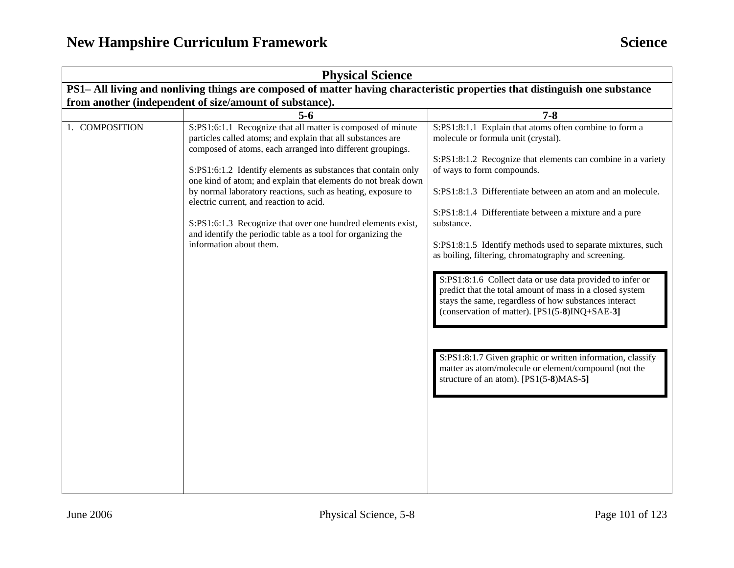| Physical Science | | |
|---|---|---|
| **PS1– All living and nonliving things are composed of matter having characteristic properties that distinguish one substance from another (independent of size/amount of substance).** | | |
| | **5-6** | **7-8** |
| 1. COMPOSITION | S:PS1:6:1.1 Recognize that all matter is composed of minute particles called atoms; and explain that all substances are composed of atoms, each arranged into different groupings.<br><br>S:PS1:6:1.2 Identify elements as substances that contain only one kind of atom; and explain that elements do not break down by normal laboratory reactions, such as heating, exposure to electric current, and reaction to acid.<br><br>S:PS1:6:1.3 Recognize that over one hundred elements exist, and identify the periodic table as a tool for organizing the information about them. | S:PS1:8:1.1 Explain that atoms often combine to form a molecule or formula unit (crystal).<br><br>S:PS1:8:1.2 Recognize that elements can combine in a variety of ways to form compounds.<br><br>S:PS1:8:1.3 Differentiate between an atom and an molecule.<br><br>S:PS1:8:1.4 Differentiate between a mixture and a pure substance.<br><br>S:PS1:8:1.5 Identify methods used to separate mixtures, such as boiling, filtering, chromatography and screening.<br><br>S:PS1:8:1.6 Collect data or use data provided to infer or predict that the total amount of mass in a closed system stays the same, regardless of how substances interact (conservation of matter). [PS1(5-**8**)INQ+SAE-**3]**<br><br>S:PS1:8:1.7 Given graphic or written information, classify matter as atom/molecule or element/compound (not the structure of an atom). [PS1(5-**8**)MAS-**5]** |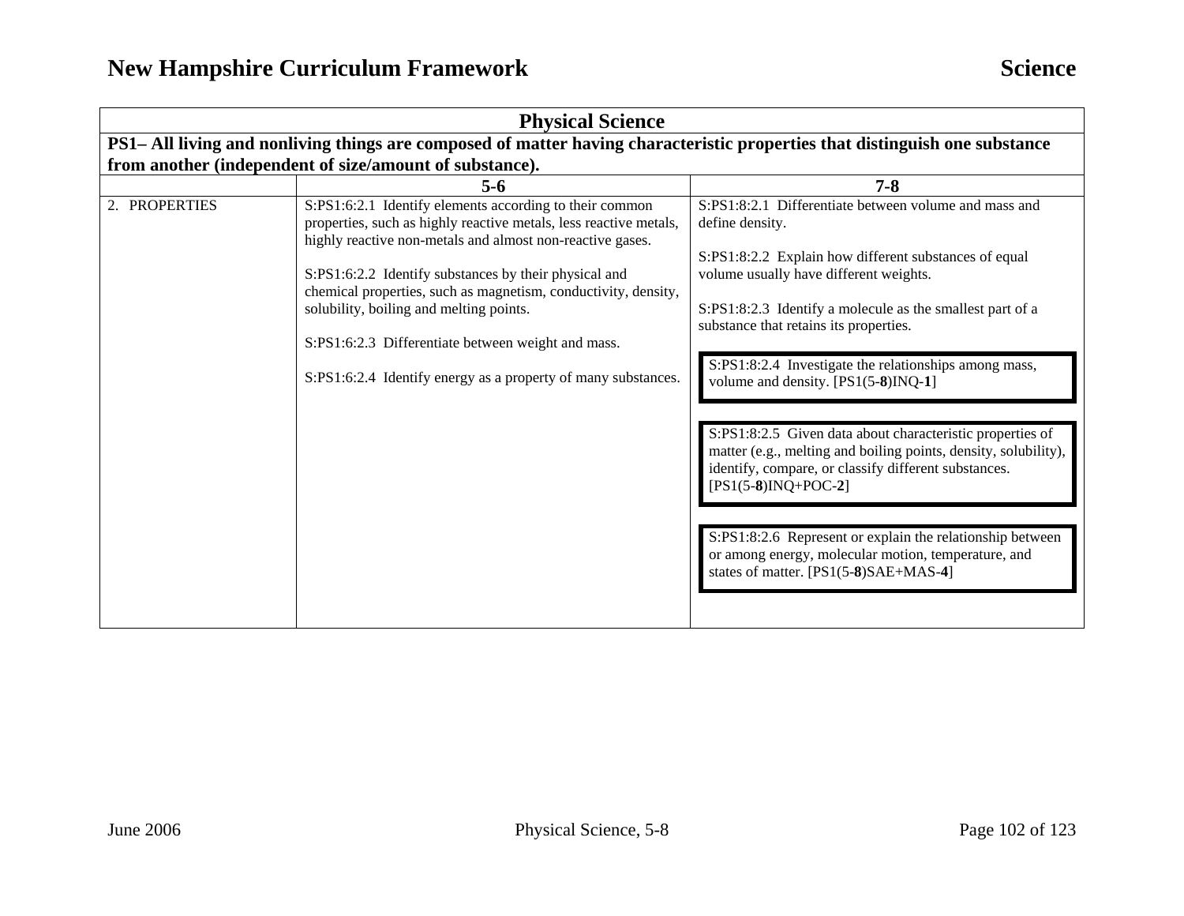| Physical Science | | |
|---|---|---|
| **PS1– All living and nonliving things are composed of matter having characteristic properties that distinguish one substance from another (independent of size/amount of substance).** | | |
| | **5-6** | **7-8** |
| 2. PROPERTIES | S:PS1:6:2.1 Identify elements according to their common properties, such as highly reactive metals, less reactive metals, highly reactive non-metals and almost non-reactive gases.<br><br>S:PS1:6:2.2 Identify substances by their physical and chemical properties, such as magnetism, conductivity, density, solubility, boiling and melting points.<br><br>S:PS1:6:2.3 Differentiate between weight and mass.<br><br>S:PS1:6:2.4 Identify energy as a property of many substances. | S:PS1:8:2.1 Differentiate between volume and mass and define density.<br><br>S:PS1:8:2.2 Explain how different substances of equal volume usually have different weights.<br><br>S:PS1:8:2.3 Identify a molecule as the smallest part of a substance that retains its properties.<br><br>S:PS1:8:2.4 Investigate the relationships among mass, volume and density. [PS1(5-**8**)INQ-**1**]<br><br>S:PS1:8:2.5 Given data about characteristic properties of matter (e.g., melting and boiling points, density, solubility), identify, compare, or classify different substances. [PS1(5-**8**)INQ+POC-**2**]<br><br>S:PS1:8:2.6 Represent or explain the relationship between or among energy, molecular motion, temperature, and states of matter. [PS1(5-**8**)SAE+MAS-**4**] |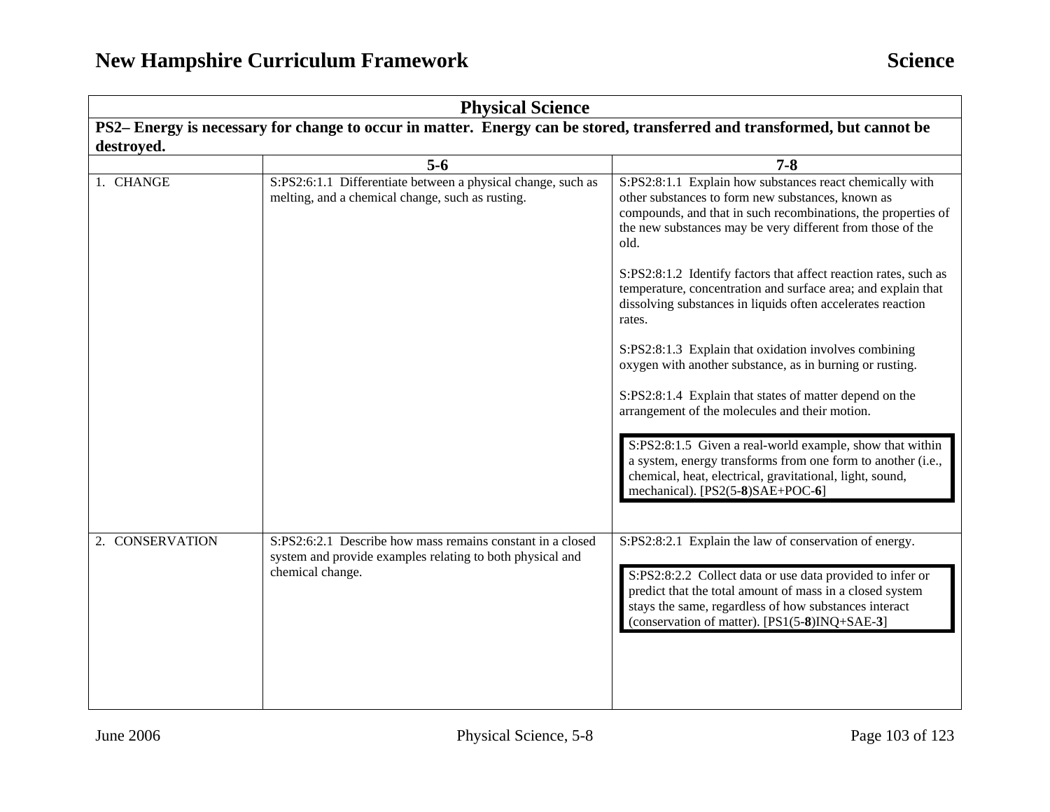| Physical Science | | |
|---|---|---|
| **PS2– Energy is necessary for change to occur in matter. Energy can be stored, transferred and transformed, but cannot be destroyed.** | | |
| | **5-6** | **7-8** |
| 1. CHANGE | S:PS2:6:1.1 Differentiate between a physical change, such as melting, and a chemical change, such as rusting. | S:PS2:8:1.1 Explain how substances react chemically with other substances to form new substances, known as compounds, and that in such recombinations, the properties of the new substances may be very different from those of the old.<br><br>S:PS2:8:1.2 Identify factors that affect reaction rates, such as temperature, concentration and surface area; and explain that dissolving substances in liquids often accelerates reaction rates.<br><br>S:PS2:8:1.3 Explain that oxidation involves combining oxygen with another substance, as in burning or rusting.<br><br>S:PS2:8:1.4 Explain that states of matter depend on the arrangement of the molecules and their motion.<br><br>S:PS2:8:1.5 Given a real-world example, show that within a system, energy transforms from one form to another (i.e., chemical, heat, electrical, gravitational, light, sound, mechanical). [PS2(5-**8**)SAE+POC-**6**] |
| 2. CONSERVATION | S:PS2:6:2.1 Describe how mass remains constant in a closed system and provide examples relating to both physical and chemical change. | S:PS2:8:2.1 Explain the law of conservation of energy.<br><br>S:PS2:8:2.2 Collect data or use data provided to infer or predict that the total amount of mass in a closed system stays the same, regardless of how substances interact (conservation of matter). [PS1(5-**8**)INQ+SAE-**3**] |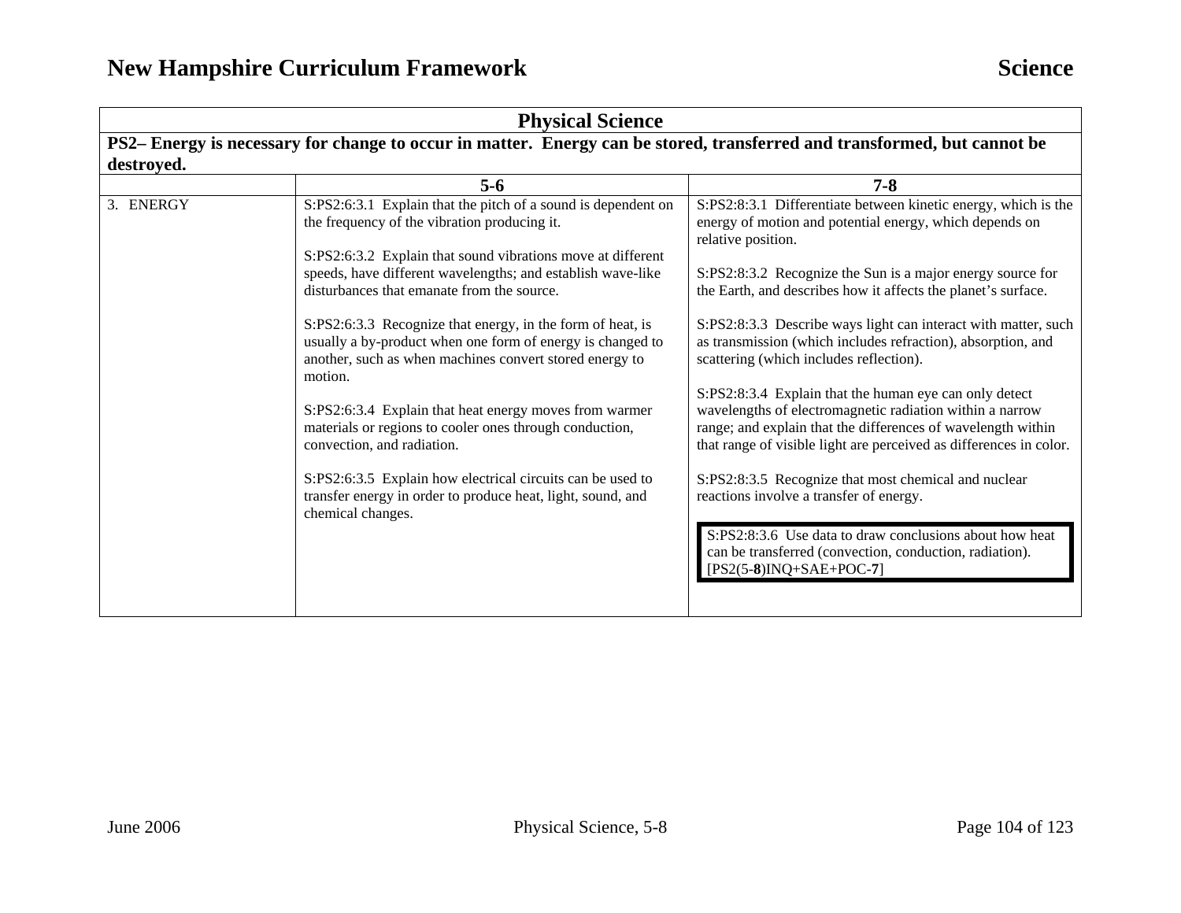| Physical Science | | |
|---|---|---|
| **PS2– Energy is necessary for change to occur in matter. Energy can be stored, transferred and transformed, but cannot be destroyed.** | | |
| | **5-6** | **7-8** |
| 3. ENERGY | S:PS2:6:3.1 Explain that the pitch of a sound is dependent on the frequency of the vibration producing it.<br><br>S:PS2:6:3.2 Explain that sound vibrations move at different speeds, have different wavelengths; and establish wave-like disturbances that emanate from the source.<br><br>S:PS2:6:3.3 Recognize that energy, in the form of heat, is usually a by-product when one form of energy is changed to another, such as when machines convert stored energy to motion.<br><br>S:PS2:6:3.4 Explain that heat energy moves from warmer materials or regions to cooler ones through conduction, convection, and radiation.<br><br>S:PS2:6:3.5 Explain how electrical circuits can be used to transfer energy in order to produce heat, light, sound, and chemical changes. | S:PS2:8:3.1 Differentiate between kinetic energy, which is the energy of motion and potential energy, which depends on relative position.<br><br>S:PS2:8:3.2 Recognize the Sun is a major energy source for the Earth, and describes how it affects the planet's surface.<br><br>S:PS2:8:3.3 Describe ways light can interact with matter, such as transmission (which includes refraction), absorption, and scattering (which includes reflection).<br><br>S:PS2:8:3.4 Explain that the human eye can only detect wavelengths of electromagnetic radiation within a narrow range; and explain that the differences of wavelength within that range of visible light are perceived as differences in color.<br><br>S:PS2:8:3.5 Recognize that most chemical and nuclear reactions involve a transfer of energy.<br><br>S:PS2:8:3.6 Use data to draw conclusions about how heat can be transferred (convection, conduction, radiation). [PS2(5-**8**)INQ+SAE+POC-**7**] |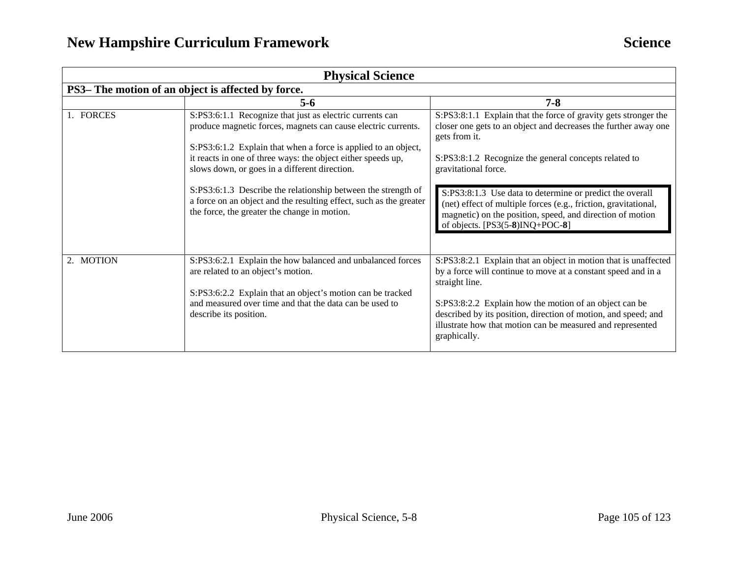| Physical Science | | |
|---|---|---|
| **PS3– The motion of an object is affected by force.** | | |
| | **5-6** | **7-8** |
| 1. FORCES | S:PS3:6:1.1 Recognize that just as electric currents can produce magnetic forces, magnets can cause electric currents.<br><br>S:PS3:6:1.2 Explain that when a force is applied to an object, it reacts in one of three ways: the object either speeds up, slows down, or goes in a different direction.<br><br>S:PS3:6:1.3 Describe the relationship between the strength of a force on an object and the resulting effect, such as the greater the force, the greater the change in motion. | S:PS3:8:1.1 Explain that the force of gravity gets stronger the closer one gets to an object and decreases the further away one gets from it.<br><br>S:PS3:8:1.2 Recognize the general concepts related to gravitational force.<br><br>S:PS3:8:1.3 Use data to determine or predict the overall (net) effect of multiple forces (e.g., friction, gravitational, magnetic) on the position, speed, and direction of motion of objects. [PS3(5-**8**)INQ+POC-**8**] |
| 2. MOTION | S:PS3:6:2.1 Explain the how balanced and unbalanced forces are related to an object's motion.<br><br>S:PS3:6:2.2 Explain that an object's motion can be tracked and measured over time and that the data can be used to describe its position. | S:PS3:8:2.1 Explain that an object in motion that is unaffected by a force will continue to move at a constant speed and in a straight line.<br><br>S:PS3:8:2.2 Explain how the motion of an object can be described by its position, direction of motion, and speed; and illustrate how that motion can be measured and represented graphically. |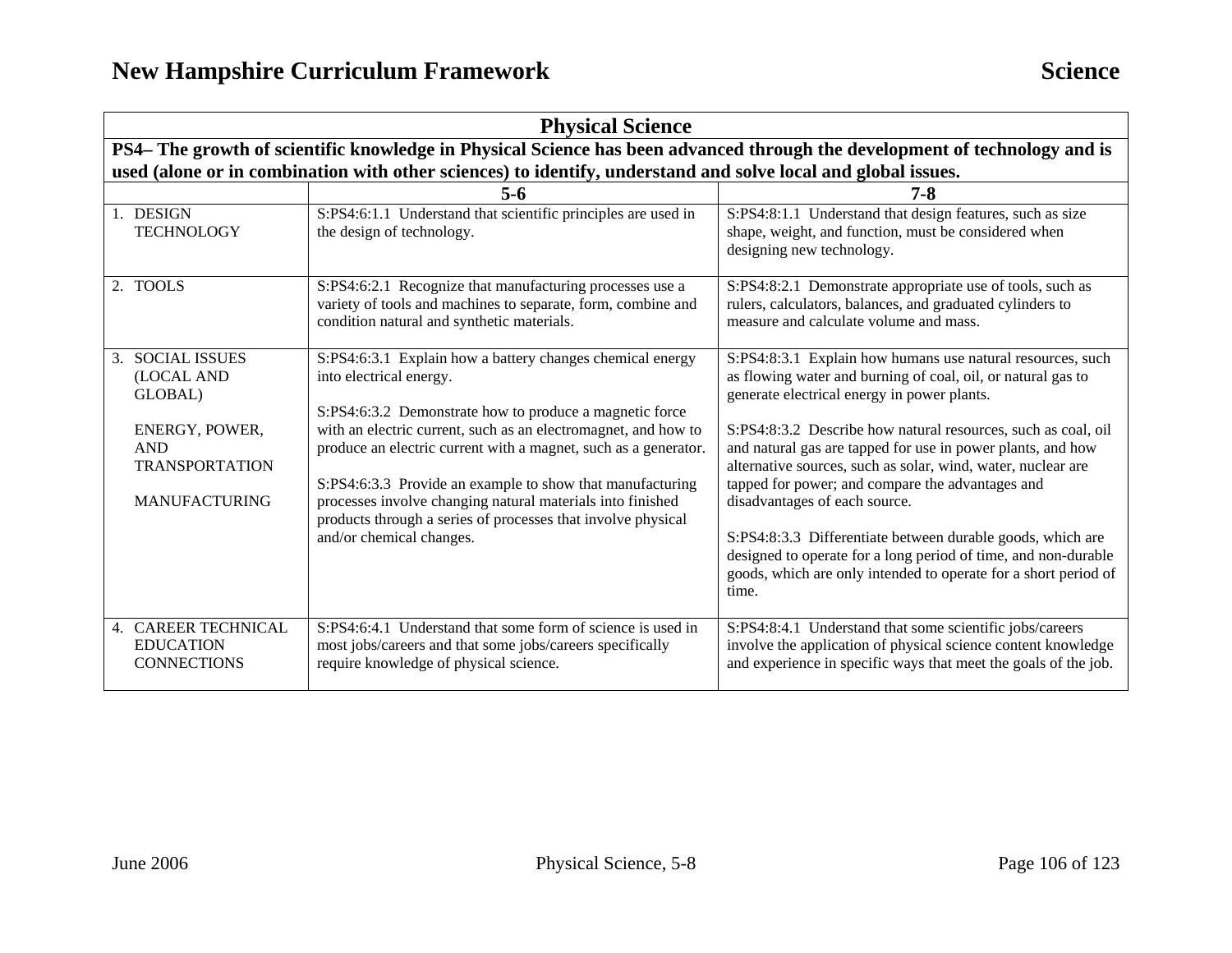## Physical Science

**PS4– The growth of scientific knowledge in Physical Science has been advanced through the development of technology and is used (alone or in combination with other sciences) to identify, understand and solve local and global issues.**

| | 5-6 | 7-8 |
|---|---|---|
| 1. DESIGN TECHNOLOGY | S:PS4:6:1.1 Understand that scientific principles are used in the design of technology. | S:PS4:8:1.1 Understand that design features, such as size shape, weight, and function, must be considered when designing new technology. |
| 2. TOOLS | S:PS4:6:2.1 Recognize that manufacturing processes use a variety of tools and machines to separate, form, combine and condition natural and synthetic materials. | S:PS4:8:2.1 Demonstrate appropriate use of tools, such as rulers, calculators, balances, and graduated cylinders to measure and calculate volume and mass. |
| 3. SOCIAL ISSUES (LOCAL AND GLOBAL)<br><br>ENERGY, POWER, AND TRANSPORTATION<br><br>MANUFACTURING | S:PS4:6:3.1 Explain how a battery changes chemical energy into electrical energy.<br><br>S:PS4:6:3.2 Demonstrate how to produce a magnetic force with an electric current, such as an electromagnet, and how to produce an electric current with a magnet, such as a generator.<br><br>S:PS4:6:3.3 Provide an example to show that manufacturing processes involve changing natural materials into finished products through a series of processes that involve physical and/or chemical changes. | S:PS4:8:3.1 Explain how humans use natural resources, such as flowing water and burning of coal, oil, or natural gas to generate electrical energy in power plants.<br><br>S:PS4:8:3.2 Describe how natural resources, such as coal, oil and natural gas are tapped for use in power plants, and how alternative sources, such as solar, wind, water, nuclear are tapped for power; and compare the advantages and disadvantages of each source.<br><br>S:PS4:8:3.3 Differentiate between durable goods, which are designed to operate for a long period of time, and non-durable goods, which are only intended to operate for a short period of time. |
| 4. CAREER TECHNICAL EDUCATION CONNECTIONS | S:PS4:6:4.1 Understand that some form of science is used in most jobs/careers and that some jobs/careers specifically require knowledge of physical science. | S:PS4:8:4.1 Understand that some scientific jobs/careers involve the application of physical science content knowledge and experience in specific ways that meet the goals of the job. |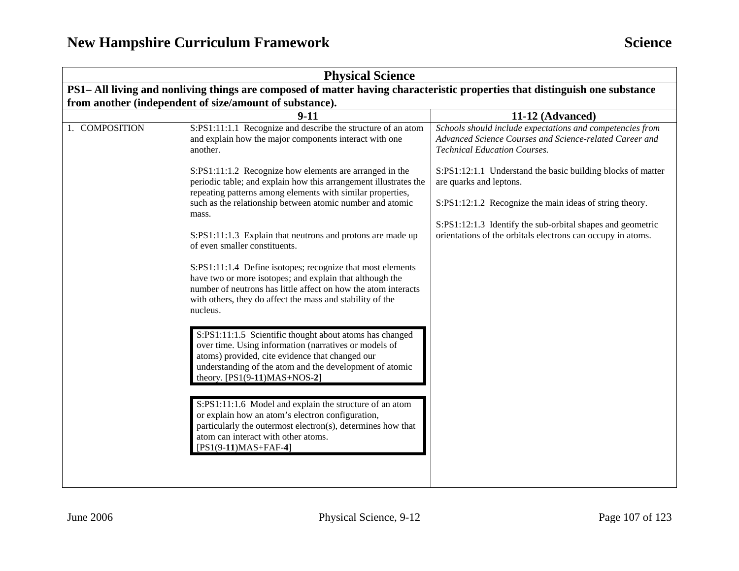# Physical Science

**PS1– All living and nonliving things are composed of matter having characteristic properties that distinguish one substance from another (independent of size/amount of substance).**

| | 9-11 | 11-12 (Advanced) |
|---|---|---|
| 1. COMPOSITION | S:PS1:11:1.1 Recognize and describe the structure of an atom and explain how the major components interact with one another.<br><br>S:PS1:11:1.2 Recognize how elements are arranged in the periodic table; and explain how this arrangement illustrates the repeating patterns among elements with similar properties, such as the relationship between atomic number and atomic mass.<br><br>S:PS1:11:1.3 Explain that neutrons and protons are made up of even smaller constituents.<br><br>S:PS1:11:1.4 Define isotopes; recognize that most elements have two or more isotopes; and explain that although the number of neutrons has little affect on how the atom interacts with others, they do affect the mass and stability of the nucleus.<br><br>S:PS1:11:1.5 Scientific thought about atoms has changed over time. Using information (narratives or models of atoms) provided, cite evidence that changed our understanding of the atom and the development of atomic theory. [PS1(9-**11**)MAS+NOS-**2**]<br><br>S:PS1:11:1.6 Model and explain the structure of an atom or explain how an atom's electron configuration, particularly the outermost electron(s), determines how that atom can interact with other atoms. [PS1(9-**11**)MAS+FAF-**4**] | *Schools should include expectations and competencies from Advanced Science Courses and Science-related Career and Technical Education Courses.*<br><br>S:PS1:12:1.1 Understand the basic building blocks of matter are quarks and leptons.<br><br>S:PS1:12:1.2 Recognize the main ideas of string theory.<br><br>S:PS1:12:1.3 Identify the sub-orbital shapes and geometric orientations of the orbitals electrons can occupy in atoms. |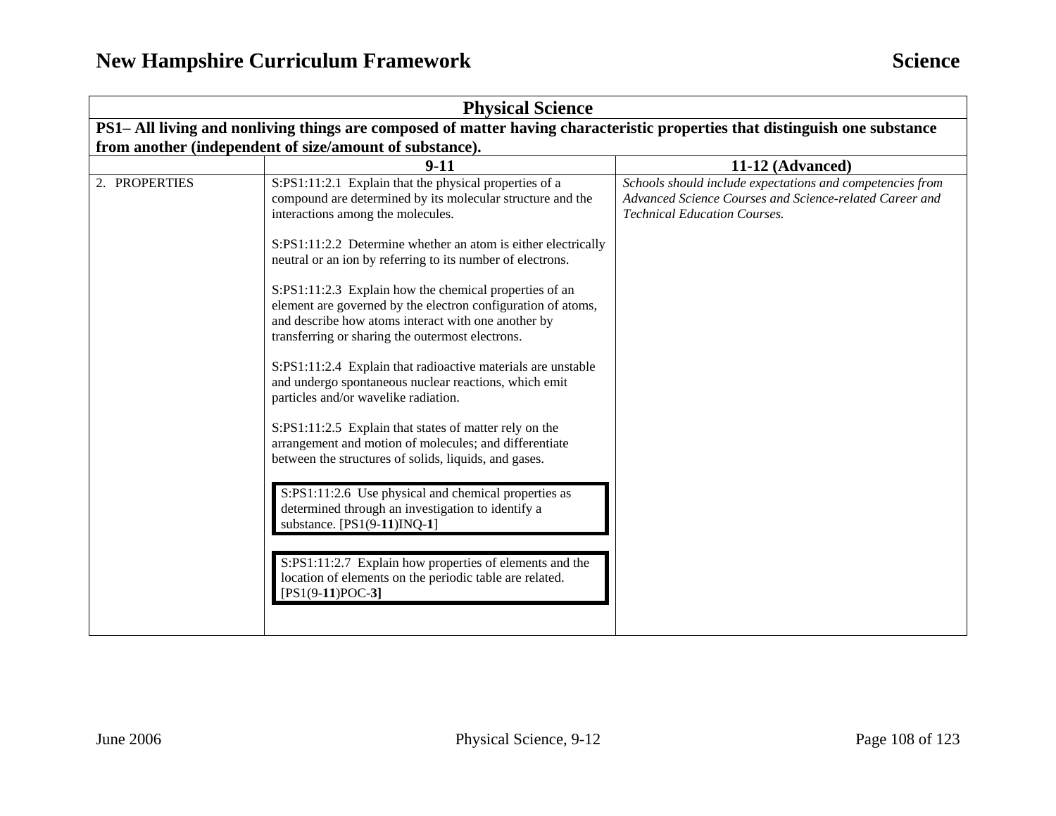| Physical Science | | |
|---|---|---|
| **PS1– All living and nonliving things are composed of matter having characteristic properties that distinguish one substance from another (independent of size/amount of substance).** | | |
| | **9-11** | **11-12 (Advanced)** |
| 2. PROPERTIES | S:PS1:11:2.1 Explain that the physical properties of a compound are determined by its molecular structure and the interactions among the molecules.<br><br>S:PS1:11:2.2 Determine whether an atom is either electrically neutral or an ion by referring to its number of electrons.<br><br>S:PS1:11:2.3 Explain how the chemical properties of an element are governed by the electron configuration of atoms, and describe how atoms interact with one another by transferring or sharing the outermost electrons.<br><br>S:PS1:11:2.4 Explain that radioactive materials are unstable and undergo spontaneous nuclear reactions, which emit particles and/or wavelike radiation.<br><br>S:PS1:11:2.5 Explain that states of matter rely on the arrangement and motion of molecules; and differentiate between the structures of solids, liquids, and gases.<br><br>S:PS1:11:2.6 Use physical and chemical properties as determined through an investigation to identify a substance. [PS1(9-**11**)INQ-**1**]<br><br>S:PS1:11:2.7 Explain how properties of elements and the location of elements on the periodic table are related. [PS1(9-**11**)POC-**3]** | *Schools should include expectations and competencies from Advanced Science Courses and Science-related Career and Technical Education Courses.* |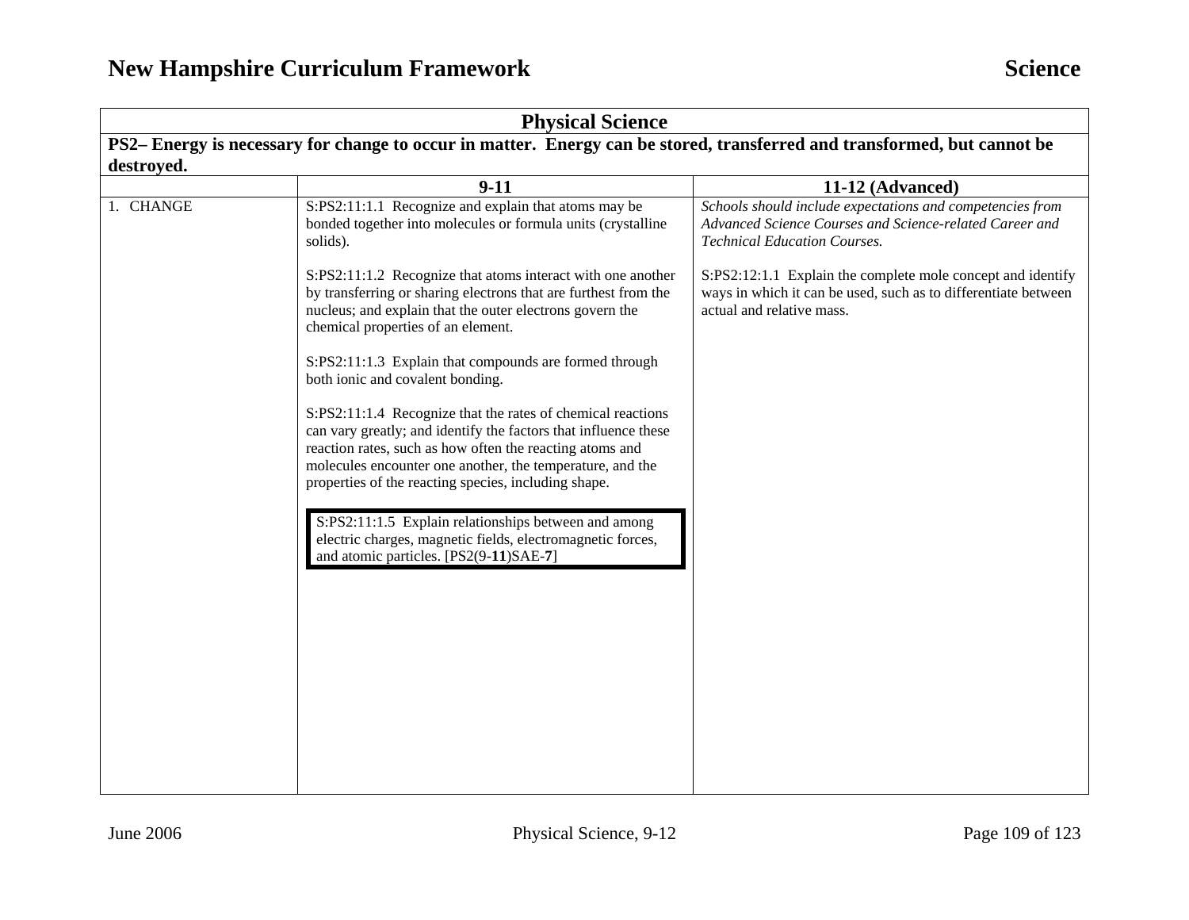| Physical Science | | |
|---|---|---|
| **PS2– Energy is necessary for change to occur in matter. Energy can be stored, transferred and transformed, but cannot be destroyed.** | | |
| | **9-11** | **11-12 (Advanced)** |
| 1. CHANGE | S:PS2:11:1.1 Recognize and explain that atoms may be bonded together into molecules or formula units (crystalline solids).<br><br>S:PS2:11:1.2 Recognize that atoms interact with one another by transferring or sharing electrons that are furthest from the nucleus; and explain that the outer electrons govern the chemical properties of an element.<br><br>S:PS2:11:1.3 Explain that compounds are formed through both ionic and covalent bonding.<br><br>S:PS2:11:1.4 Recognize that the rates of chemical reactions can vary greatly; and identify the factors that influence these reaction rates, such as how often the reacting atoms and molecules encounter one another, the temperature, and the properties of the reacting species, including shape.<br><br>S:PS2:11:1.5 Explain relationships between and among electric charges, magnetic fields, electromagnetic forces, and atomic particles. [PS2(9-**11**)SAE-**7**] | *Schools should include expectations and competencies from Advanced Science Courses and Science-related Career and Technical Education Courses.*<br><br>S:PS2:12:1.1 Explain the complete mole concept and identify ways in which it can be used, such as to differentiate between actual and relative mass. |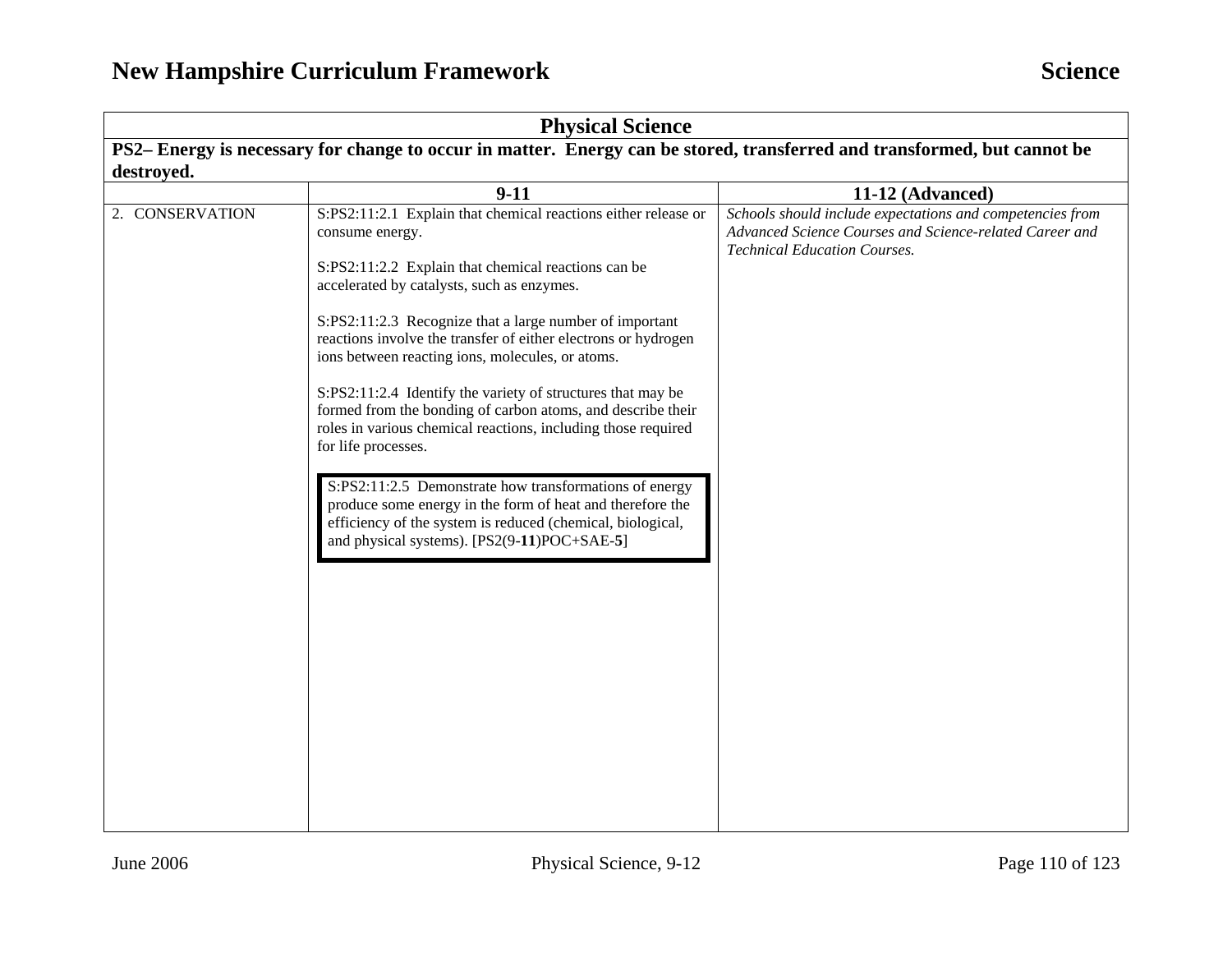| Physical Science | | |
|---|---|---|
| **PS2– Energy is necessary for change to occur in matter. Energy can be stored, transferred and transformed, but cannot be destroyed.** | | |
| | **9-11** | **11-12 (Advanced)** |
| 2. CONSERVATION | S:PS2:11:2.1 Explain that chemical reactions either release or consume energy.<br><br>S:PS2:11:2.2 Explain that chemical reactions can be accelerated by catalysts, such as enzymes.<br><br>S:PS2:11:2.3 Recognize that a large number of important reactions involve the transfer of either electrons or hydrogen ions between reacting ions, molecules, or atoms.<br><br>S:PS2:11:2.4 Identify the variety of structures that may be formed from the bonding of carbon atoms, and describe their roles in various chemical reactions, including those required for life processes.<br><br>S:PS2:11:2.5 Demonstrate how transformations of energy produce some energy in the form of heat and therefore the efficiency of the system is reduced (chemical, biological, and physical systems). [PS2(9-**11**)POC+SAE-**5**] | *Schools should include expectations and competencies from Advanced Science Courses and Science-related Career and Technical Education Courses.* |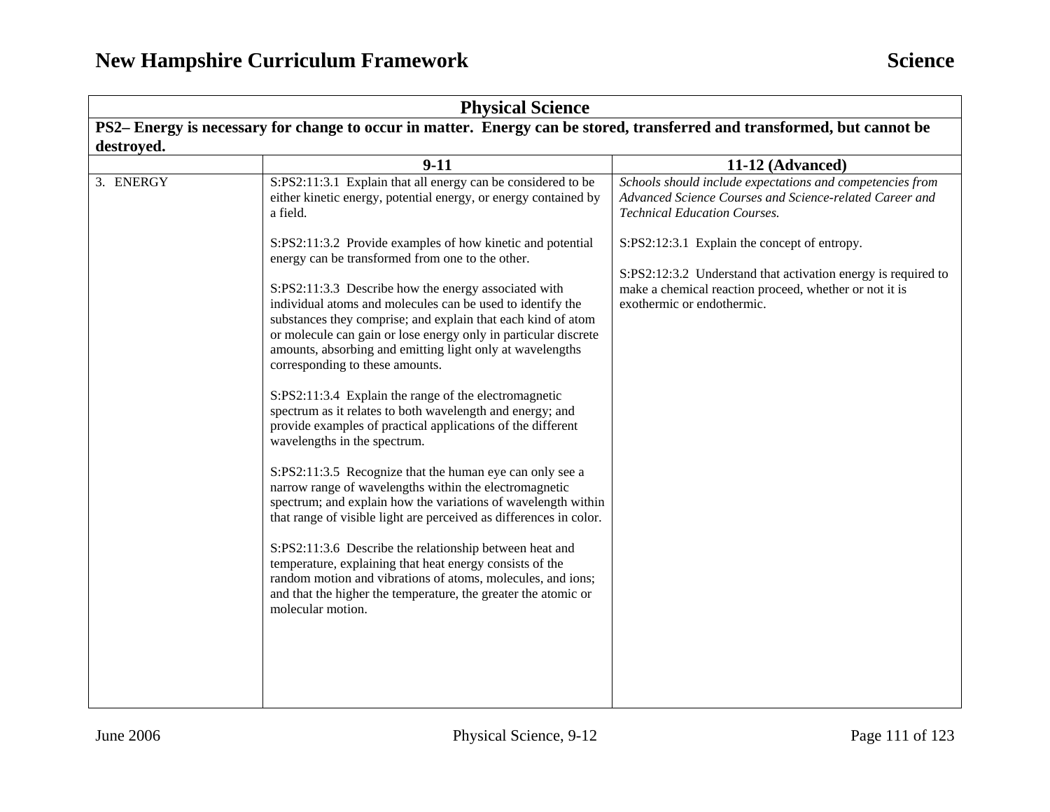| Physical Science | | |
|---|---|---|
| **PS2– Energy is necessary for change to occur in matter. Energy can be stored, transferred and transformed, but cannot be destroyed.** | | |
| | **9-11** | **11-12 (Advanced)** |
| 3. ENERGY | S:PS2:11:3.1 Explain that all energy can be considered to be either kinetic energy, potential energy, or energy contained by a field.<br><br>S:PS2:11:3.2 Provide examples of how kinetic and potential energy can be transformed from one to the other.<br><br>S:PS2:11:3.3 Describe how the energy associated with individual atoms and molecules can be used to identify the substances they comprise; and explain that each kind of atom or molecule can gain or lose energy only in particular discrete amounts, absorbing and emitting light only at wavelengths corresponding to these amounts.<br><br>S:PS2:11:3.4 Explain the range of the electromagnetic spectrum as it relates to both wavelength and energy; and provide examples of practical applications of the different wavelengths in the spectrum.<br><br>S:PS2:11:3.5 Recognize that the human eye can only see a narrow range of wavelengths within the electromagnetic spectrum; and explain how the variations of wavelength within that range of visible light are perceived as differences in color.<br><br>S:PS2:11:3.6 Describe the relationship between heat and temperature, explaining that heat energy consists of the random motion and vibrations of atoms, molecules, and ions; and that the higher the temperature, the greater the atomic or molecular motion. | *Schools should include expectations and competencies from Advanced Science Courses and Science-related Career and Technical Education Courses.*<br><br>S:PS2:12:3.1 Explain the concept of entropy.<br><br>S:PS2:12:3.2 Understand that activation energy is required to make a chemical reaction proceed, whether or not it is exothermic or endothermic. |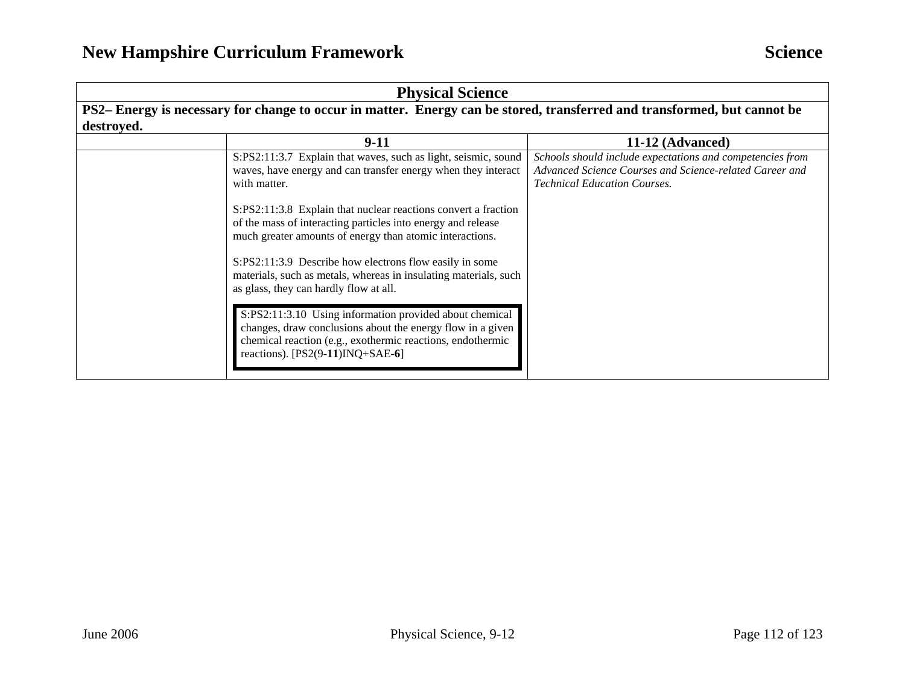| Physical Science | | |
|---|---|---|
| **PS2– Energy is necessary for change to occur in matter. Energy can be stored, transferred and transformed, but cannot be destroyed.** | | |
| | **9-11** | **11-12 (Advanced)** |
| | S:PS2:11:3.7 Explain that waves, such as light, seismic, sound waves, have energy and can transfer energy when they interact with matter.<br><br>S:PS2:11:3.8 Explain that nuclear reactions convert a fraction of the mass of interacting particles into energy and release much greater amounts of energy than atomic interactions.<br><br>S:PS2:11:3.9 Describe how electrons flow easily in some materials, such as metals, whereas in insulating materials, such as glass, they can hardly flow at all.<br><br>S:PS2:11:3.10 Using information provided about chemical changes, draw conclusions about the energy flow in a given chemical reaction (e.g., exothermic reactions, endothermic reactions). [PS2(9-**11**)INQ+SAE-**6**] | *Schools should include expectations and competencies from Advanced Science Courses and Science-related Career and Technical Education Courses.* |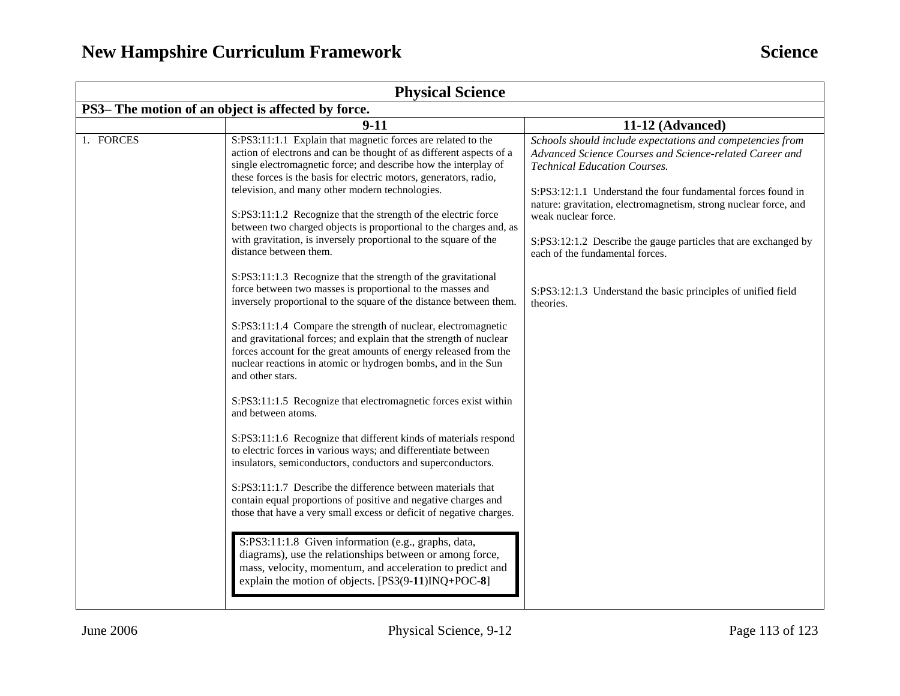| Physical Science | | |
|---|---|---|
| **PS3– The motion of an object is affected by force.** | | |
| | **9-11** | **11-12 (Advanced)** |
| 1. FORCES | S:PS3:11:1.1 Explain that magnetic forces are related to the action of electrons and can be thought of as different aspects of a single electromagnetic force; and describe how the interplay of these forces is the basis for electric motors, generators, radio, television, and many other modern technologies.<br><br>S:PS3:11:1.2 Recognize that the strength of the electric force between two charged objects is proportional to the charges and, as with gravitation, is inversely proportional to the square of the distance between them.<br><br>S:PS3:11:1.3 Recognize that the strength of the gravitational force between two masses is proportional to the masses and inversely proportional to the square of the distance between them.<br><br>S:PS3:11:1.4 Compare the strength of nuclear, electromagnetic and gravitational forces; and explain that the strength of nuclear forces account for the great amounts of energy released from the nuclear reactions in atomic or hydrogen bombs, and in the Sun and other stars.<br><br>S:PS3:11:1.5 Recognize that electromagnetic forces exist within and between atoms.<br><br>S:PS3:11:1.6 Recognize that different kinds of materials respond to electric forces in various ways; and differentiate between insulators, semiconductors, conductors and superconductors.<br><br>S:PS3:11:1.7 Describe the difference between materials that contain equal proportions of positive and negative charges and those that have a very small excess or deficit of negative charges.<br><br>S:PS3:11:1.8 Given information (e.g., graphs, data, diagrams), use the relationships between or among force, mass, velocity, momentum, and acceleration to predict and explain the motion of objects. [PS3(9-**11**)INQ+POC-**8**] | *Schools should include expectations and competencies from Advanced Science Courses and Science-related Career and Technical Education Courses.*<br><br>S:PS3:12:1.1 Understand the four fundamental forces found in nature: gravitation, electromagnetism, strong nuclear force, and weak nuclear force.<br><br>S:PS3:12:1.2 Describe the gauge particles that are exchanged by each of the fundamental forces.<br><br>S:PS3:12:1.3 Understand the basic principles of unified field theories. |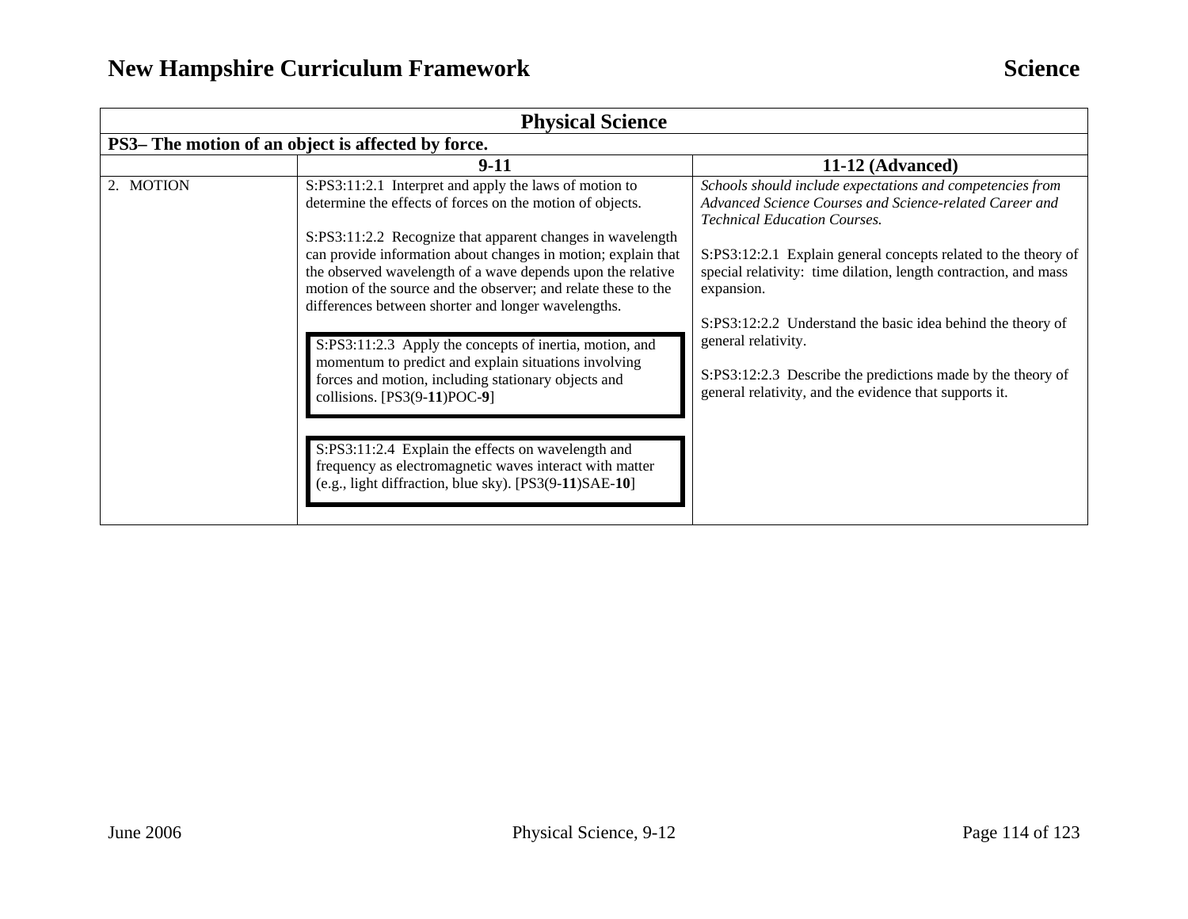| Physical Science | | |
|---|---|---|
| **PS3– The motion of an object is affected by force.** | | |
| | **9-11** | **11-12 (Advanced)** |
| 2. MOTION | S:PS3:11:2.1 Interpret and apply the laws of motion to determine the effects of forces on the motion of objects.<br><br>S:PS3:11:2.2 Recognize that apparent changes in wavelength can provide information about changes in motion; explain that the observed wavelength of a wave depends upon the relative motion of the source and the observer; and relate these to the differences between shorter and longer wavelengths.<br><br>S:PS3:11:2.3 Apply the concepts of inertia, motion, and momentum to predict and explain situations involving forces and motion, including stationary objects and collisions. [PS3(9-**11**)POC-**9**]<br><br>S:PS3:11:2.4 Explain the effects on wavelength and frequency as electromagnetic waves interact with matter (e.g., light diffraction, blue sky). [PS3(9-**11**)SAE-**10**] | *Schools should include expectations and competencies from Advanced Science Courses and Science-related Career and Technical Education Courses.*<br><br>S:PS3:12:2.1 Explain general concepts related to the theory of special relativity: time dilation, length contraction, and mass expansion.<br><br>S:PS3:12:2.2 Understand the basic idea behind the theory of general relativity.<br><br>S:PS3:12:2.3 Describe the predictions made by the theory of general relativity, and the evidence that supports it. |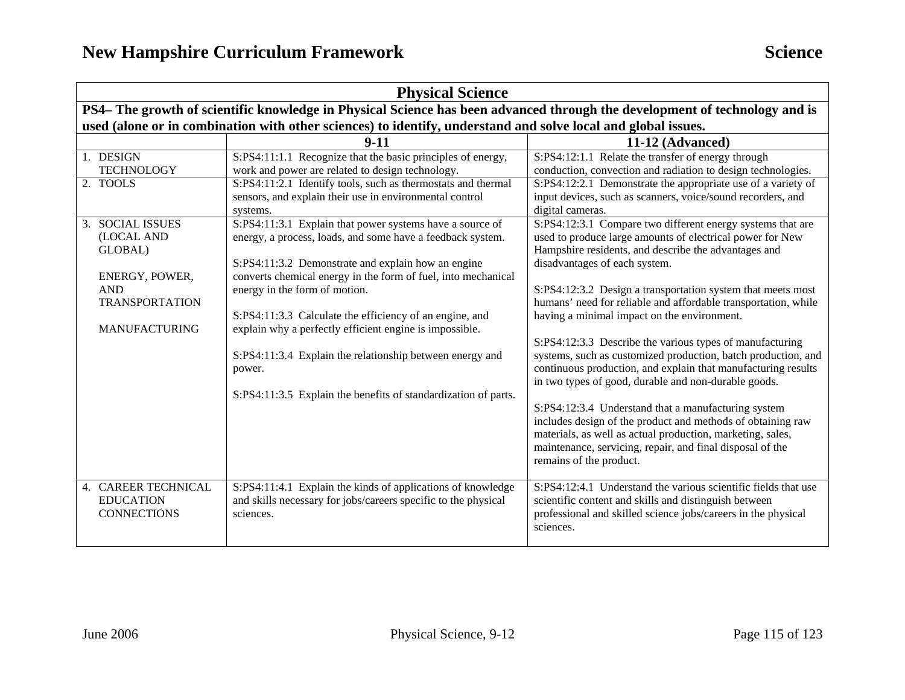| Physical Science | | |
|---|---|---|
| **PS4– The growth of scientific knowledge in Physical Science has been advanced through the development of technology and is used (alone or in combination with other sciences) to identify, understand and solve local and global issues.** | | |
| | **9-11** | **11-12 (Advanced)** |
| 1. DESIGN TECHNOLOGY | S:PS4:11:1.1 Recognize that the basic principles of energy, work and power are related to design technology. | S:PS4:12:1.1 Relate the transfer of energy through conduction, convection and radiation to design technologies. |
| 2. TOOLS | S:PS4:11:2.1 Identify tools, such as thermostats and thermal sensors, and explain their use in environmental control systems. | S:PS4:12:2.1 Demonstrate the appropriate use of a variety of input devices, such as scanners, voice/sound recorders, and digital cameras. |
| 3. SOCIAL ISSUES (LOCAL AND GLOBAL)<br><br>ENERGY, POWER, AND TRANSPORTATION<br><br>MANUFACTURING | S:PS4:11:3.1 Explain that power systems have a source of energy, a process, loads, and some have a feedback system.<br><br>S:PS4:11:3.2 Demonstrate and explain how an engine converts chemical energy in the form of fuel, into mechanical energy in the form of motion.<br><br>S:PS4:11:3.3 Calculate the efficiency of an engine, and explain why a perfectly efficient engine is impossible.<br><br>S:PS4:11:3.4 Explain the relationship between energy and power.<br><br>S:PS4:11:3.5 Explain the benefits of standardization of parts. | S:PS4:12:3.1 Compare two different energy systems that are used to produce large amounts of electrical power for New Hampshire residents, and describe the advantages and disadvantages of each system.<br><br>S:PS4:12:3.2 Design a transportation system that meets most humans' need for reliable and affordable transportation, while having a minimal impact on the environment.<br><br>S:PS4:12:3.3 Describe the various types of manufacturing systems, such as customized production, batch production, and continuous production, and explain that manufacturing results in two types of good, durable and non-durable goods.<br><br>S:PS4:12:3.4 Understand that a manufacturing system includes design of the product and methods of obtaining raw materials, as well as actual production, marketing, sales, maintenance, servicing, repair, and final disposal of the remains of the product. |
| 4. CAREER TECHNICAL EDUCATION CONNECTIONS | S:PS4:11:4.1 Explain the kinds of applications of knowledge and skills necessary for jobs/careers specific to the physical sciences. | S:PS4:12:4.1 Understand the various scientific fields that use scientific content and skills and distinguish between professional and skilled science jobs/careers in the physical sciences. |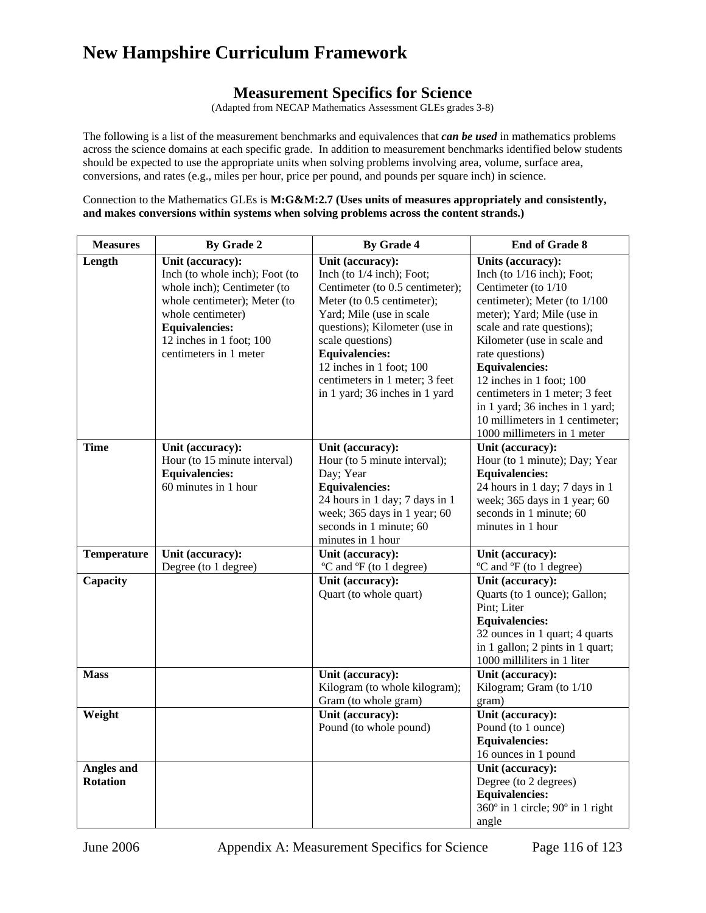# New Hampshire Curriculum Framework

## Measurement Specifics for Science

(Adapted from NECAP Mathematics Assessment GLEs grades 3-8)

The following is a list of the measurement benchmarks and equivalences that ***can be used*** in mathematics problems across the science domains at each specific grade. In addition to measurement benchmarks identified below students should be expected to use the appropriate units when solving problems involving area, volume, surface area, conversions, and rates (e.g., miles per hour, price per pound, and pounds per square inch) in science.

Connection to the Mathematics GLEs is **M:G&M:2.7 (Uses units of measures appropriately and consistently, and makes conversions within systems when solving problems across the content strands.)**

| Measures | By Grade 2 | By Grade 4 | End of Grade 8 |
|---|---|---|---|
| **Length** | **Unit (accuracy):** Inch (to whole inch); Foot (to whole inch); Centimeter (to whole centimeter); Meter (to whole centimeter) **Equivalencies:** 12 inches in 1 foot; 100 centimeters in 1 meter | **Unit (accuracy):** Inch (to 1/4 inch); Foot; Centimeter (to 0.5 centimeter); Meter (to 0.5 centimeter); Yard; Mile (use in scale questions); Kilometer (use in scale questions) **Equivalencies:** 12 inches in 1 foot; 100 centimeters in 1 meter; 3 feet in 1 yard; 36 inches in 1 yard | **Units (accuracy):** Inch (to 1/16 inch); Foot; Centimeter (to 1/10 centimeter); Meter (to 1/100 meter); Yard; Mile (use in scale and rate questions); Kilometer (use in scale and rate questions) **Equivalencies:** 12 inches in 1 foot; 100 centimeters in 1 meter; 3 feet in 1 yard; 36 inches in 1 yard; 10 millimeters in 1 centimeter; 1000 millimeters in 1 meter |
| **Time** | **Unit (accuracy):** Hour (to 15 minute interval) **Equivalencies:** 60 minutes in 1 hour | **Unit (accuracy):** Hour (to 5 minute interval); Day; Year **Equivalencies:** 24 hours in 1 day; 7 days in 1 week; 365 days in 1 year; 60 seconds in 1 minute; 60 minutes in 1 hour | **Unit (accuracy):** Hour (to 1 minute); Day; Year **Equivalencies:** 24 hours in 1 day; 7 days in 1 week; 365 days in 1 year; 60 seconds in 1 minute; 60 minutes in 1 hour |
| **Temperature** | **Unit (accuracy):** Degree (to 1 degree) | **Unit (accuracy):** ºC and ºF (to 1 degree) | **Unit (accuracy):** ºC and ºF (to 1 degree) |
| **Capacity** | | **Unit (accuracy):** Quart (to whole quart) | **Unit (accuracy):** Quarts (to 1 ounce); Gallon; Pint; Liter **Equivalencies:** 32 ounces in 1 quart; 4 quarts in 1 gallon; 2 pints in 1 quart; 1000 milliliters in 1 liter |
| **Mass** | | **Unit (accuracy):** Kilogram (to whole kilogram); Gram (to whole gram) | **Unit (accuracy):** Kilogram; Gram (to 1/10 gram) |
| **Weight** | | **Unit (accuracy):** Pound (to whole pound) | **Unit (accuracy):** Pound (to 1 ounce) **Equivalencies:** 16 ounces in 1 pound |
| **Angles and Rotation** | | | **Unit (accuracy):** Degree (to 2 degrees) **Equivalencies:** 360º in 1 circle; 90º in 1 right angle |

June 2006 Appendix A: Measurement Specifics for Science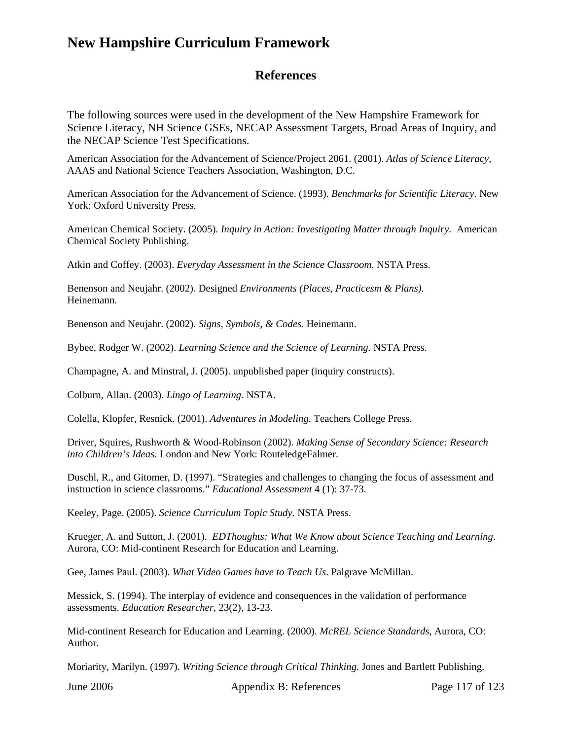# New Hampshire Curriculum Framework

## References

The following sources were used in the development of the New Hampshire Framework for Science Literacy, NH Science GSEs, NECAP Assessment Targets, Broad Areas of Inquiry, and the NECAP Science Test Specifications.

American Association for the Advancement of Science/Project 2061. (2001). *Atlas of Science Literacy*, AAAS and National Science Teachers Association, Washington, D.C.

American Association for the Advancement of Science. (1993). *Benchmarks for Scientific Literacy*. New York: Oxford University Press.

American Chemical Society. (2005). *Inquiry in Action: Investigating Matter through Inquiry.* American Chemical Society Publishing.

Atkin and Coffey. (2003). *Everyday Assessment in the Science Classroom.* NSTA Press.

Benenson and Neujahr. (2002). Designed *Environments (Places, Practicesm & Plans).* Heinemann.

Benenson and Neujahr. (2002). *Signs, Symbols, & Codes.* Heinemann.

Bybee, Rodger W. (2002). *Learning Science and the Science of Learning.* NSTA Press.

Champagne, A. and Minstral, J. (2005). unpublished paper (inquiry constructs).

Colburn, Allan. (2003). *Lingo of Learning.* NSTA.

Colella, Klopfer, Resnick. (2001). *Adventures in Modeling.* Teachers College Press.

Driver, Squires, Rushworth & Wood-Robinson (2002). *Making Sense of Secondary Science: Research into Children's Ideas*. London and New York: RouteledgeFalmer.

Duschl, R., and Gitomer, D. (1997). "Strategies and challenges to changing the focus of assessment and instruction in science classrooms." *Educational Assessment* 4 (1): 37-73.

Keeley, Page. (2005). *Science Curriculum Topic Study.* NSTA Press.

Krueger, A. and Sutton, J. (2001). *EDThoughts: What We Know about Science Teaching and Learning*. Aurora, CO: Mid-continent Research for Education and Learning.

Gee, James Paul. (2003). *What Video Games have to Teach Us*. Palgrave McMillan.

Messick, S. (1994). The interplay of evidence and consequences in the validation of performance assessments. *Education Researcher*, 23(2), 13-23.

Mid-continent Research for Education and Learning. (2000). *McREL Science Standards,* Aurora, CO: Author.

Moriarity, Marilyn. (1997). *Writing Science through Critical Thinking.* Jones and Bartlett Publishing.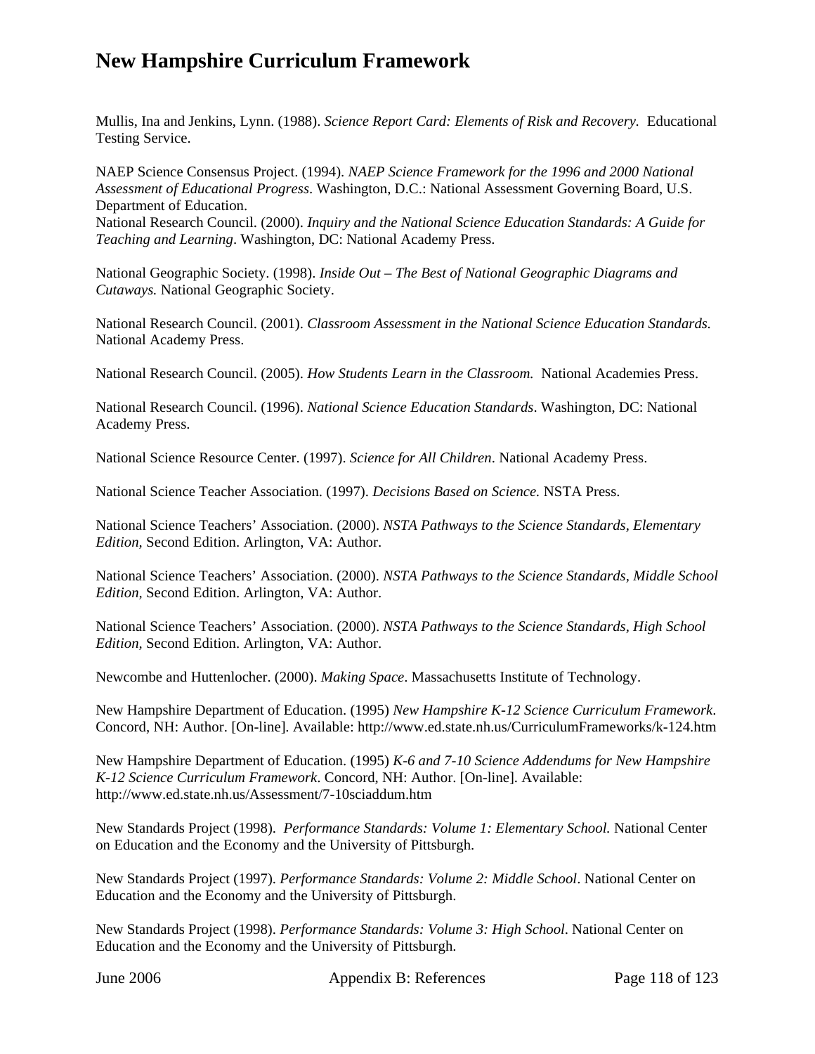Mullis, Ina and Jenkins, Lynn. (1988). *Science Report Card: Elements of Risk and Recovery.* Educational Testing Service.

NAEP Science Consensus Project. (1994). *NAEP Science Framework for the 1996 and 2000 National Assessment of Educational Progress*. Washington, D.C.: National Assessment Governing Board, U.S. Department of Education.
National Research Council. (2000). *Inquiry and the National Science Education Standards: A Guide for Teaching and Learning*. Washington, DC: National Academy Press.

National Geographic Society. (1998). *Inside Out – The Best of National Geographic Diagrams and Cutaways.* National Geographic Society.

National Research Council. (2001). *Classroom Assessment in the National Science Education Standards.* National Academy Press.

National Research Council. (2005). *How Students Learn in the Classroom.* National Academies Press.

National Research Council. (1996). *National Science Education Standards*. Washington, DC: National Academy Press.

National Science Resource Center. (1997). *Science for All Children*. National Academy Press.

National Science Teacher Association. (1997). *Decisions Based on Science.* NSTA Press.

National Science Teachers' Association. (2000). *NSTA Pathways to the Science Standards, Elementary Edition,* Second Edition. Arlington, VA: Author.

National Science Teachers' Association. (2000). *NSTA Pathways to the Science Standards, Middle School Edition,* Second Edition. Arlington, VA: Author.

National Science Teachers' Association. (2000). *NSTA Pathways to the Science Standards, High School Edition,* Second Edition. Arlington, VA: Author.

Newcombe and Huttenlocher. (2000). *Making Space*. Massachusetts Institute of Technology.

New Hampshire Department of Education. (1995) *New Hampshire K-12 Science Curriculum Framework*. Concord, NH: Author. [On-line]. Available: http://www.ed.state.nh.us/CurriculumFrameworks/k-124.htm

New Hampshire Department of Education. (1995) *K-6 and 7-10 Science Addendums for New Hampshire K-12 Science Curriculum Framework*. Concord, NH: Author. [On-line]. Available: http://www.ed.state.nh.us/Assessment/7-10sciaddum.htm

New Standards Project (1998). *Performance Standards: Volume 1: Elementary School.* National Center on Education and the Economy and the University of Pittsburgh.

New Standards Project (1997). *Performance Standards: Volume 2: Middle School*. National Center on Education and the Economy and the University of Pittsburgh.

New Standards Project (1998). *Performance Standards: Volume 3: High School*. National Center on Education and the Economy and the University of Pittsburgh.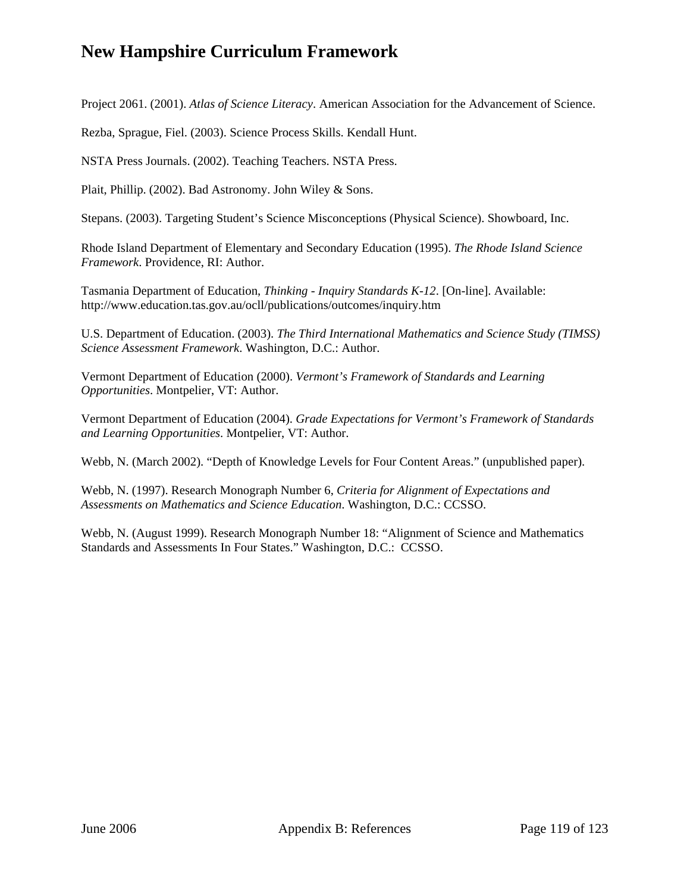Project 2061. (2001). *Atlas of Science Literacy*. American Association for the Advancement of Science.

Rezba, Sprague, Fiel. (2003). Science Process Skills. Kendall Hunt.

NSTA Press Journals. (2002). Teaching Teachers. NSTA Press.

Plait, Phillip. (2002). Bad Astronomy. John Wiley & Sons.

Stepans. (2003). Targeting Student's Science Misconceptions (Physical Science). Showboard, Inc.

Rhode Island Department of Elementary and Secondary Education (1995). *The Rhode Island Science Framework*. Providence, RI: Author.

Tasmania Department of Education, *Thinking - Inquiry Standards K-12*. [On-line]. Available: http://www.education.tas.gov.au/ocll/publications/outcomes/inquiry.htm

U.S. Department of Education. (2003). *The Third International Mathematics and Science Study (TIMSS) Science Assessment Framework*. Washington, D.C.: Author.

Vermont Department of Education (2000). *Vermont's Framework of Standards and Learning Opportunities*. Montpelier, VT: Author.

Vermont Department of Education (2004). *Grade Expectations for Vermont's Framework of Standards and Learning Opportunities*. Montpelier, VT: Author.

Webb, N. (March 2002). "Depth of Knowledge Levels for Four Content Areas." (unpublished paper).

Webb, N. (1997). Research Monograph Number 6, *Criteria for Alignment of Expectations and Assessments on Mathematics and Science Education*. Washington, D.C.: CCSSO.

Webb, N. (August 1999). Research Monograph Number 18: "Alignment of Science and Mathematics Standards and Assessments In Four States." Washington, D.C.: CCSSO.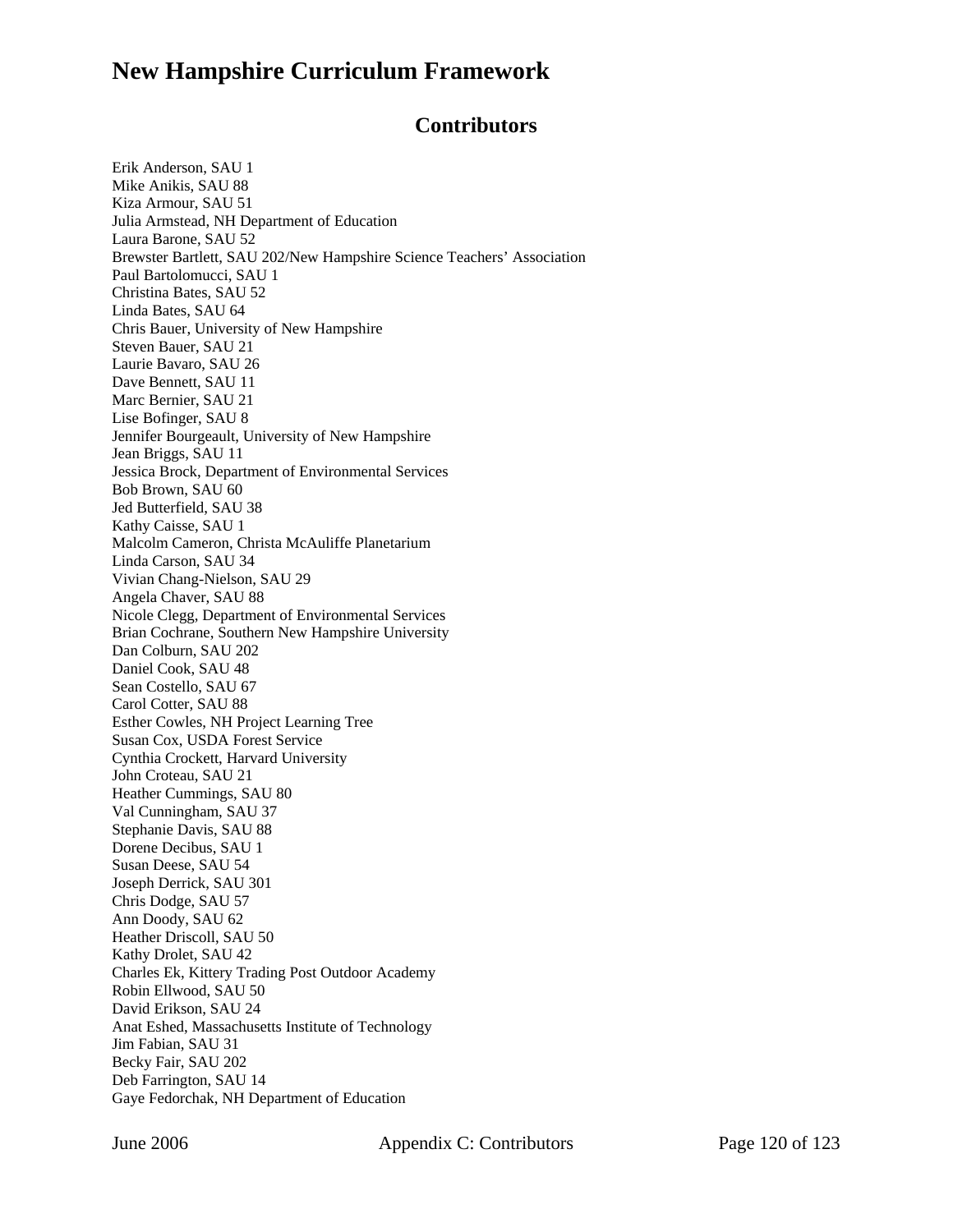# New Hampshire Curriculum Framework

## Contributors

Erik Anderson, SAU 1
Mike Anikis, SAU 88
Kiza Armour, SAU 51
Julia Armstead, NH Department of Education
Laura Barone, SAU 52
Brewster Bartlett, SAU 202/New Hampshire Science Teachers' Association
Paul Bartolomucci, SAU 1
Christina Bates, SAU 52
Linda Bates, SAU 64
Chris Bauer, University of New Hampshire
Steven Bauer, SAU 21
Laurie Bavaro, SAU 26
Dave Bennett, SAU 11
Marc Bernier, SAU 21
Lise Bofinger, SAU 8
Jennifer Bourgeault, University of New Hampshire
Jean Briggs, SAU 11
Jessica Brock, Department of Environmental Services
Bob Brown, SAU 60
Jed Butterfield, SAU 38
Kathy Caisse, SAU 1
Malcolm Cameron, Christa McAuliffe Planetarium
Linda Carson, SAU 34
Vivian Chang-Nielson, SAU 29
Angela Chaver, SAU 88
Nicole Clegg, Department of Environmental Services
Brian Cochrane, Southern New Hampshire University
Dan Colburn, SAU 202
Daniel Cook, SAU 48
Sean Costello, SAU 67
Carol Cotter, SAU 88
Esther Cowles, NH Project Learning Tree
Susan Cox, USDA Forest Service
Cynthia Crockett, Harvard University
John Croteau, SAU 21
Heather Cummings, SAU 80
Val Cunningham, SAU 37
Stephanie Davis, SAU 88
Dorene Decibus, SAU 1
Susan Deese, SAU 54
Joseph Derrick, SAU 301
Chris Dodge, SAU 57
Ann Doody, SAU 62
Heather Driscoll, SAU 50
Kathy Drolet, SAU 42
Charles Ek, Kittery Trading Post Outdoor Academy
Robin Ellwood, SAU 50
David Erikson, SAU 24
Anat Eshed, Massachusetts Institute of Technology
Jim Fabian, SAU 31
Becky Fair, SAU 202
Deb Farrington, SAU 14
Gaye Fedorchak, NH Department of Education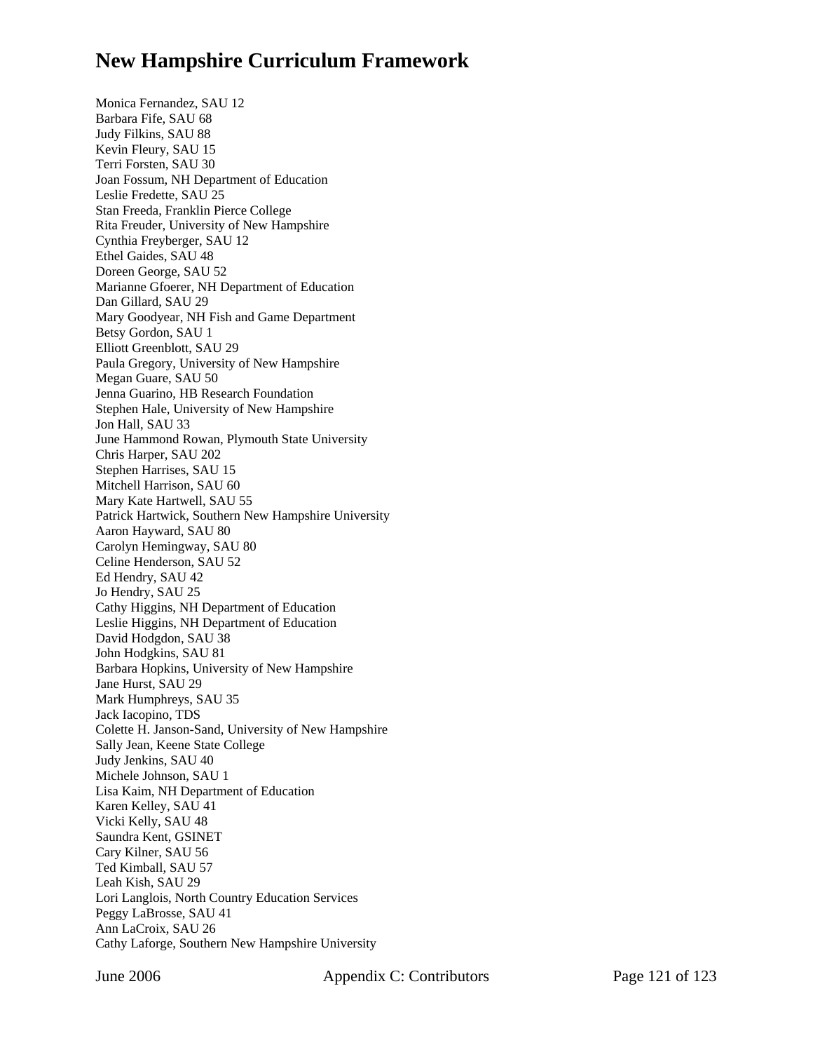Monica Fernandez, SAU 12
Barbara Fife, SAU 68
Judy Filkins, SAU 88
Kevin Fleury, SAU 15
Terri Forsten, SAU 30
Joan Fossum, NH Department of Education
Leslie Fredette, SAU 25
Stan Freeda, Franklin Pierce College
Rita Freuder, University of New Hampshire
Cynthia Freyberger, SAU 12
Ethel Gaides, SAU 48
Doreen George, SAU 52
Marianne Gfoerer, NH Department of Education
Dan Gillard, SAU 29
Mary Goodyear, NH Fish and Game Department
Betsy Gordon, SAU 1
Elliott Greenblott, SAU 29
Paula Gregory, University of New Hampshire
Megan Guare, SAU 50
Jenna Guarino, HB Research Foundation
Stephen Hale, University of New Hampshire
Jon Hall, SAU 33
June Hammond Rowan, Plymouth State University
Chris Harper, SAU 202
Stephen Harrises, SAU 15
Mitchell Harrison, SAU 60
Mary Kate Hartwell, SAU 55
Patrick Hartwick, Southern New Hampshire University
Aaron Hayward, SAU 80
Carolyn Hemingway, SAU 80
Celine Henderson, SAU 52
Ed Hendry, SAU 42
Jo Hendry, SAU 25
Cathy Higgins, NH Department of Education
Leslie Higgins, NH Department of Education
David Hodgdon, SAU 38
John Hodgkins, SAU 81
Barbara Hopkins, University of New Hampshire
Jane Hurst, SAU 29
Mark Humphreys, SAU 35
Jack Iacopino, TDS
Colette H. Janson-Sand, University of New Hampshire
Sally Jean, Keene State College
Judy Jenkins, SAU 40
Michele Johnson, SAU 1
Lisa Kaim, NH Department of Education
Karen Kelley, SAU 41
Vicki Kelly, SAU 48
Saundra Kent, GSINET
Cary Kilner, SAU 56
Ted Kimball, SAU 57
Leah Kish, SAU 29
Lori Langlois, North Country Education Services
Peggy LaBrosse, SAU 41
Ann LaCroix, SAU 26
Cathy Laforge, Southern New Hampshire University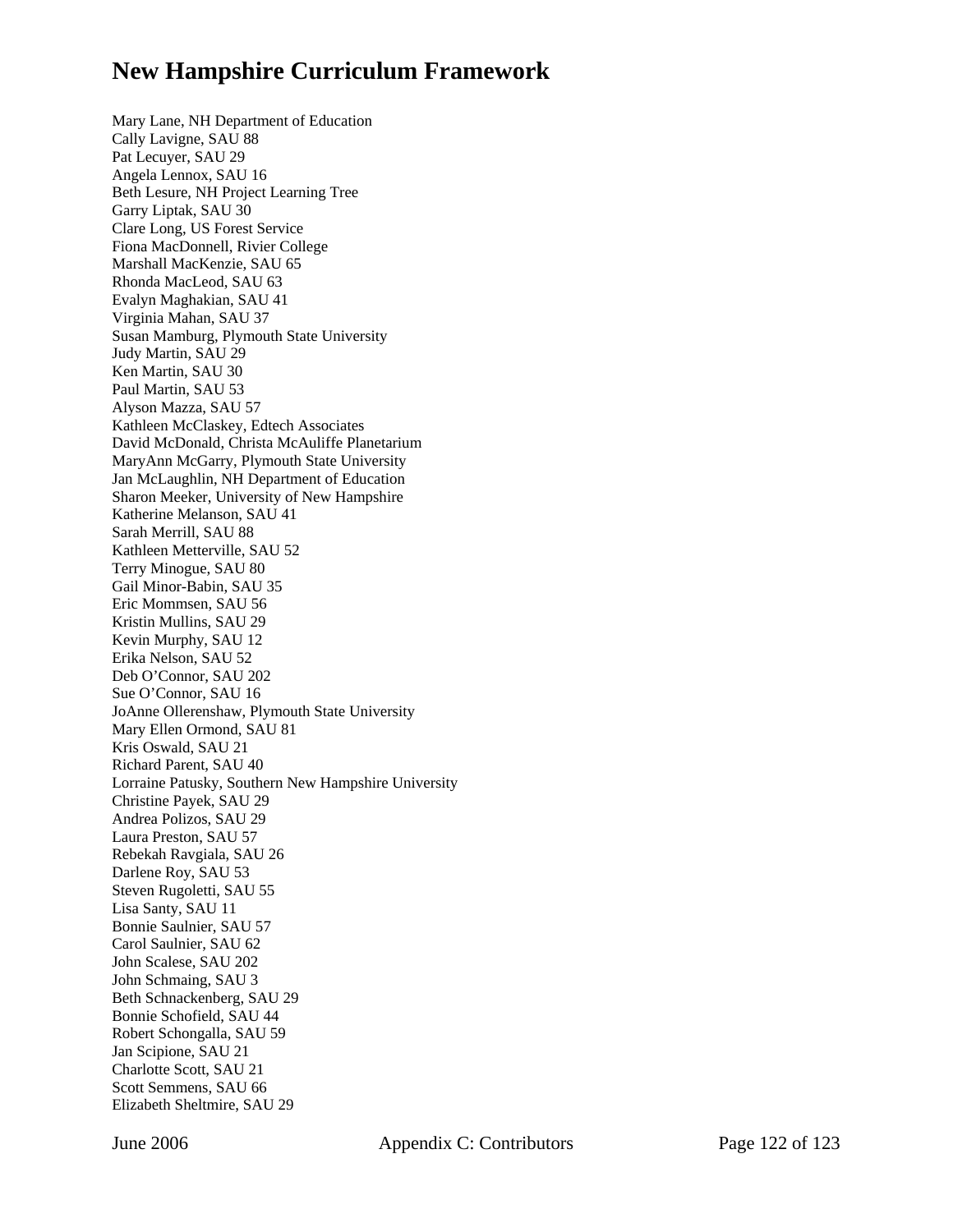Mary Lane, NH Department of Education
Cally Lavigne, SAU 88
Pat Lecuyer, SAU 29
Angela Lennox, SAU 16
Beth Lesure, NH Project Learning Tree
Garry Liptak, SAU 30
Clare Long, US Forest Service
Fiona MacDonnell, Rivier College
Marshall MacKenzie, SAU 65
Rhonda MacLeod, SAU 63
Evalyn Maghakian, SAU 41
Virginia Mahan, SAU 37
Susan Mamburg, Plymouth State University
Judy Martin, SAU 29
Ken Martin, SAU 30
Paul Martin, SAU 53
Alyson Mazza, SAU 57
Kathleen McClaskey, Edtech Associates
David McDonald, Christa McAuliffe Planetarium
MaryAnn McGarry, Plymouth State University
Jan McLaughlin, NH Department of Education
Sharon Meeker, University of New Hampshire
Katherine Melanson, SAU 41
Sarah Merrill, SAU 88
Kathleen Metterville, SAU 52
Terry Minogue, SAU 80
Gail Minor-Babin, SAU 35
Eric Mommsen, SAU 56
Kristin Mullins, SAU 29
Kevin Murphy, SAU 12
Erika Nelson, SAU 52
Deb O'Connor, SAU 202
Sue O'Connor, SAU 16
JoAnne Ollerenshaw, Plymouth State University
Mary Ellen Ormond, SAU 81
Kris Oswald, SAU 21
Richard Parent, SAU 40
Lorraine Patusky, Southern New Hampshire University
Christine Payek, SAU 29
Andrea Polizos, SAU 29
Laura Preston, SAU 57
Rebekah Ravgiala, SAU 26
Darlene Roy, SAU 53
Steven Rugoletti, SAU 55
Lisa Santy, SAU 11
Bonnie Saulnier, SAU 57
Carol Saulnier, SAU 62
John Scalese, SAU 202
John Schmaing, SAU 3
Beth Schnackenberg, SAU 29
Bonnie Schofield, SAU 44
Robert Schongalla, SAU 59
Jan Scipione, SAU 21
Charlotte Scott, SAU 21
Scott Semmens, SAU 66
Elizabeth Sheltmire, SAU 29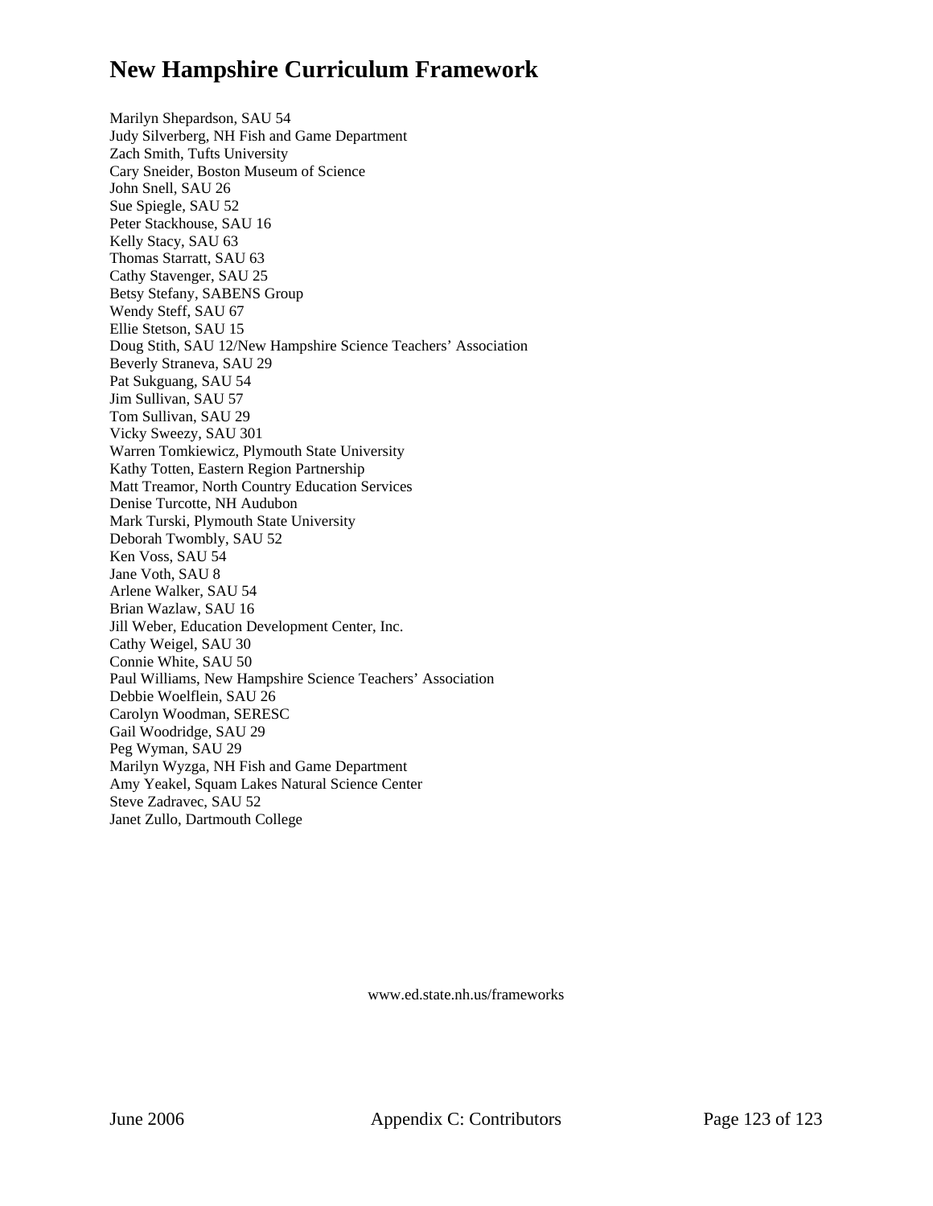Marilyn Shepardson, SAU 54
Judy Silverberg, NH Fish and Game Department
Zach Smith, Tufts University
Cary Sneider, Boston Museum of Science
John Snell, SAU 26
Sue Spiegle, SAU 52
Peter Stackhouse, SAU 16
Kelly Stacy, SAU 63
Thomas Starratt, SAU 63
Cathy Stavenger, SAU 25
Betsy Stefany, SABENS Group
Wendy Steff, SAU 67
Ellie Stetson, SAU 15
Doug Stith, SAU 12/New Hampshire Science Teachers' Association
Beverly Straneva, SAU 29
Pat Sukguang, SAU 54
Jim Sullivan, SAU 57
Tom Sullivan, SAU 29
Vicky Sweezy, SAU 301
Warren Tomkiewicz, Plymouth State University
Kathy Totten, Eastern Region Partnership
Matt Treamor, North Country Education Services
Denise Turcotte, NH Audubon
Mark Turski, Plymouth State University
Deborah Twombly, SAU 52
Ken Voss, SAU 54
Jane Voth, SAU 8
Arlene Walker, SAU 54
Brian Wazlaw, SAU 16
Jill Weber, Education Development Center, Inc.
Cathy Weigel, SAU 30
Connie White, SAU 50
Paul Williams, New Hampshire Science Teachers' Association
Debbie Woelflein, SAU 26
Carolyn Woodman, SERESC
Gail Woodridge, SAU 29
Peg Wyman, SAU 29
Marilyn Wyzga, NH Fish and Game Department
Amy Yeakel, Squam Lakes Natural Science Center
Steve Zadravec, SAU 52
Janet Zullo, Dartmouth College

www.ed.state.nh.us/frameworks